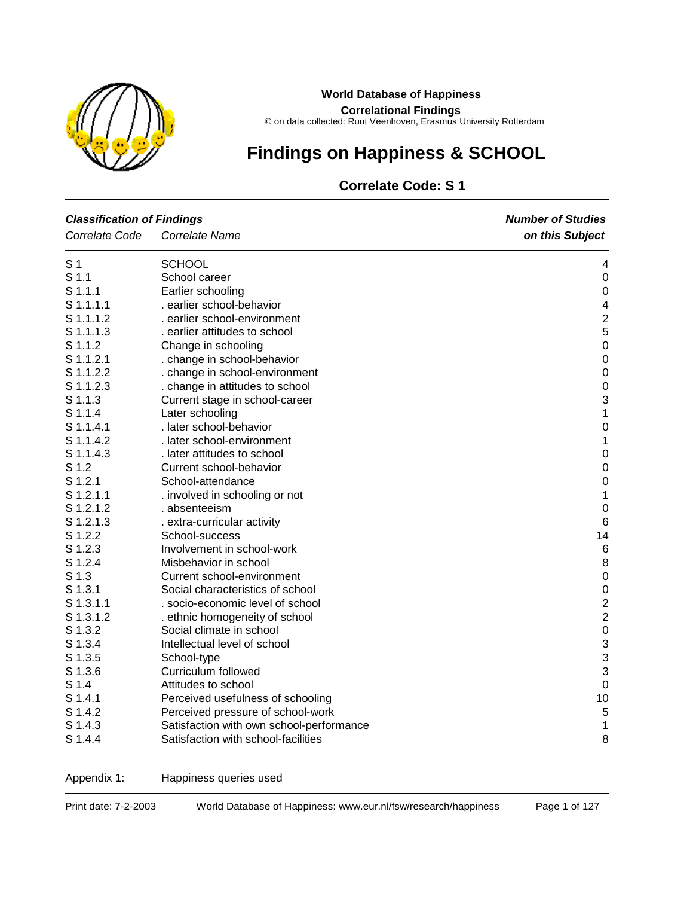**World Database of Happiness**

**Correlational Findings**

© on data collected: Ruut Veenhoven, Erasmus University Rotterdam

# Findings on Happiness & SCHOOL

## Correlate Code: S 1

| ***Classification of Findings*** *Correlate Code* | *Correlate Name* | ***Number of Studies on this Subject*** |
|---|---|---|
| S 1 | SCHOOL | 4 |
| S 1.1 | School career | 0 |
| S 1.1.1 | Earlier schooling | 0 |
| S 1.1.1.1 | . earlier school-behavior | 4 |
| S 1.1.1.2 | . earlier school-environment | 2 |
| S 1.1.1.3 | . earlier attitudes to school | 5 |
| S 1.1.2 | Change in schooling | 0 |
| S 1.1.2.1 | . change in school-behavior | 0 |
| S 1.1.2.2 | . change in school-environment | 0 |
| S 1.1.2.3 | . change in attitudes to school | 0 |
| S 1.1.3 | Current stage in school-career | 3 |
| S 1.1.4 | Later schooling | 1 |
| S 1.1.4.1 | . later school-behavior | 0 |
| S 1.1.4.2 | . later school-environment | 1 |
| S 1.1.4.3 | . later attitudes to school | 0 |
| S 1.2 | Current school-behavior | 0 |
| S 1.2.1 | School-attendance | 0 |
| S 1.2.1.1 | . involved in schooling or not | 1 |
| S 1.2.1.2 | . absenteeism | 0 |
| S 1.2.1.3 | . extra-curricular activity | 6 |
| S 1.2.2 | School-success | 14 |
| S 1.2.3 | Involvement in school-work | 6 |
| S 1.2.4 | Misbehavior in school | 8 |
| S 1.3 | Current school-environment | 0 |
| S 1.3.1 | Social characteristics of school | 0 |
| S 1.3.1.1 | . socio-economic level of school | 2 |
| S 1.3.1.2 | . ethnic homogeneity of school | 2 |
| S 1.3.2 | Social climate in school | 0 |
| S 1.3.4 | Intellectual level of school | 3 |
| S 1.3.5 | School-type | 3 |
| S 1.3.6 | Curriculum followed | 3 |
| S 1.4 | Attitudes to school | 0 |
| S 1.4.1 | Perceived usefulness of schooling | 10 |
| S 1.4.2 | Perceived pressure of school-work | 5 |
| S 1.4.3 | Satisfaction with own school-performance | 1 |
| S 1.4.4 | Satisfaction with school-facilities | 8 |

Appendix 1: Happiness queries used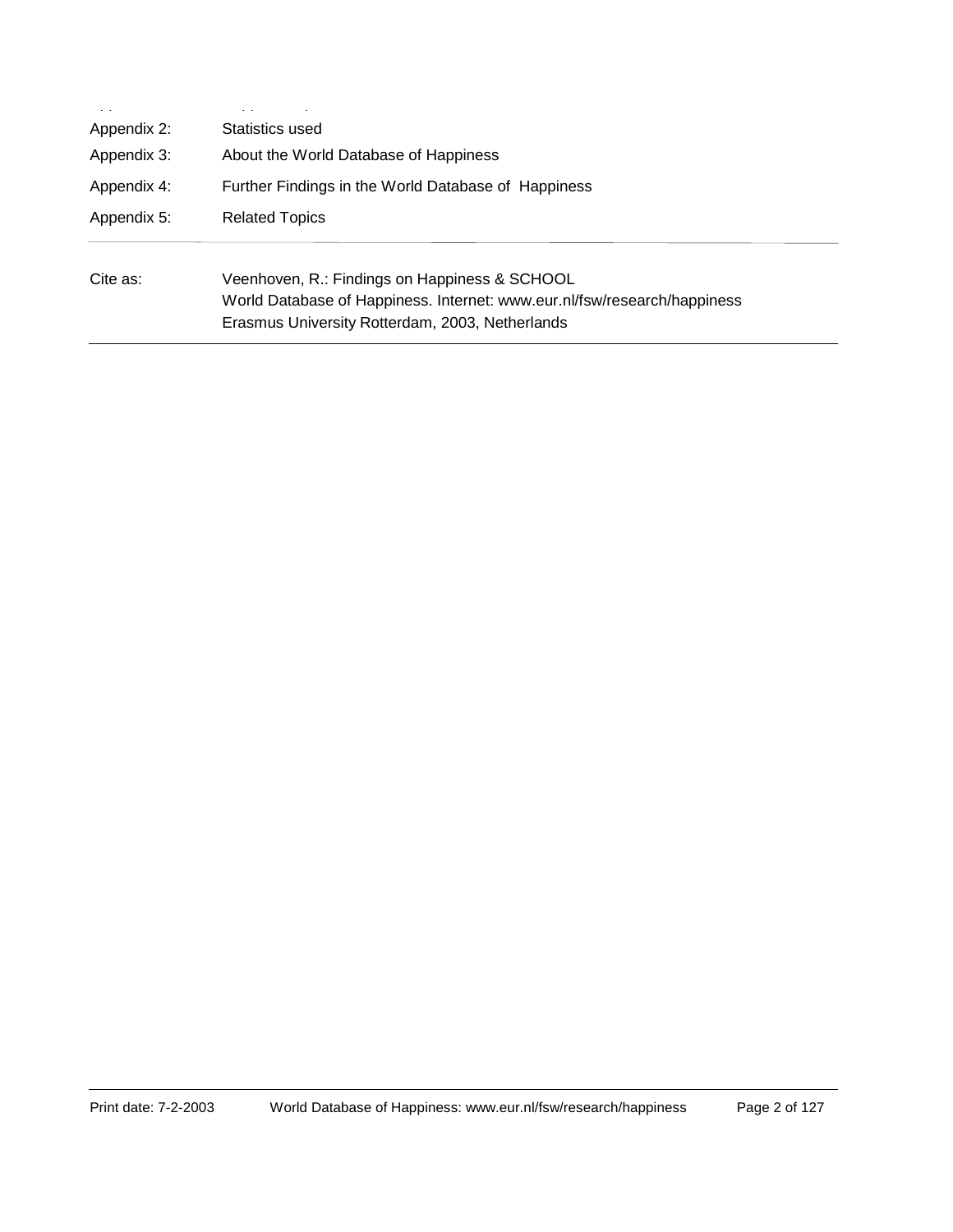| | |
|---|---|
| Appendix 2: | Statistics used |
| Appendix 3: | About the World Database of Happiness |
| Appendix 4: | Further Findings in the World Database of Happiness |
| Appendix 5: | Related Topics |

---

| | |
|---|---|
| Cite as: | Veenhoven, R.: Findings on Happiness & SCHOOL<br>World Database of Happiness. Internet: www.eur.nl/fsw/research/happiness<br>Erasmus University Rotterdam, 2003, Netherlands |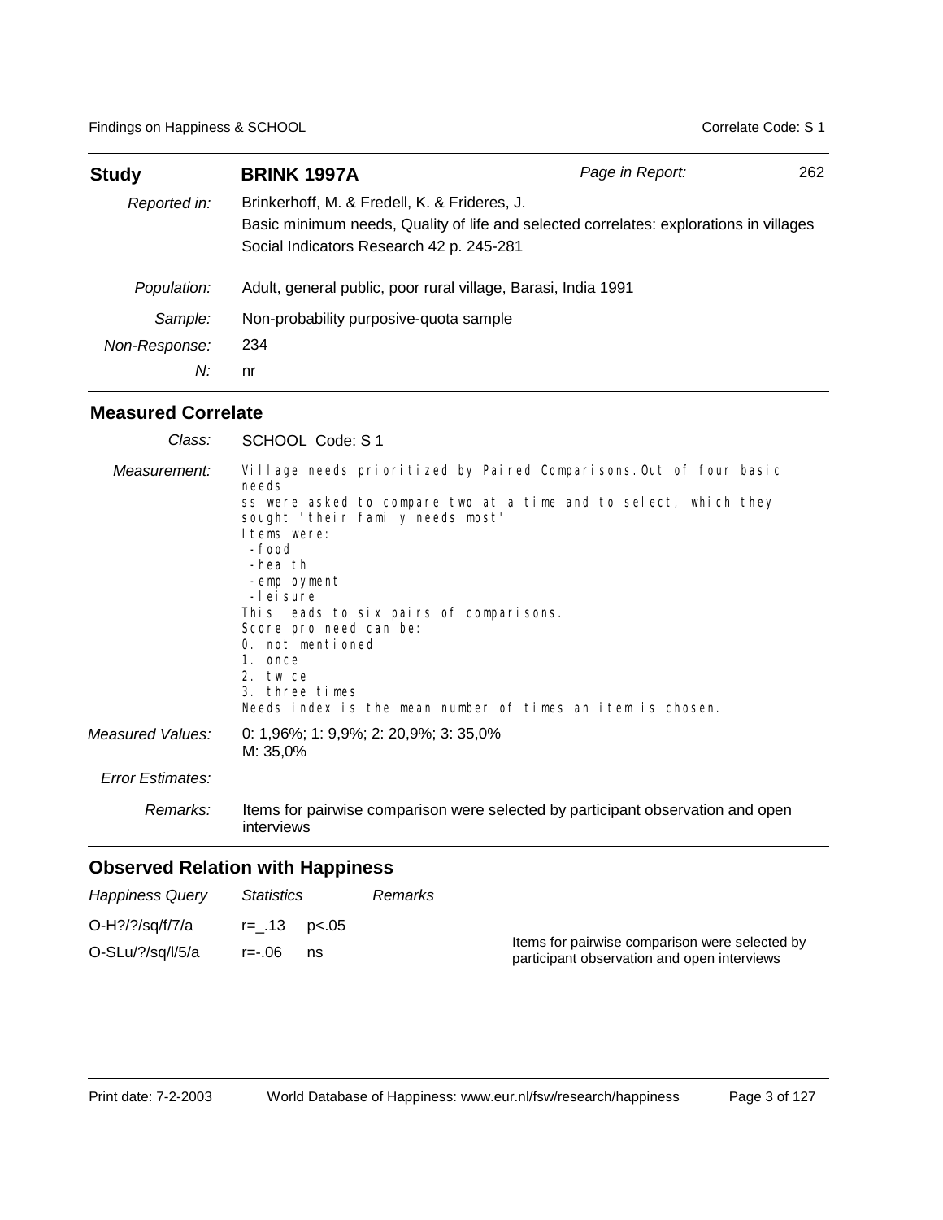| **Study** | **BRINK 1997A** | *Page in Report:* | 262 |
|---|---|---|---|
| *Reported in:* | Brinkerhoff, M. & Fredell, K. & Frideres, J. Basic minimum needs, Quality of life and selected correlates: explorations in villages Social Indicators Research 42 p. 245-281 | | |
| *Population:* | Adult, general public, poor rural village, Barasi, India 1991 | | |
| *Sample:* | Non-probability purposive-quota sample | | |
| *Non-Response:* | 234 | | |
| *N:* | nr | | |

## Measured Correlate

*Class:* SCHOOL Code: S 1

*Measurement:*

```
Village needs prioritized by Paired Comparisons.Out of four basic
needs
ss were asked to compare two at a time and to select, which they
sought 'their family needs most'
Items were:
 -food
 -health
 -employment
 -leisure
This leads to six pairs of comparisons.
Score pro need can be:
0. not mentioned
1. once
2. twice
3. three times
Needs index is the mean number of times an item is chosen.
```

*Measured Values:* 0: 1,96%; 1: 9,9%; 2: 20,9%; 3: 35,0%
M: 35,0%

*Error Estimates:*

*Remarks:* Items for pairwise comparison were selected by participant observation and open interviews

## Observed Relation with Happiness

| *Happiness Query* | *Statistics* | | *Remarks* |
|---|---|---|---|
| O-H?/?/sq/f/7/a | r=_.13 | p<.05 | Items for pairwise comparison were selected by participant observation and open interviews |
| O-SLu/?/sq/l/5/a | r=-.06 | ns | |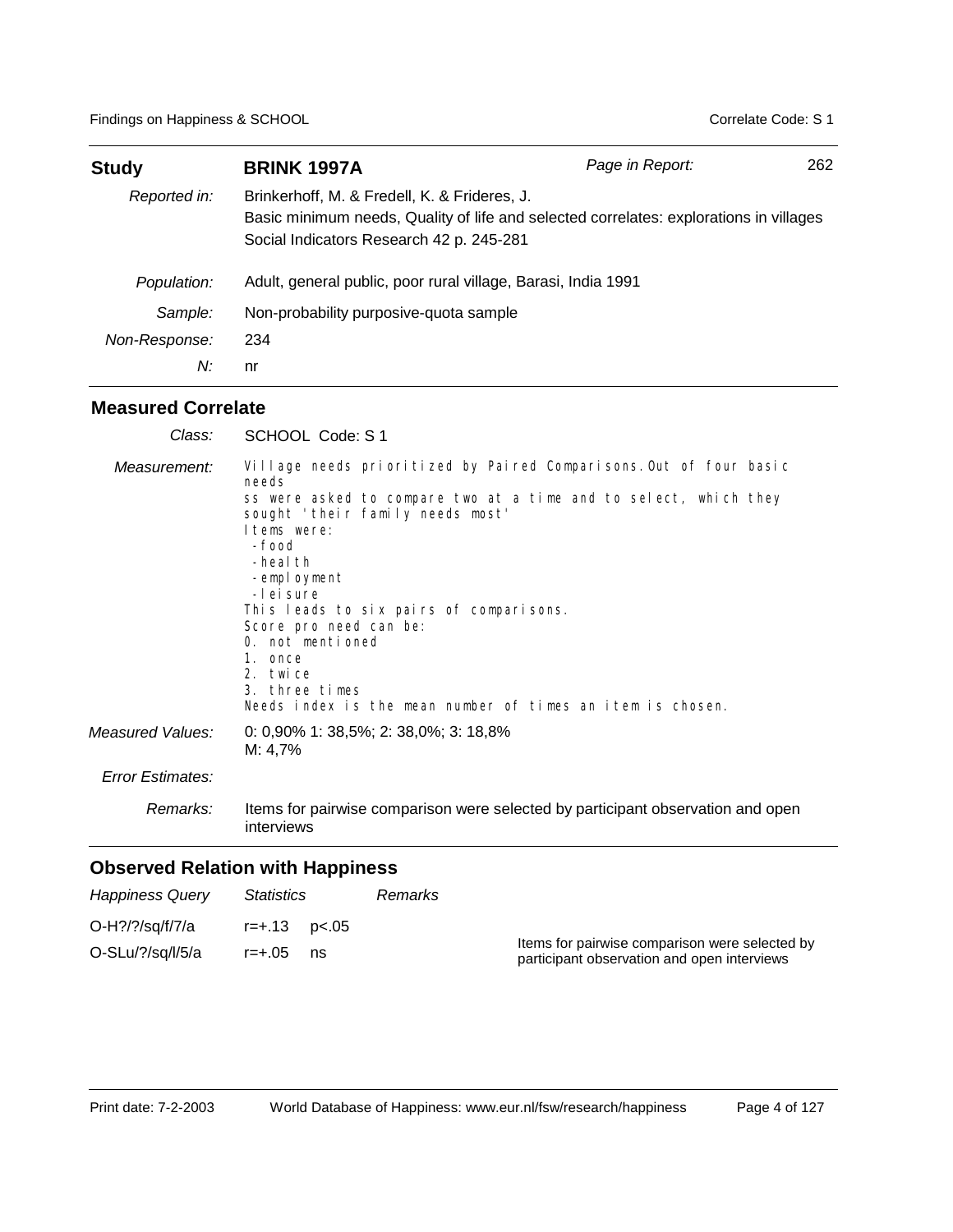| **Study** | **BRINK 1997A** | *Page in Report:* | 262 |
|---|---|---|---|
| *Reported in:* | Brinkerhoff, M. & Fredell, K. & Frideres, J.<br>Basic minimum needs, Quality of life and selected correlates: explorations in villages<br>Social Indicators Research 42 p. 245-281 | | |
| *Population:* | Adult, general public, poor rural village, Barasi, India 1991 | | |
| *Sample:* | Non-probability purposive-quota sample | | |
| *Non-Response:* | 234 | | |
| *N:* | nr | | |

## Measured Correlate

*Class:* SCHOOL Code: S 1

*Measurement:*

Village needs prioritized by Paired Comparisons. Out of four basic needs
ss were asked to compare two at a time and to select, which they sought 'their family needs most'
Items were:
- food
- health
- employment
- leisure

This leads to six pairs of comparisons.
Score pro need can be:
0. not mentioned
1. once
2. twice
3. three times

Needs index is the mean number of times an item is chosen.

*Measured Values:* 0: 0,90% 1: 38,5%; 2: 38,0%; 3: 18,8%
M: 4,7%

*Error Estimates:*

*Remarks:* Items for pairwise comparison were selected by participant observation and open interviews

## Observed Relation with Happiness

| *Happiness Query* | *Statistics* | | *Remarks* |
|---|---|---|---|
| O-H?/?/sq/f/7/a | r=+.13 | p<.05 | |
| O-SLu/?/sq/l/5/a | r=+.05 | ns | Items for pairwise comparison were selected by participant observation and open interviews |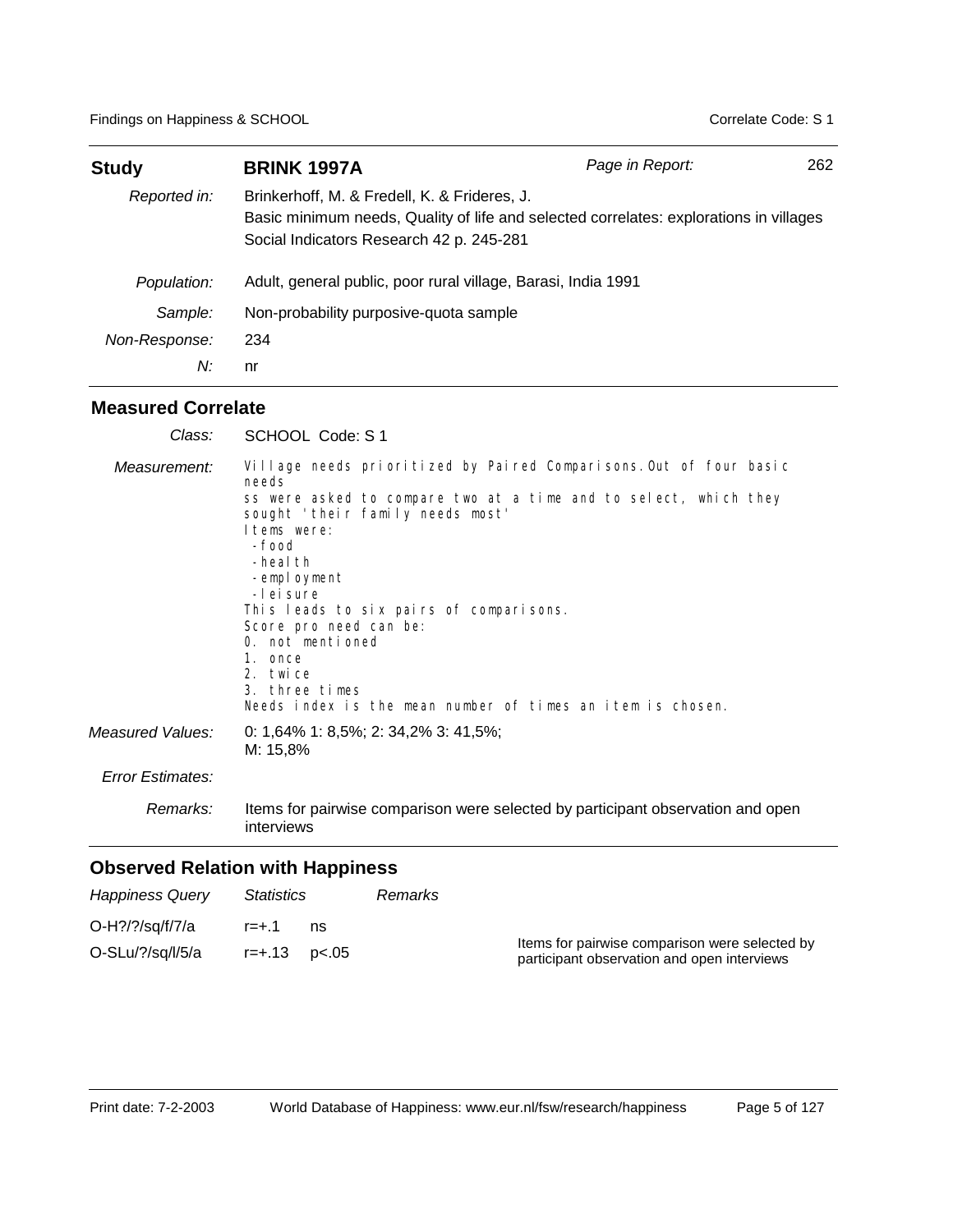| **Study** | **BRINK 1997A** | *Page in Report:* 262 |
|---|---|---|
| *Reported in:* | Brinkerhoff, M. & Fredell, K. & Frideres, J. Basic minimum needs, Quality of life and selected correlates: explorations in villages Social Indicators Research 42 p. 245-281 | |
| *Population:* | Adult, general public, poor rural village, Barasi, India 1991 | |
| *Sample:* | Non-probability purposive-quota sample | |
| *Non-Response:* | 234 | |
| *N:* | nr | |

## Measured Correlate

*Class:* SCHOOL Code: S 1

*Measurement:*

```
Village needs prioritized by Paired Comparisons.Out of four basic
needs
ss were asked to compare two at a time and to select, which they
sought 'their family needs most'
Items were:
 -food
 -health
 -employment
 -leisure
This leads to six pairs of comparisons.
Score pro need can be:
0. not mentioned
1. once
2. twice
3. three times
Needs index is the mean number of times an item is chosen.
```

*Measured Values:* 0: 1,64% 1: 8,5%; 2: 34,2% 3: 41,5%; M: 15,8%

*Error Estimates:*

*Remarks:* Items for pairwise comparison were selected by participant observation and open interviews

## Observed Relation with Happiness

| *Happiness Query* | *Statistics* | | *Remarks* |
|---|---|---|---|
| O-H?/?/sq/f/7/a | r=+.1 | ns | |
| O-SLu/?/sq/l/5/a | r=+.13 | p<.05 | Items for pairwise comparison were selected by participant observation and open interviews |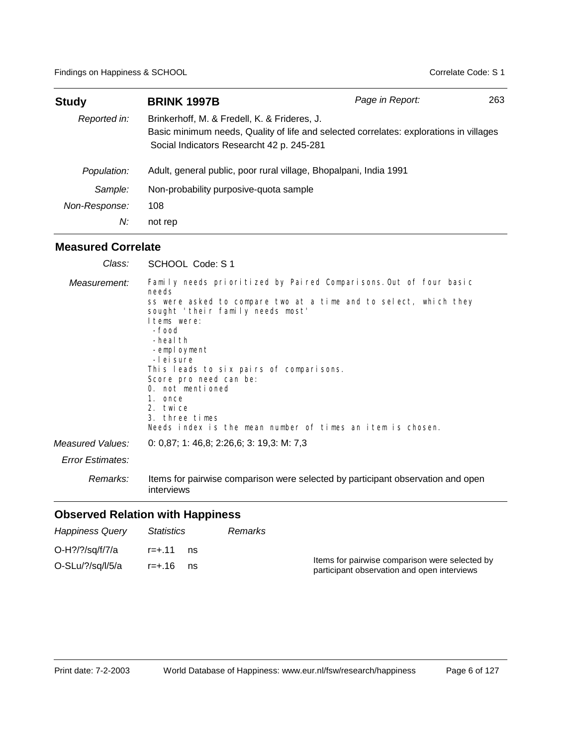| Study | BRINK 1997B | Page in Report: | 263 |
|---|---|---|---|
| *Reported in:* | Brinkerhoff, M. & Fredell, K. & Frideres, J.<br>Basic minimum needs, Quality of life and selected correlates: explorations in villages<br>Social Indicators Researcht 42 p. 245-281 | | |
| *Population:* | Adult, general public, poor rural village, Bhopalpani, India 1991 | | |
| *Sample:* | Non-probability purposive-quota sample | | |
| *Non-Response:* | 108 | | |
| *N:* | not rep | | |

## Measured Correlate

*Class:* SCHOOL Code: S 1

*Measurement:*

```
Family needs prioritized by Paired Comparisons.Out of four basic
needs
ss were asked to compare two at a time and to select, which they
sought 'their family needs most'
Items were:
 -food
 -health
 -employment
 -leisure
This leads to six pairs of comparisons.
Score pro need can be:
0. not mentioned
1. once
2. twice
3. three times
Needs index is the mean number of times an item is chosen.
```

*Measured Values:* 0: 0,87; 1: 46,8; 2:26,6; 3: 19,3: M: 7,3

*Error Estimates:*

*Remarks:* Items for pairwise comparison were selected by participant observation and open interviews

## Observed Relation with Happiness

| *Happiness Query* | *Statistics* | | *Remarks* |
|---|---|---|---|
| O-H?/?/sq/f/7/a | r=+.11 | ns | |
| O-SLu/?/sq/l/5/a | r=+.16 | ns | Items for pairwise comparison were selected by participant observation and open interviews |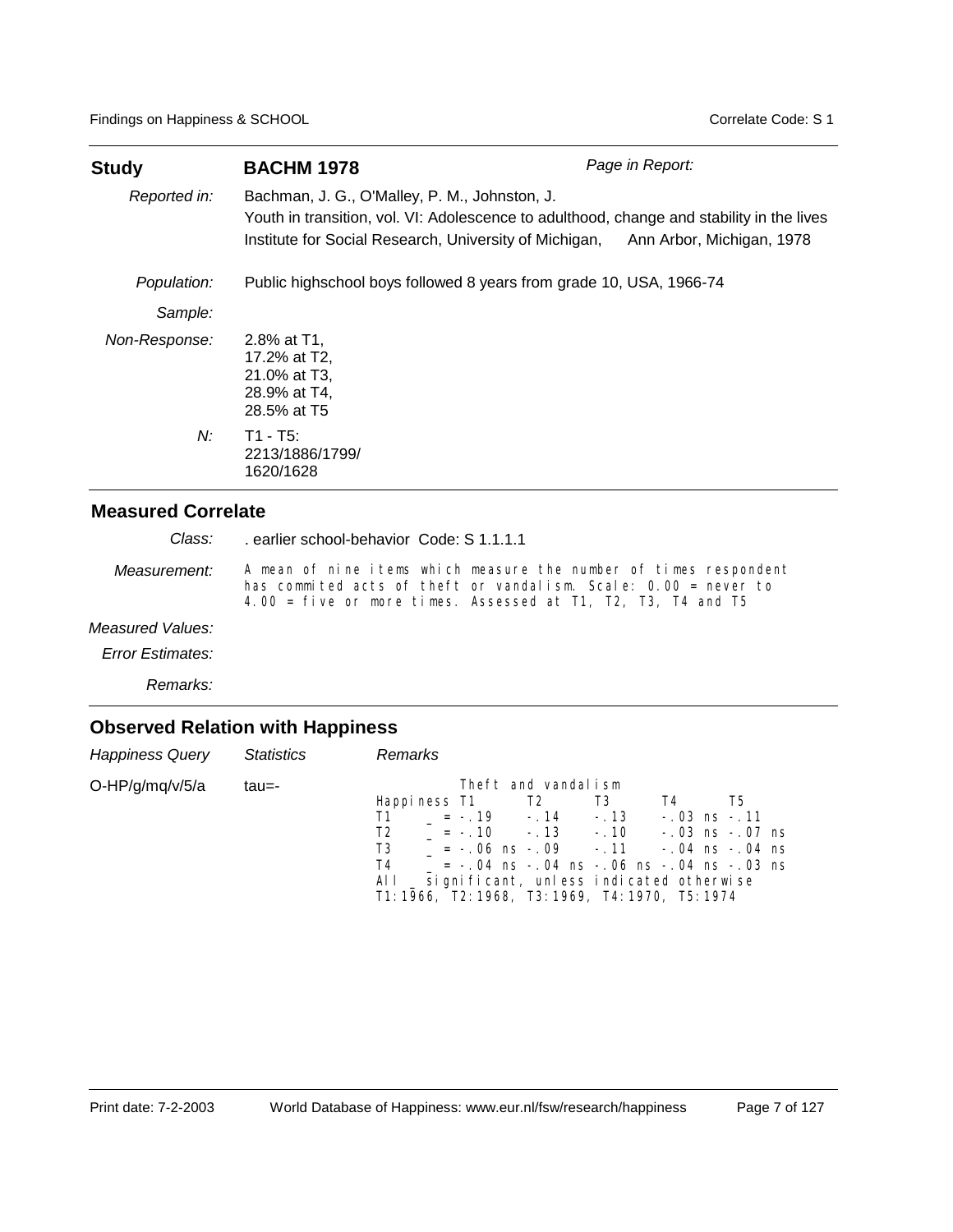| **Study** | **BACHM 1978** | *Page in Report:* |
|---|---|---|
| *Reported in:* | Bachman, J. G., O'Malley, P. M., Johnston, J.<br>Youth in transition, vol. VI: Adolescence to adulthood, change and stability in the lives<br>Institute for Social Research, University of Michigan, Ann Arbor, Michigan, 1978 | |
| *Population:* | Public highschool boys followed 8 years from grade 10, USA, 1966-74 | |
| *Sample:* | | |
| *Non-Response:* | 2.8% at T1,<br>17.2% at T2,<br>21.0% at T3,<br>28.9% at T4,<br>28.5% at T5 | |
| *N:* | T1 - T5:<br>2213/1886/1799/<br>1620/1628 | |

## Measured Correlate

*Class:* . earlier school-behavior Code: S 1.1.1.1

*Measurement:* A mean of nine items which measure the number of times respondent has commited acts of theft or vandalism. Scale: 0.00 = never to 4.00 = five or more times. Assessed at T1, T2, T3, T4 and T5

*Measured Values:*

*Error Estimates:*

*Remarks:*

## Observed Relation with Happiness

| *Happiness Query* | *Statistics* | *Remarks* |
|---|---|---|
| O-HP/g/mq/v/5/a | tau=- | |

Theft and vandalism

| Happiness | T1 | T2 | T3 | T4 | T5 |
|---|---|---|---|---|---|
| T1 | _ = -.19 | -.14 | -.13 | -.03 ns | -.11 |
| T2 | _ = -.10 | -.13 | -.10 | -.03 ns | -.07 ns |
| T3 | _ = -.06 ns | -.09 | -.11 | -.04 ns | -.04 ns |
| T4 | _ = -.04 ns | -.04 ns | -.06 ns | -.04 ns | -.03 ns |

All _ significant, unless indicated otherwise
T1:1966, T2:1968, T3:1969, T4:1970, T5:1974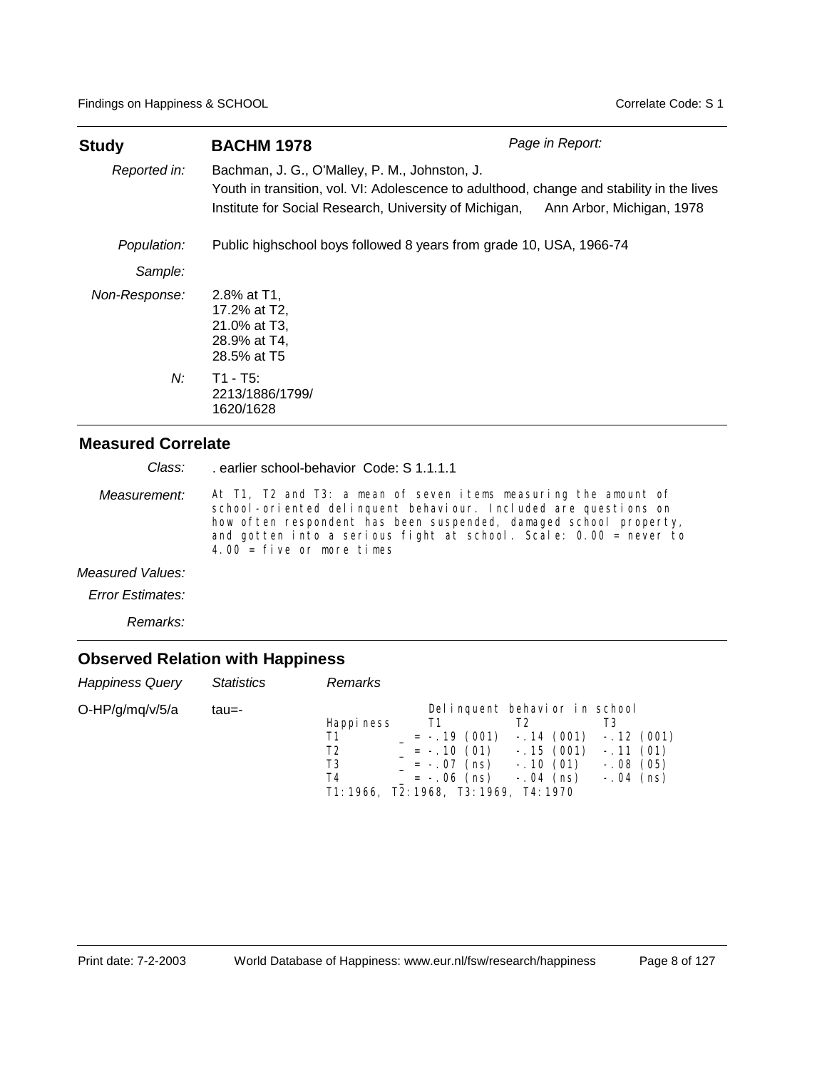| **Study** | **BACHM 1978** | *Page in Report:* |
|---|---|---|
| *Reported in:* | Bachman, J. G., O'Malley, P. M., Johnston, J.<br>Youth in transition, vol. VI: Adolescence to adulthood, change and stability in the lives<br>Institute for Social Research, University of Michigan, Ann Arbor, Michigan, 1978 | |
| *Population:* | Public highschool boys followed 8 years from grade 10, USA, 1966-74 | |
| *Sample:* | | |
| *Non-Response:* | 2.8% at T1,<br>17.2% at T2,<br>21.0% at T3,<br>28.9% at T4,<br>28.5% at T5 | |
| *N:* | T1 - T5:<br>2213/1886/1799/<br>1620/1628 | |

## Measured Correlate

*Class:* . earlier school-behavior Code: S 1.1.1.1

*Measurement:* At T1, T2 and T3: a mean of seven items measuring the amount of school-oriented delinquent behaviour. Included are questions on how often respondent has been suspended, damaged school property, and gotten into a serious fight at school. Scale: 0.00 = never to 4.00 = five or more times

*Measured Values:*

*Error Estimates:*

*Remarks:*

## Observed Relation with Happiness

| *Happiness Query* | *Statistics* | *Remarks* |
|---|---|---|
| O-HP/g/mq/v/5/a | tau=- | |

Delinquent behavior in school

| Happiness | T1 | T2 | T3 |
|---|---|---|---|
| T1 | _ = -.19 (001) | -.14 (001) | -.12 (001) |
| T2 | _ = -.10 (01) | -.15 (001) | -.11 (01) |
| T3 | _ = -.07 (ns) | -.10 (01) | -.08 (05) |
| T4 | _ = -.06 (ns) | -.04 (ns) | -.04 (ns) |

T1:1966, T2:1968, T3:1969, T4:1970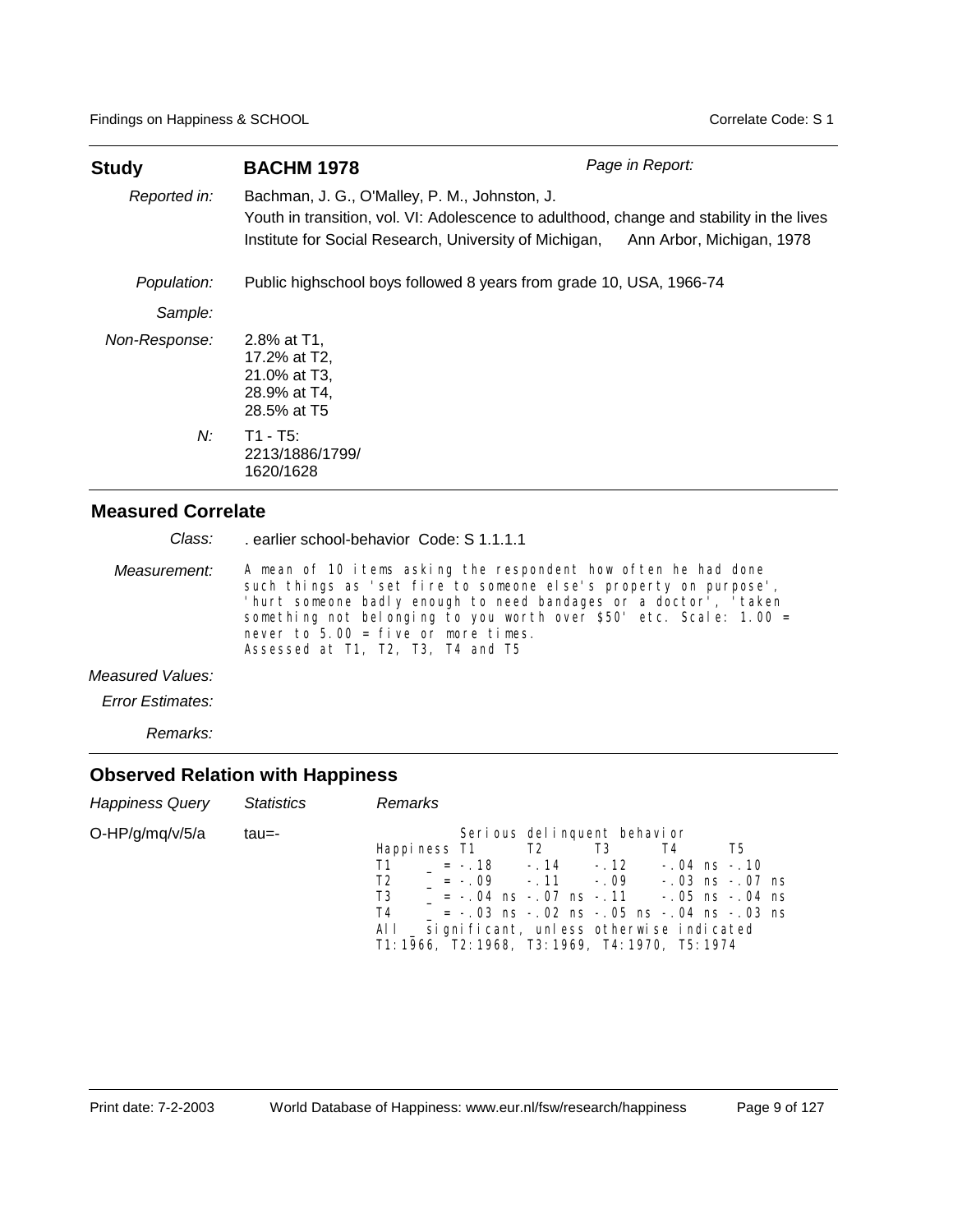| **Study** | **BACHM 1978** | *Page in Report:* |
|---|---|---|
| *Reported in:* | Bachman, J. G., O'Malley, P. M., Johnston, J. Youth in transition, vol. VI: Adolescence to adulthood, change and stability in the lives Institute for Social Research, University of Michigan, Ann Arbor, Michigan, 1978 | |
| *Population:* | Public highschool boys followed 8 years from grade 10, USA, 1966-74 | |
| *Sample:* | | |
| *Non-Response:* | 2.8% at T1, 17.2% at T2, 21.0% at T3, 28.9% at T4, 28.5% at T5 | |
| *N:* | T1 - T5: 2213/1886/1799/ 1620/1628 | |

## Measured Correlate

*Class:* . earlier school-behavior Code: S 1.1.1.1

*Measurement:* A mean of 10 items asking the respondent how often he had done such things as 'set fire to someone else's property on purpose', 'hurt someone badly enough to need bandages or a doctor', 'taken something not belonging to you worth over $50' etc. Scale: 1.00 = never to 5.00 = five or more times.
Assessed at T1, T2, T3, T4 and T5

*Measured Values:*

*Error Estimates:*

*Remarks:*

## Observed Relation with Happiness

| *Happiness Query* | *Statistics* | *Remarks* |
|---|---|---|
| O-HP/g/mq/v/5/a | tau=- | Serious delinquent behavior |

| Happiness | T1 | T2 | T3 | T4 | T5 |
|---|---|---|---|---|---|
| T1 | _ = -.18 | -.14 | -.12 | -.04 ns | -.10 |
| T2 | _ = -.09 | -.11 | -.09 | -.03 ns | -.07 ns |
| T3 | _ = -.04 ns | -.07 ns | -.11 | -.05 ns | -.04 ns |
| T4 | _ = -.03 ns | -.02 ns | -.05 ns | -.04 ns | -.03 ns |

All _ significant, unless otherwise indicated
T1:1966, T2:1968, T3:1969, T4:1970, T5:1974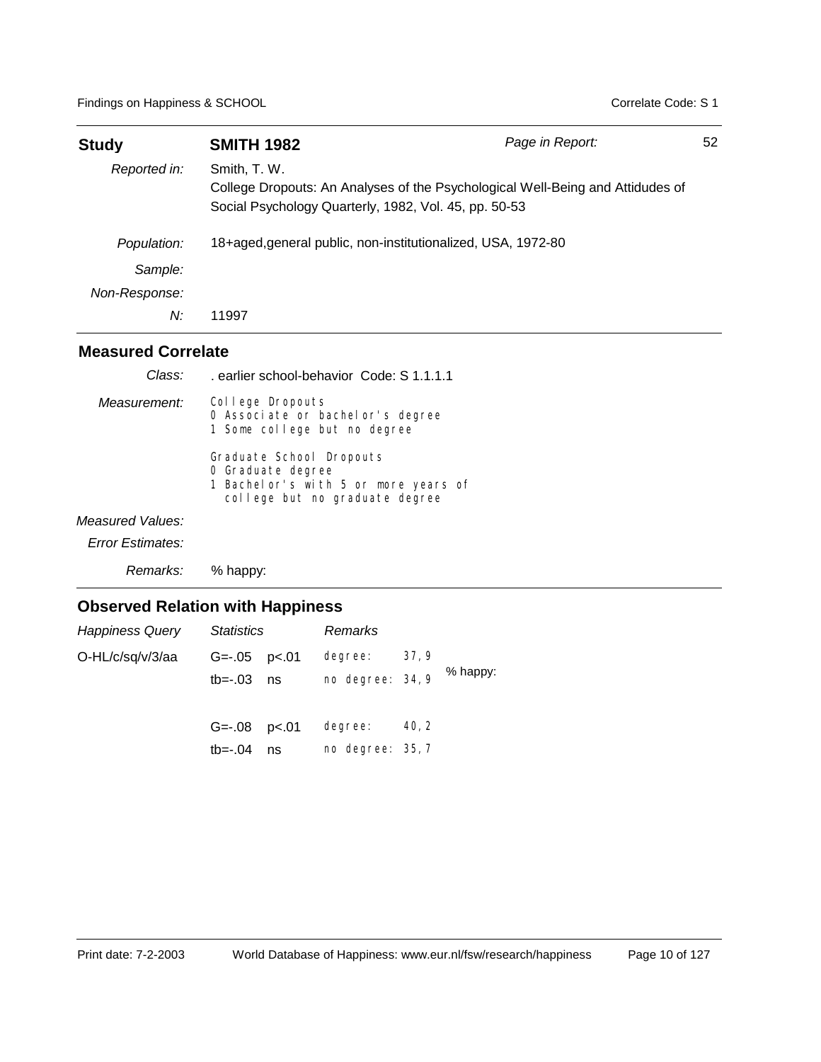| **Study** | **SMITH 1982** | *Page in Report:* 52 |
|---|---|---|
| *Reported in:* | Smith, T. W.<br>College Dropouts: An Analyses of the Psychological Well-Being and Attidudes of<br>Social Psychology Quarterly, 1982, Vol. 45, pp. 50-53 | |
| *Population:* | 18+aged,general public, non-institutionalized, USA, 1972-80 | |
| *Sample:* | | |
| *Non-Response:* | | |
| *N:* | 11997 | |

## Measured Correlate

*Class:* . earlier school-behavior Code: S 1.1.1.1

*Measurement:*

```
College Dropouts
0 Associate or bachelor's degree
1 Some college but no degree

Graduate School Dropouts
0 Graduate degree
1 Bachelor's with 5 or more years of
  college but no graduate degree
```

*Measured Values:*

*Error Estimates:*

*Remarks:* % happy:

## Observed Relation with Happiness

| *Happiness Query* | *Statistics* | | *Remarks* | |
|---|---|---|---|---|
| O-HL/c/sq/v/3/aa | G=-.05 | p<.01 | degree: 37,9 | % happy: |
| | tb=-.03 | ns | no degree: 34,9 | |
| | G=-.08 | p<.01 | degree: 40,2 | |
| | tb=-.04 | ns | no degree: 35,7 | |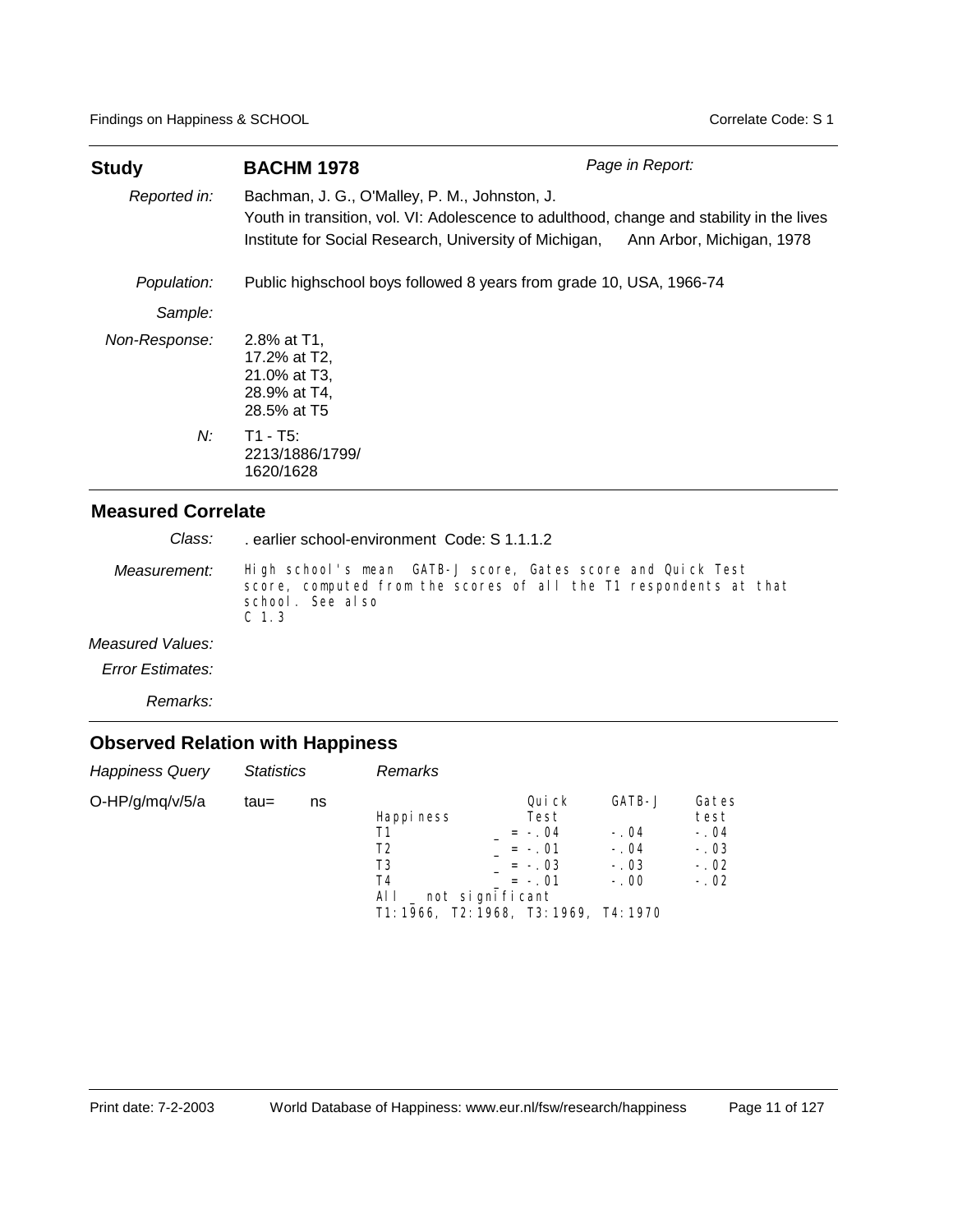| **Study** | **BACHM 1978** | *Page in Report:* |
|---|---|---|
| *Reported in:* | Bachman, J. G., O'Malley, P. M., Johnston, J.<br>Youth in transition, vol. VI: Adolescence to adulthood, change and stability in the lives<br>Institute for Social Research, University of Michigan, Ann Arbor, Michigan, 1978 | |
| *Population:* | Public highschool boys followed 8 years from grade 10, USA, 1966-74 | |
| *Sample:* | | |
| *Non-Response:* | 2.8% at T1,<br>17.2% at T2,<br>21.0% at T3,<br>28.9% at T4,<br>28.5% at T5 | |
| *N:* | T1 - T5:<br>2213/1886/1799/<br>1620/1628 | |

## Measured Correlate

| | |
|---|---|
| *Class:* | . earlier school-environment Code: S 1.1.1.2 |
| *Measurement:* | High school's mean GATB-J score, Gates score and Quick Test score, computed from the scores of all the T1 respondents at that school. See also C 1.3 |
| *Measured Values:* | |
| *Error Estimates:* | |
| *Remarks:* | |

## Observed Relation with Happiness

| *Happiness Query* | *Statistics* | | *Remarks* |
|---|---|---|---|
| O-HP/g/mq/v/5/a | tau= | ns | (see table below) |

| Happiness | Quick Test | GATB-J | Gates test |
|---|---|---|---|
| T1 | _ = -.04 | -.04 | -.04 |
| T2 | _ = -.01 | -.04 | -.03 |
| T3 | _ = -.03 | -.03 | -.02 |
| T4 | _ = -.01 | -.00 | -.02 |

All _ not significant
T1:1966, T2:1968, T3:1969, T4:1970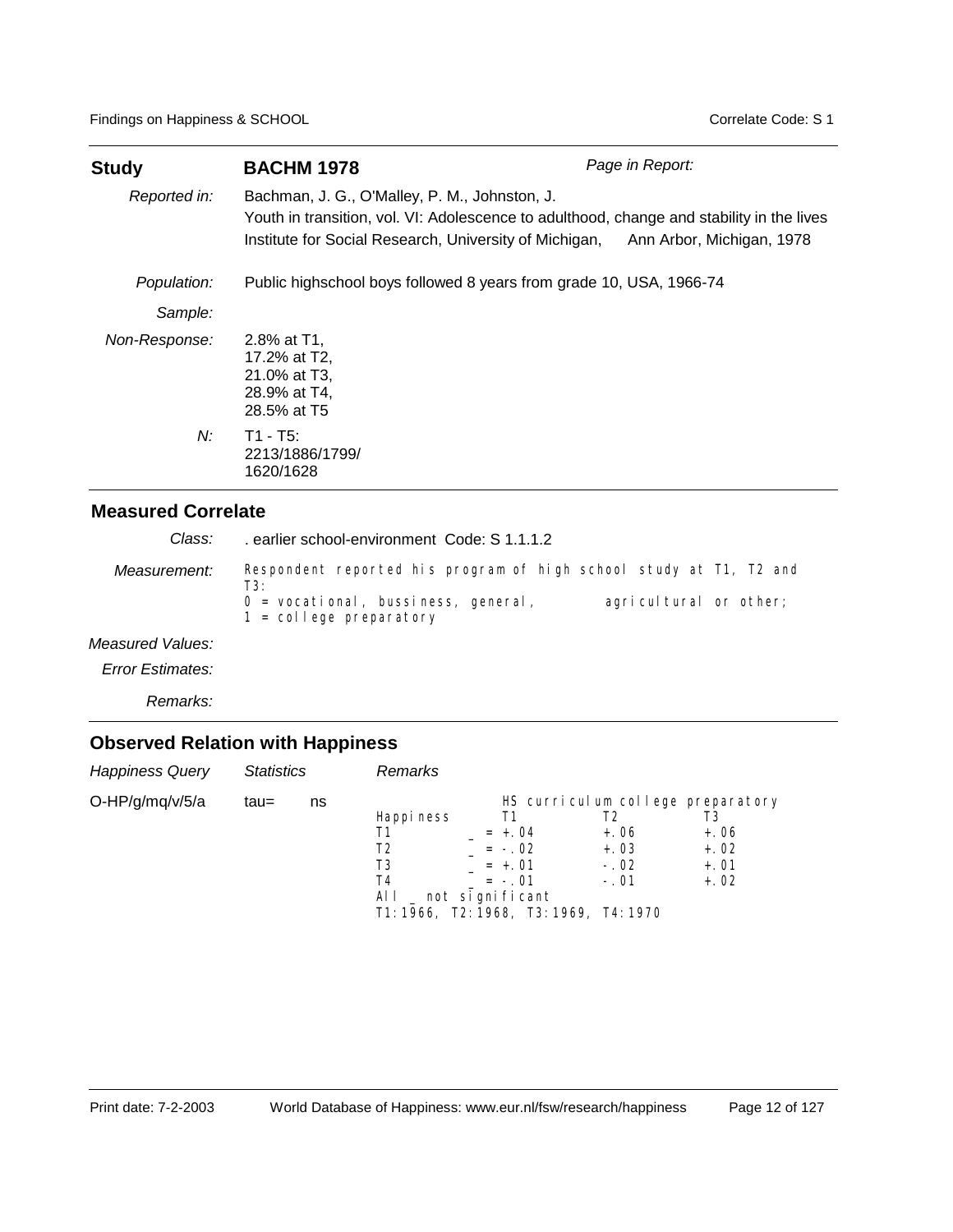| **Study** | **BACHM 1978** | *Page in Report:* |
|---|---|---|
| *Reported in:* | Bachman, J. G., O'Malley, P. M., Johnston, J.<br>Youth in transition, vol. VI: Adolescence to adulthood, change and stability in the lives<br>Institute for Social Research, University of Michigan, Ann Arbor, Michigan, 1978 | |
| *Population:* | Public highschool boys followed 8 years from grade 10, USA, 1966-74 | |
| *Sample:* | | |
| *Non-Response:* | 2.8% at T1,<br>17.2% at T2,<br>21.0% at T3,<br>28.9% at T4,<br>28.5% at T5 | |
| *N:* | T1 - T5:<br>2213/1886/1799/<br>1620/1628 | |

## Measured Correlate

| | |
|---|---|
| *Class:* | . earlier school-environment Code: S 1.1.1.2 |
| *Measurement:* | Respondent reported his program of high school study at T1, T2 and T3:<br>0 = vocational, bussiness, general, agricultural or other;<br>1 = college preparatory |
| *Measured Values:* | |
| *Error Estimates:* | |
| *Remarks:* | |

## Observed Relation with Happiness

| *Happiness Query* | *Statistics* | | *Remarks* |
|---|---|---|---|
| O-HP/g/mq/v/5/a | tau= | ns | see below |

| | HS curriculum college preparatory | | |
|---|---|---|---|
| Happiness | T1 | T2 | T3 |
| T1 | _ = +.04 | +.06 | +.06 |
| T2 | _ = -.02 | +.03 | +.02 |
| T3 | _ = +.01 | -.02 | +.01 |
| T4 | _ = -.01 | -.01 | +.02 |

All _ not significant
T1:1966, T2:1968, T3:1969, T4:1970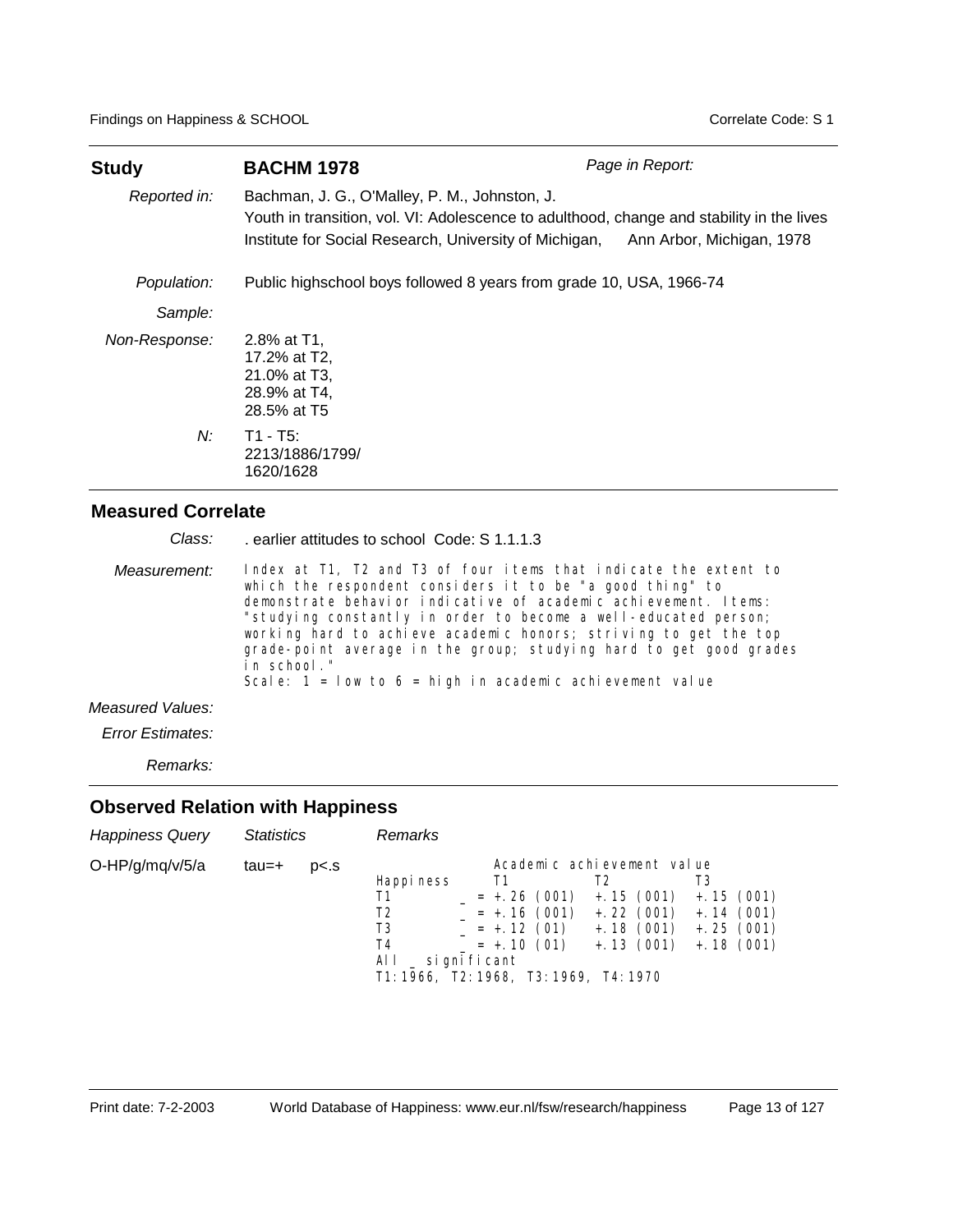| **Study** | **BACHM 1978** | *Page in Report:* |
|---|---|---|
| *Reported in:* | Bachman, J. G., O'Malley, P. M., Johnston, J. Youth in transition, vol. VI: Adolescence to adulthood, change and stability in the lives Institute for Social Research, University of Michigan, Ann Arbor, Michigan, 1978 | |
| *Population:* | Public highschool boys followed 8 years from grade 10, USA, 1966-74 | |
| *Sample:* | | |
| *Non-Response:* | 2.8% at T1, 17.2% at T2, 21.0% at T3, 28.9% at T4, 28.5% at T5 | |
| *N:* | T1 - T5: 2213/1886/1799/ 1620/1628 | |

## Measured Correlate

*Class:* . earlier attitudes to school Code: S 1.1.1.3

*Measurement:* Index at T1, T2 and T3 of four items that indicate the extent to which the respondent considers it to be "a good thing" to demonstrate behavior indicative of academic achievement. Items: "studying constantly in order to become a well-educated person; working hard to achieve academic honors; striving to get the top grade-point average in the group; studying hard to get good grades in school."
Scale: 1 = low to 6 = high in academic achievement value

*Measured Values:*

*Error Estimates:*

*Remarks:*

## Observed Relation with Happiness

| *Happiness Query* | *Statistics* | | *Remarks* |
|---|---|---|---|
| O-HP/g/mq/v/5/a | tau=+ | p<.s | see table below |

| | Academic achievement value | | |
|---|---|---|---|
| Happiness | T1 | T2 | T3 |
| T1 | _ = +.26 (001) | +.15 (001) | +.15 (001) |
| T2 | _ = +.16 (001) | +.22 (001) | +.14 (001) |
| T3 | _ = +.12 (01) | +.18 (001) | +.25 (001) |
| T4 | _ = +.10 (01) | +.13 (001) | +.18 (001) |

All _ significant
T1:1966, T2:1968, T3:1969, T4:1970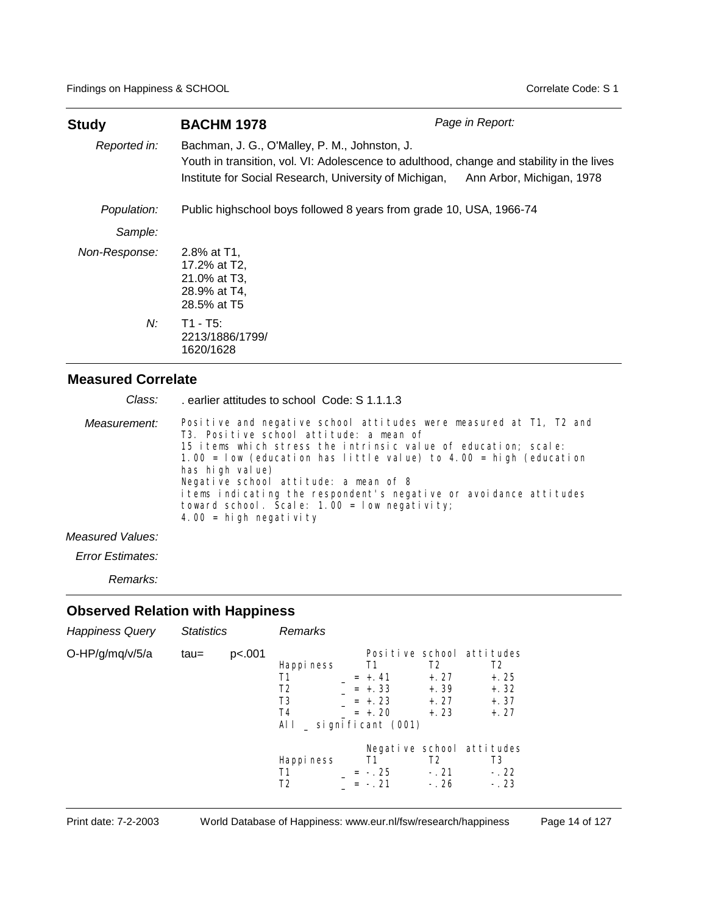| **Study** | **BACHM 1978** | *Page in Report:* |
|---|---|---|
| *Reported in:* | Bachman, J. G., O'Malley, P. M., Johnston, J.<br>Youth in transition, vol. VI: Adolescence to adulthood, change and stability in the lives<br>Institute for Social Research, University of Michigan, Ann Arbor, Michigan, 1978 | |
| *Population:* | Public highschool boys followed 8 years from grade 10, USA, 1966-74 | |
| *Sample:* | | |
| *Non-Response:* | 2.8% at T1,<br>17.2% at T2,<br>21.0% at T3,<br>28.9% at T4,<br>28.5% at T5 | |
| *N:* | T1 - T5:<br>2213/1886/1799/<br>1620/1628 | |

## Measured Correlate

*Class:* . earlier attitudes to school Code: S 1.1.1.3

*Measurement:* Positive and negative school attitudes were measured at T1, T2 and T3. Positive school attitude: a mean of 15 items which stress the intrinsic value of education; scale: 1.00 = low (education has little value) to 4.00 = high (education has high value)
Negative school attitude: a mean of 8 items indicating the respondent's negative or avoidance attitudes toward school. Scale: 1.00 = low negativity; 4.00 = high negativity

*Measured Values:*

*Error Estimates:*

*Remarks:*

## Observed Relation with Happiness

| *Happiness Query* | *Statistics* | | *Remarks* |
|---|---|---|---|
| O-HP/g/mq/v/5/a | tau= | p<.001 | |

Positive school attitudes

| Happiness | T1 | T2 | T2 |
|---|---|---|---|
| T1 | _ = +.41 | +.27 | +.25 |
| T2 | _ = +.33 | +.39 | +.32 |
| T3 | _ = +.23 | +.27 | +.37 |
| T4 | _ = +.20 | +.23 | +.27 |

All _ significant (001)

Negative school attitudes

| Happiness | T1 | T2 | T3 |
|---|---|---|---|
| T1 | _ = -.25 | -.21 | -.22 |
| T2 | _ = -.21 | -.26 | -.23 |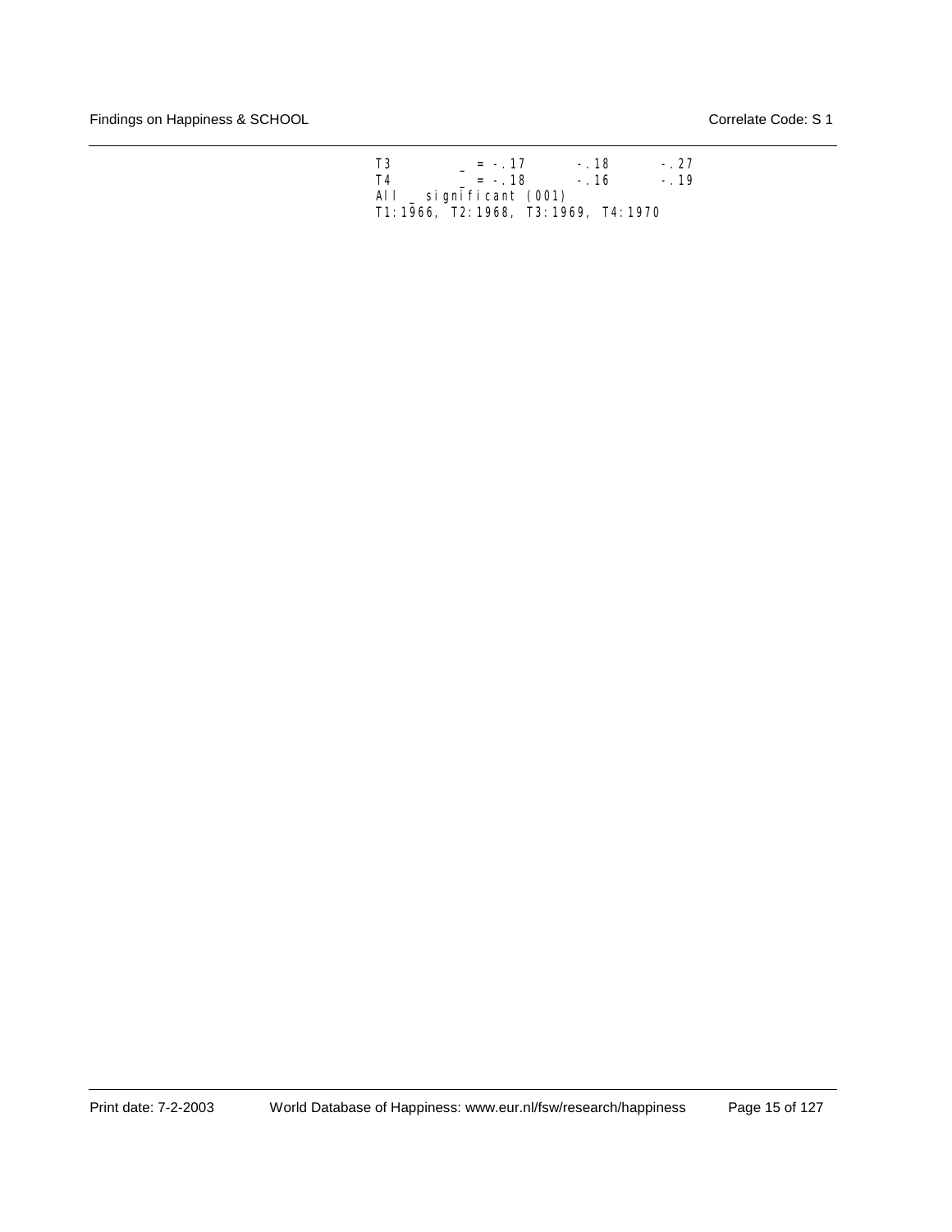```
T3          _ = -.17      -.18      -.27
T4          _ = -.18      -.16      -.19
All _ significant (001)
T1:1966, T2:1968, T3:1969, T4:1970
```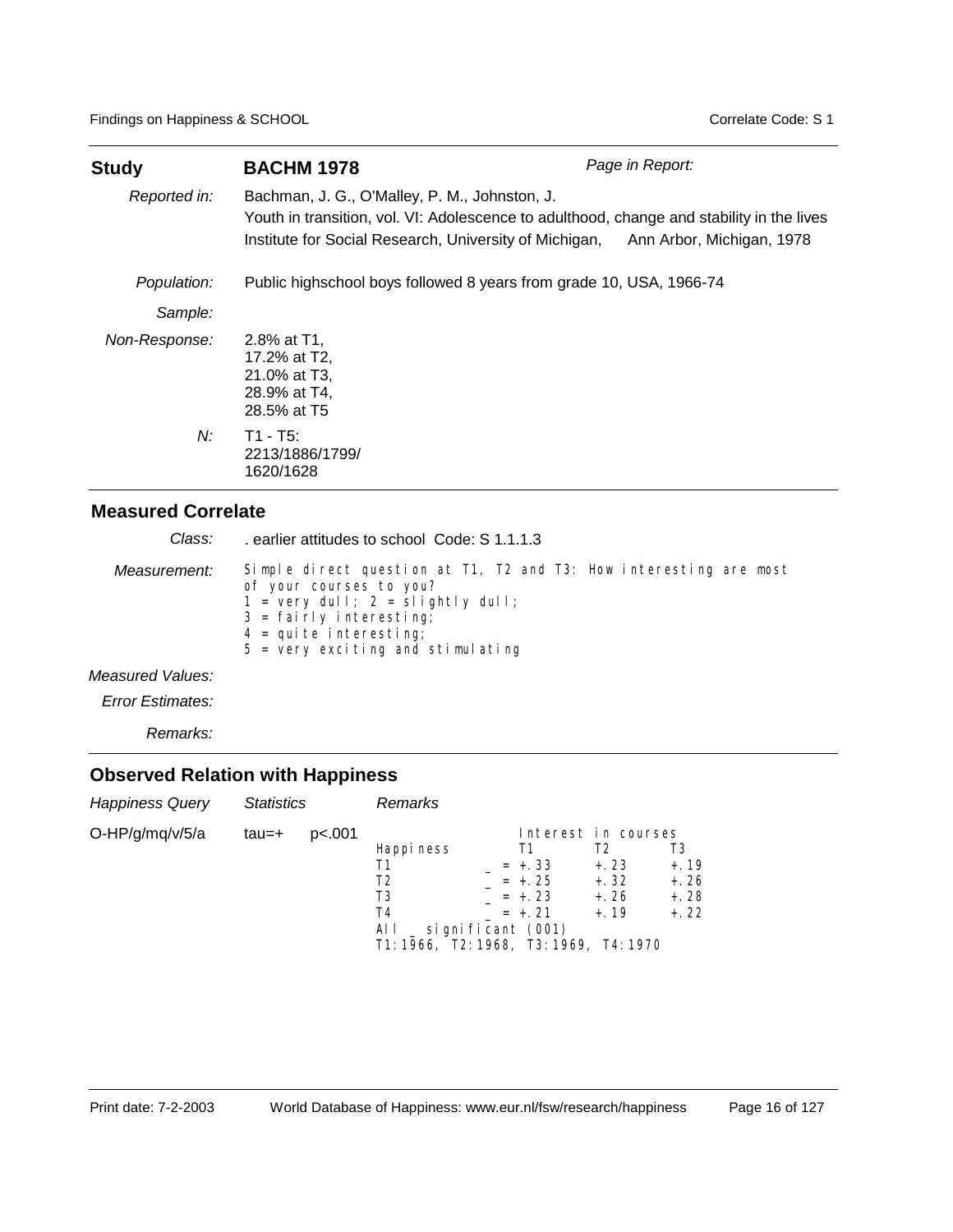| **Study** | **BACHM 1978** | *Page in Report:* |
|---|---|---|
| *Reported in:* | Bachman, J. G., O'Malley, P. M., Johnston, J.<br>Youth in transition, vol. VI: Adolescence to adulthood, change and stability in the lives<br>Institute for Social Research, University of Michigan, Ann Arbor, Michigan, 1978 | |
| *Population:* | Public highschool boys followed 8 years from grade 10, USA, 1966-74 | |
| *Sample:* | | |
| *Non-Response:* | 2.8% at T1,<br>17.2% at T2,<br>21.0% at T3,<br>28.9% at T4,<br>28.5% at T5 | |
| *N:* | T1 - T5:<br>2213/1886/1799/<br>1620/1628 | |

## Measured Correlate

*Class:* . earlier attitudes to school Code: S 1.1.1.3

*Measurement:*

```
Simple direct question at T1, T2 and T3: How interesting are most
of your courses to you?
1 = very dull; 2 = slightly dull;
3 = fairly interesting;
4 = quite interesting;
5 = very exciting and stimulating
```

*Measured Values:*

*Error Estimates:*

*Remarks:*

## Observed Relation with Happiness

| *Happiness Query* | *Statistics* | | *Remarks* |
|---|---|---|---|
| O-HP/g/mq/v/5/a | tau=+ | p<.001 | |

Interest in courses

| Happiness | T1 | T2 | T3 |
|---|---|---|---|
| T1 | _ = +.33 | +.23 | +.19 |
| T2 | _ = +.25 | +.32 | +.26 |
| T3 | _ = +.23 | +.26 | +.28 |
| T4 | _ = +.21 | +.19 | +.22 |

All _ significant (001)
T1:1966, T2:1968, T3:1969, T4:1970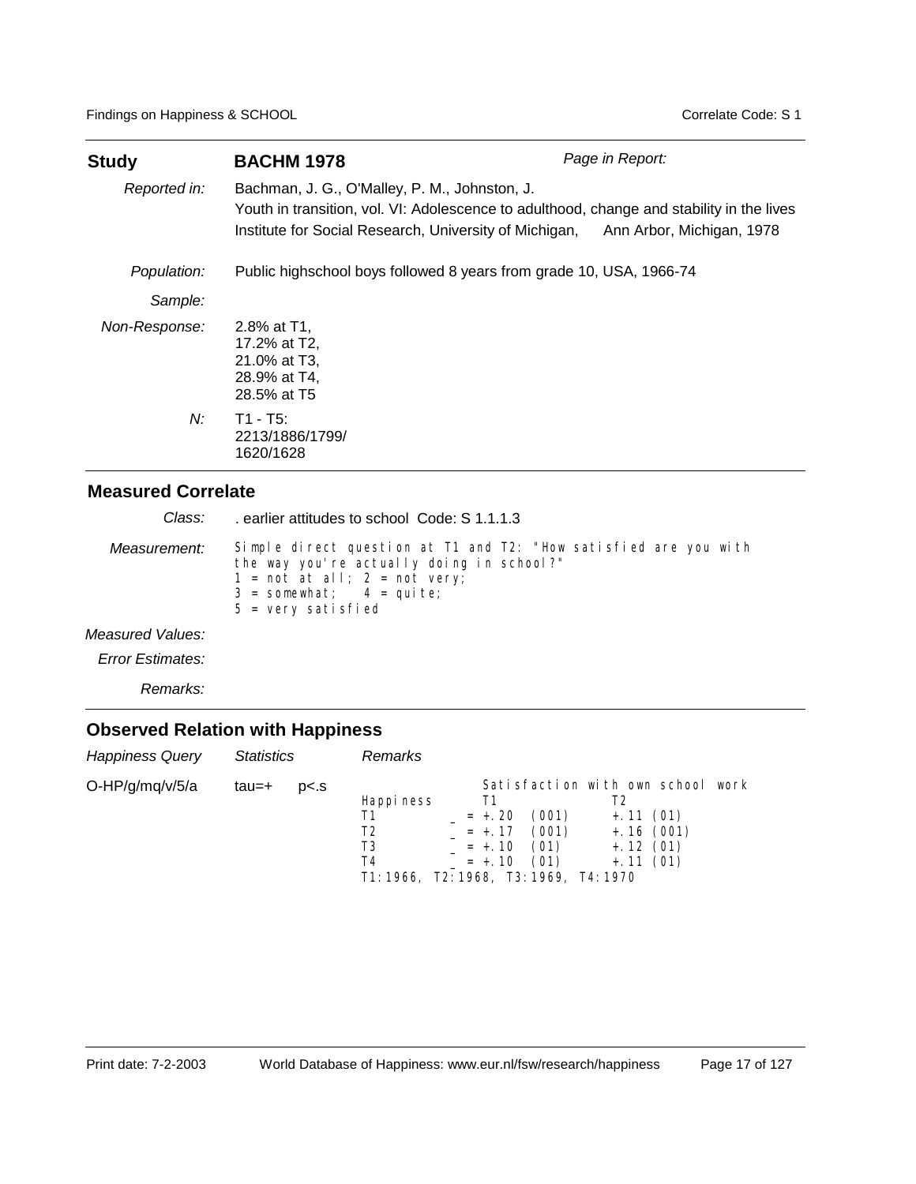| **Study** | **BACHM 1978** | *Page in Report:* |
|---|---|---|
| *Reported in:* | Bachman, J. G., O'Malley, P. M., Johnston, J.<br>Youth in transition, vol. VI: Adolescence to adulthood, change and stability in the lives<br>Institute for Social Research, University of Michigan, Ann Arbor, Michigan, 1978 | |
| *Population:* | Public highschool boys followed 8 years from grade 10, USA, 1966-74 | |
| *Sample:* | | |
| *Non-Response:* | 2.8% at T1,<br>17.2% at T2,<br>21.0% at T3,<br>28.9% at T4,<br>28.5% at T5 | |
| *N:* | T1 - T5:<br>2213/1886/1799/<br>1620/1628 | |

## Measured Correlate

*Class:* . earlier attitudes to school Code: S 1.1.1.3

*Measurement:* Simple direct question at T1 and T2: "How satisfied are you with the way you're actually doing in school?"
1 = not at all; 2 = not very;
3 = somewhat; 4 = quite;
5 = very satisfied

*Measured Values:*

*Error Estimates:*

*Remarks:*

## Observed Relation with Happiness

| *Happiness Query* | *Statistics* | | *Remarks* |
|---|---|---|---|
| O-HP/g/mq/v/5/a | tau=+ | p<.s | |

Satisfaction with own school work

| Happiness | T1 | T2 |
|---|---|---|
| T1 | _ = +.20 (001) | +.11 (01) |
| T2 | _ = +.17 (001) | +.16 (001) |
| T3 | _ = +.10 (01) | +.12 (01) |
| T4 | _ = +.10 (01) | +.11 (01) |

T1:1966, T2:1968, T3:1969, T4:1970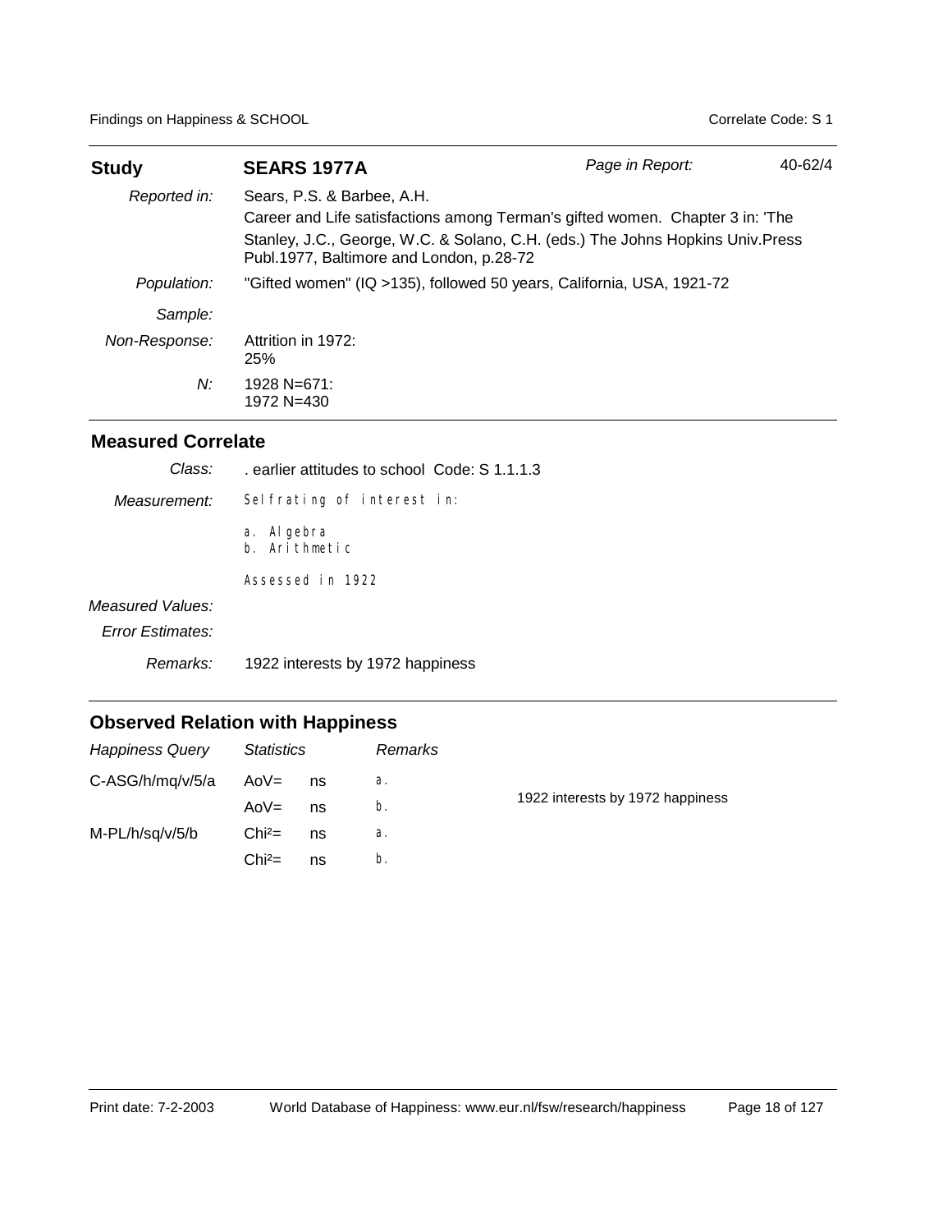| **Study** | **SEARS 1977A** | *Page in Report:* | 40-62/4 |
|---|---|---|---|
| *Reported in:* | Sears, P.S. & Barbee, A.H. Career and Life satisfactions among Terman's gifted women. Chapter 3 in: 'The Stanley, J.C., George, W.C. & Solano, C.H. (eds.) The Johns Hopkins Univ.Press Publ.1977, Baltimore and London, p.28-72 | | |
| *Population:* | "Gifted women" (IQ >135), followed 50 years, California, USA, 1921-72 | | |
| *Sample:* | | | |
| *Non-Response:* | Attrition in 1972: 25% | | |
| *N:* | 1928 N=671: 1972 N=430 | | |

## Measured Correlate

*Class:* . earlier attitudes to school Code: S 1.1.1.3

*Measurement:* Selfrating of interest in:

a. Algebra
b. Arithmetic

Assessed in 1922

*Measured Values:*

*Error Estimates:*

*Remarks:* 1922 interests by 1972 happiness

## Observed Relation with Happiness

| *Happiness Query* | *Statistics* | | *Remarks* | |
|---|---|---|---|---|
| C-ASG/h/mq/v/5/a | AoV= | ns | a. | 1922 interests by 1972 happiness |
| | AoV= | ns | b. | |
| M-PL/h/sq/v/5/b | $Chi^2$= | ns | a. | |
| | $Chi^2$= | ns | b. | |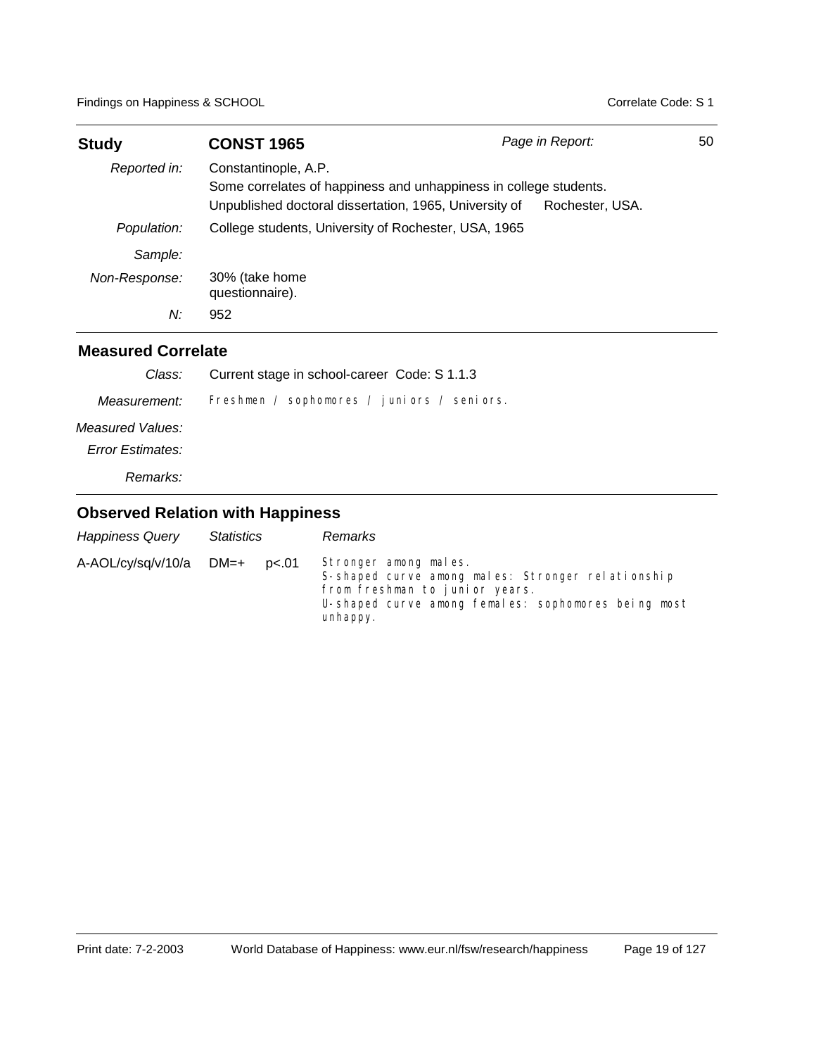| **Study** | **CONST 1965** | *Page in Report:* | 50 |
|---|---|---|---|
| *Reported in:* | Constantinople, A.P.<br>Some correlates of happiness and unhappiness in college students.<br>Unpublished doctoral dissertation, 1965, University of Rochester, USA. | | |
| *Population:* | College students, University of Rochester, USA, 1965 | | |
| *Sample:* | | | |
| *Non-Response:* | 30% (take home questionnaire). | | |
| *N:* | 952 | | |

## Measured Correlate

| | |
|---|---|
| *Class:* | Current stage in school-career Code: S 1.1.3 |
| *Measurement:* | Freshmen / sophomores / juniors / seniors. |
| *Measured Values:* | |
| *Error Estimates:* | |
| *Remarks:* | |

## Observed Relation with Happiness

| *Happiness Query* | *Statistics* | | *Remarks* |
|---|---|---|---|
| A-AOL/cy/sq/v/10/a | DM=+ | p<.01 | Stronger among males.<br>S-shaped curve among males: Stronger relationship from freshman to junior years.<br>U-shaped curve among females: sophomores being most unhappy. |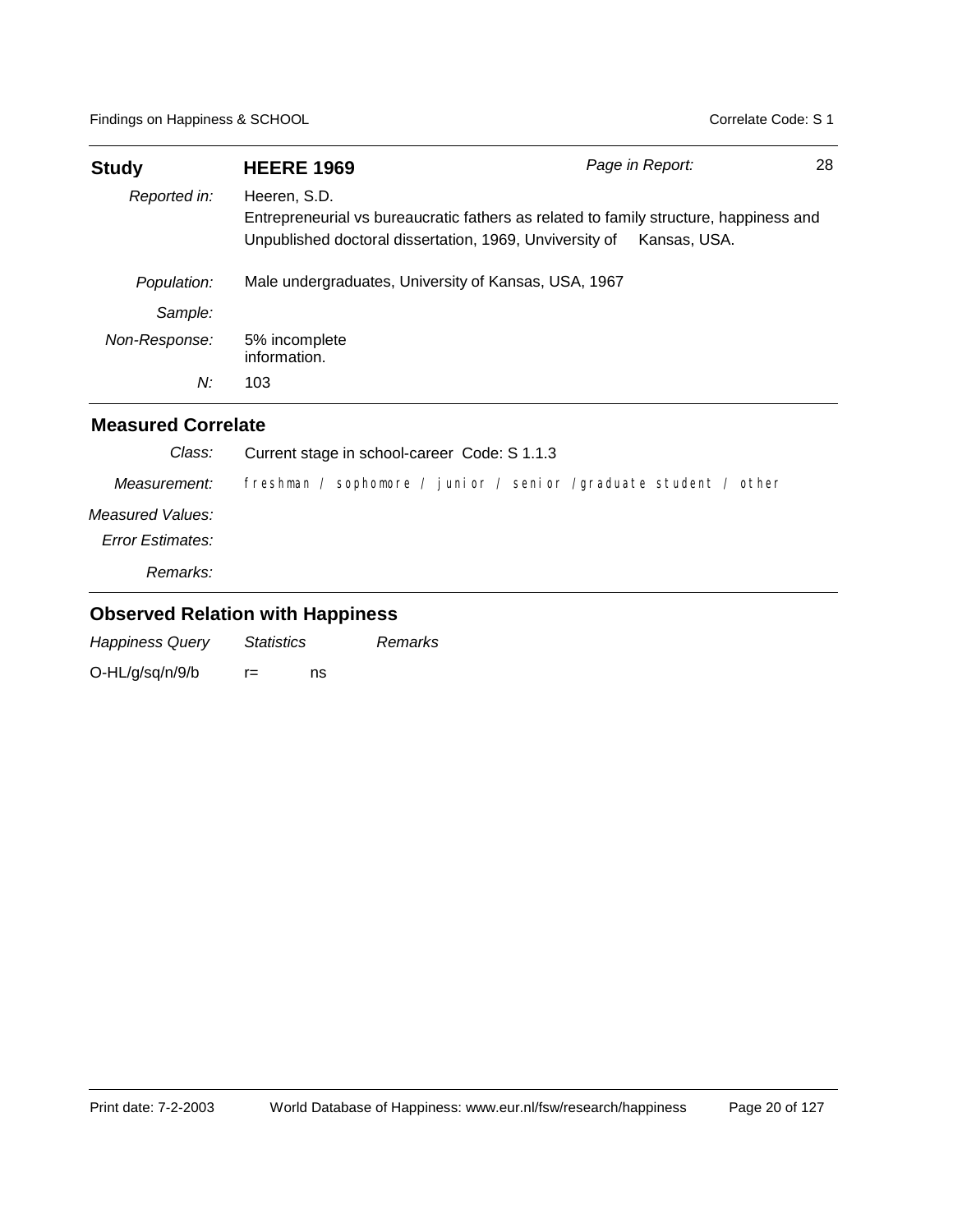| **Study** | **HEERE 1969** | *Page in Report:* | 28 |
|---|---|---|---|
| *Reported in:* | Heeren, S.D.<br>Entrepreneurial vs bureaucratic fathers as related to family structure, happiness and<br>Unpublished doctoral dissertation, 1969, Unviversity of Kansas, USA. | | |
| *Population:* | Male undergraduates, University of Kansas, USA, 1967 | | |
| *Sample:* | | | |
| *Non-Response:* | 5% incomplete information. | | |
| *N:* | 103 | | |

## Measured Correlate

| | |
|---|---|
| *Class:* | Current stage in school-career Code: S 1.1.3 |
| *Measurement:* | freshman / sophomore / junior / senior /graduate student / other |
| *Measured Values:* | |
| *Error Estimates:* | |
| *Remarks:* | |

## Observed Relation with Happiness

| *Happiness Query* | *Statistics* | | *Remarks* |
|---|---|---|---|
| O-HL/g/sq/n/9/b | r= | ns | |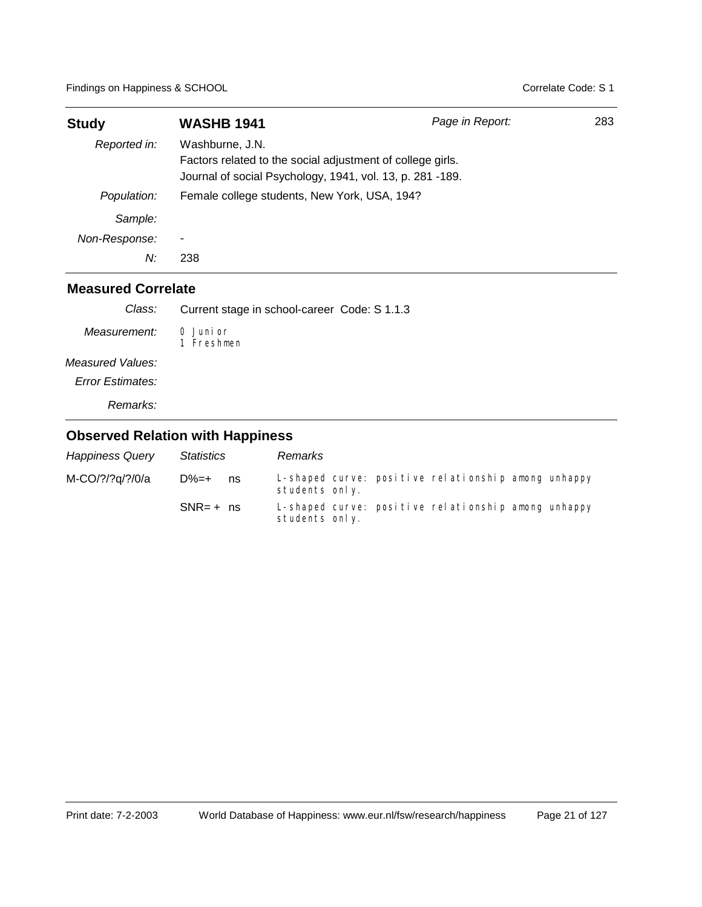| **Study** | **WASHB 1941** | *Page in Report:* 283 |
|---|---|---|
| *Reported in:* | Washburne, J.N.<br>Factors related to the social adjustment of college girls.<br>Journal of social Psychology, 1941, vol. 13, p. 281 -189. | |
| *Population:* | Female college students, New York, USA, 194? | |
| *Sample:* | | |
| *Non-Response:* | - | |
| *N:* | 238 | |

## Measured Correlate

| | |
|---|---|
| *Class:* | Current stage in school-career Code: S 1.1.3 |
| *Measurement:* | 0 Junior<br>1 Freshmen |
| *Measured Values:* | |
| *Error Estimates:* | |
| *Remarks:* | |

## Observed Relation with Happiness

| *Happiness Query* | *Statistics* | *Remarks* |
|---|---|---|
| M-CO/?/?q/?/0/a | D%=+ ns | L-shaped curve: positive relationship among unhappy students only. |
| | SNR= + ns | L-shaped curve: positive relationship among unhappy students only. |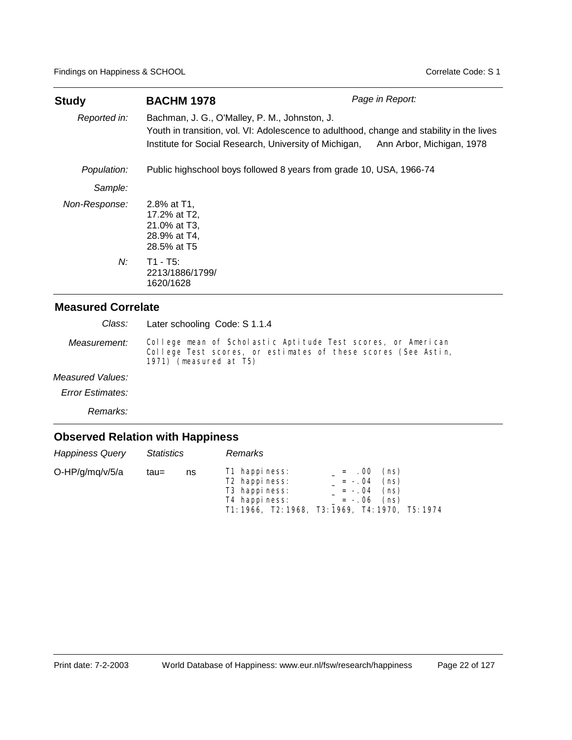| **Study** | **BACHM 1978** | *Page in Report:* |
|---|---|---|
| *Reported in:* | Bachman, J. G., O'Malley, P. M., Johnston, J.<br>Youth in transition, vol. VI: Adolescence to adulthood, change and stability in the lives<br>Institute for Social Research, University of Michigan, Ann Arbor, Michigan, 1978 | |
| *Population:* | Public highschool boys followed 8 years from grade 10, USA, 1966-74 | |
| *Sample:* | | |
| *Non-Response:* | 2.8% at T1,<br>17.2% at T2,<br>21.0% at T3,<br>28.9% at T4,<br>28.5% at T5 | |
| *N:* | T1 - T5:<br>2213/1886/1799/<br>1620/1628 | |

## Measured Correlate

| | |
|---|---|
| *Class:* | Later schooling Code: S 1.1.4 |
| *Measurement:* | College mean of Scholastic Aptitude Test scores, or American College Test scores, or estimates of these scores (See Astin, 1971) (measured at T5) |
| *Measured Values:* | |
| *Error Estimates:* | |
| *Remarks:* | |

## Observed Relation with Happiness

| *Happiness Query* | *Statistics* | | *Remarks* |
|---|---|---|---|
| O-HP/g/mq/v/5/a | tau= | ns | T1 happiness: _ = .00 (ns)<br>T2 happiness: _ = -.04 (ns)<br>T3 happiness: _ = -.04 (ns)<br>T4 happiness: _ = -.06 (ns)<br>T1:1966, T2:1968, T3:1969, T4:1970, T5:1974 |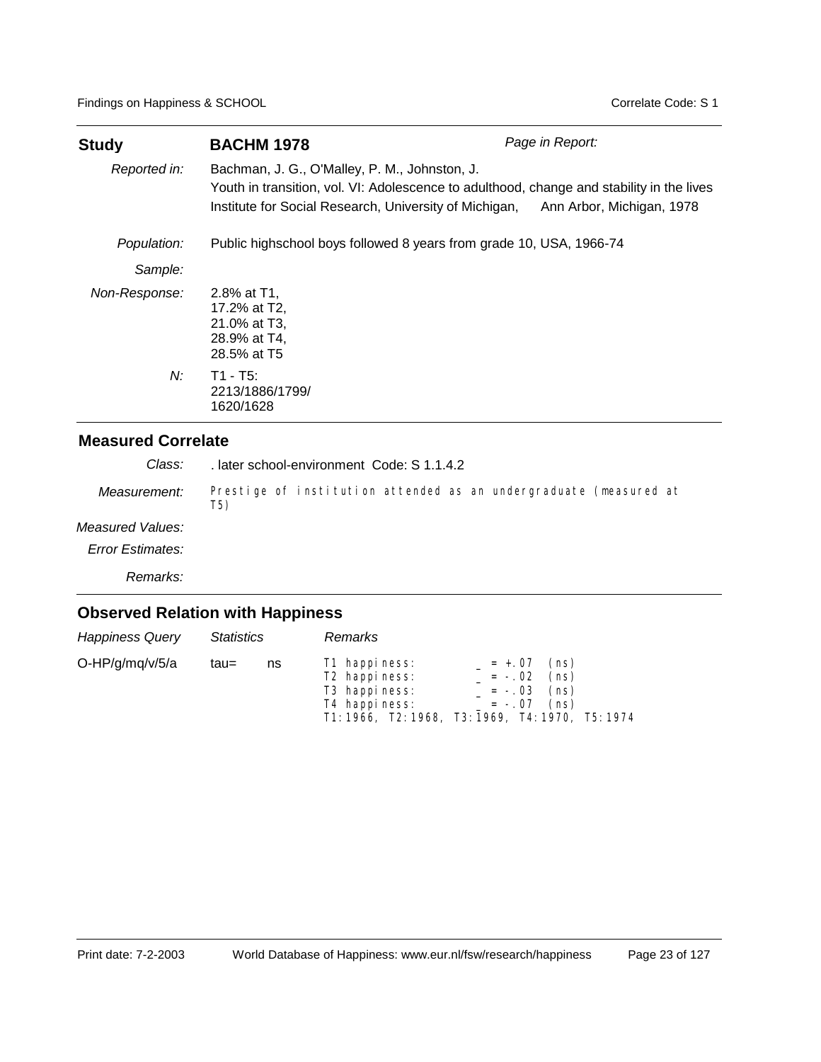| **Study** | **BACHM 1978** | *Page in Report:* |
|---|---|---|
| *Reported in:* | Bachman, J. G., O'Malley, P. M., Johnston, J. Youth in transition, vol. VI: Adolescence to adulthood, change and stability in the lives Institute for Social Research, University of Michigan, Ann Arbor, Michigan, 1978 | |
| *Population:* | Public highschool boys followed 8 years from grade 10, USA, 1966-74 | |
| *Sample:* | | |
| *Non-Response:* | 2.8% at T1, 17.2% at T2, 21.0% at T3, 28.9% at T4, 28.5% at T5 | |
| *N:* | T1 - T5: 2213/1886/1799/ 1620/1628 | |

## Measured Correlate

*Class:* . later school-environment Code: S 1.1.4.2

*Measurement:* Prestige of institution attended as an undergraduate (measured at T5)

*Measured Values:*

*Error Estimates:*

*Remarks:*

## Observed Relation with Happiness

| *Happiness Query* | *Statistics* | | *Remarks* |
|---|---|---|---|
| O-HP/g/mq/v/5/a | tau= | ns | T1 happiness: _ = +.07 (ns)<br>T2 happiness: _ = -.02 (ns)<br>T3 happiness: _ = -.03 (ns)<br>T4 happiness: _ = -.07 (ns)<br>T1:1966, T2:1968, T3:1969, T4:1970, T5:1974 |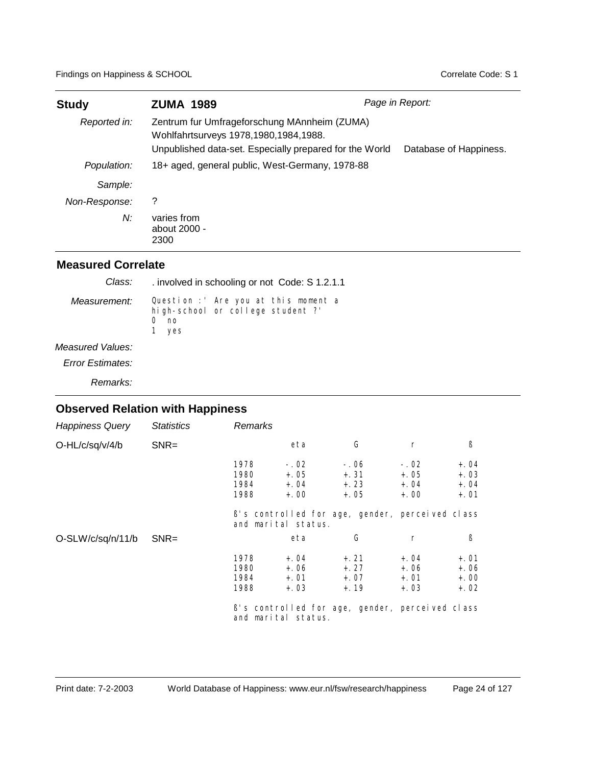| **Study** | **ZUMA 1989** | *Page in Report:* |
|---|---|---|
| *Reported in:* | Zentrum fur Umfrageforschung MAnnheim (ZUMA) Wohlfahrtsurveys 1978,1980,1984,1988. Unpublished data-set. Especially prepared for the World Database of Happiness. | |
| *Population:* | 18+ aged, general public, West-Germany, 1978-88 | |
| *Sample:* | | |
| *Non-Response:* | ? | |
| *N:* | varies from about 2000 - 2300 | |

## Measured Correlate

*Class:* . involved in schooling or not Code: S 1.2.1.1

*Measurement:* Question :' Are you at this moment a high-school or college student ?'
0 no
1 yes

*Measured Values:*

*Error Estimates:*

*Remarks:*

## Observed Relation with Happiness

| *Happiness Query* | *Statistics* | *Remarks* | | | | |
|---|---|---|---|---|---|---|
| O-HL/c/sq/v/4/b | SNR= | | eta | G | r | ß |
| | | 1978 | -.02 | -.06 | -.02 | +.04 |
| | | 1980 | +.05 | +.31 | +.05 | +.03 |
| | | 1984 | +.04 | +.23 | +.04 | +.04 |
| | | 1988 | +.00 | +.05 | +.00 | +.01 |
| | | ß's controlled for age, gender, perceived class and marital status. | | | | |
| O-SLW/c/sq/n/11/b | SNR= | | eta | G | r | ß |
| | | 1978 | +.04 | +.21 | +.04 | +.01 |
| | | 1980 | +.06 | +.27 | +.06 | +.06 |
| | | 1984 | +.01 | +.07 | +.01 | +.00 |
| | | 1988 | +.03 | +.19 | +.03 | +.02 |
| | | ß's controlled for age, gender, perceived class and marital status. | | | | |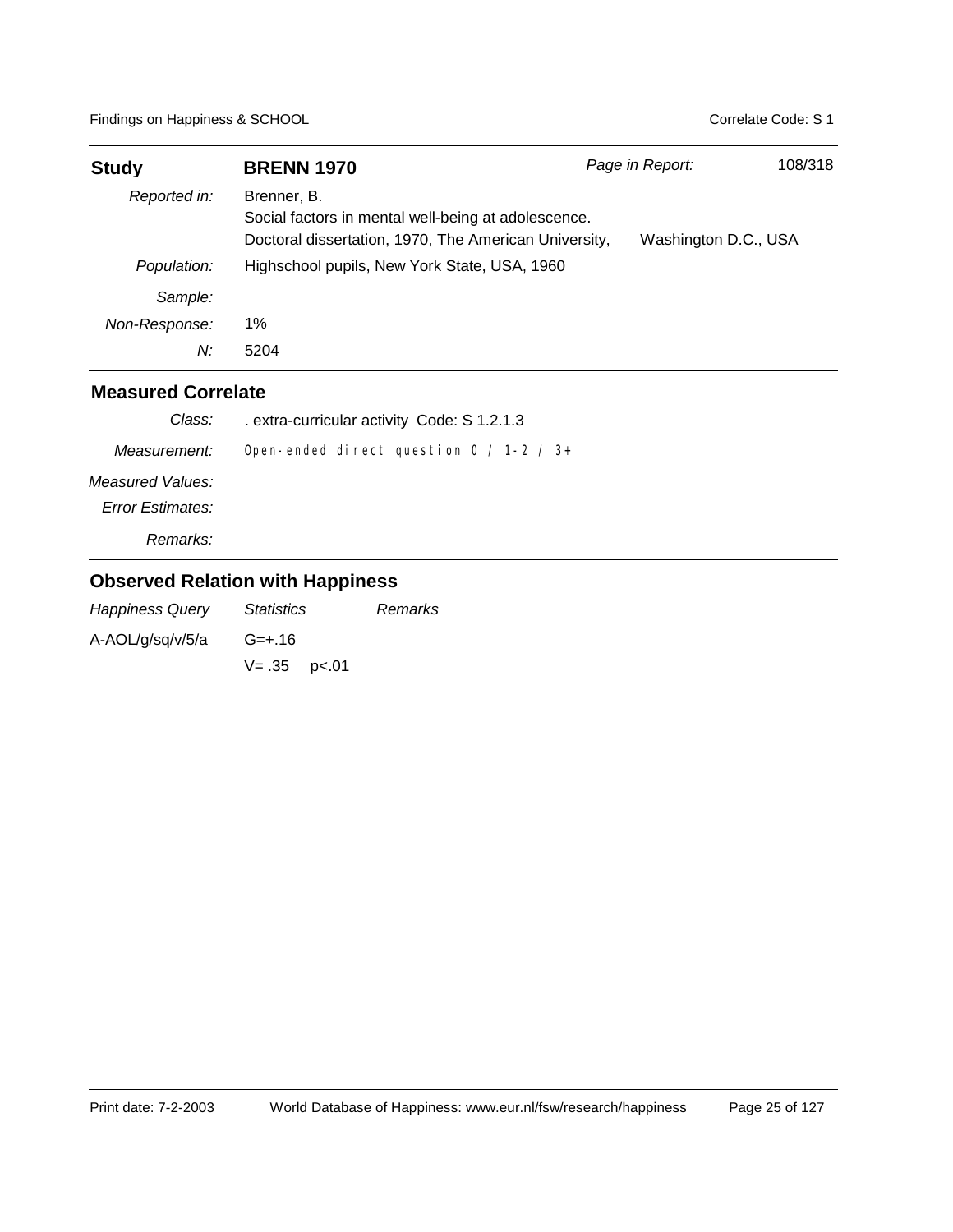| **Study** | **BRENN 1970** | *Page in Report:* 108/318 |
|---|---|---|
| *Reported in:* | Brenner, B. Social factors in mental well-being at adolescence. Doctoral dissertation, 1970, The American University, | Washington D.C., USA |
| *Population:* | Highschool pupils, New York State, USA, 1960 | |
| *Sample:* | | |
| *Non-Response:* | 1% | |
| *N:* | 5204 | |

## Measured Correlate

| | |
|---|---|
| *Class:* | . extra-curricular activity Code: S 1.2.1.3 |
| *Measurement:* | Open-ended direct question 0 / 1-2 / 3+ |
| *Measured Values:* | |
| *Error Estimates:* | |
| *Remarks:* | |

## Observed Relation with Happiness

| *Happiness Query* | *Statistics* | *Remarks* |
|---|---|---|
| A-AOL/g/sq/v/5/a | G=+.16 | |
| | V= .35 p<.01 | |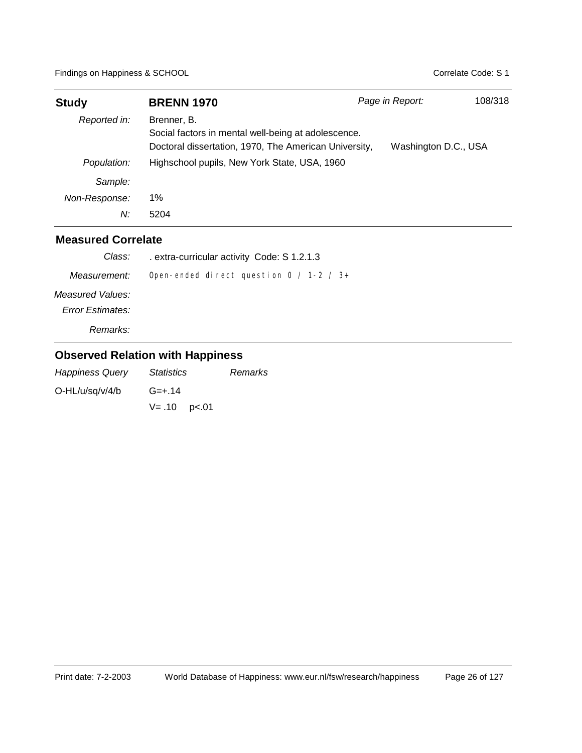| **Study** | **BRENN 1970** | *Page in Report:* 108/318 |
|---|---|---|
| *Reported in:* | Brenner, B. Social factors in mental well-being at adolescence. Doctoral dissertation, 1970, The American University, Washington D.C., USA | |
| *Population:* | Highschool pupils, New York State, USA, 1960 | |
| *Sample:* | | |
| *Non-Response:* | 1% | |
| *N:* | 5204 | |

## Measured Correlate

| | |
|---|---|
| *Class:* | . extra-curricular activity Code: S 1.2.1.3 |
| *Measurement:* | Open-ended direct question 0 / 1-2 / 3+ |
| *Measured Values:* | |
| *Error Estimates:* | |
| *Remarks:* | |

## Observed Relation with Happiness

| *Happiness Query* | *Statistics* | *Remarks* |
|---|---|---|
| O-HL/u/sq/v/4/b | G=+.14 | |
| | V= .10 p<.01 | |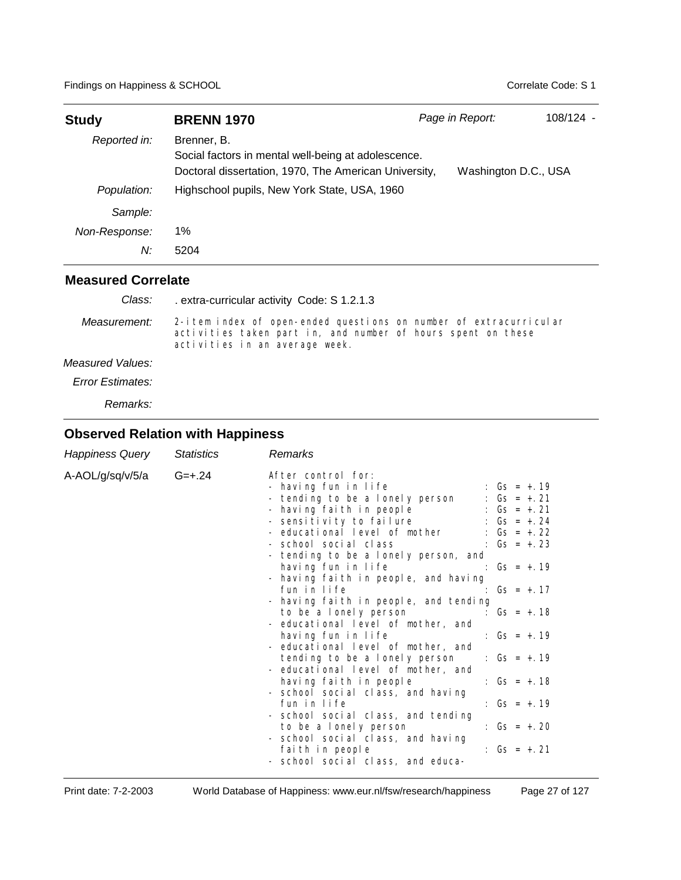| **Study** | **BRENN 1970** | *Page in Report:* 108/124 - |
|---|---|---|
| *Reported in:* | Brenner, B.<br>Social factors in mental well-being at adolescence.<br>Doctoral dissertation, 1970, The American University, Washington D.C., USA | |
| *Population:* | Highschool pupils, New York State, USA, 1960 | |
| *Sample:* | | |
| *Non-Response:* | 1% | |
| *N:* | 5204 | |

## Measured Correlate

| | |
|---|---|
| *Class:* | . extra-curricular activity Code: S 1.2.1.3 |
| *Measurement:* | 2-item index of open-ended questions on number of extracurricular activities taken part in, and number of hours spent on these activities in an average week. |
| *Measured Values:* | |
| *Error Estimates:* | |
| *Remarks:* | |

## Observed Relation with Happiness

| *Happiness Query* | *Statistics* | *Remarks* |
|---|---|---|
| A-AOL/g/sq/v/5/a | G=+.24 | After control for:<br>- having fun in life : Gs = +.19<br>- tending to be a lonely person : Gs = +.21<br>- having faith in people : Gs = +.21<br>- sensitivity to failure : Gs = +.24<br>- educational level of mother : Gs = +.22<br>- school social class : Gs = +.23<br>- tending to be a lonely person, and having fun in life : Gs = +.19<br>- having faith in people, and having fun in life : Gs = +.17<br>- having faith in people, and tending to be a lonely person : Gs = +.18<br>- educational level of mother, and having fun in life : Gs = +.19<br>- educational level of mother, and tending to be a lonely person : Gs = +.19<br>- educational level of mother, and having faith in people : Gs = +.18<br>- school social class, and having fun in life : Gs = +.19<br>- school social class, and tending to be a lonely person : Gs = +.20<br>- school social class, and having faith in people : Gs = +.21<br>- school social class, and educa- |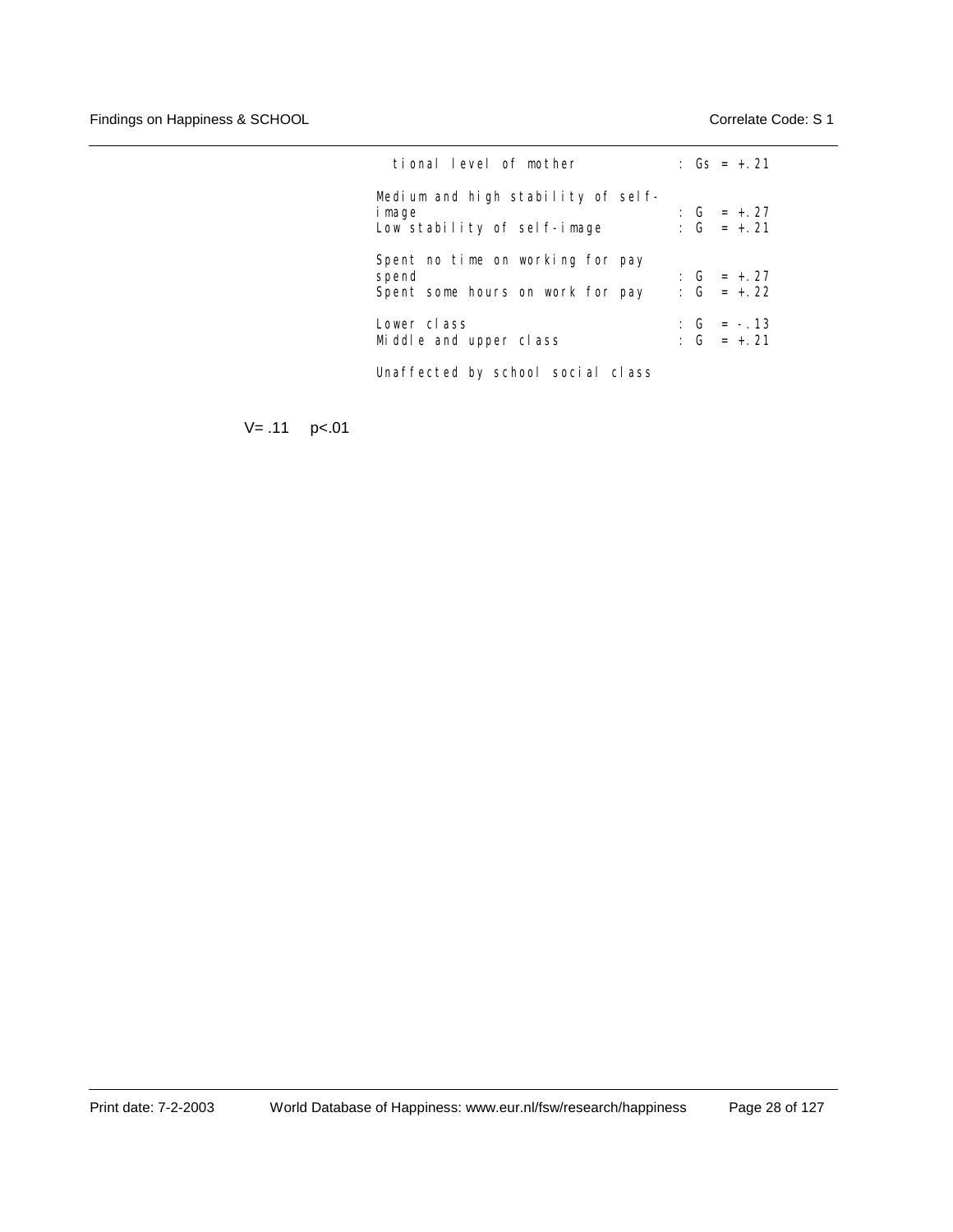```
  tional level of mother            : Gs = +.21

Medium and high stability of self-
image                               : G  = +.27
Low stability of self-image         : G  = +.21

Spent no time on working for pay
spend                               : G  = +.27
Spent some hours on work for pay    : G  = +.22

Lower class                         : G  = -.13
Middle and upper class              : G  = +.21

Unaffected by school social class
```

V= .11   p<.01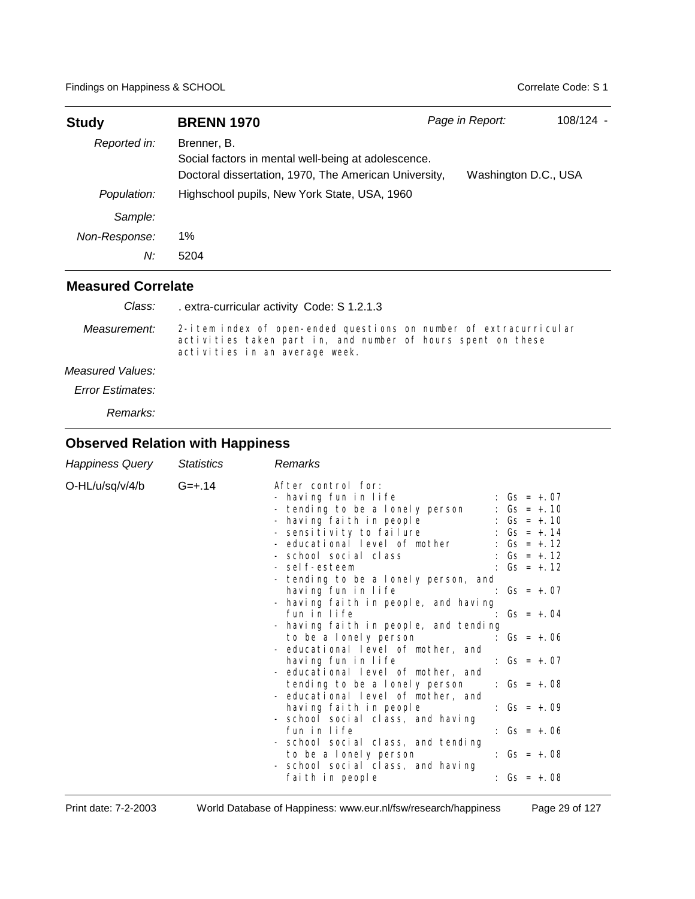| **Study** | **BRENN 1970** | *Page in Report:* | 108/124 - |
|---|---|---|---|
| *Reported in:* | Brenner, B. Social factors in mental well-being at adolescence. Doctoral dissertation, 1970, The American University, | Washington D.C., USA | |
| *Population:* | Highschool pupils, New York State, USA, 1960 | | |
| *Sample:* | | | |
| *Non-Response:* | 1% | | |
| *N:* | 5204 | | |

## Measured Correlate

| | |
|---|---|
| *Class:* | . extra-curricular activity Code: S 1.2.1.3 |
| *Measurement:* | 2-item index of open-ended questions on number of extracurricular activities taken part in, and number of hours spent on these activities in an average week. |
| *Measured Values:* | |
| *Error Estimates:* | |
| *Remarks:* | |

## Observed Relation with Happiness

| *Happiness Query* | *Statistics* | *Remarks* |
|---|---|---|
| O-HL/u/sq/v/4/b | G=+.14 | After control for:<br>- having fun in life : Gs = +.07<br>- tending to be a lonely person : Gs = +.10<br>- having faith in people : Gs = +.10<br>- sensitivity to failure : Gs = +.14<br>- educational level of mother : Gs = +.12<br>- school social class : Gs = +.12<br>- self-esteem : Gs = +.12<br>- tending to be a lonely person, and having fun in life : Gs = +.07<br>- having faith in people, and having fun in life : Gs = +.04<br>- having faith in people, and tending to be a lonely person : Gs = +.06<br>- educational level of mother, and having fun in life : Gs = +.07<br>- educational level of mother, and tending to be a lonely person : Gs = +.08<br>- educational level of mother, and having faith in people : Gs = +.09<br>- school social class, and having fun in life : Gs = +.06<br>- school social class, and tending to be a lonely person : Gs = +.08<br>- school social class, and having faith in people : Gs = +.08 |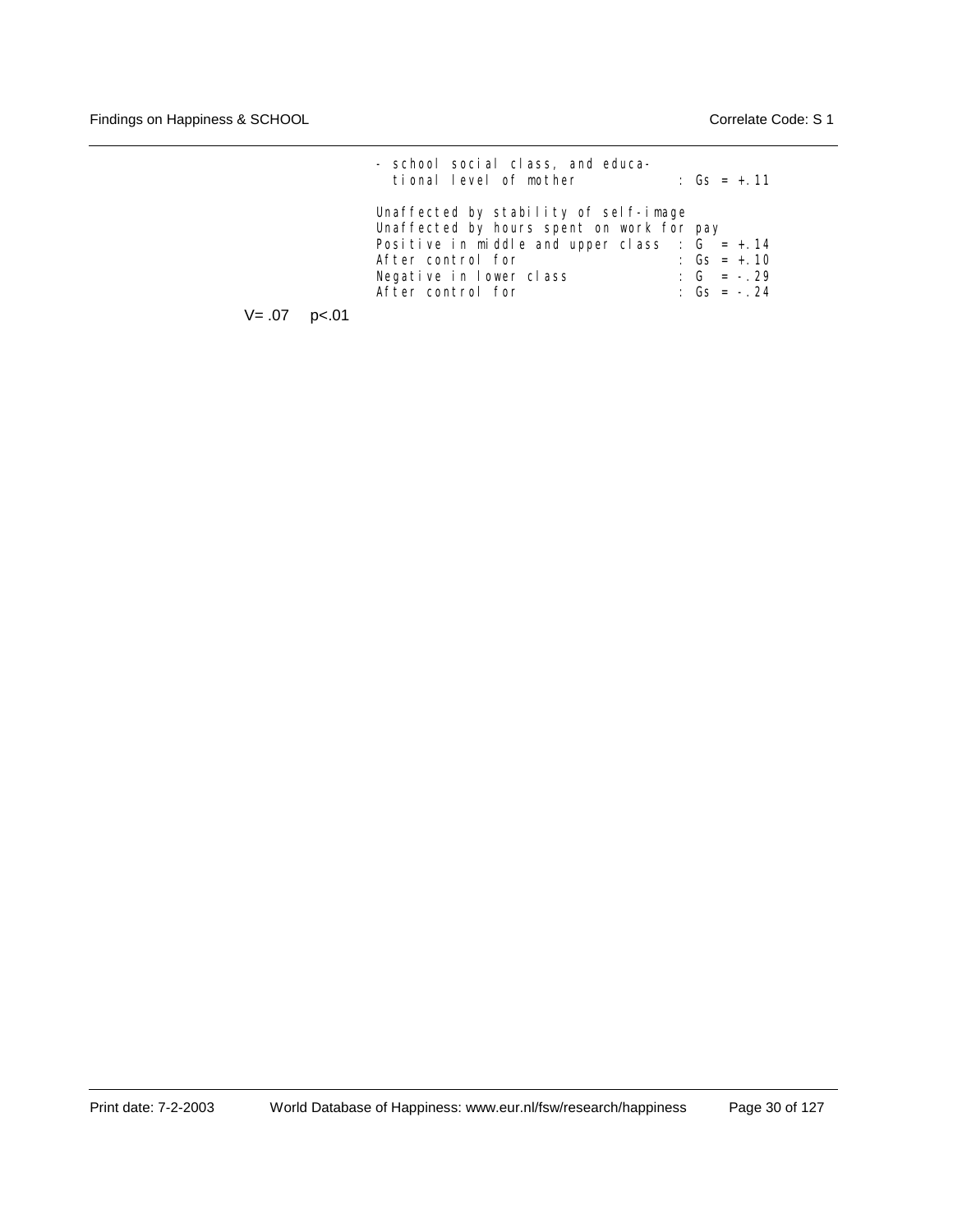```
- school social class, and educa-
  tional level of mother              : Gs = +.11

Unaffected by stability of self-image
Unaffected by hours spent on work for pay
Positive in middle and upper class  : G  = +.14
After control for                   : Gs = +.10
Negative in lower class             : G  = -.29
After control for                   : Gs = -.24
```

V= .07 p<.01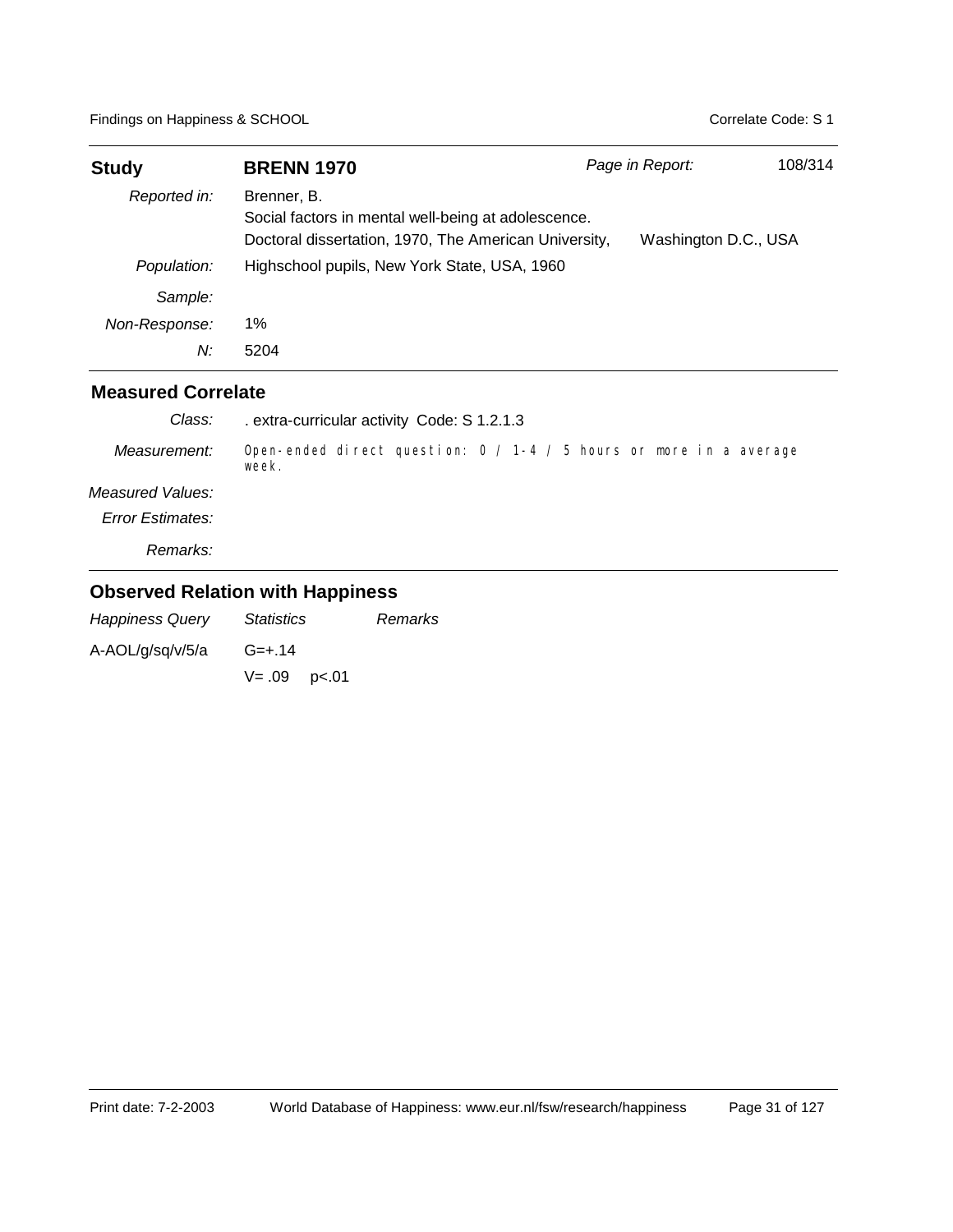| **Study** | **BRENN 1970** | *Page in Report:* 108/314 |
|---|---|---|
| *Reported in:* | Brenner, B. Social factors in mental well-being at adolescence. Doctoral dissertation, 1970, The American University, Washington D.C., USA | |
| *Population:* | Highschool pupils, New York State, USA, 1960 | |
| *Sample:* | | |
| *Non-Response:* | 1% | |
| *N:* | 5204 | |

## Measured Correlate

*Class:* . extra-curricular activity Code: S 1.2.1.3

*Measurement:* Open-ended direct question: 0 / 1-4 / 5 hours or more in a average week.

*Measured Values:*

*Error Estimates:*

*Remarks:*

## Observed Relation with Happiness

| *Happiness Query* | *Statistics* | *Remarks* |
|---|---|---|
| A-AOL/g/sq/v/5/a | G=+.14 | |
| | V= .09 p<.01 | |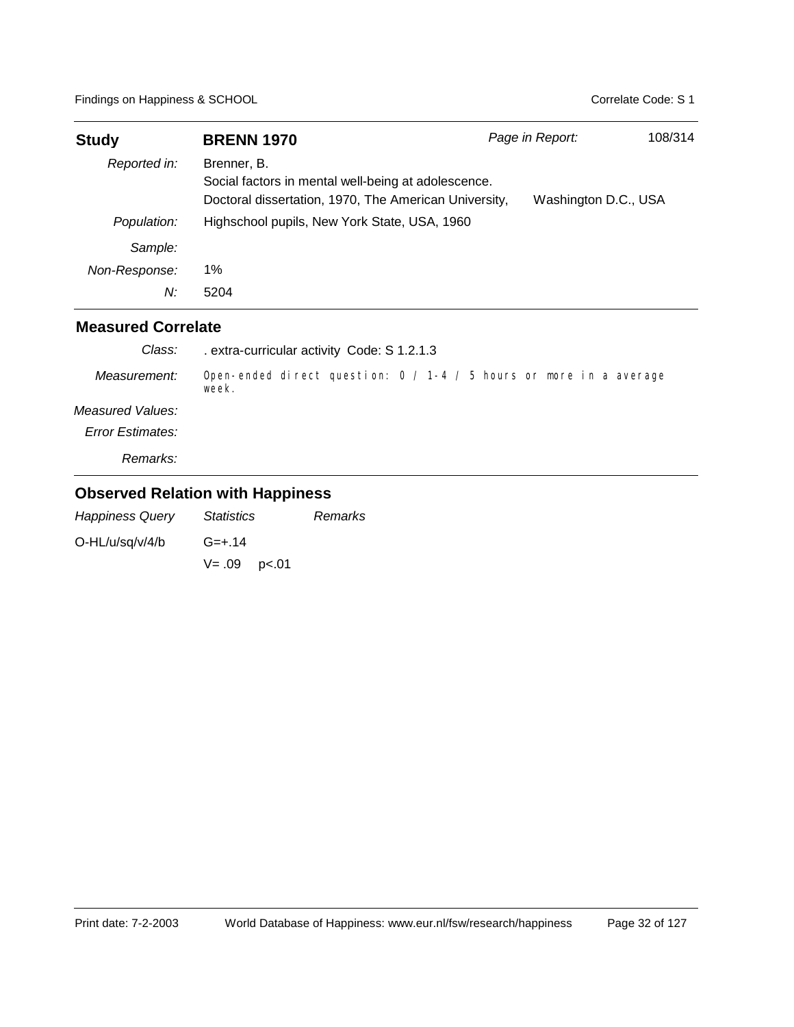| **Study** | **BRENN 1970** | *Page in Report:* | 108/314 |
|---|---|---|---|
| *Reported in:* | Brenner, B. Social factors in mental well-being at adolescence. Doctoral dissertation, 1970, The American University, | Washington D.C., USA | |
| *Population:* | Highschool pupils, New York State, USA, 1960 | | |
| *Sample:* | | | |
| *Non-Response:* | 1% | | |
| *N:* | 5204 | | |

## Measured Correlate

| | |
|---|---|
| *Class:* | . extra-curricular activity Code: S 1.2.1.3 |
| *Measurement:* | Open-ended direct question: 0 / 1-4 / 5 hours or more in a average week. |
| *Measured Values:* | |
| *Error Estimates:* | |
| *Remarks:* | |

## Observed Relation with Happiness

| *Happiness Query* | *Statistics* | *Remarks* |
|---|---|---|
| O-HL/u/sq/v/4/b | G=+.14 | |
| | V= .09 p<.01 | |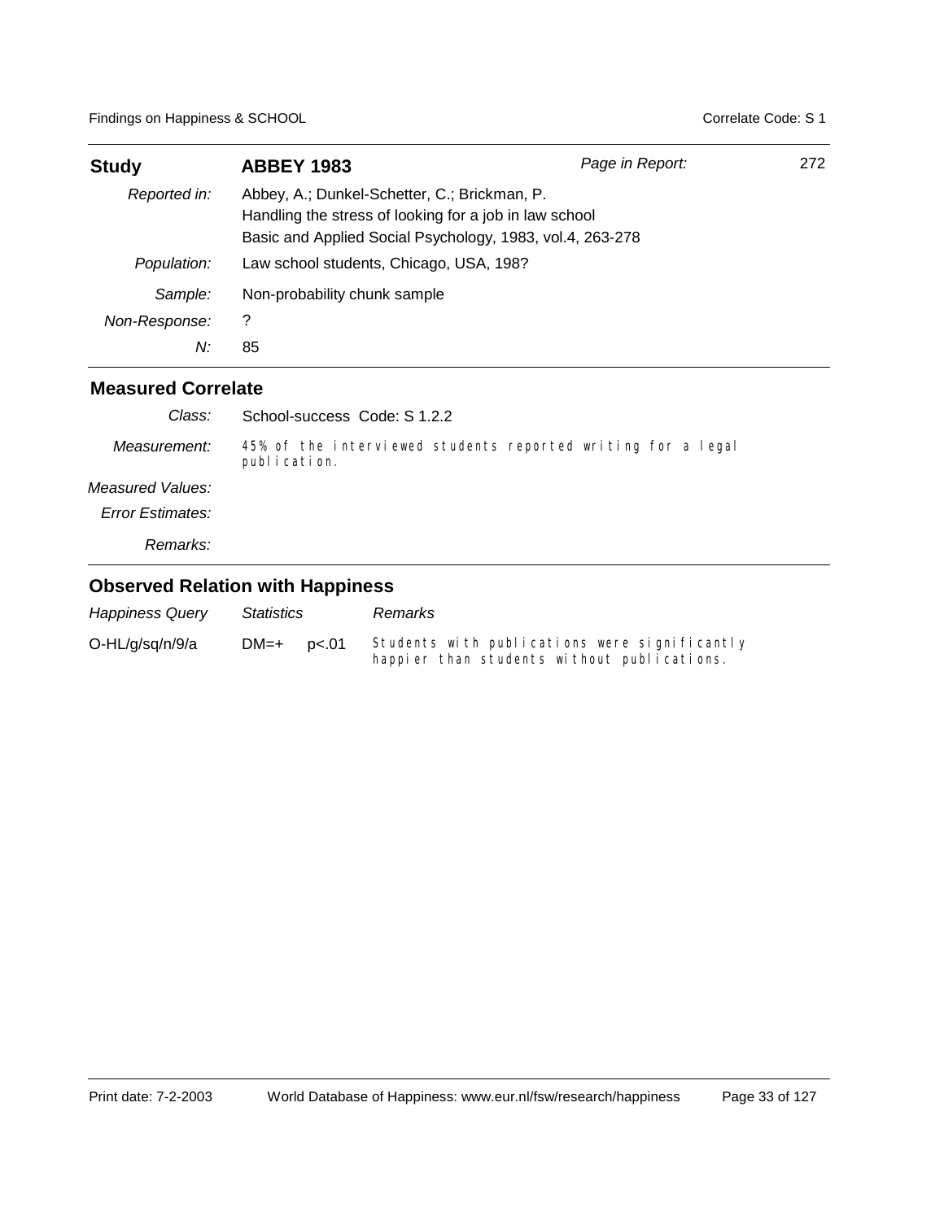| **Study** | **ABBEY 1983** | *Page in Report:* | 272 |
|---|---|---|---|
| *Reported in:* | Abbey, A.; Dunkel-Schetter, C.; Brickman, P.<br>Handling the stress of looking for a job in law school<br>Basic and Applied Social Psychology, 1983, vol.4, 263-278 | | |
| *Population:* | Law school students, Chicago, USA, 198? | | |
| *Sample:* | Non-probability chunk sample | | |
| *Non-Response:* | ? | | |
| *N:* | 85 | | |

## Measured Correlate

*Class:* School-success Code: S 1.2.2

*Measurement:* 45% of the interviewed students reported writing for a legal publication.

*Measured Values:*

*Error Estimates:*

*Remarks:*

## Observed Relation with Happiness

| *Happiness Query* | *Statistics* | | *Remarks* |
|---|---|---|---|
| O-HL/g/sq/n/9/a | DM=+ | p<.01 | Students with publications were significantly happier than students without publications. |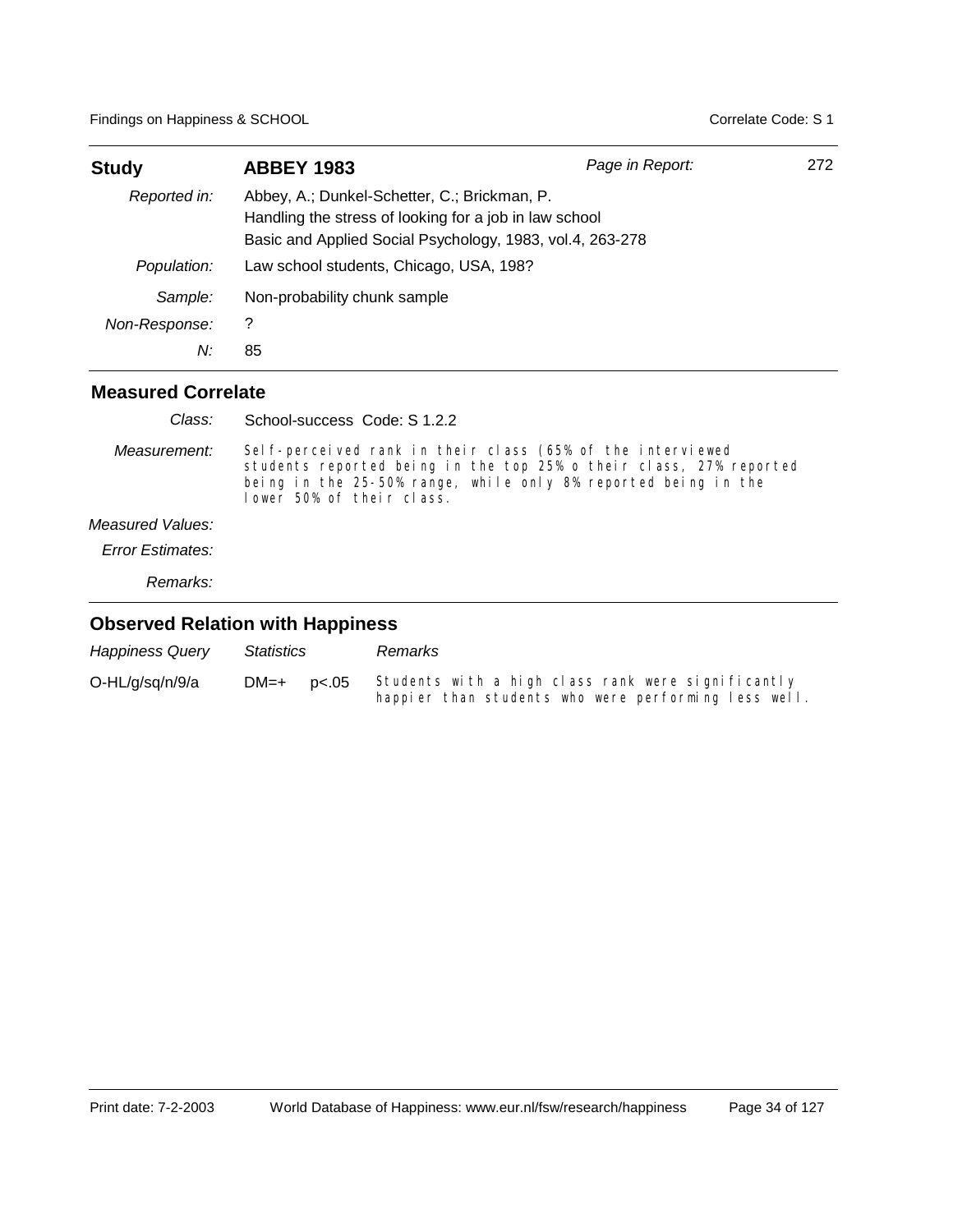| **Study** | **ABBEY 1983** | *Page in Report:* | 272 |
|---|---|---|---|
| *Reported in:* | Abbey, A.; Dunkel-Schetter, C.; Brickman, P.<br>Handling the stress of looking for a job in law school<br>Basic and Applied Social Psychology, 1983, vol.4, 263-278 | | |
| *Population:* | Law school students, Chicago, USA, 198? | | |
| *Sample:* | Non-probability chunk sample | | |
| *Non-Response:* | ? | | |
| *N:* | 85 | | |

## Measured Correlate

*Class:* School-success Code: S 1.2.2

*Measurement:* Self-perceived rank in their class (65% of the interviewed students reported being in the top 25% o their class, 27% reported being in the 25-50% range, while only 8% reported being in the lower 50% of their class.

*Measured Values:*

*Error Estimates:*

*Remarks:*

## Observed Relation with Happiness

| *Happiness Query* | *Statistics* | | *Remarks* |
|---|---|---|---|
| O-HL/g/sq/n/9/a | DM=+ | p<.05 | Students with a high class rank were significantly happier than students who were performing less well. |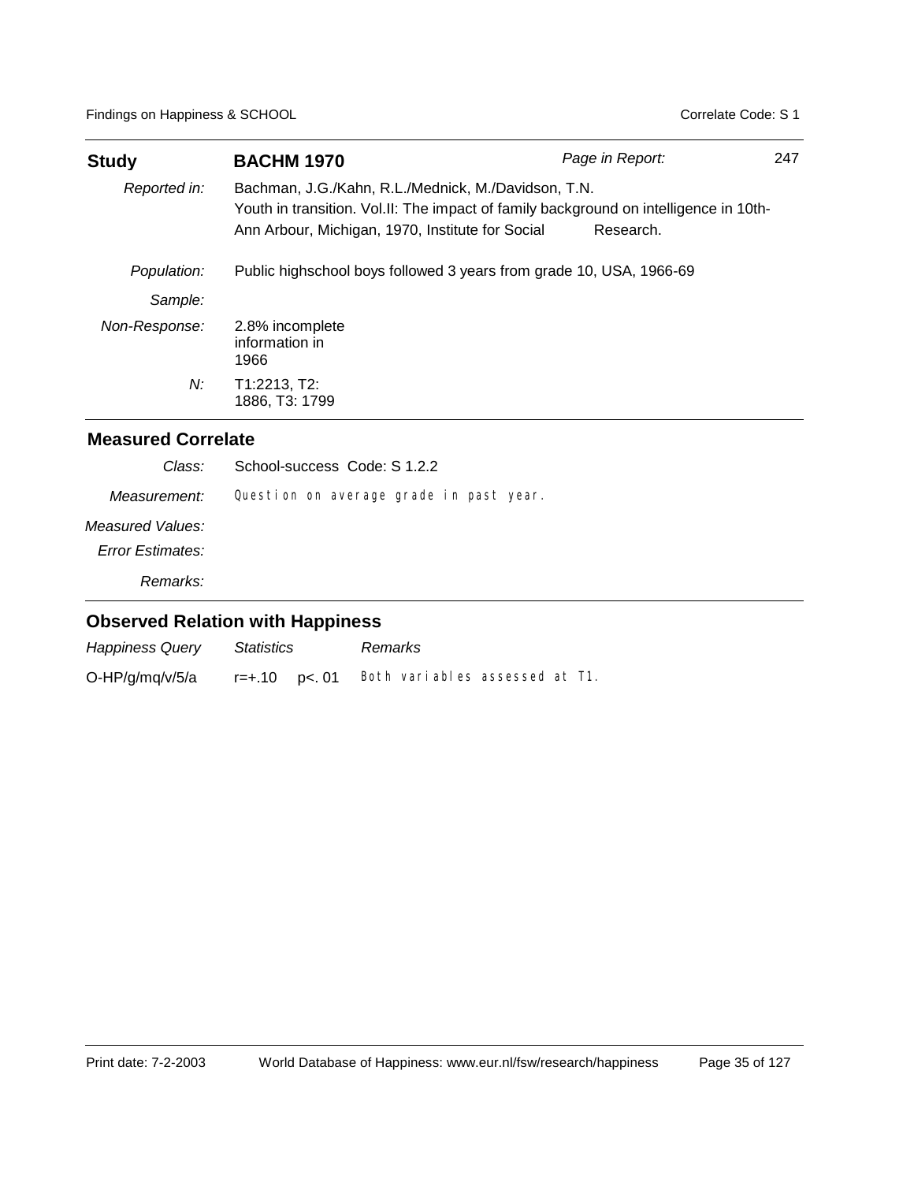| **Study** | **BACHM 1970** | *Page in Report:* | 247 |
|---|---|---|---|
| *Reported in:* | Bachman, J.G./Kahn, R.L./Mednick, M./Davidson, T.N. Youth in transition. Vol.II: The impact of family background on intelligence in 10th-Ann Arbour, Michigan, 1970, Institute for Social Research. | | |
| *Population:* | Public highschool boys followed 3 years from grade 10, USA, 1966-69 | | |
| *Sample:* | | | |
| *Non-Response:* | 2.8% incomplete information in 1966 | | |
| *N:* | T1:2213, T2: 1886, T3: 1799 | | |

## Measured Correlate

| | |
|---|---|
| *Class:* | School-success Code: S 1.2.2 |
| *Measurement:* | Question on average grade in past year. |
| *Measured Values:* | |
| *Error Estimates:* | |
| *Remarks:* | |

## Observed Relation with Happiness

| *Happiness Query* | *Statistics* | *Remarks* |
|---|---|---|
| O-HP/g/mq/v/5/a | r=+.10 p<. 01 | Both variables assessed at T1. |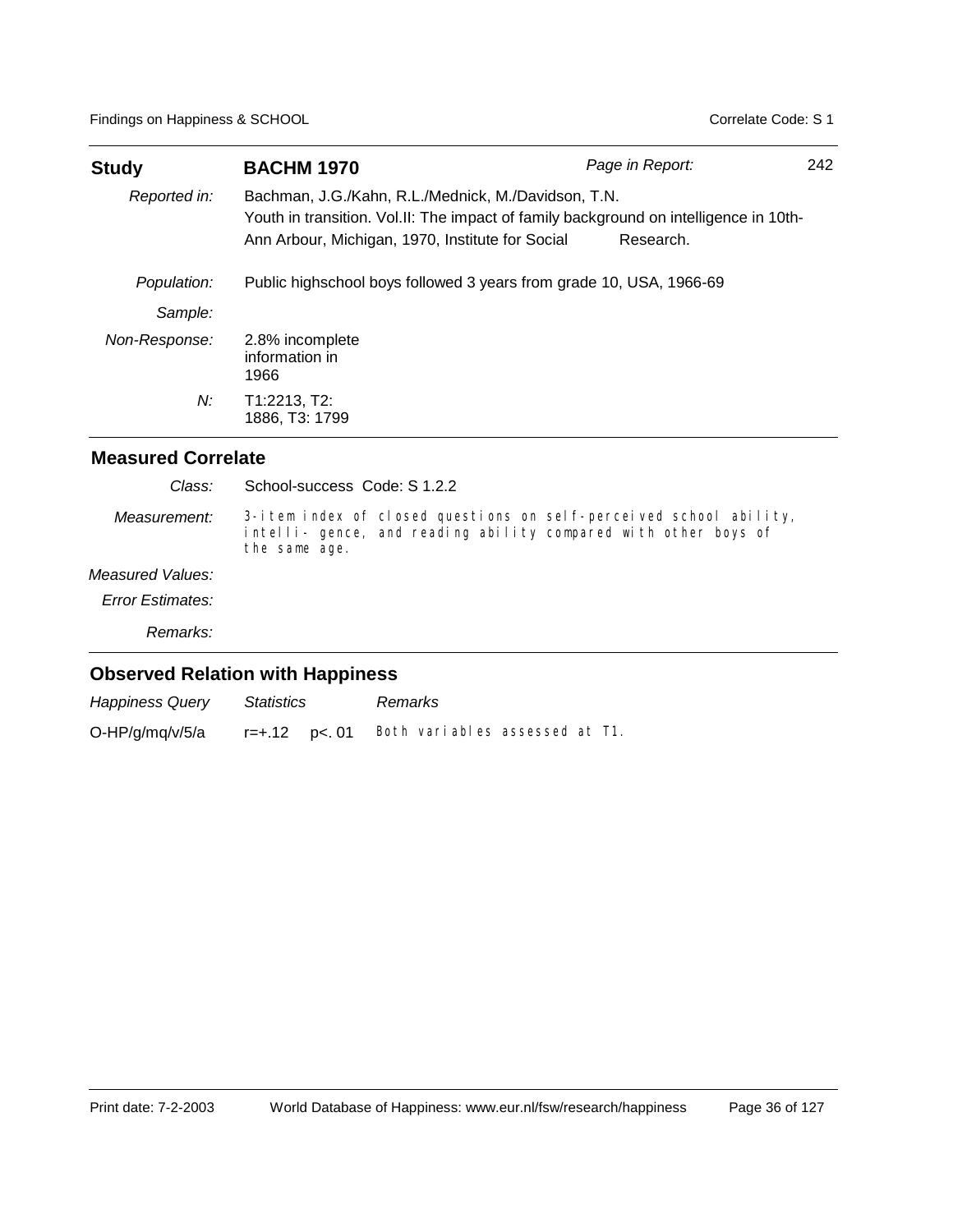| **Study** | **BACHM 1970** | *Page in Report:* | 242 |
|---|---|---|---|
| *Reported in:* | Bachman, J.G./Kahn, R.L./Mednick, M./Davidson, T.N. Youth in transition. Vol.II: The impact of family background on intelligence in 10th- Ann Arbour, Michigan, 1970, Institute for Social Research. | | |
| *Population:* | Public highschool boys followed 3 years from grade 10, USA, 1966-69 | | |
| *Sample:* | | | |
| *Non-Response:* | 2.8% incomplete information in 1966 | | |
| *N:* | T1:2213, T2: 1886, T3: 1799 | | |

## Measured Correlate

| | |
|---|---|
| *Class:* | School-success Code: S 1.2.2 |
| *Measurement:* | 3-item index of closed questions on self-perceived school ability, intelli- gence, and reading ability compared with other boys of the same age. |
| *Measured Values:* | |
| *Error Estimates:* | |
| *Remarks:* | |

## Observed Relation with Happiness

| *Happiness Query* | *Statistics* | *Remarks* |
|---|---|---|
| O-HP/g/mq/v/5/a | r=+.12 p<. 01 | Both variables assessed at T1. |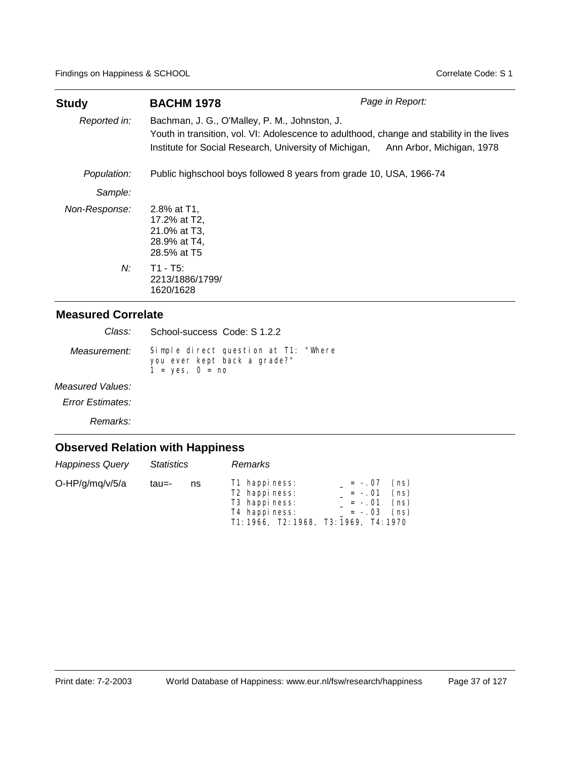| **Study** | **BACHM 1978** | *Page in Report:* |
|---|---|---|
| *Reported in:* | Bachman, J. G., O'Malley, P. M., Johnston, J.<br>Youth in transition, vol. VI: Adolescence to adulthood, change and stability in the lives<br>Institute for Social Research, University of Michigan, Ann Arbor, Michigan, 1978 | |
| *Population:* | Public highschool boys followed 8 years from grade 10, USA, 1966-74 | |
| *Sample:* | | |
| *Non-Response:* | 2.8% at T1,<br>17.2% at T2,<br>21.0% at T3,<br>28.9% at T4,<br>28.5% at T5 | |
| *N:* | T1 - T5:<br>2213/1886/1799/<br>1620/1628 | |

## Measured Correlate

| | |
|---|---|
| *Class:* | School-success Code: S 1.2.2 |
| *Measurement:* | Simple direct question at T1: "Where you ever kept back a grade?"<br>1 = yes, 0 = no |
| *Measured Values:* | |
| *Error Estimates:* | |
| *Remarks:* | |

## Observed Relation with Happiness

| *Happiness Query* | *Statistics* | | *Remarks* |
|---|---|---|---|
| O-HP/g/mq/v/5/a | tau=- | ns | T1 happiness: _ = -.07 (ns)<br>T2 happiness: _ = -.01 (ns)<br>T3 happiness: _ = -.01 (ns)<br>T4 happiness: _ = -.03 (ns)<br>T1:1966, T2:1968, T3:1969, T4:1970 |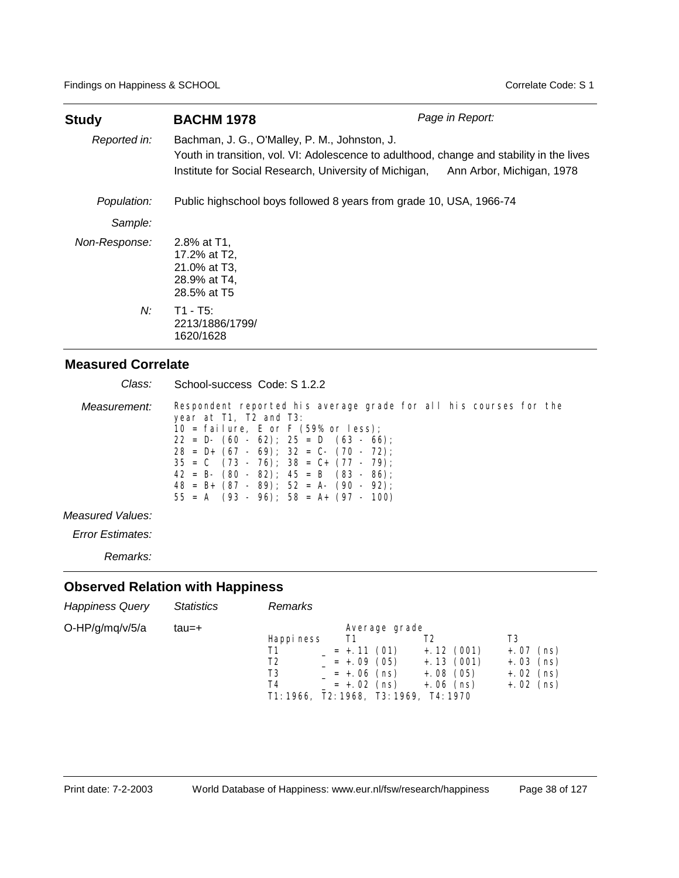| **Study** | **BACHM 1978** | *Page in Report:* |
|---|---|---|
| *Reported in:* | Bachman, J. G., O'Malley, P. M., Johnston, J.<br>Youth in transition, vol. VI: Adolescence to adulthood, change and stability in the lives<br>Institute for Social Research, University of Michigan, Ann Arbor, Michigan, 1978 | |
| *Population:* | Public highschool boys followed 8 years from grade 10, USA, 1966-74 | |
| *Sample:* | | |
| *Non-Response:* | 2.8% at T1,<br>17.2% at T2,<br>21.0% at T3,<br>28.9% at T4,<br>28.5% at T5 | |
| *N:* | T1 - T5:<br>2213/1886/1799/<br>1620/1628 | |

## Measured Correlate

*Class:* School-success Code: S 1.2.2

*Measurement:*

Respondent reported his average grade for all his courses for the year at T1, T2 and T3:
10 = failure, E or F (59% or less);
22 = D- (60 - 62); 25 = D (63 - 66);
28 = D+ (67 - 69); 32 = C- (70 - 72);
35 = C (73 - 76); 38 = C+ (77 - 79);
42 = B- (80 - 82); 45 = B (83 - 86);
48 = B+ (87 - 89); 52 = A- (90 - 92);
55 = A (93 - 96); 58 = A+ (97 - 100)

*Measured Values:*

*Error Estimates:*

*Remarks:*

## Observed Relation with Happiness

| *Happiness Query* | *Statistics* | *Remarks* |
|---|---|---|
| O-HP/g/mq/v/5/a | tau=+ | |

| | Average grade | | |
|---|---|---|---|
| Happiness | T1 | T2 | T3 |
| T1 | _ = +.11 (01) | +.12 (001) | +.07 (ns) |
| T2 | _ = +.09 (05) | +.13 (001) | +.03 (ns) |
| T3 | _ = +.06 (ns) | +.08 (05) | +.02 (ns) |
| T4 | _ = +.02 (ns) | +.06 (ns) | +.02 (ns) |

T1:1966, T2:1968, T3:1969, T4:1970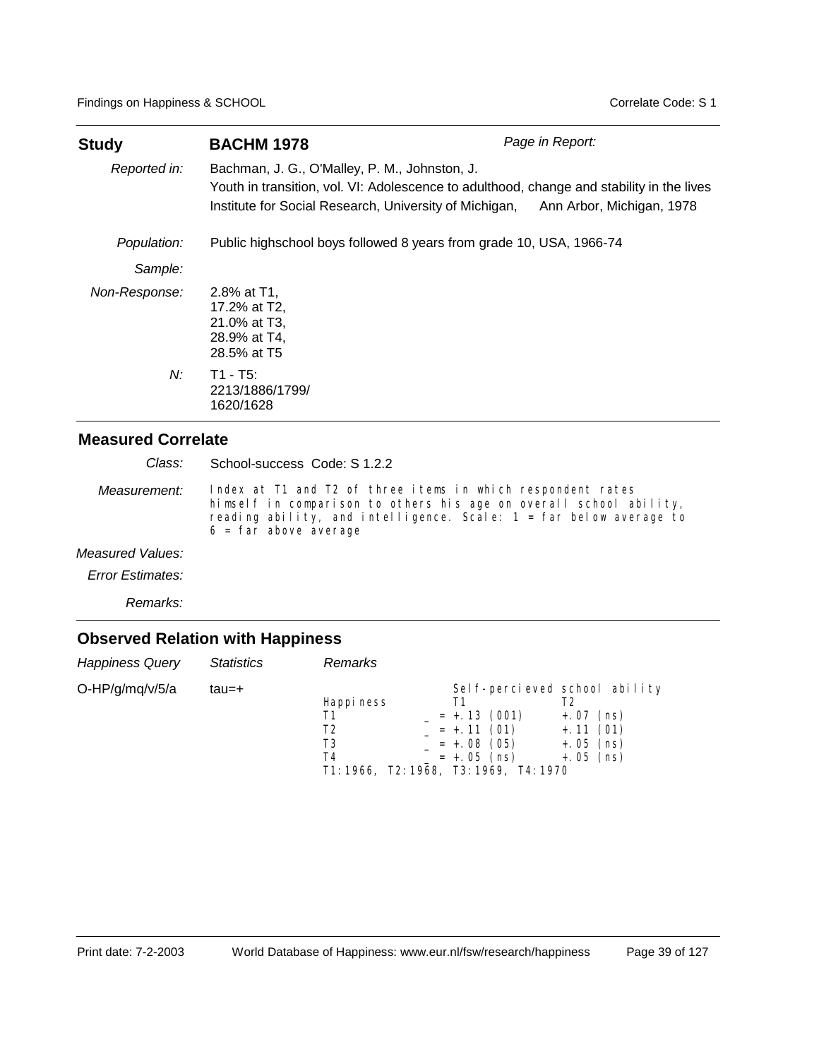| **Study** | **BACHM 1978** | *Page in Report:* |
|---|---|---|
| *Reported in:* | Bachman, J. G., O'Malley, P. M., Johnston, J. Youth in transition, vol. VI: Adolescence to adulthood, change and stability in the lives Institute for Social Research, University of Michigan, Ann Arbor, Michigan, 1978 | |
| *Population:* | Public highschool boys followed 8 years from grade 10, USA, 1966-74 | |
| *Sample:* | | |
| *Non-Response:* | 2.8% at T1, 17.2% at T2, 21.0% at T3, 28.9% at T4, 28.5% at T5 | |
| *N:* | T1 - T5: 2213/1886/1799/ 1620/1628 | |

## Measured Correlate

*Class:* School-success Code: S 1.2.2

*Measurement:* Index at T1 and T2 of three items in which respondent rates himself in comparison to others his age on overall school ability, reading ability, and intelligence. Scale: 1 = far below average to 6 = far above average

*Measured Values:*

*Error Estimates:*

*Remarks:*

## Observed Relation with Happiness

| *Happiness Query* | *Statistics* | *Remarks* |
|---|---|---|
| O-HP/g/mq/v/5/a | tau=+ | |

```
                  Self-percieved school ability
Happiness         T1                 T2
T1             _ = +.13 (001)     +.07 (ns)
T2             _ = +.11 (01)      +.11 (01)
T3             _ = +.08 (05)      +.05 (ns)
T4             _ = +.05 (ns)      +.05 (ns)
T1:1966, T2:1968, T3:1969, T4:1970
```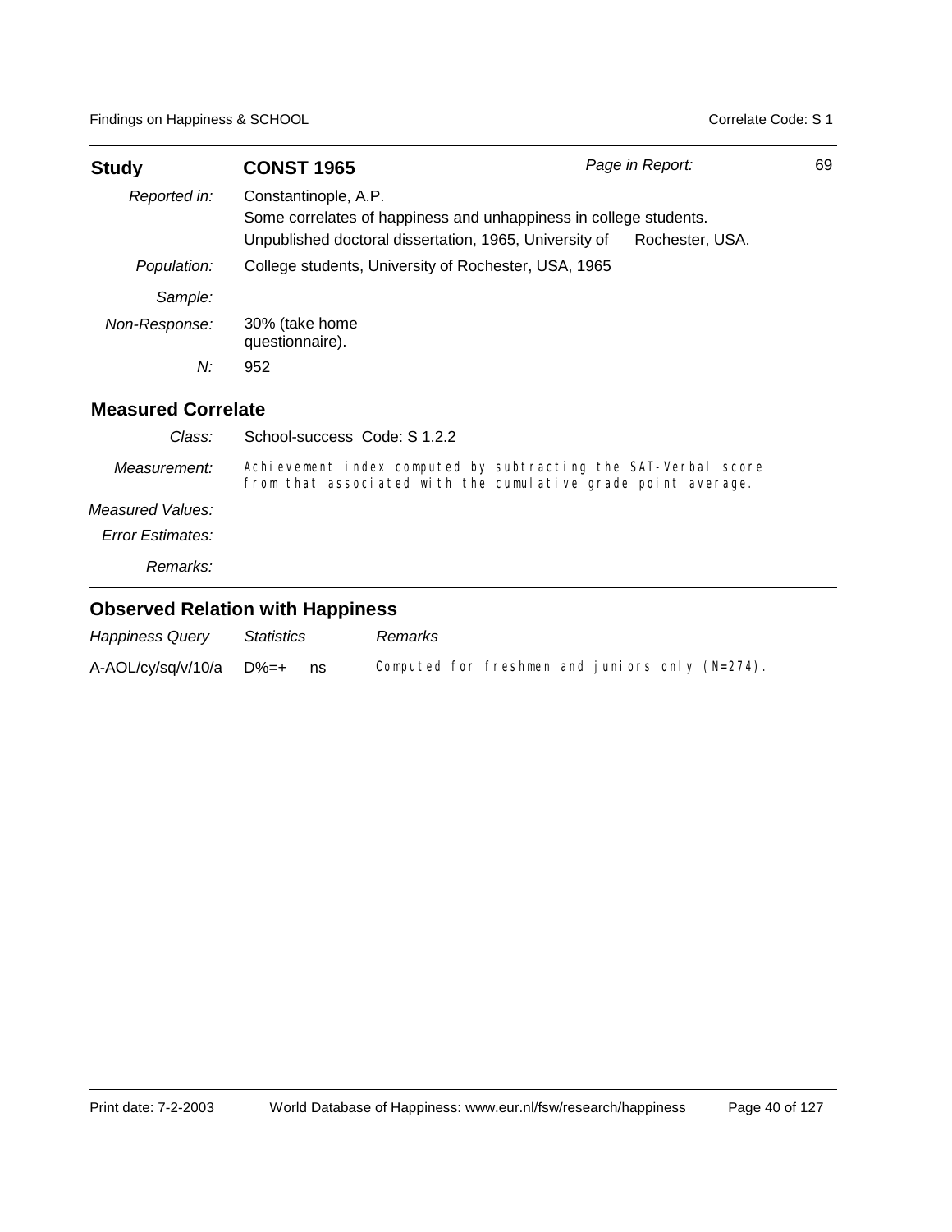| **Study** | **CONST 1965** | *Page in Report:* | 69 |
|---|---|---|---|
| *Reported in:* | Constantinople, A.P. Some correlates of happiness and unhappiness in college students. Unpublished doctoral dissertation, 1965, University of Rochester, USA. | | |
| *Population:* | College students, University of Rochester, USA, 1965 | | |
| *Sample:* | | | |
| *Non-Response:* | 30% (take home questionnaire). | | |
| *N:* | 952 | | |

## Measured Correlate

| | |
|---|---|
| *Class:* | School-success Code: S 1.2.2 |
| *Measurement:* | Achievement index computed by subtracting the SAT-Verbal score from that associated with the cumulative grade point average. |
| *Measured Values:* | |
| *Error Estimates:* | |
| *Remarks:* | |

## Observed Relation with Happiness

| *Happiness Query* | *Statistics* | *Remarks* |
|---|---|---|
| A-AOL/cy/sq/v/10/a | D%=+ ns | Computed for freshmen and juniors only (N=274). |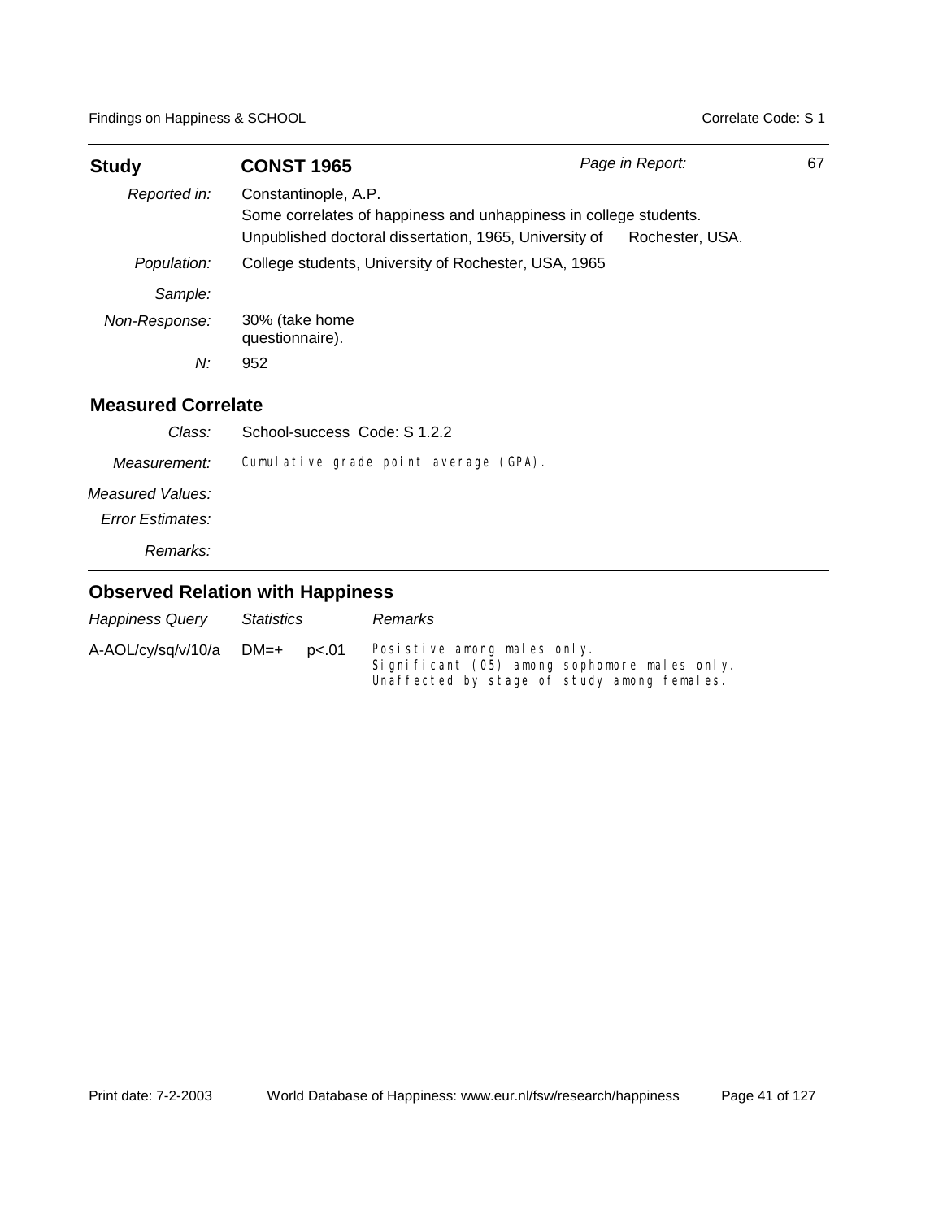| Study | CONST 1965 | Page in Report: | 67 |
|---|---|---|---|
| *Reported in:* | Constantinople, A.P. Some correlates of happiness and unhappiness in college students. Unpublished doctoral dissertation, 1965, University of Rochester, USA. | | |
| *Population:* | College students, University of Rochester, USA, 1965 | | |
| *Sample:* | | | |
| *Non-Response:* | 30% (take home questionnaire). | | |
| *N:* | 952 | | |

## Measured Correlate

| | |
|---|---|
| *Class:* | School-success Code: S 1.2.2 |
| *Measurement:* | Cumulative grade point average (GPA). |
| *Measured Values:* | |
| *Error Estimates:* | |
| *Remarks:* | |

## Observed Relation with Happiness

| *Happiness Query* | *Statistics* | | *Remarks* |
|---|---|---|---|
| A-AOL/cy/sq/v/10/a | DM=+ | $p < .01$ | Posistive among males only. Significant (05) among sophomore males only. Unaffected by stage of study among females. |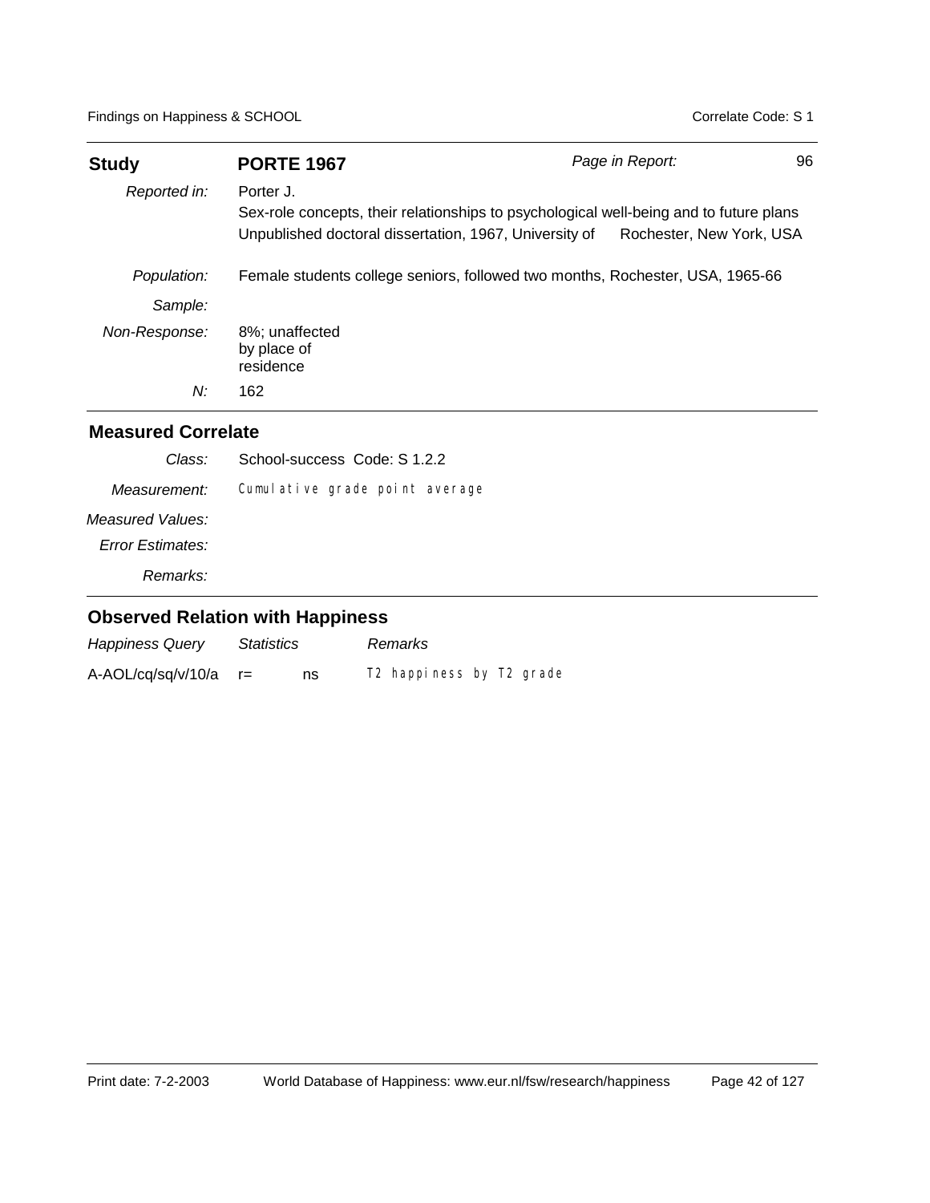| **Study** | **PORTE 1967** | *Page in Report:* | 96 |
|---|---|---|---|
| *Reported in:* | Porter J.<br>Sex-role concepts, their relationships to psychological well-being and to future plans<br>Unpublished doctoral dissertation, 1967, University of Rochester, New York, USA | | |
| *Population:* | Female students college seniors, followed two months, Rochester, USA, 1965-66 | | |
| *Sample:* | | | |
| *Non-Response:* | 8%; unaffected by place of residence | | |
| *N:* | 162 | | |

## Measured Correlate

| | |
|---|---|
| *Class:* | School-success Code: S 1.2.2 |
| *Measurement:* | Cumulative grade point average |
| *Measured Values:* | |
| *Error Estimates:* | |
| *Remarks:* | |

## Observed Relation with Happiness

| *Happiness Query* | *Statistics* | | *Remarks* |
|---|---|---|---|
| A-AOL/cq/sq/v/10/a | r= | ns | T2 happiness by T2 grade |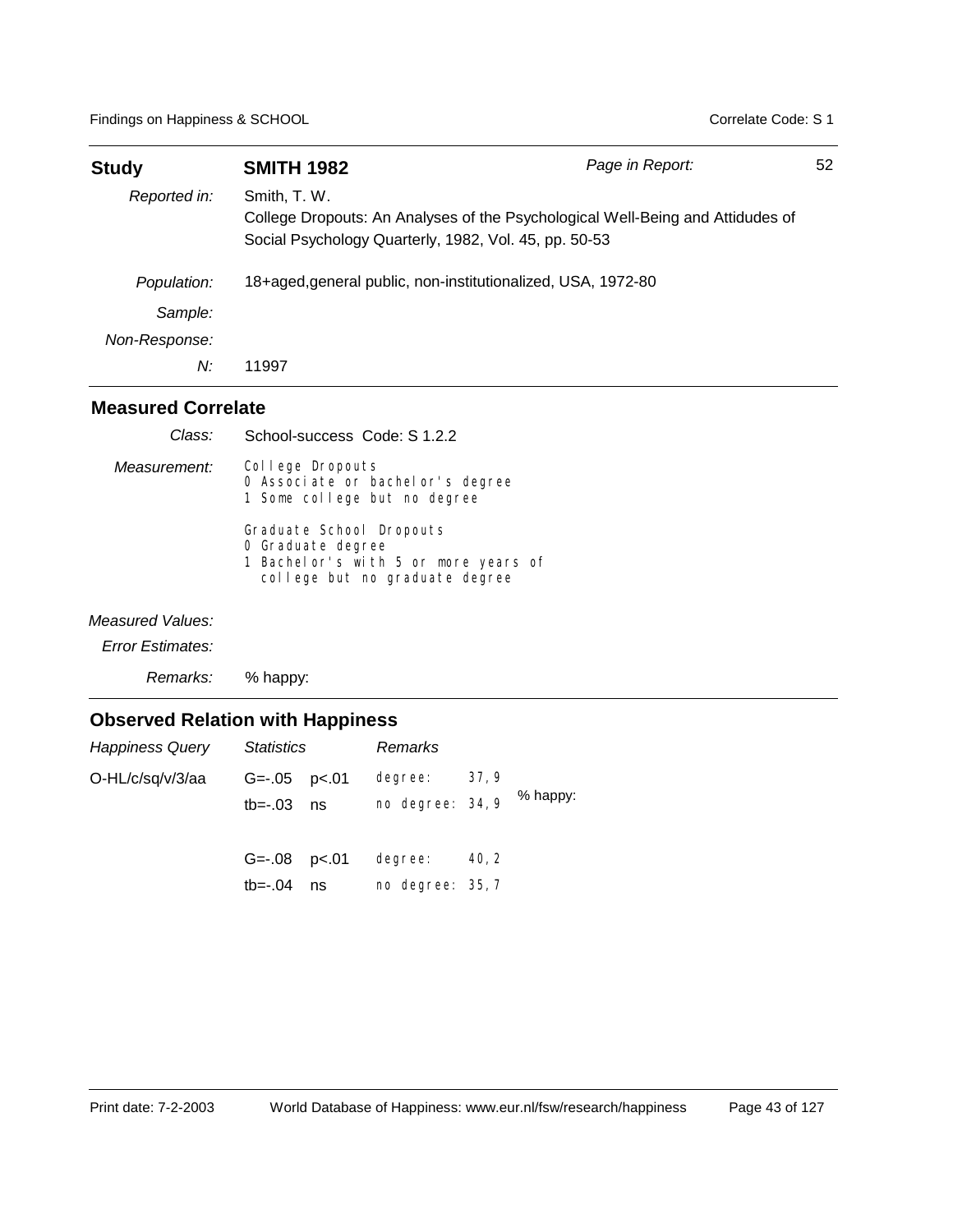| **Study** | **SMITH 1982** | *Page in Report:* | 52 |
|---|---|---|---|
| *Reported in:* | Smith, T. W.<br>College Dropouts: An Analyses of the Psychological Well-Being and Attidudes of<br>Social Psychology Quarterly, 1982, Vol. 45, pp. 50-53 | | |
| *Population:* | 18+aged,general public, non-institutionalized, USA, 1972-80 | | |
| *Sample:* | | | |
| *Non-Response:* | | | |
| *N:* | 11997 | | |

## Measured Correlate

*Class:* School-success Code: S 1.2.2

*Measurement:*

```
College Dropouts
0 Associate or bachelor's degree
1 Some college but no degree

Graduate School Dropouts
0 Graduate degree
1 Bachelor's with 5 or more years of
  college but no graduate degree
```

*Measured Values:*

*Error Estimates:*

*Remarks:* % happy:

## Observed Relation with Happiness

| *Happiness Query* | *Statistics* | | *Remarks* | | |
|---|---|---|---|---|---|
| O-HL/c/sq/v/3/aa | G=-.05 | p<.01 | degree: | 37,9 | % happy: |
| | tb=-.03 | ns | no degree: | 34,9 | |
| | G=-.08 | p<.01 | degree: | 40,2 | |
| | tb=-.04 | ns | no degree: | 35,7 | |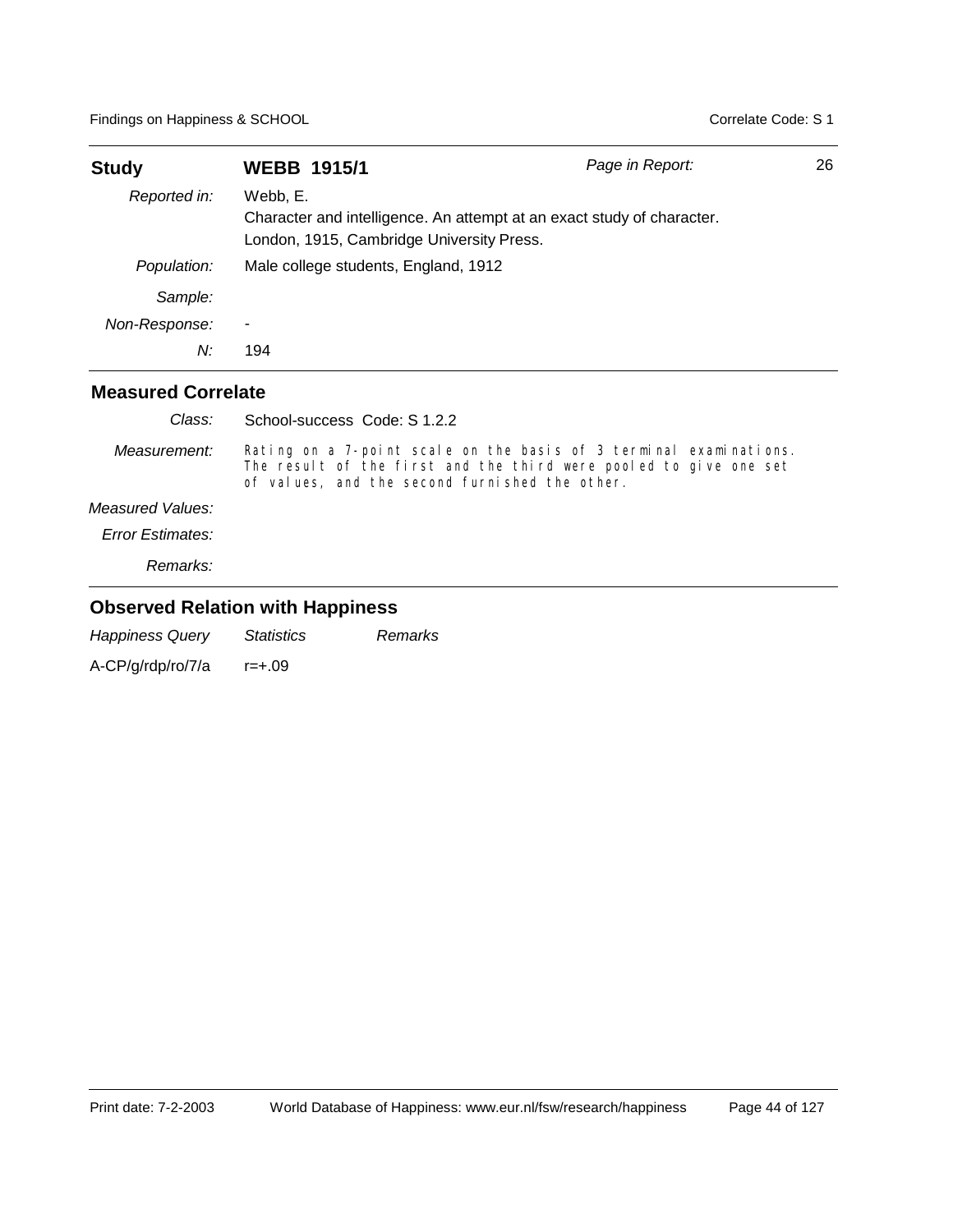| **Study** | **WEBB 1915/1** | *Page in Report:* | 26 |
|---|---|---|---|
| *Reported in:* | Webb, E.<br>Character and intelligence. An attempt at an exact study of character.<br>London, 1915, Cambridge University Press. | | |
| *Population:* | Male college students, England, 1912 | | |
| *Sample:* | | | |
| *Non-Response:* | - | | |
| *N:* | 194 | | |

## Measured Correlate

| | |
|---|---|
| *Class:* | School-success Code: S 1.2.2 |
| *Measurement:* | Rating on a 7-point scale on the basis of 3 terminal examinations. The result of the first and the third were pooled to give one set of values, and the second furnished the other. |
| *Measured Values:* | |
| *Error Estimates:* | |
| *Remarks:* | |

## Observed Relation with Happiness

| *Happiness Query* | *Statistics* | *Remarks* |
|---|---|---|
| A-CP/g/rdp/ro/7/a | r=+.09 | |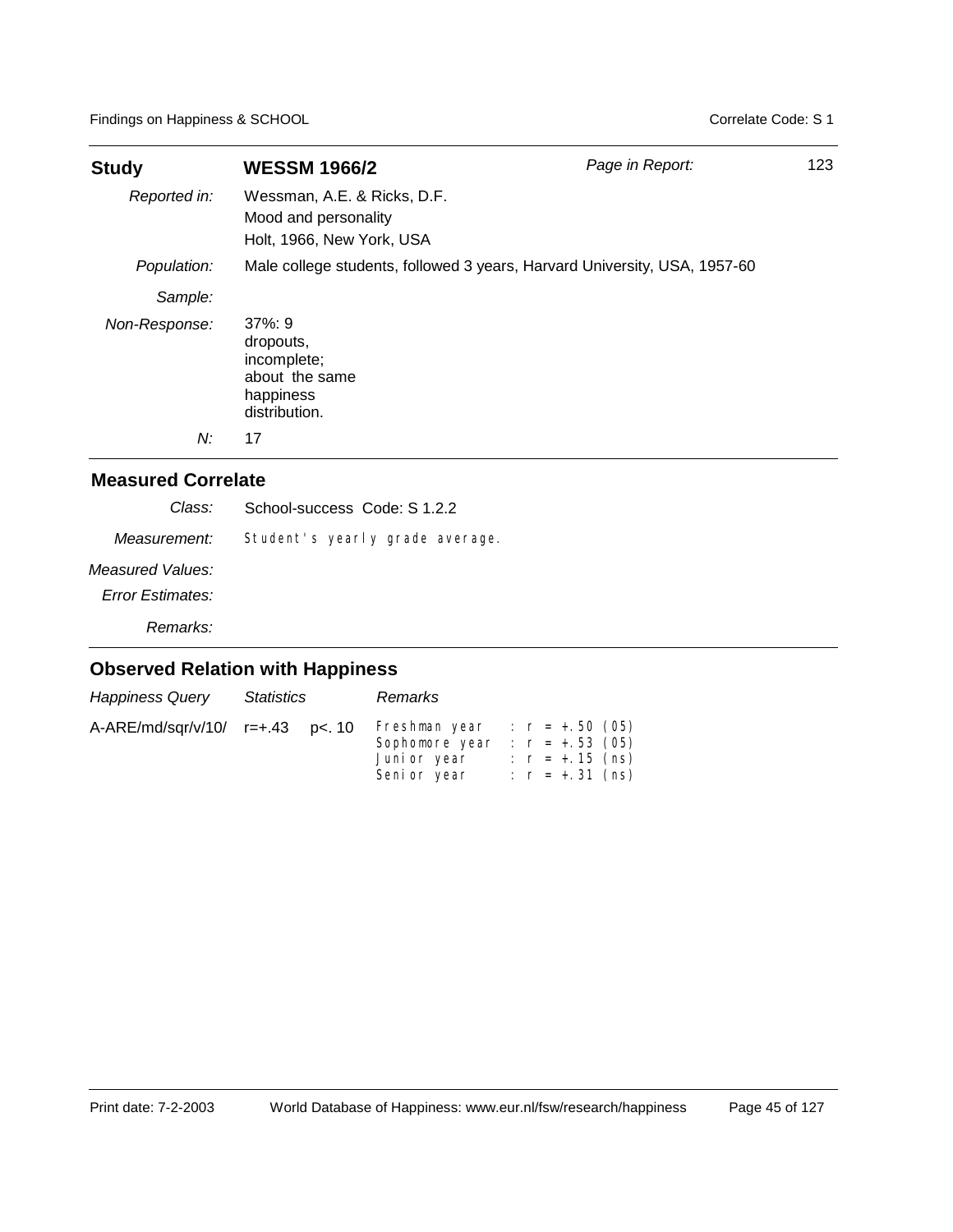| **Study** | **WESSM 1966/2** | *Page in Report:* | 123 |
|---|---|---|---|
| *Reported in:* | Wessman, A.E. & Ricks, D.F.<br>Mood and personality<br>Holt, 1966, New York, USA | | |
| *Population:* | Male college students, followed 3 years, Harvard University, USA, 1957-60 | | |
| *Sample:* | | | |
| *Non-Response:* | 37%: 9 dropouts, incomplete; about the same happiness distribution. | | |
| *N:* | 17 | | |

## Measured Correlate

| | |
|---|---|
| *Class:* | School-success Code: S 1.2.2 |
| *Measurement:* | Student's yearly grade average. |
| *Measured Values:* | |
| *Error Estimates:* | |
| *Remarks:* | |

## Observed Relation with Happiness

| *Happiness Query* | *Statistics* | | *Remarks* |
|---|---|---|---|
| A-ARE/md/sqr/v/10/ | r=+.43 | p<. 10 | Freshman year : r = +.50 (05)<br>Sophomore year : r = +.53 (05)<br>Junior year : r = +.15 (ns)<br>Senior year : r = +.31 (ns) |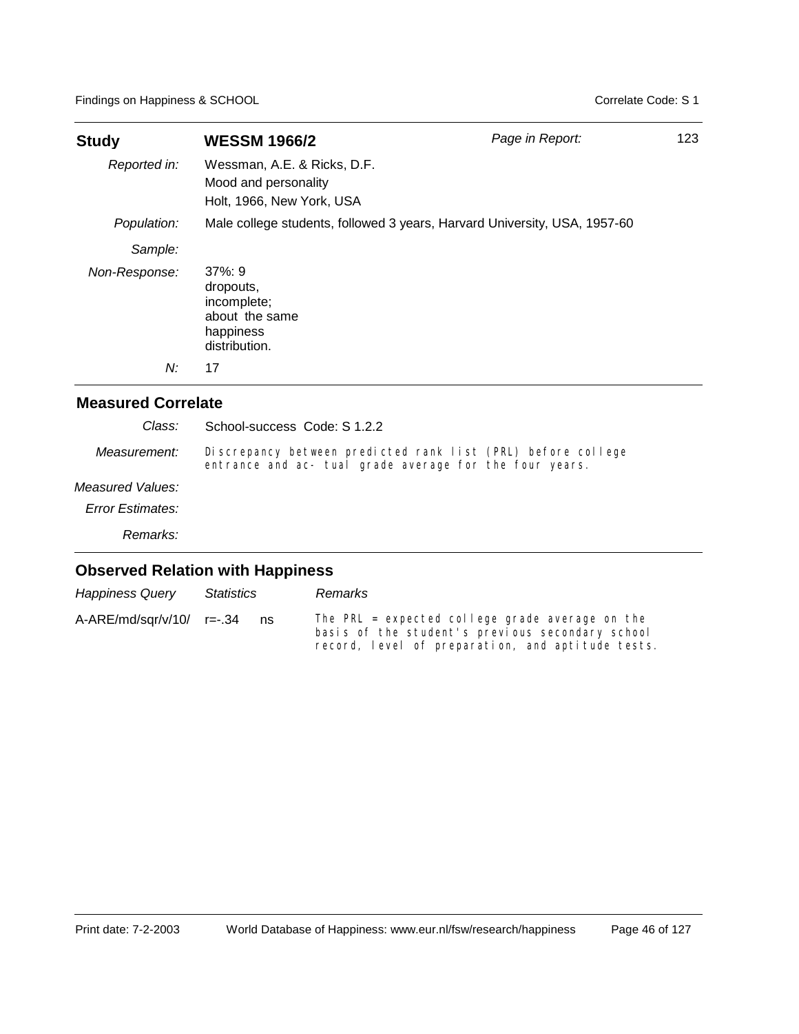| **Study** | **WESSM 1966/2** | *Page in Report:* | 123 |
|---|---|---|---|
| *Reported in:* | Wessman, A.E. & Ricks, D.F.<br>Mood and personality<br>Holt, 1966, New York, USA | | |
| *Population:* | Male college students, followed 3 years, Harvard University, USA, 1957-60 | | |
| *Sample:* | | | |
| *Non-Response:* | 37%: 9 dropouts, incomplete; about the same happiness distribution. | | |
| *N:* | 17 | | |

## Measured Correlate

| | |
|---|---|
| *Class:* | School-success Code: S 1.2.2 |
| *Measurement:* | Discrepancy between predicted rank list (PRL) before college entrance and ac- tual grade average for the four years. |
| *Measured Values:* | |
| *Error Estimates:* | |
| *Remarks:* | |

## Observed Relation with Happiness

| *Happiness Query* | *Statistics* | | *Remarks* |
|---|---|---|---|
| A-ARE/md/sqr/v/10/ | r=-.34 | ns | The PRL = expected college grade average on the basis of the student's previous secondary school record, level of preparation, and aptitude tests. |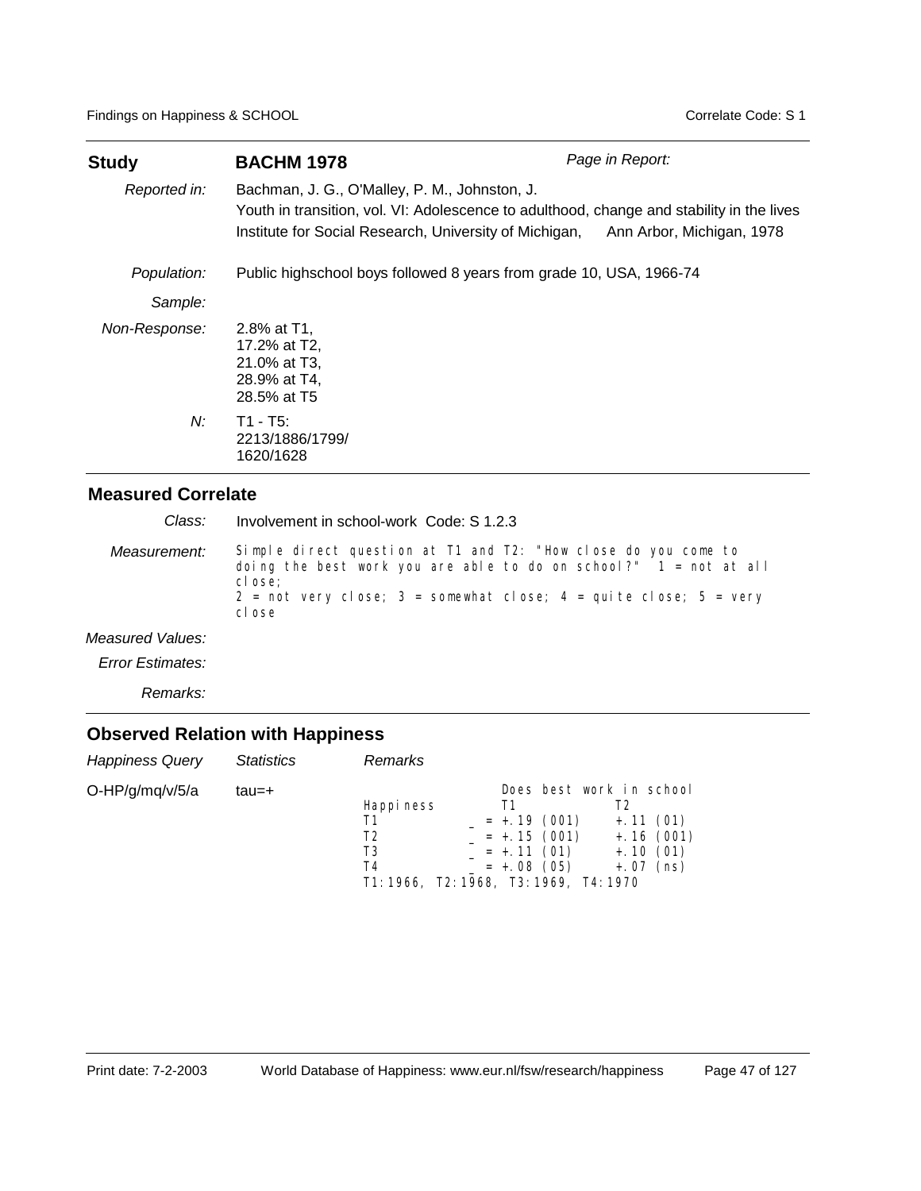| **Study** | **BACHM 1978** | *Page in Report:* |
|---|---|---|
| *Reported in:* | Bachman, J. G., O'Malley, P. M., Johnston, J.<br>Youth in transition, vol. VI: Adolescence to adulthood, change and stability in the lives<br>Institute for Social Research, University of Michigan, Ann Arbor, Michigan, 1978 | |
| *Population:* | Public highschool boys followed 8 years from grade 10, USA, 1966-74 | |
| *Sample:* | | |
| *Non-Response:* | 2.8% at T1,<br>17.2% at T2,<br>21.0% at T3,<br>28.9% at T4,<br>28.5% at T5 | |
| *N:* | T1 - T5:<br>2213/1886/1799/<br>1620/1628 | |

## Measured Correlate

| | |
|---|---|
| *Class:* | Involvement in school-work Code: S 1.2.3 |
| *Measurement:* | Simple direct question at T1 and T2: "How close do you come to doing the best work you are able to do on school?" 1 = not at all close;<br>2 = not very close; 3 = somewhat close; 4 = quite close; 5 = very close |
| *Measured Values:* | |
| *Error Estimates:* | |
| *Remarks:* | |

## Observed Relation with Happiness

| *Happiness Query* | *Statistics* | *Remarks* |
|---|---|---|
| O-HP/g/mq/v/5/a | tau=+ | |

Does best work in school

| Happiness | T1 | T2 |
|---|---|---|
| T1 | = +.19 (001) | +.11 (01) |
| T2 | = +.15 (001) | +.16 (001) |
| T3 | = +.11 (01) | +.10 (01) |
| T4 | = +.08 (05) | +.07 (ns) |

T1:1966, T2:1968, T3:1969, T4:1970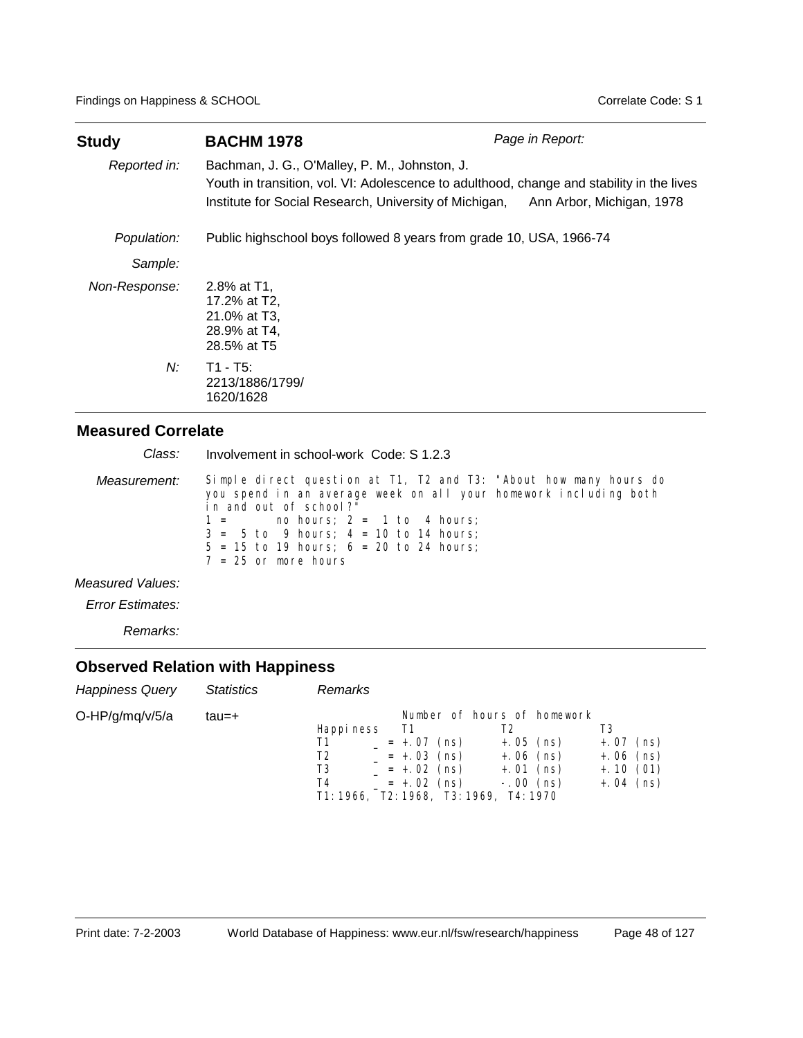| **Study** | **BACHM 1978** | *Page in Report:* |
|---|---|---|
| *Reported in:* | Bachman, J. G., O'Malley, P. M., Johnston, J.<br>Youth in transition, vol. VI: Adolescence to adulthood, change and stability in the lives<br>Institute for Social Research, University of Michigan, Ann Arbor, Michigan, 1978 | |
| *Population:* | Public highschool boys followed 8 years from grade 10, USA, 1966-74 | |
| *Sample:* | | |
| *Non-Response:* | 2.8% at T1,<br>17.2% at T2,<br>21.0% at T3,<br>28.9% at T4,<br>28.5% at T5 | |
| *N:* | T1 - T5:<br>2213/1886/1799/<br>1620/1628 | |

## Measured Correlate

*Class:* Involvement in school-work Code: S 1.2.3

*Measurement:*

```
Simple direct question at T1, T2 and T3: "About how many hours do
you spend in an average week on all your homework including both
in and out of school?"
1 =       no hours; 2 =  1 to  4 hours;
3 =  5 to  9 hours; 4 = 10 to 14 hours;
5 = 15 to 19 hours; 6 = 20 to 24 hours;
7 = 25 or more hours
```

*Measured Values:*

*Error Estimates:*

*Remarks:*

## Observed Relation with Happiness

| *Happiness Query* | *Statistics* | *Remarks* |
|---|---|---|
| O-HP/g/mq/v/5/a | tau=+ | |

Number of hours of homework

| Happiness | T1 | T2 | T3 |
|---|---|---|---|
| T1 | _ = +.07 (ns) | +.05 (ns) | +.07 (ns) |
| T2 | _ = +.03 (ns) | +.06 (ns) | +.06 (ns) |
| T3 | _ = +.02 (ns) | +.01 (ns) | +.10 (01) |
| T4 | _ = +.02 (ns) | -.00 (ns) | +.04 (ns) |

T1:1966, T2:1968, T3:1969, T4:1970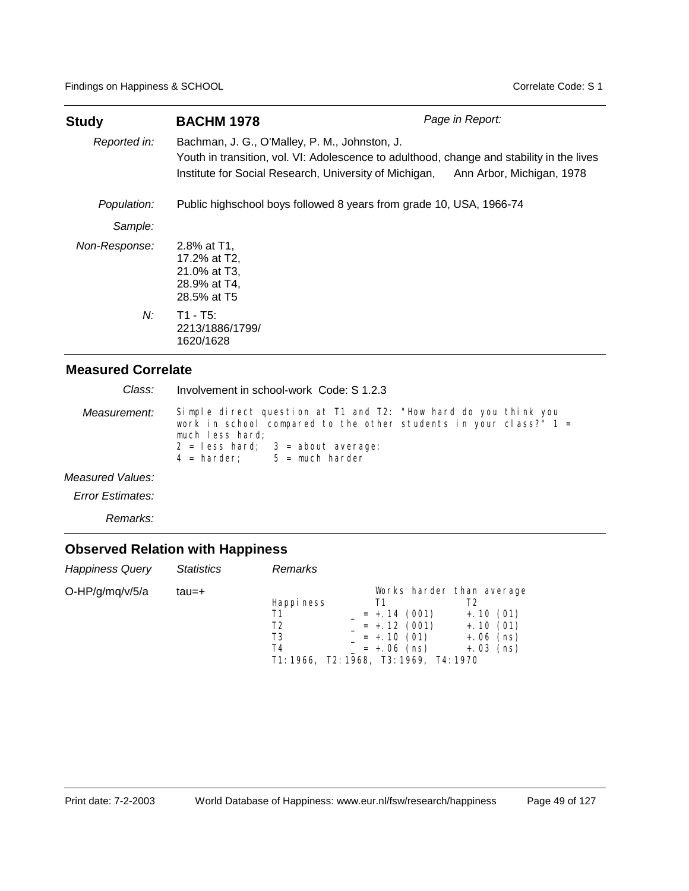| **Study** | **BACHM 1978** | *Page in Report:* |
|---|---|---|
| *Reported in:* | Bachman, J. G., O'Malley, P. M., Johnston, J.<br>Youth in transition, vol. VI: Adolescence to adulthood, change and stability in the lives<br>Institute for Social Research, University of Michigan, Ann Arbor, Michigan, 1978 | |
| *Population:* | Public highschool boys followed 8 years from grade 10, USA, 1966-74 | |
| *Sample:* | | |
| *Non-Response:* | 2.8% at T1,<br>17.2% at T2,<br>21.0% at T3,<br>28.9% at T4,<br>28.5% at T5 | |
| *N:* | T1 - T5:<br>2213/1886/1799/<br>1620/1628 | |

## Measured Correlate

| | |
|---|---|
| *Class:* | Involvement in school-work Code: S 1.2.3 |
| *Measurement:* | Simple direct question at T1 and T2: "How hard do you think you work in school compared to the other students in your class?" 1 = much less hard;<br>2 = less hard; 3 = about average:<br>4 = harder; 5 = much harder |
| *Measured Values:* | |
| *Error Estimates:* | |
| *Remarks:* | |

## Observed Relation with Happiness

| *Happiness Query* | *Statistics* | *Remarks* |
|---|---|---|
| O-HP/g/mq/v/5/a | tau=+ | see below |

| | Works harder than average | |
|---|---|---|
| Happiness | T1 | T2 |
| T1 | _ = +.14 (001) | +.10 (01) |
| T2 | _ = +.12 (001) | +.10 (01) |
| T3 | _ = +.10 (01) | +.06 (ns) |
| T4 | _ = +.06 (ns) | +.03 (ns) |

T1:1966, T2:1968, T3:1969, T4:1970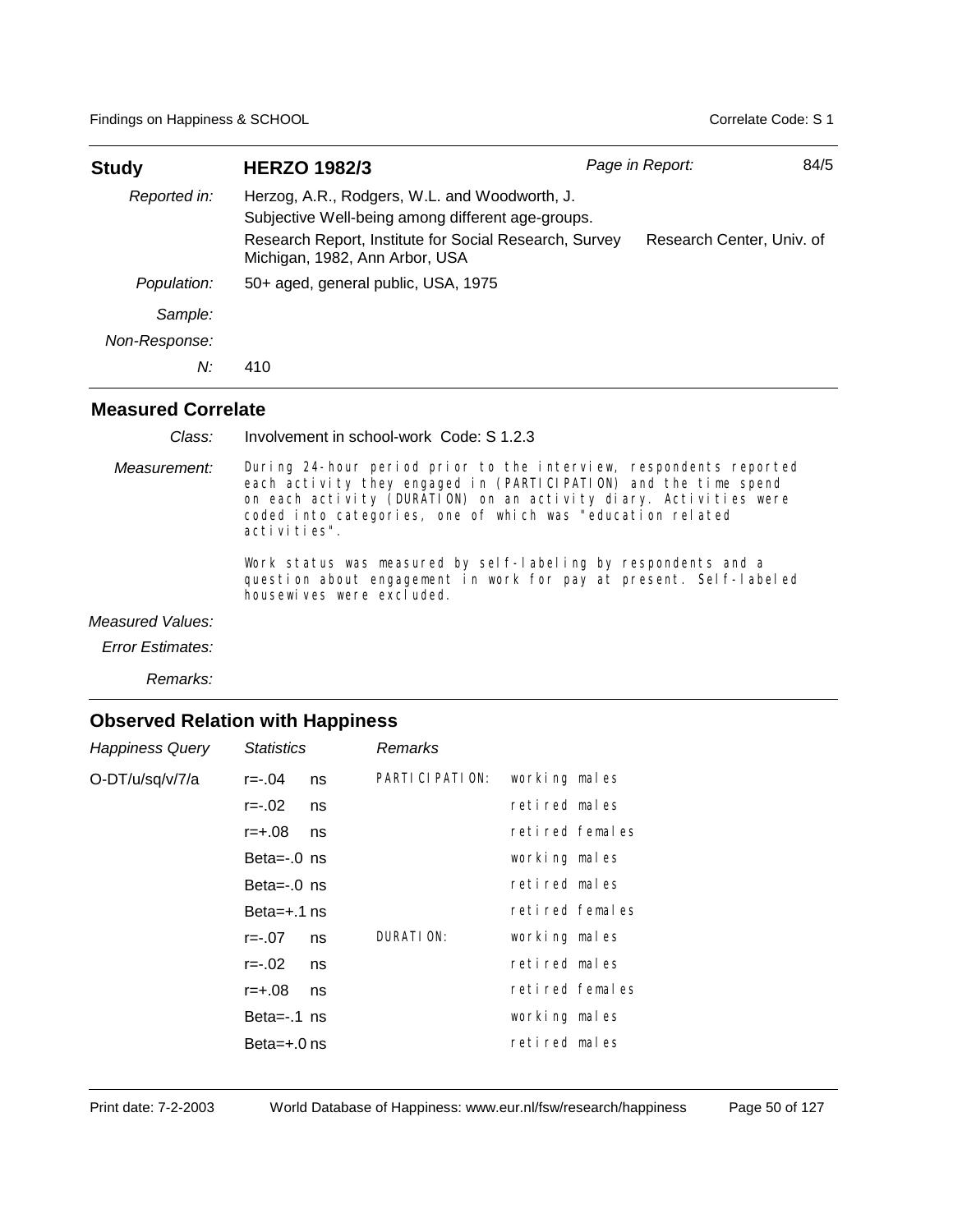| **Study** | **HERZO 1982/3** | *Page in Report:* | 84/5 |
|---|---|---|---|
| *Reported in:* | Herzog, A.R., Rodgers, W.L. and Woodworth, J. Subjective Well-being among different age-groups. Research Report, Institute for Social Research, Survey Research Center, Univ. of Michigan, 1982, Ann Arbor, USA | | |
| *Population:* | 50+ aged, general public, USA, 1975 | | |
| *Sample:* | | | |
| *Non-Response:* | | | |
| *N:* | 410 | | |

## Measured Correlate

*Class:* Involvement in school-work Code: S 1.2.3

*Measurement:* During 24-hour period prior to the interview, respondents reported each activity they engaged in (PARTICIPATION) and the time spend on each activity (DURATION) on an activity diary. Activities were coded into categories, one of which was "education related activities".

Work status was measured by self-labeling by respondents and a question about engagement in work for pay at present. Self-labeled housewives were excluded.

*Measured Values:*

*Error Estimates:*

*Remarks:*

## Observed Relation with Happiness

| *Happiness Query* | *Statistics* | | *Remarks* | |
|---|---|---|---|---|
| O-DT/u/sq/v/7/a | r=-.04 | ns | PARTICIPATION: | working males |
| | r=-.02 | ns | | retired males |
| | r=+.08 | ns | | retired females |
| | Beta=-.0 | ns | | working males |
| | Beta=-.0 | ns | | retired males |
| | Beta=+.1 | ns | | retired females |
| | r=-.07 | ns | DURATION: | working males |
| | r=-.02 | ns | | retired males |
| | r=+.08 | ns | | retired females |
| | Beta=-.1 | ns | | working males |
| | Beta=+.0 | ns | | retired males |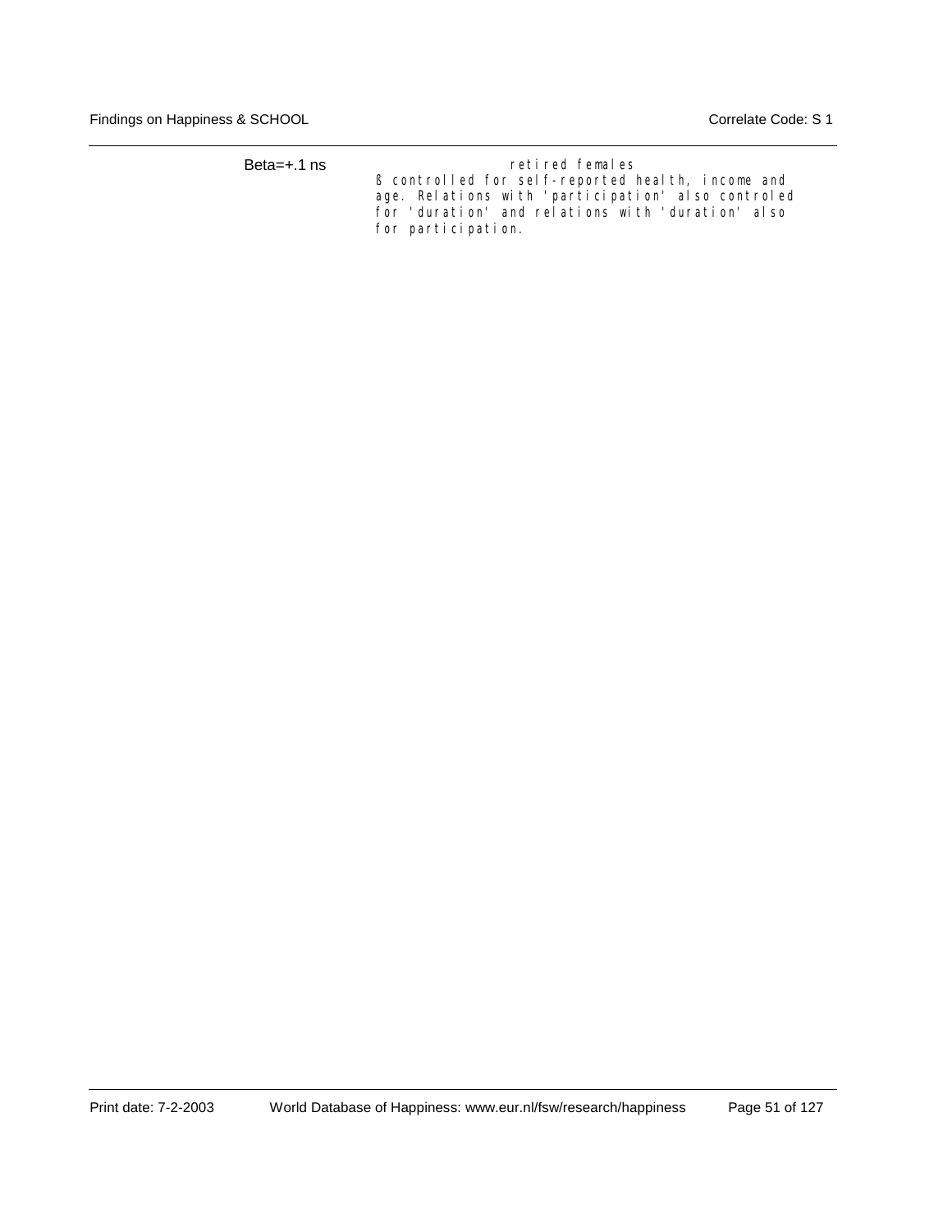Beta=+.1 ns

retired females

ß controlled for self-reported health, income and age. Relations with 'participation' also controled for 'duration' and relations with 'duration' also for participation.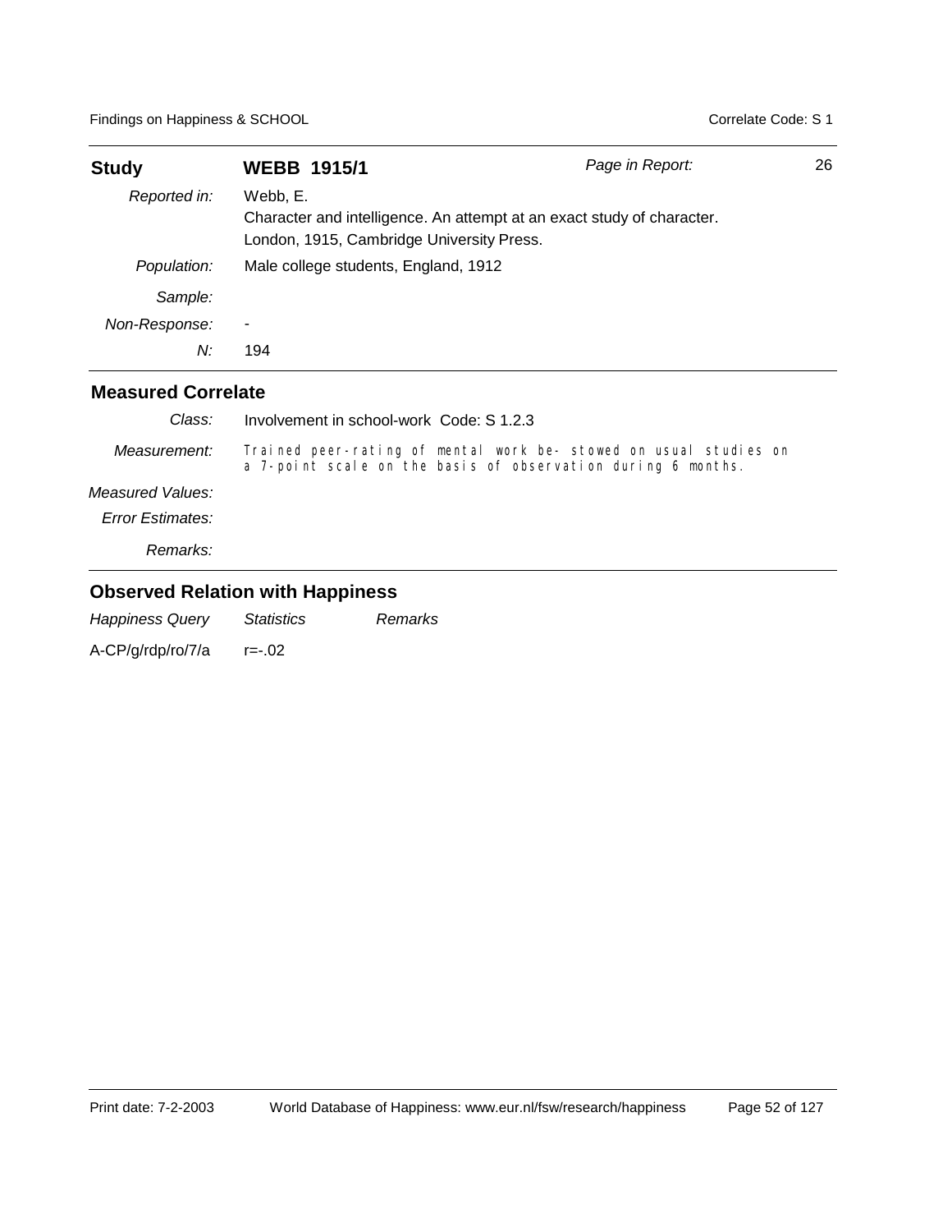| **Study** | **WEBB 1915/1** | *Page in Report:* | 26 |
|---|---|---|---|
| *Reported in:* | Webb, E.<br>Character and intelligence. An attempt at an exact study of character.<br>London, 1915, Cambridge University Press. | | |
| *Population:* | Male college students, England, 1912 | | |
| *Sample:* | | | |
| *Non-Response:* | - | | |
| *N:* | 194 | | |

## Measured Correlate

| | |
|---|---|
| *Class:* | Involvement in school-work Code: S 1.2.3 |
| *Measurement:* | Trained peer-rating of mental work be- stowed on usual studies on a 7-point scale on the basis of observation during 6 months. |
| *Measured Values:* | |
| *Error Estimates:* | |
| *Remarks:* | |

## Observed Relation with Happiness

| *Happiness Query* | *Statistics* | *Remarks* |
|---|---|---|
| A-CP/g/rdp/ro/7/a | r=-.02 | |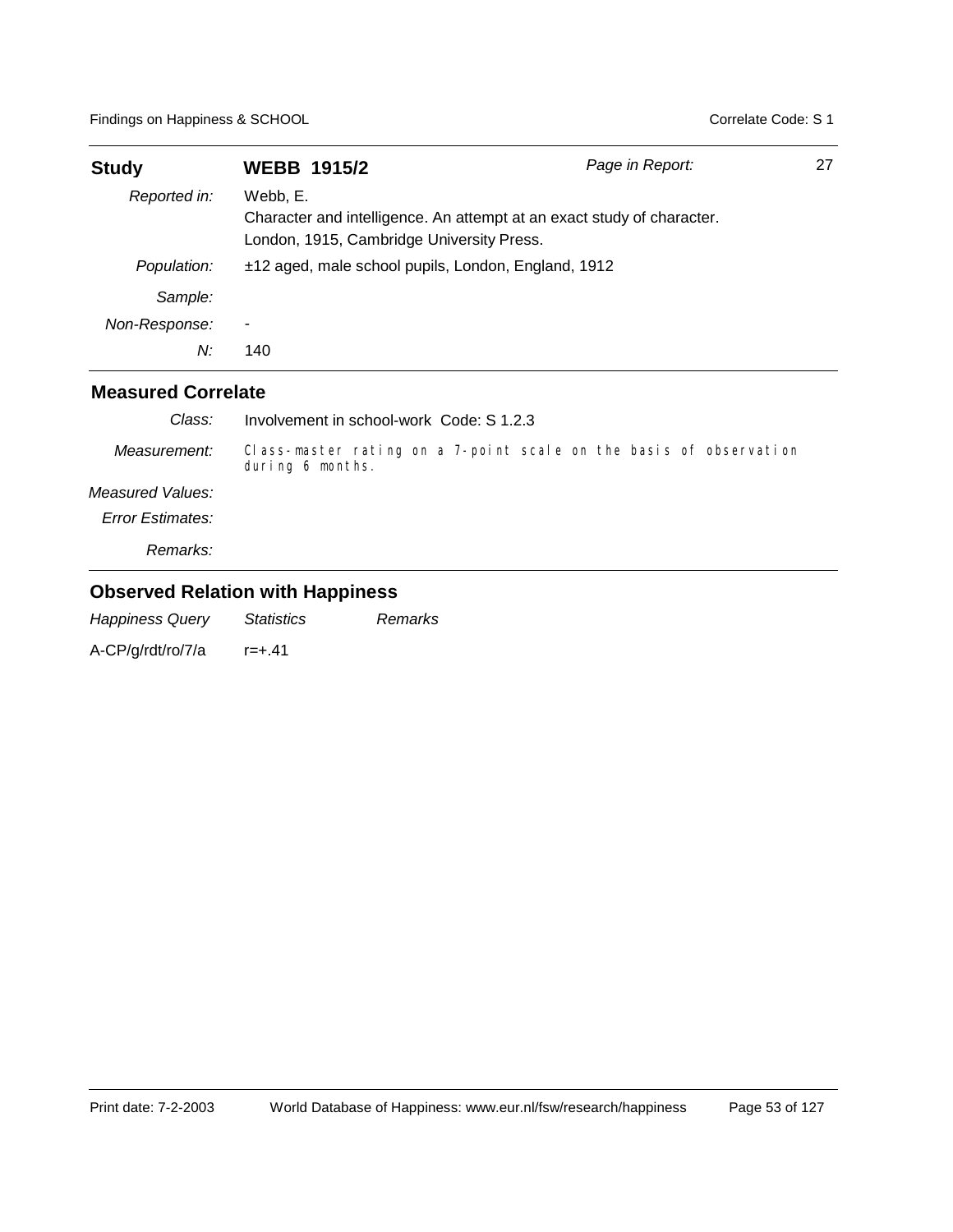| **Study** | **WEBB 1915/2** | *Page in Report:* 27 |
|---|---|---|
| *Reported in:* | Webb, E.<br>Character and intelligence. An attempt at an exact study of character.<br>London, 1915, Cambridge University Press. | |
| *Population:* | ±12 aged, male school pupils, London, England, 1912 | |
| *Sample:* | | |
| *Non-Response:* | - | |
| *N:* | 140 | |

## Measured Correlate

| | |
|---|---|
| *Class:* | Involvement in school-work Code: S 1.2.3 |
| *Measurement:* | Class-master rating on a 7-point scale on the basis of observation during 6 months. |
| *Measured Values:* | |
| *Error Estimates:* | |
| *Remarks:* | |

## Observed Relation with Happiness

| *Happiness Query* | *Statistics* | *Remarks* |
|---|---|---|
| A-CP/g/rdt/ro/7/a | r=+.41 | |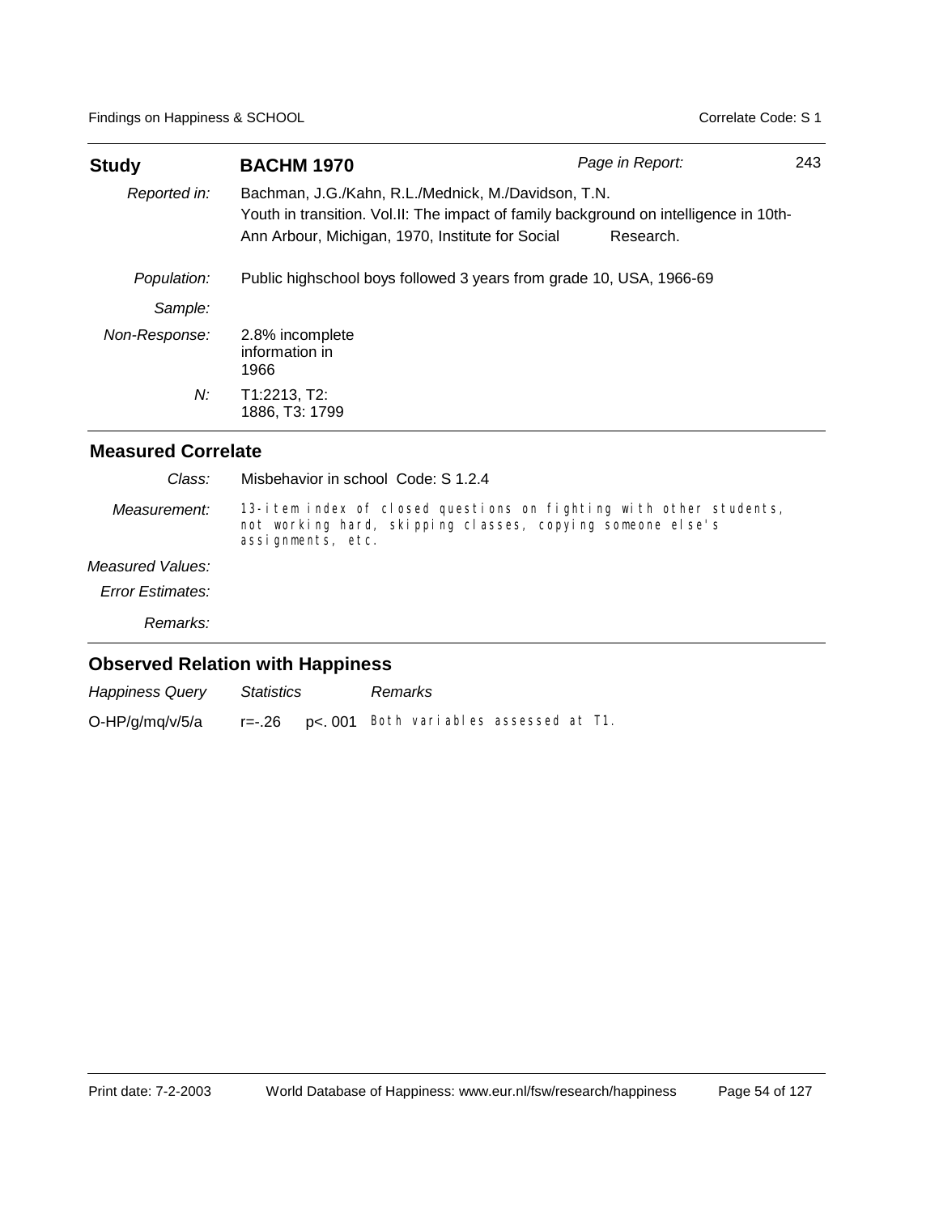| **Study** | **BACHM 1970** | *Page in Report:* | 243 |
|---|---|---|---|
| *Reported in:* | Bachman, J.G./Kahn, R.L./Mednick, M./Davidson, T.N.<br>Youth in transition. Vol.II: The impact of family background on intelligence in 10th-<br>Ann Arbour, Michigan, 1970, Institute for Social Research. | | |
| *Population:* | Public highschool boys followed 3 years from grade 10, USA, 1966-69 | | |
| *Sample:* | | | |
| *Non-Response:* | 2.8% incomplete information in 1966 | | |
| *N:* | T1:2213, T2: 1886, T3: 1799 | | |

## Measured Correlate

| | |
|---|---|
| *Class:* | Misbehavior in school Code: S 1.2.4 |
| *Measurement:* | 13-item index of closed questions on fighting with other students, not working hard, skipping classes, copying someone else's assignments, etc. |
| *Measured Values:* | |
| *Error Estimates:* | |
| *Remarks:* | |

## Observed Relation with Happiness

| *Happiness Query* | *Statistics* | | *Remarks* |
|---|---|---|---|
| O-HP/g/mq/v/5/a | r=-.26 | p<.001 | Both variables assessed at T1. |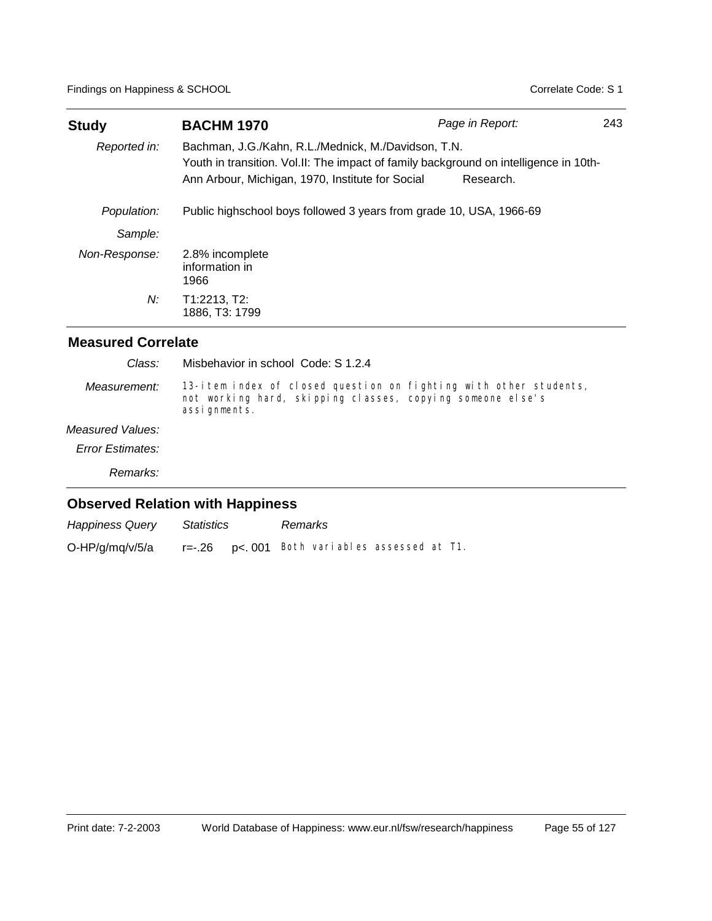| **Study** | **BACHM 1970** | *Page in Report:* 243 |
|---|---|---|
| *Reported in:* | Bachman, J.G./Kahn, R.L./Mednick, M./Davidson, T.N. Youth in transition. Vol.II: The impact of family background on intelligence in 10th-Ann Arbour, Michigan, 1970, Institute for Social Research. | |
| *Population:* | Public highschool boys followed 3 years from grade 10, USA, 1966-69 | |
| *Sample:* | | |
| *Non-Response:* | 2.8% incomplete information in 1966 | |
| *N:* | T1:2213, T2: 1886, T3: 1799 | |

## Measured Correlate

| | |
|---|---|
| *Class:* | Misbehavior in school Code: S 1.2.4 |
| *Measurement:* | 13-item index of closed question on fighting with other students, not working hard, skipping classes, copying someone else's assignments. |
| *Measured Values:* | |
| *Error Estimates:* | |
| *Remarks:* | |

## Observed Relation with Happiness

| *Happiness Query* | *Statistics* | | *Remarks* |
|---|---|---|---|
| O-HP/g/mq/v/5/a | r=-.26 | p<.001 | Both variables assessed at T1. |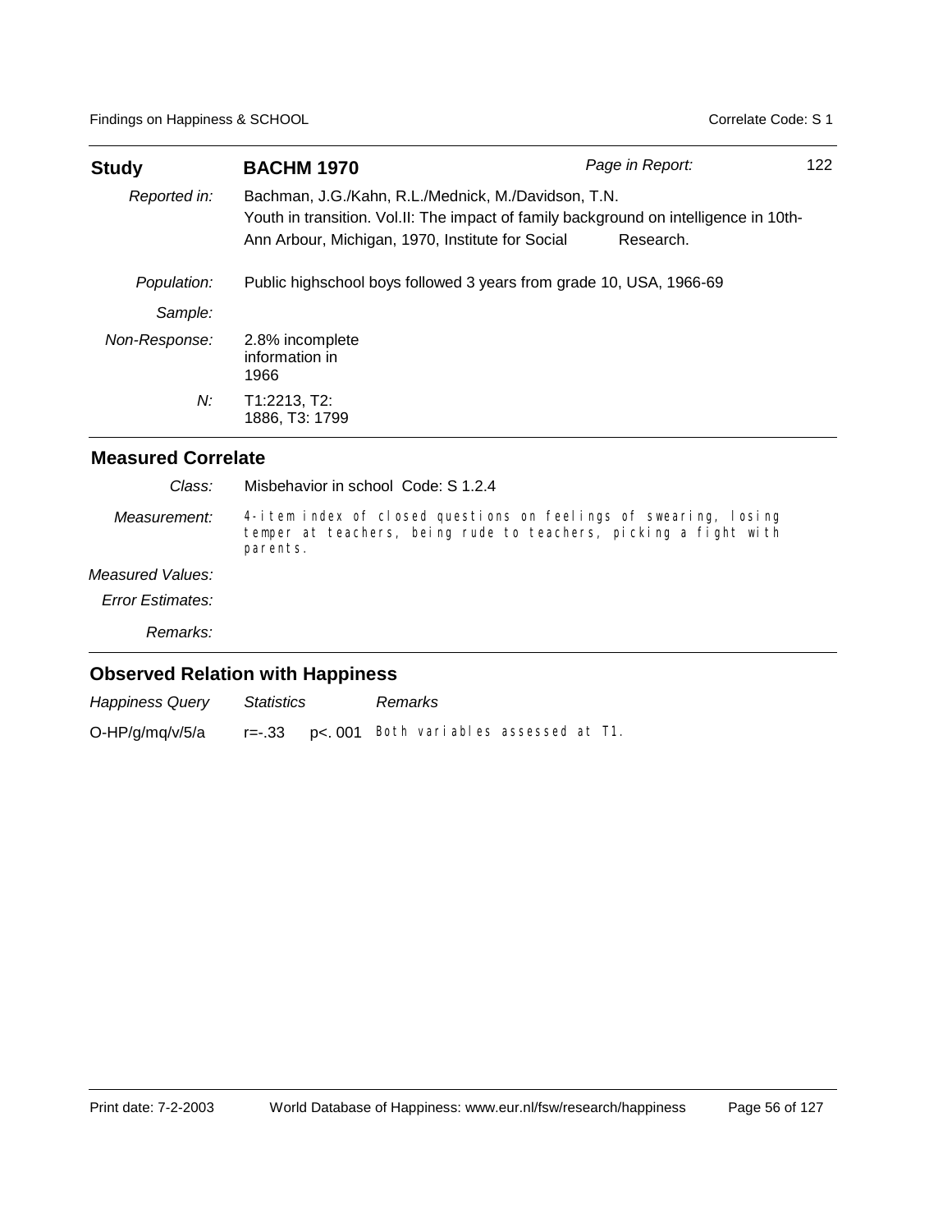| **Study** | **BACHM 1970** | *Page in Report:* 122 |
|---|---|---|
| *Reported in:* | Bachman, J.G./Kahn, R.L./Mednick, M./Davidson, T.N. Youth in transition. Vol.II: The impact of family background on intelligence in 10th-Ann Arbour, Michigan, 1970, Institute for Social Research. | |
| *Population:* | Public highschool boys followed 3 years from grade 10, USA, 1966-69 | |
| *Sample:* | | |
| *Non-Response:* | 2.8% incomplete information in 1966 | |
| *N:* | T1:2213, T2: 1886, T3: 1799 | |

## Measured Correlate

| | |
|---|---|
| *Class:* | Misbehavior in school Code: S 1.2.4 |
| *Measurement:* | 4-item index of closed questions on feelings of swearing, losing temper at teachers, being rude to teachers, picking a fight with parents. |
| *Measured Values:* | |
| *Error Estimates:* | |
| *Remarks:* | |

## Observed Relation with Happiness

| *Happiness Query* | *Statistics* | | *Remarks* |
|---|---|---|---|
| O-HP/g/mq/v/5/a | r=-.33 | p<.001 | Both variables assessed at T1. |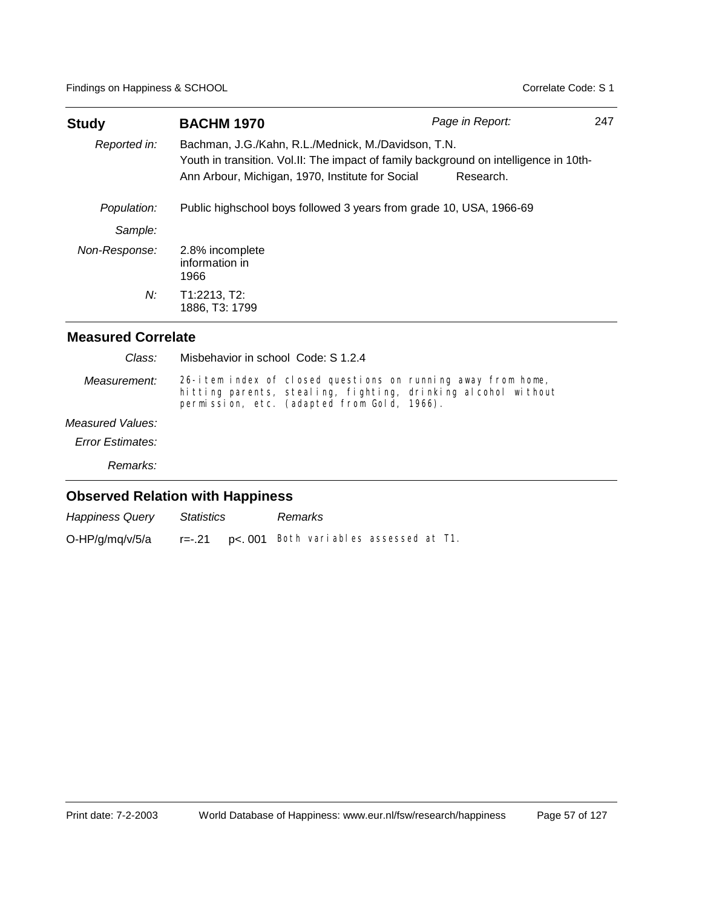| **Study** | **BACHM 1970** | *Page in Report:* 247 |
|---|---|---|
| *Reported in:* | Bachman, J.G./Kahn, R.L./Mednick, M./Davidson, T.N. Youth in transition. Vol.II: The impact of family background on intelligence in 10th-Ann Arbour, Michigan, 1970, Institute for Social Research. | |
| *Population:* | Public highschool boys followed 3 years from grade 10, USA, 1966-69 | |
| *Sample:* | | |
| *Non-Response:* | 2.8% incomplete information in 1966 | |
| *N:* | T1:2213, T2: 1886, T3: 1799 | |

## Measured Correlate

| | |
|---|---|
| *Class:* | Misbehavior in school Code: S 1.2.4 |
| *Measurement:* | 26-item index of closed questions on running away from home, hitting parents, stealing, fighting, drinking alcohol without permission, etc. (adapted from Gold, 1966). |
| *Measured Values:* | |
| *Error Estimates:* | |
| *Remarks:* | |

## Observed Relation with Happiness

| *Happiness Query* | *Statistics* | | *Remarks* |
|---|---|---|---|
| O-HP/g/mq/v/5/a | r=-.21 | $p < .001$ | Both variables assessed at T1. |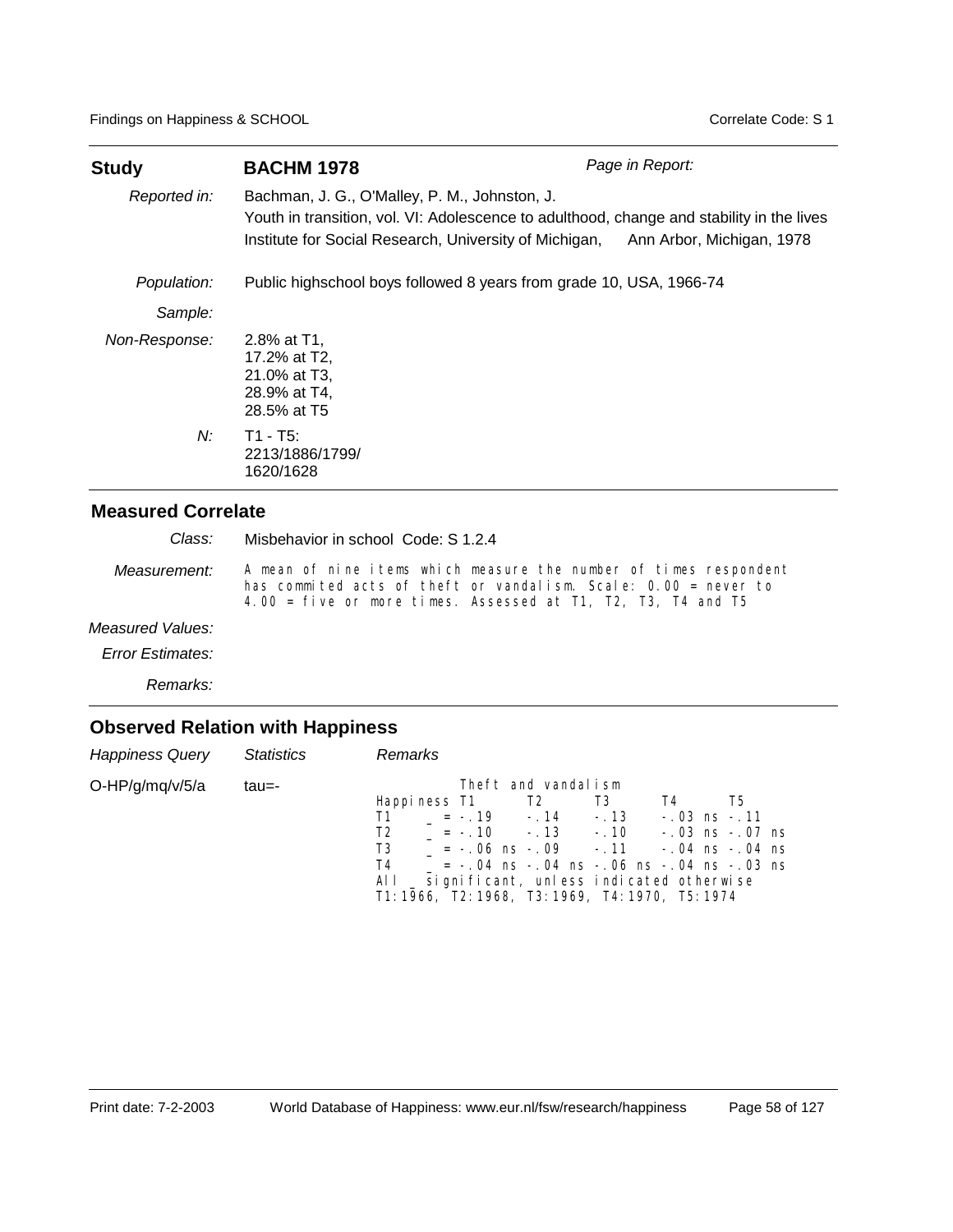| **Study** | **BACHM 1978** | *Page in Report:* |
|---|---|---|
| *Reported in:* | Bachman, J. G., O'Malley, P. M., Johnston, J.<br>Youth in transition, vol. VI: Adolescence to adulthood, change and stability in the lives<br>Institute for Social Research, University of Michigan, Ann Arbor, Michigan, 1978 | |
| *Population:* | Public highschool boys followed 8 years from grade 10, USA, 1966-74 | |
| *Sample:* | | |
| *Non-Response:* | 2.8% at T1,<br>17.2% at T2,<br>21.0% at T3,<br>28.9% at T4,<br>28.5% at T5 | |
| *N:* | T1 - T5:<br>2213/1886/1799/<br>1620/1628 | |

## Measured Correlate

*Class:* Misbehavior in school Code: S 1.2.4

*Measurement:* A mean of nine items which measure the number of times respondent has commited acts of theft or vandalism. Scale: 0.00 = never to 4.00 = five or more times. Assessed at T1, T2, T3, T4 and T5

*Measured Values:*

*Error Estimates:*

*Remarks:*

## Observed Relation with Happiness

| *Happiness Query* | *Statistics* | *Remarks* |
|---|---|---|
| O-HP/g/mq/v/5/a | tau=- | see below |

```
            Theft and vandalism
Happiness T1       T2        T3        T4         T5
T1     _ = -.19    -.14     -.13     -.03 ns -.11
T2     _ = -.10    -.13     -.10     -.03 ns -.07 ns
T3     _ = -.06 ns -.09     -.11     -.04 ns -.04 ns
T4     _ = -.04 ns -.04 ns -.06 ns -.04 ns -.03 ns
All _ significant, unless indicated otherwise
T1:1966, T2:1968, T3:1969, T4:1970, T5:1974
```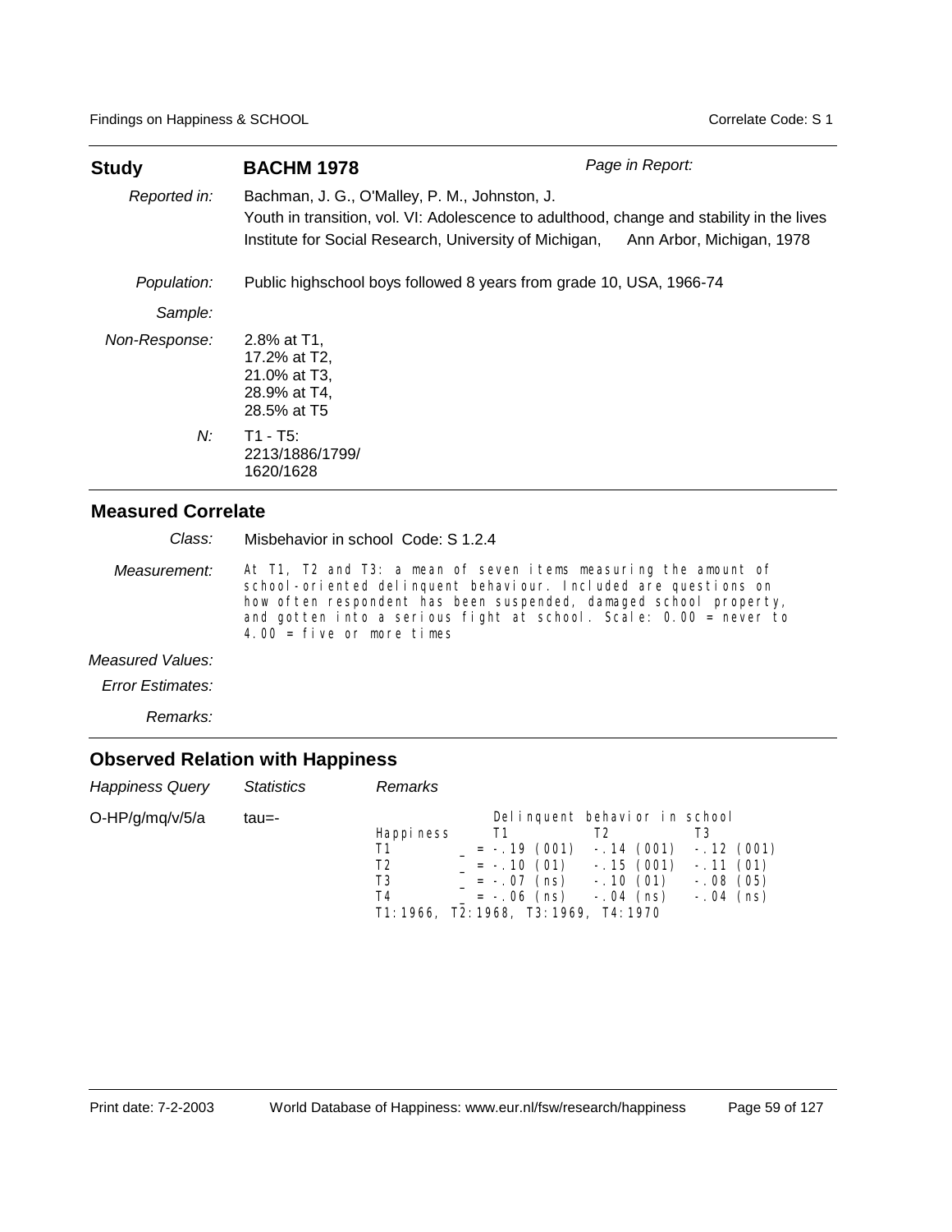## Study **BACHM 1978**

*Page in Report:*

*Reported in:* Bachman, J. G., O'Malley, P. M., Johnston, J.
Youth in transition, vol. VI: Adolescence to adulthood, change and stability in the lives
Institute for Social Research, University of Michigan, Ann Arbor, Michigan, 1978

*Population:* Public highschool boys followed 8 years from grade 10, USA, 1966-74

*Sample:*

*Non-Response:* 2.8% at T1,
17.2% at T2,
21.0% at T3,
28.9% at T4,
28.5% at T5

*N:* T1 - T5:
2213/1886/1799/
1620/1628

## Measured Correlate

*Class:* Misbehavior in school Code: S 1.2.4

*Measurement:* At T1, T2 and T3: a mean of seven items measuring the amount of school-oriented delinquent behaviour. Included are questions on how often respondent has been suspended, damaged school property, and gotten into a serious fight at school. Scale: 0.00 = never to 4.00 = five or more times

*Measured Values:*

*Error Estimates:*

*Remarks:*

## Observed Relation with Happiness

| *Happiness Query* | *Statistics* | *Remarks* |
|---|---|---|
| O-HP/g/mq/v/5/a | tau=- | see table below |

Delinquent behavior in school

| Happiness | T1 | T2 | T3 |
|---|---|---|---|
| T1 | _ = -.19 (001) | -.14 (001) | -.12 (001) |
| T2 | _ = -.10 (01) | -.15 (001) | -.11 (01) |
| T3 | _ = -.07 (ns) | -.10 (01) | -.08 (05) |
| T4 | _ = -.06 (ns) | -.04 (ns) | -.04 (ns) |

T1:1966, T2:1968, T3:1969, T4:1970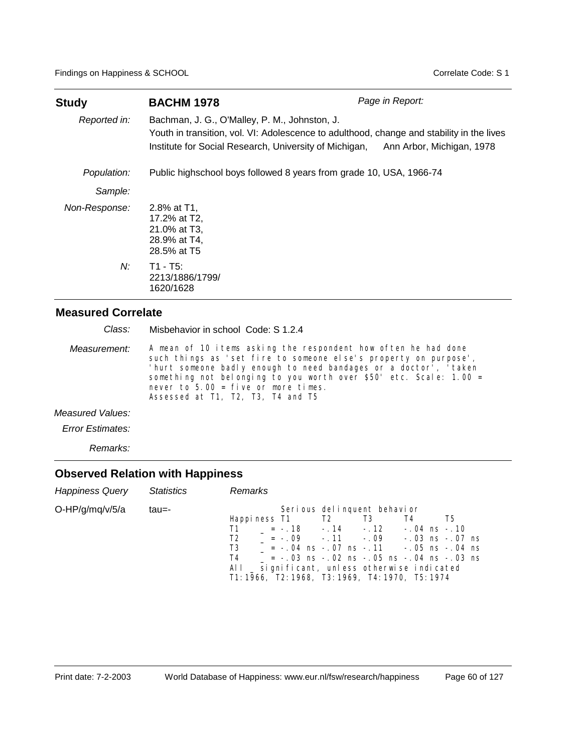| **Study** | **BACHM 1978** | *Page in Report:* |
|---|---|---|
| *Reported in:* | Bachman, J. G., O'Malley, P. M., Johnston, J. Youth in transition, vol. VI: Adolescence to adulthood, change and stability in the lives Institute for Social Research, University of Michigan, Ann Arbor, Michigan, 1978 | |
| *Population:* | Public highschool boys followed 8 years from grade 10, USA, 1966-74 | |
| *Sample:* | | |
| *Non-Response:* | 2.8% at T1, 17.2% at T2, 21.0% at T3, 28.9% at T4, 28.5% at T5 | |
| *N:* | T1 - T5: 2213/1886/1799/ 1620/1628 | |

## Measured Correlate

*Class:* Misbehavior in school Code: S 1.2.4

*Measurement:*

A mean of 10 items asking the respondent how often he had done such things as 'set fire to someone else's property on purpose', 'hurt someone badly enough to need bandages or a doctor', 'taken something not belonging to you worth over $50' etc. Scale: 1.00 = never to 5.00 = five or more times.
Assessed at T1, T2, T3, T4 and T5

*Measured Values:*

*Error Estimates:*

*Remarks:*

## Observed Relation with Happiness

| *Happiness Query* | *Statistics* | *Remarks* |
|---|---|---|
| O-HP/g/mq/v/5/a | tau=- | see below |

Serious delinquent behavior

| Happiness | T1 | T2 | T3 | T4 | T5 |
|---|---|---|---|---|---|
| T1 | _ = -.18 | -.14 | -.12 | -.04 ns | -.10 |
| T2 | _ = -.09 | -.11 | -.09 | -.03 ns | -.07 ns |
| T3 | _ = -.04 ns | -.07 ns | -.11 | -.05 ns | -.04 ns |
| T4 | _ = -.03 ns | -.02 ns | -.05 ns | -.04 ns | -.03 ns |

All _ significant, unless otherwise indicated
T1:1966, T2:1968, T3:1969, T4:1970, T5:1974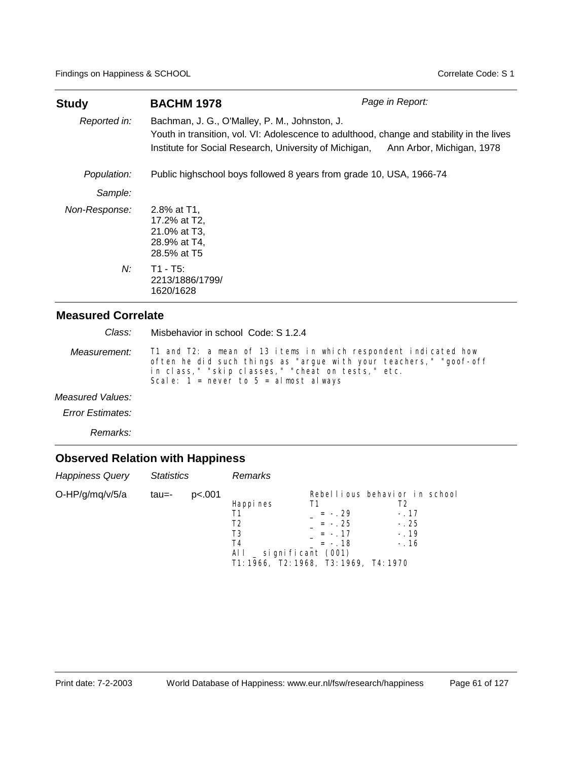| **Study** | **BACHM 1978** | *Page in Report:* |
|---|---|---|
| *Reported in:* | Bachman, J. G., O'Malley, P. M., Johnston, J.<br>Youth in transition, vol. VI: Adolescence to adulthood, change and stability in the lives<br>Institute for Social Research, University of Michigan, Ann Arbor, Michigan, 1978 | |
| *Population:* | Public highschool boys followed 8 years from grade 10, USA, 1966-74 | |
| *Sample:* | | |
| *Non-Response:* | 2.8% at T1,<br>17.2% at T2,<br>21.0% at T3,<br>28.9% at T4,<br>28.5% at T5 | |
| *N:* | T1 - T5:<br>2213/1886/1799/<br>1620/1628 | |

## Measured Correlate

| | |
|---|---|
| *Class:* | Misbehavior in school Code: S 1.2.4 |
| *Measurement:* | T1 and T2: a mean of 13 items in which respondent indicated how often he did such things as "argue with your teachers," "goof-off in class," "skip classes," "cheat on tests," etc.<br>Scale: 1 = never to 5 = almost always |
| *Measured Values:* | |
| *Error Estimates:* | |
| *Remarks:* | |

## Observed Relation with Happiness

| *Happiness Query* | *Statistics* | | *Remarks* |
|---|---|---|---|
| O-HP/g/mq/v/5/a | tau=- | p<.001 | |

Rebellious behavior in school

| Happines | T1 | T2 |
|---|---|---|
| T1 | _ = -.29 | -.17 |
| T2 | _ = -.25 | -.25 |
| T3 | _ = -.17 | -.19 |
| T4 | _ = -.18 | -.16 |

All _ significant (001)
T1:1966, T2:1968, T3:1969, T4:1970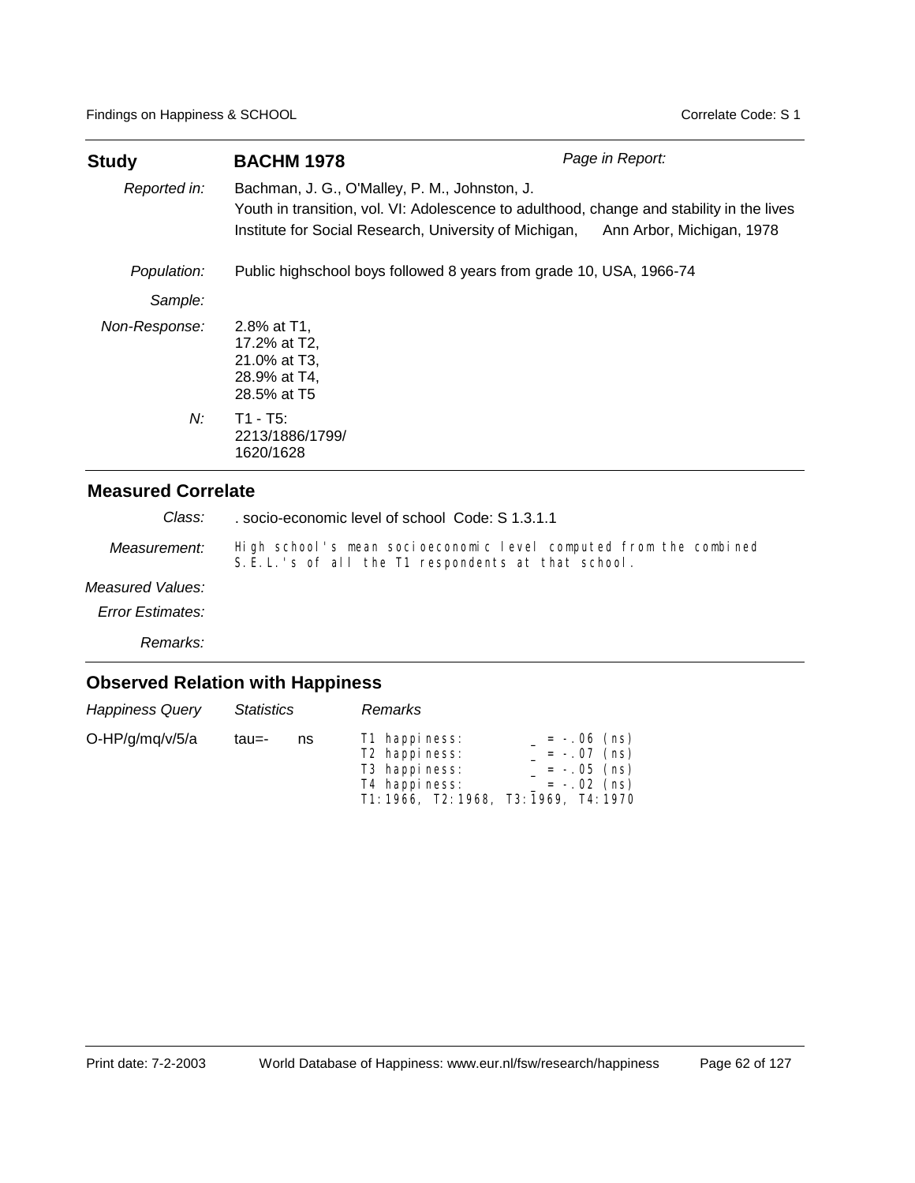| **Study** | **BACHM 1978** | *Page in Report:* |
|---|---|---|
| *Reported in:* | Bachman, J. G., O'Malley, P. M., Johnston, J. Youth in transition, vol. VI: Adolescence to adulthood, change and stability in the lives Institute for Social Research, University of Michigan, Ann Arbor, Michigan, 1978 | |
| *Population:* | Public highschool boys followed 8 years from grade 10, USA, 1966-74 | |
| *Sample:* | | |
| *Non-Response:* | 2.8% at T1, 17.2% at T2, 21.0% at T3, 28.9% at T4, 28.5% at T5 | |
| *N:* | T1 - T5: 2213/1886/1799/ 1620/1628 | |

## Measured Correlate

| | |
|---|---|
| *Class:* | . socio-economic level of school Code: S 1.3.1.1 |
| *Measurement:* | High school's mean socioeconomic level computed from the combined S.E.L.'s of all the T1 respondents at that school. |
| *Measured Values:* | |
| *Error Estimates:* | |
| *Remarks:* | |

## Observed Relation with Happiness

| *Happiness Query* | *Statistics* | | *Remarks* |
|---|---|---|---|
| O-HP/g/mq/v/5/a | tau=- | ns | T1 happiness: _ = -.06 (ns)<br>T2 happiness: _ = -.07 (ns)<br>T3 happiness: _ = -.05 (ns)<br>T4 happiness: _ = -.02 (ns)<br>T1:1966, T2:1968, T3:1969, T4:1970 |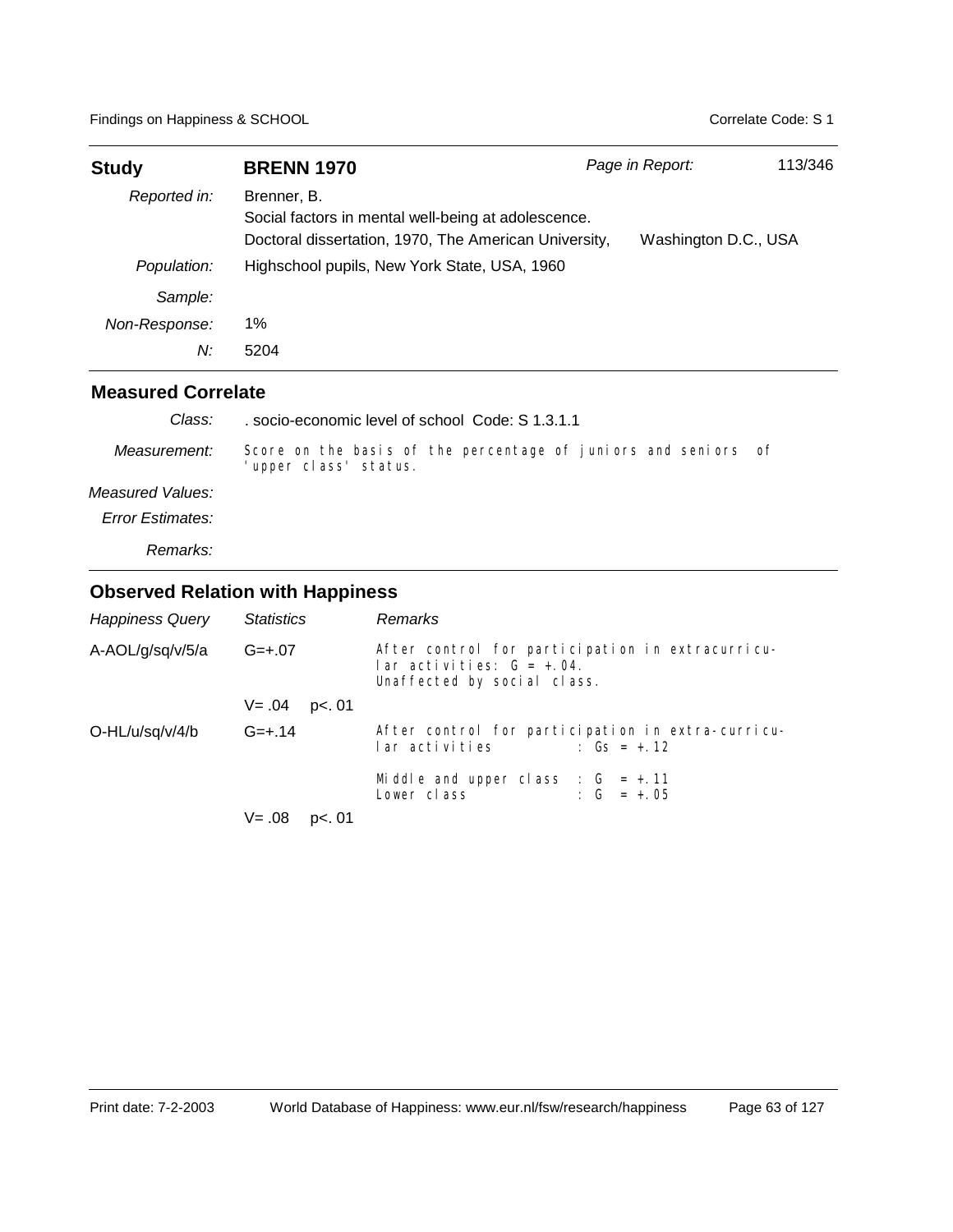| **Study** | **BRENN 1970** | *Page in Report:* 113/346 |
|---|---|---|
| *Reported in:* | Brenner, B. Social factors in mental well-being at adolescence. Doctoral dissertation, 1970, The American University, | Washington D.C., USA |
| *Population:* | Highschool pupils, New York State, USA, 1960 | |
| *Sample:* | | |
| *Non-Response:* | 1% | |
| *N:* | 5204 | |

## Measured Correlate

| | |
|---|---|
| *Class:* | . socio-economic level of school Code: S 1.3.1.1 |
| *Measurement:* | Score on the basis of the percentage of juniors and seniors of 'upper class' status. |
| *Measured Values:* | |
| *Error Estimates:* | |
| *Remarks:* | |

## Observed Relation with Happiness

| *Happiness Query* | *Statistics* | *Remarks* |
|---|---|---|
| A-AOL/g/sq/v/5/a | G=+.07 | After control for participation in extracurricular activities: G = +.04. Unaffected by social class. |
| | V= .04 p<. 01 | |
| O-HL/u/sq/v/4/b | G=+.14 | After control for participation in extra-curricular activities : Gs = +.12<br><br>Middle and upper class : G = +.11<br>Lower class : G = +.05 |
| | V= .08 p<. 01 | |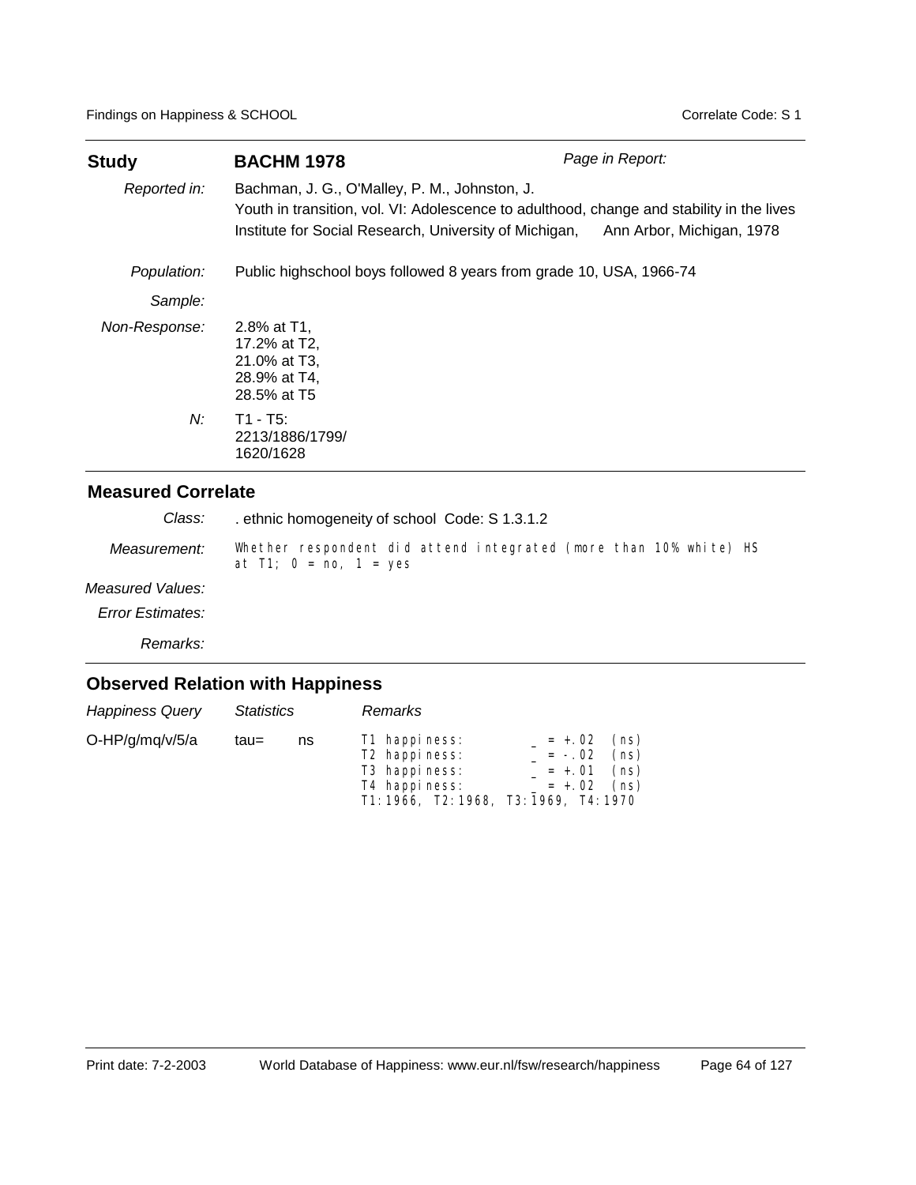| **Study** | **BACHM 1978** | *Page in Report:* |
|---|---|---|
| *Reported in:* | Bachman, J. G., O'Malley, P. M., Johnston, J.<br>Youth in transition, vol. VI: Adolescence to adulthood, change and stability in the lives<br>Institute for Social Research, University of Michigan, Ann Arbor, Michigan, 1978 | |
| *Population:* | Public highschool boys followed 8 years from grade 10, USA, 1966-74 | |
| *Sample:* | | |
| *Non-Response:* | 2.8% at T1,<br>17.2% at T2,<br>21.0% at T3,<br>28.9% at T4,<br>28.5% at T5 | |
| *N:* | T1 - T5:<br>2213/1886/1799/<br>1620/1628 | |

## Measured Correlate

| | |
|---|---|
| *Class:* | . ethnic homogeneity of school Code: S 1.3.1.2 |
| *Measurement:* | Whether respondent did attend integrated (more than 10% white) HS at T1; 0 = no, 1 = yes |
| *Measured Values:* | |
| *Error Estimates:* | |
| *Remarks:* | |

## Observed Relation with Happiness

| *Happiness Query* | *Statistics* | | *Remarks* |
|---|---|---|---|
| O-HP/g/mq/v/5/a | tau= | ns | T1 happiness: _ = +.02 (ns)<br>T2 happiness: _ = -.02 (ns)<br>T3 happiness: _ = +.01 (ns)<br>T4 happiness: _ = +.02 (ns)<br>T1:1966, T2:1968, T3:1969, T4:1970 |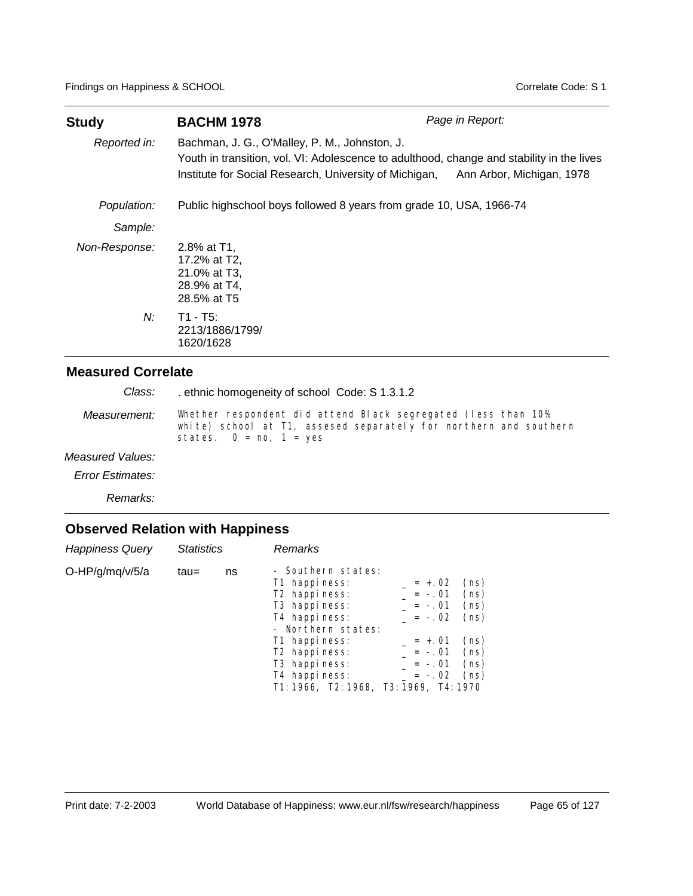## Study **BACHM 1978**

*Page in Report:*

*Reported in:* Bachman, J. G., O'Malley, P. M., Johnston, J.
Youth in transition, vol. VI: Adolescence to adulthood, change and stability in the lives
Institute for Social Research, University of Michigan, Ann Arbor, Michigan, 1978

*Population:* Public highschool boys followed 8 years from grade 10, USA, 1966-74

*Sample:*

*Non-Response:* 2.8% at T1,
17.2% at T2,
21.0% at T3,
28.9% at T4,
28.5% at T5

*N:* T1 - T5:
2213/1886/1799/
1620/1628

## Measured Correlate

*Class:* . ethnic homogeneity of school Code: S 1.3.1.2

*Measurement:* Whether respondent did attend Black segregated (less than 10% white) school at T1, assesed separately for northern and southern states. 0 = no, 1 = yes

*Measured Values:*

*Error Estimates:*

*Remarks:*

## Observed Relation with Happiness

| *Happiness Query* | *Statistics* | | *Remarks* |
|---|---|---|---|
| O-HP/g/mq/v/5/a | tau= | ns | - Southern states:<br>T1 happiness: _ = +.02 (ns)<br>T2 happiness: _ = -.01 (ns)<br>T3 happiness: _ = -.01 (ns)<br>T4 happiness: _ = -.02 (ns)<br>- Northern states:<br>T1 happiness: _ = +.01 (ns)<br>T2 happiness: _ = -.01 (ns)<br>T3 happiness: _ = -.01 (ns)<br>T4 happiness: _ = -.02 (ns)<br>T1:1966, T2:1968, T3:1969, T4:1970 |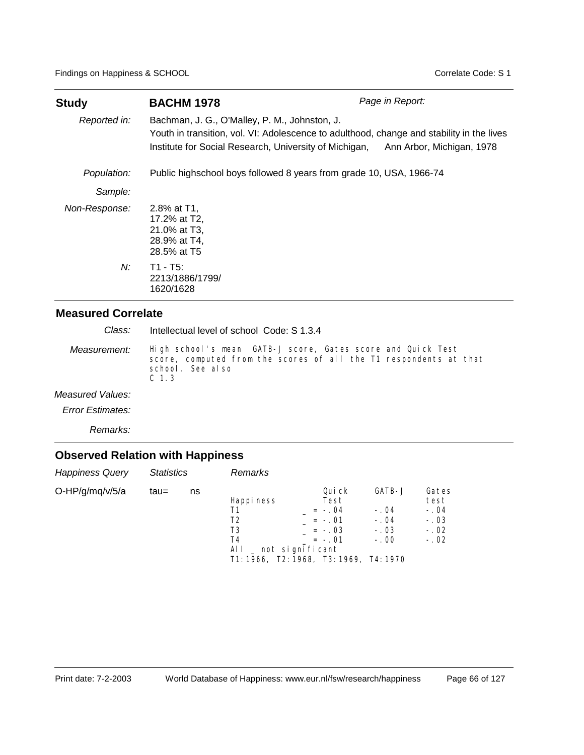| **Study** | **BACHM 1978** | *Page in Report:* |
|---|---|---|
| *Reported in:* | Bachman, J. G., O'Malley, P. M., Johnston, J. Youth in transition, vol. VI: Adolescence to adulthood, change and stability in the lives Institute for Social Research, University of Michigan, Ann Arbor, Michigan, 1978 | |
| *Population:* | Public highschool boys followed 8 years from grade 10, USA, 1966-74 | |
| *Sample:* | | |
| *Non-Response:* | 2.8% at T1, 17.2% at T2, 21.0% at T3, 28.9% at T4, 28.5% at T5 | |
| *N:* | T1 - T5: 2213/1886/1799/ 1620/1628 | |

## Measured Correlate

*Class:* Intellectual level of school Code: S 1.3.4

*Measurement:* High school's mean GATB-J score, Gates score and Quick Test score, computed from the scores of all the T1 respondents at that school. See also C 1.3

*Measured Values:*

*Error Estimates:*

*Remarks:*

## Observed Relation with Happiness

| *Happiness Query* | *Statistics* | | *Remarks* |
|---|---|---|---|
| O-HP/g/mq/v/5/a | tau= | ns | |

| Happiness | Quick Test | GATB-J | Gates test |
|---|---|---|---|
| T1 | _ = -.04 | -.04 | -.04 |
| T2 | _ = -.01 | -.04 | -.03 |
| T3 | _ = -.03 | -.03 | -.02 |
| T4 | _ = -.01 | -.00 | -.02 |

All _ not significant
T1:1966, T2:1968, T3:1969, T4:1970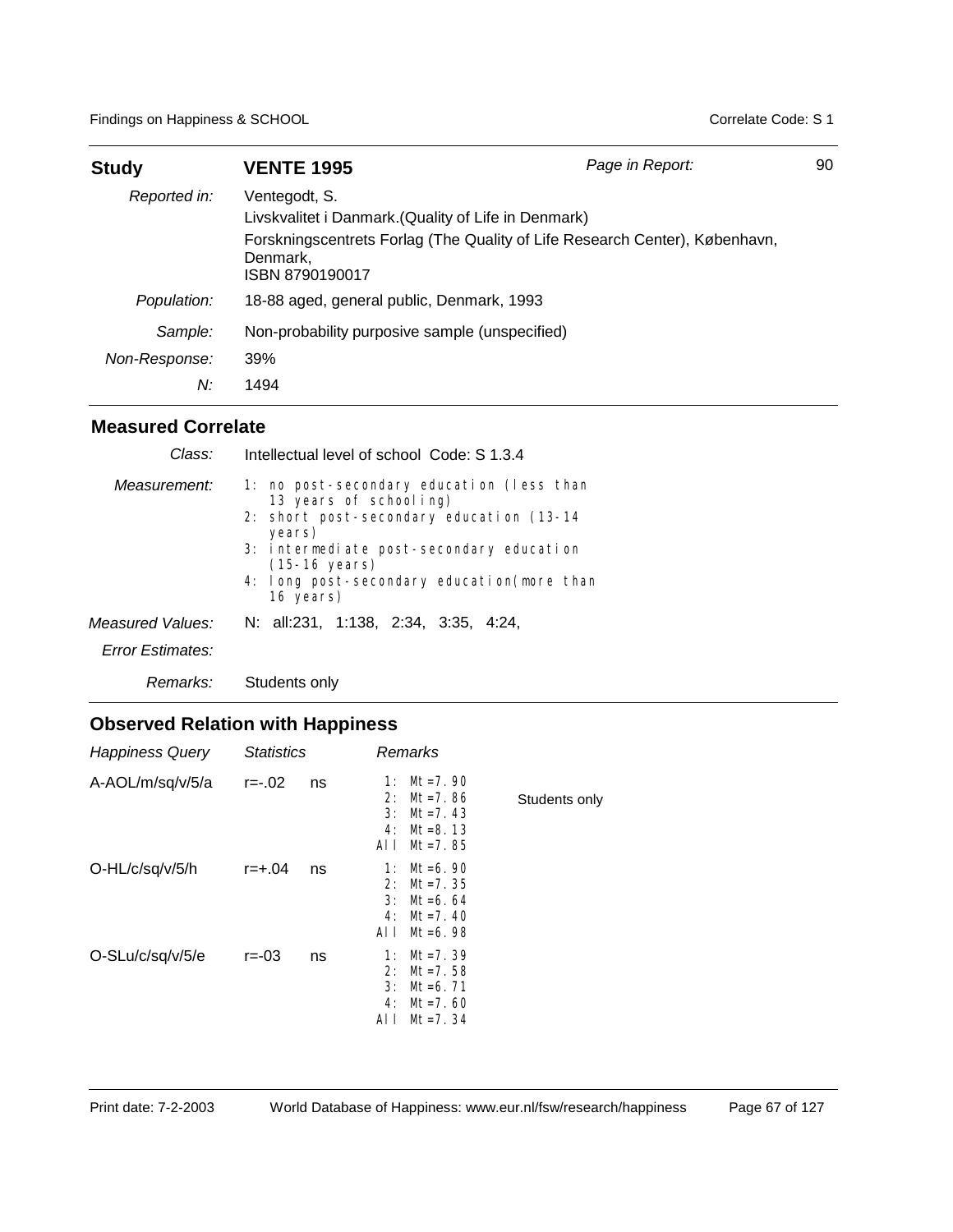| **Study** | **VENTE 1995** | *Page in Report:* 90 |
|---|---|---|
| *Reported in:* | Ventegodt, S.<br>Livskvalitet i Danmark.(Quality of Life in Denmark)<br>Forskningscentrets Forlag (The Quality of Life Research Center), København, Denmark,<br>ISBN 8790190017 | |
| *Population:* | 18-88 aged, general public, Denmark, 1993 | |
| *Sample:* | Non-probability purposive sample (unspecified) | |
| *Non-Response:* | 39% | |
| *N:* | 1494 | |

## Measured Correlate

| | |
|---|---|
| *Class:* | Intellectual level of school Code: S 1.3.4 |
| *Measurement:* | 1: no post-secondary education (less than 13 years of schooling)<br>2: short post-secondary education (13-14 years)<br>3: intermediate post-secondary education (15-16 years)<br>4: long post-secondary education(more than 16 years) |
| *Measured Values:* | N: all:231, 1:138, 2:34, 3:35, 4:24, |
| *Error Estimates:* | |
| *Remarks:* | Students only |

## Observed Relation with Happiness

| *Happiness Query* | *Statistics* | | *Remarks* | |
|---|---|---|---|---|
| A-AOL/m/sq/v/5/a | r=-.02 | ns | 1: Mt=7.90<br>2: Mt=7.86<br>3: Mt=7.43<br>4: Mt=8.13<br>All Mt=7.85 | Students only |
| O-HL/c/sq/v/5/h | r=+.04 | ns | 1: Mt=6.90<br>2: Mt=7.35<br>3: Mt=6.64<br>4: Mt=7.40<br>All Mt=6.98 | |
| O-SLu/c/sq/v/5/e | r=-03 | ns | 1: Mt=7.39<br>2: Mt=7.58<br>3: Mt=6.71<br>4: Mt=7.60<br>All Mt=7.34 | |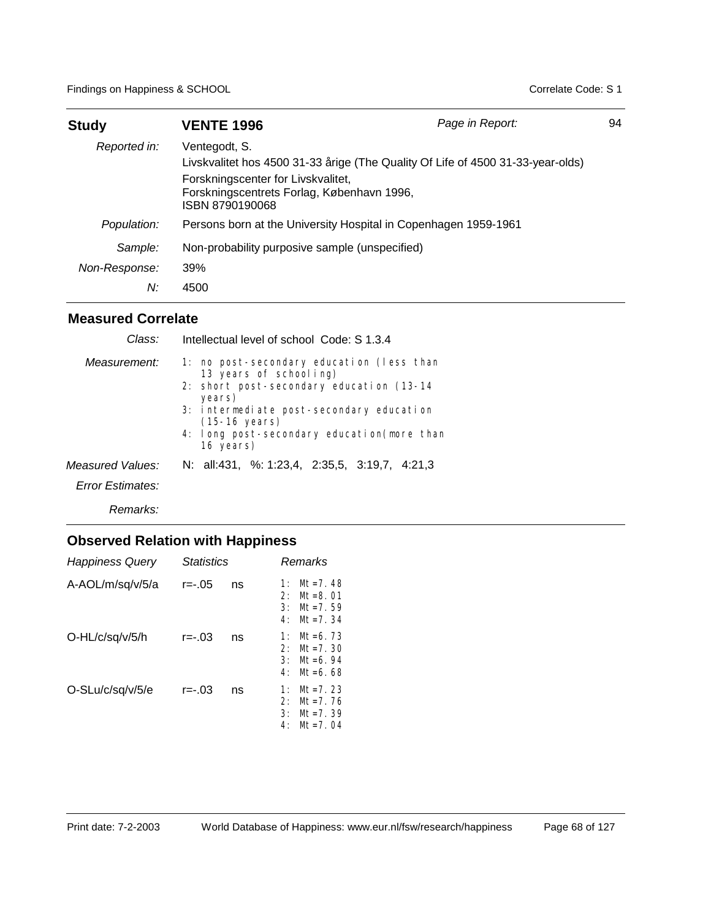| **Study** | **VENTE 1996** | *Page in Report:* | 94 |
|---|---|---|---|
| *Reported in:* | Ventegodt, S.<br>Livskvalitet hos 4500 31-33 årige (The Quality Of Life of 4500 31-33-year-olds)<br>Forskningscenter for Livskvalitet,<br>Forskningscentrets Forlag, København 1996,<br>ISBN 8790190068 | | |
| *Population:* | Persons born at the University Hospital in Copenhagen 1959-1961 | | |
| *Sample:* | Non-probability purposive sample (unspecified) | | |
| *Non-Response:* | 39% | | |
| *N:* | 4500 | | |

## Measured Correlate

| | |
|---|---|
| *Class:* | Intellectual level of school Code: S 1.3.4 |
| *Measurement:* | 1: no post-secondary education (less than 13 years of schooling)<br>2: short post-secondary education (13-14 years)<br>3: intermediate post-secondary education (15-16 years)<br>4: long post-secondary education(more than 16 years) |
| *Measured Values:* | N: all:431, %: 1:23,4, 2:35,5, 3:19,7, 4:21,3 |
| *Error Estimates:* | |
| *Remarks:* | |

## Observed Relation with Happiness

| *Happiness Query* | *Statistics* | | *Remarks* |
|---|---|---|---|
| A-AOL/m/sq/v/5/a | r=-.05 | ns | 1: Mt=7.48<br>2: Mt=8.01<br>3: Mt=7.59<br>4: Mt=7.34 |
| O-HL/c/sq/v/5/h | r=-.03 | ns | 1: Mt=6.73<br>2: Mt=7.30<br>3: Mt=6.94<br>4: Mt=6.68 |
| O-SLu/c/sq/v/5/e | r=-.03 | ns | 1: Mt=7.23<br>2: Mt=7.76<br>3: Mt=7.39<br>4: Mt=7.04 |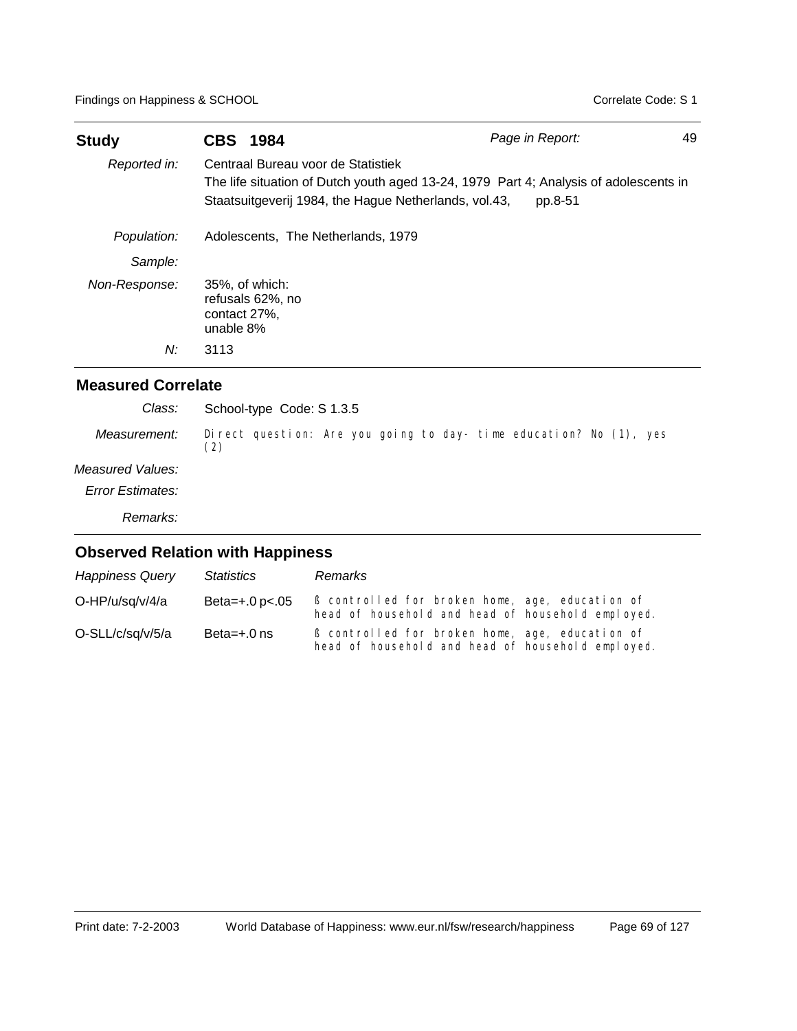| **Study** | **CBS 1984** | *Page in Report:* 49 |
|---|---|---|
| *Reported in:* | Centraal Bureau voor de Statistiek<br>The life situation of Dutch youth aged 13-24, 1979 Part 4; Analysis of adolescents in Staatsuitgeverij 1984, the Hague Netherlands, vol.43, pp.8-51 | |
| *Population:* | Adolescents, The Netherlands, 1979 | |
| *Sample:* | | |
| *Non-Response:* | 35%, of which: refusals 62%, no contact 27%, unable 8% | |
| *N:* | 3113 | |

## Measured Correlate

| | |
|---|---|
| *Class:* | School-type Code: S 1.3.5 |
| *Measurement:* | Direct question: Are you going to day- time education? No (1), yes (2) |
| *Measured Values:* | |
| *Error Estimates:* | |
| *Remarks:* | |

## Observed Relation with Happiness

| *Happiness Query* | *Statistics* | *Remarks* |
|---|---|---|
| O-HP/u/sq/v/4/a | Beta=+.0 p<.05 | ß controlled for broken home, age, education of head of household and head of household employed. |
| O-SLL/c/sq/v/5/a | Beta=+.0 ns | ß controlled for broken home, age, education of head of household and head of household employed. |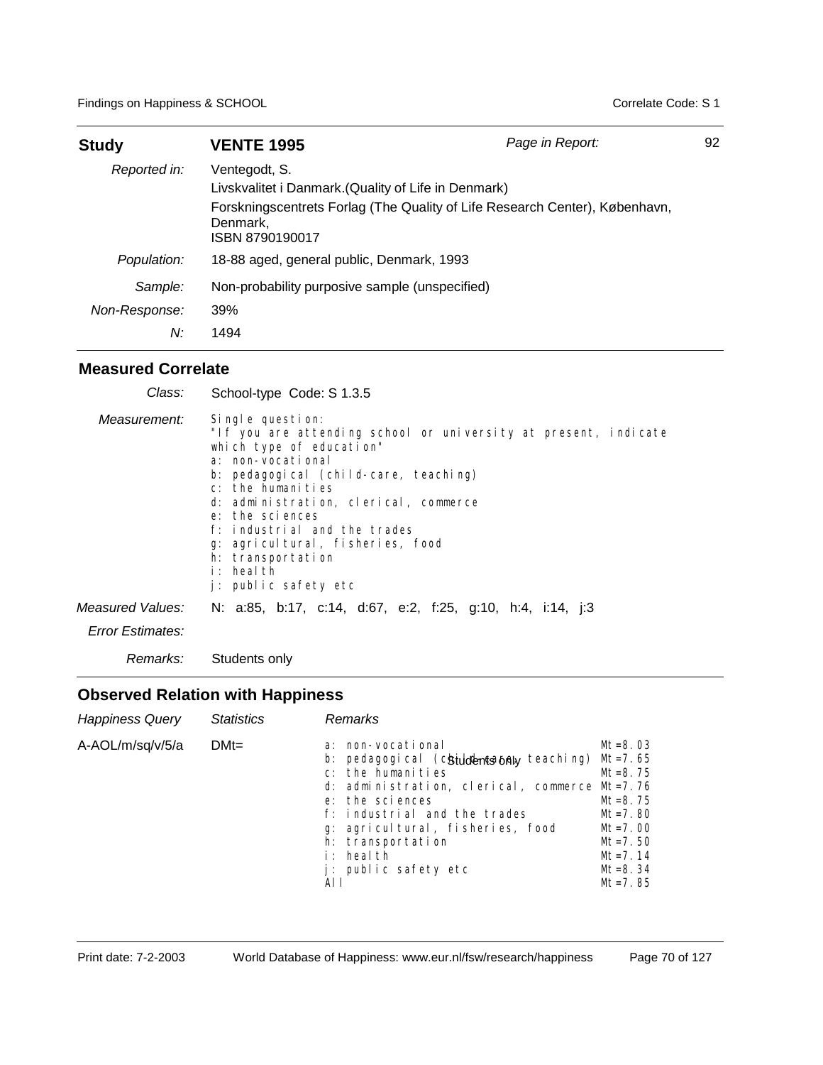| **Study** | **VENTE 1995** | *Page in Report:* | 92 |
|---|---|---|---|
| *Reported in:* | Ventegodt, S.<br>Livskvalitet i Danmark.(Quality of Life in Denmark)<br>Forskningscentrets Forlag (The Quality of Life Research Center), København, Denmark,<br>ISBN 8790190017 | | |
| *Population:* | 18-88 aged, general public, Denmark, 1993 | | |
| *Sample:* | Non-probability purposive sample (unspecified) | | |
| *Non-Response:* | 39% | | |
| *N:* | 1494 | | |

## Measured Correlate

*Class:* School-type Code: S 1.3.5

*Measurement:*

```
Single question:
"If you are attending school or university at present, indicate
which type of education"
a: non-vocational
b: pedagogical (child-care, teaching)
c: the humanities
d: administration, clerical, commerce
e: the sciences
f: industrial and the trades
g: agricultural, fisheries, food
h: transportation
i: health
j: public safety etc
```

*Measured Values:* N: a:85, b:17, c:14, d:67, e:2, f:25, g:10, h:4, i:14, j:3

*Error Estimates:*

*Remarks:* Students only

## Observed Relation with Happiness

| *Happiness Query* | *Statistics* | *Remarks* |
|---|---|---|
| A-AOL/m/sq/v/5/a | DMt= | Students only |

```
a: non-vocational                          Mt=8.03
b: pedagogical (child-care, teaching)      Mt=7.65
c: the humanities                          Mt=8.75
d: administration, clerical, commerce      Mt=7.76
e: the sciences                            Mt=8.75
f: industrial and the trades               Mt=7.80
g: agricultural, fisheries, food           Mt=7.00
h: transportation                          Mt=7.50
i: health                                  Mt=7.14
j: public safety etc                       Mt=8.34
All                                        Mt=7.85
```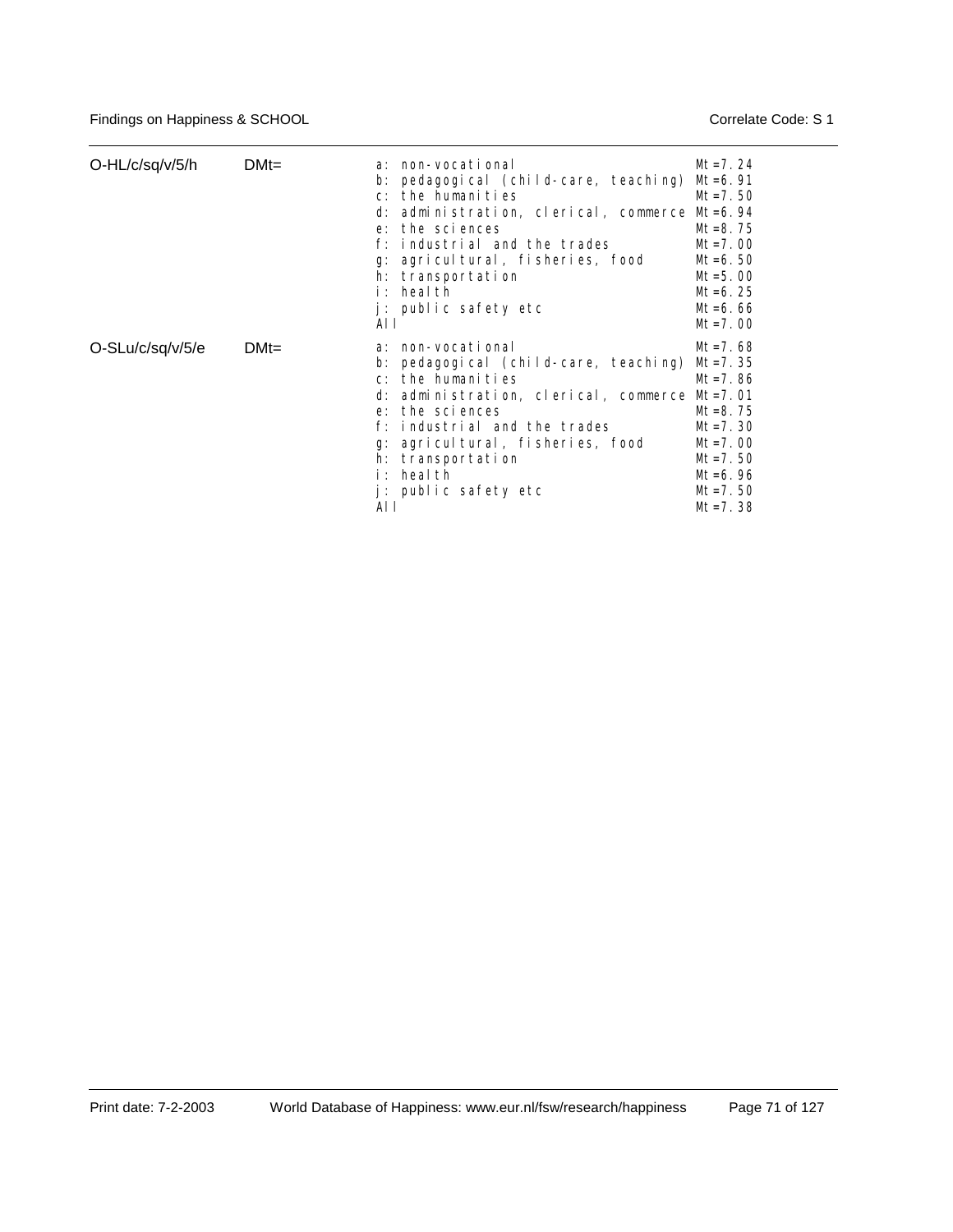| | | | |
|---|---|---|---|
| O-HL/c/sq/v/5/h | DMt= | a: non-vocational | Mt =7.24 |
| | | b: pedagogical (child-care, teaching) | Mt =6.91 |
| | | c: the humanities | Mt =7.50 |
| | | d: administration, clerical, commerce | Mt =6.94 |
| | | e: the sciences | Mt =8.75 |
| | | f: industrial and the trades | Mt =7.00 |
| | | g: agricultural, fisheries, food | Mt =6.50 |
| | | h: transportation | Mt =5.00 |
| | | i: health | Mt =6.25 |
| | | j: public safety etc | Mt =6.66 |
| | | All | Mt =7.00 |
| O-SLu/c/sq/v/5/e | DMt= | a: non-vocational | Mt =7.68 |
| | | b: pedagogical (child-care, teaching) | Mt =7.35 |
| | | c: the humanities | Mt =7.86 |
| | | d: administration, clerical, commerce | Mt =7.01 |
| | | e: the sciences | Mt =8.75 |
| | | f: industrial and the trades | Mt =7.30 |
| | | g: agricultural, fisheries, food | Mt =7.00 |
| | | h: transportation | Mt =7.50 |
| | | i: health | Mt =6.96 |
| | | j: public safety etc | Mt =7.50 |
| | | All | Mt =7.38 |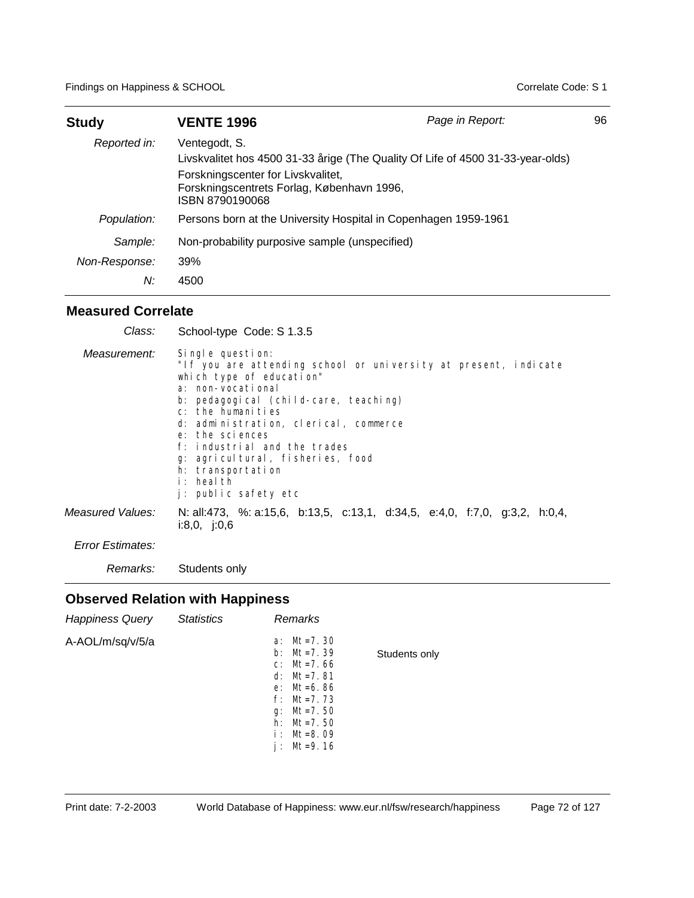| **Study** | **VENTE 1996** | *Page in Report:* | 96 |
|---|---|---|---|
| *Reported in:* | Ventegodt, S.<br>Livskvalitet hos 4500 31-33 årige (The Quality Of Life of 4500 31-33-year-olds)<br>Forskningscenter for Livskvalitet,<br>Forskningscentrets Forlag, København 1996,<br>ISBN 8790190068 | | |
| *Population:* | Persons born at the University Hospital in Copenhagen 1959-1961 | | |
| *Sample:* | Non-probability purposive sample (unspecified) | | |
| *Non-Response:* | 39% | | |
| *N:* | 4500 | | |

## Measured Correlate

*Class:* School-type Code: S 1.3.5

*Measurement:*

```
Single question:
"If you are attending school or university at present, indicate
which type of education"
a: non-vocational
b: pedagogical (child-care, teaching)
c: the humanities
d: administration, clerical, commerce
e: the sciences
f: industrial and the trades
g: agricultural, fisheries, food
h: transportation
i: health
j: public safety etc
```

*Measured Values:* N: all:473, %: a:15,6, b:13,5, c:13,1, d:34,5, e:4,0, f:7,0, g:3,2, h:0,4, i:8,0, j:0,6

*Error Estimates:*

*Remarks:* Students only

## Observed Relation with Happiness

| *Happiness Query* | *Statistics* | *Remarks* | |
|---|---|---|---|
| A-AOL/m/sq/v/5/a | | a: Mt=7.30<br>b: Mt=7.39<br>c: Mt=7.66<br>d: Mt=7.81<br>e: Mt=6.86<br>f: Mt=7.73<br>g: Mt=7.50<br>h: Mt=7.50<br>i: Mt=8.09<br>j: Mt=9.16 | Students only |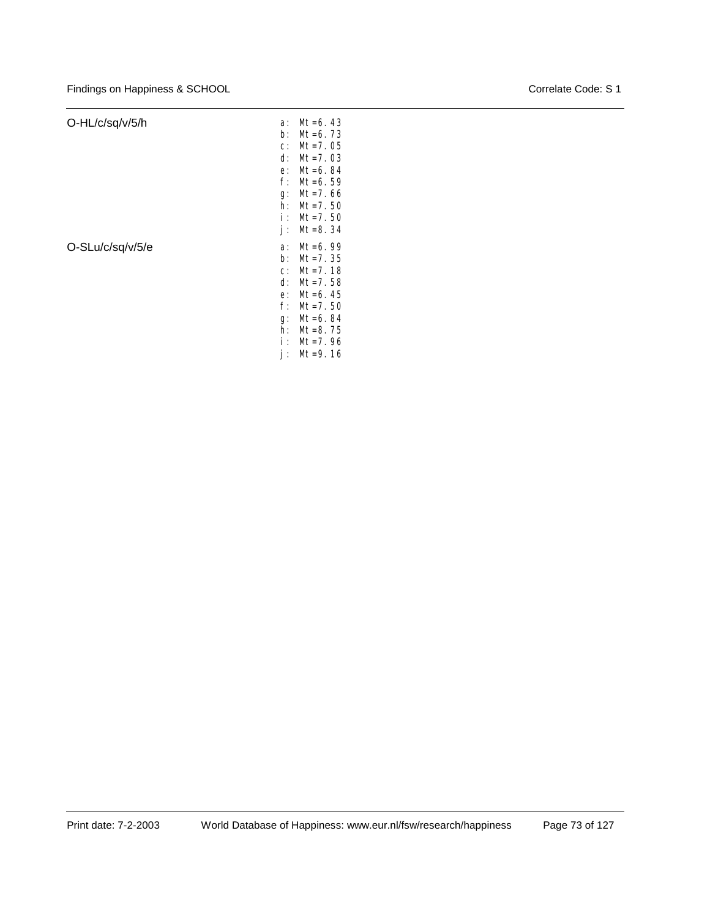| | |
|---|---|
| O-HL/c/sq/v/5/h | a: Mt=6.43<br>b: Mt=6.73<br>c: Mt=7.05<br>d: Mt=7.03<br>e: Mt=6.84<br>f: Mt=6.59<br>g: Mt=7.66<br>h: Mt=7.50<br>i: Mt=7.50<br>j: Mt=8.34 |
| O-SLu/c/sq/v/5/e | a: Mt=6.99<br>b: Mt=7.35<br>c: Mt=7.18<br>d: Mt=7.58<br>e: Mt=6.45<br>f: Mt=7.50<br>g: Mt=6.84<br>h: Mt=8.75<br>i: Mt=7.96<br>j: Mt=9.16 |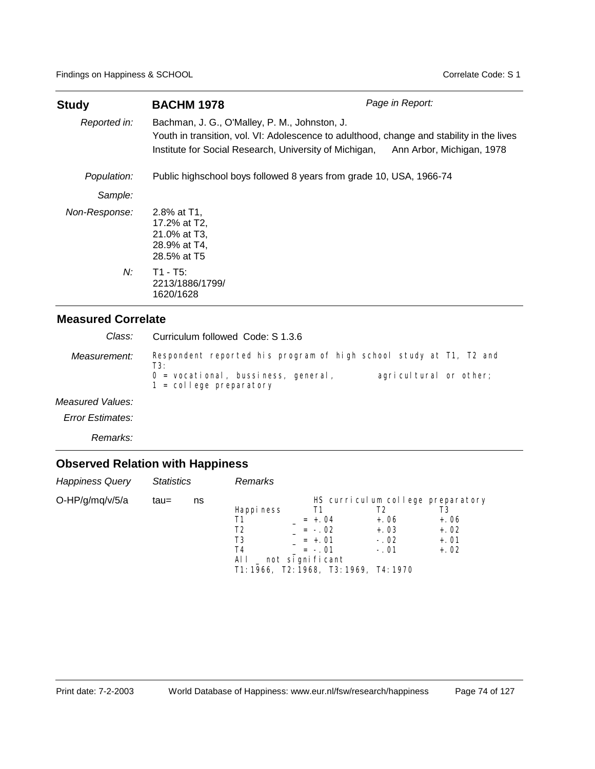| **Study** | **BACHM 1978** | *Page in Report:* |
|---|---|---|
| *Reported in:* | Bachman, J. G., O'Malley, P. M., Johnston, J. Youth in transition, vol. VI: Adolescence to adulthood, change and stability in the lives Institute for Social Research, University of Michigan, Ann Arbor, Michigan, 1978 | |
| *Population:* | Public highschool boys followed 8 years from grade 10, USA, 1966-74 | |
| *Sample:* | | |
| *Non-Response:* | 2.8% at T1, 17.2% at T2, 21.0% at T3, 28.9% at T4, 28.5% at T5 | |
| *N:* | T1 - T5: 2213/1886/1799/ 1620/1628 | |

## Measured Correlate

*Class:* Curriculum followed Code: S 1.3.6

*Measurement:* Respondent reported his program of high school study at T1, T2 and T3:
0 = vocational, bussiness, general, agricultural or other;
1 = college preparatory

*Measured Values:*

*Error Estimates:*

*Remarks:*

## Observed Relation with Happiness

| *Happiness Query* | *Statistics* | | *Remarks* |
|---|---|---|---|
| O-HP/g/mq/v/5/a | tau= | ns | see table below |

| | HS curriculum college preparatory | | |
|---|---|---|---|
| Happiness | T1 | T2 | T3 |
| T1 | _ = +.04 | +.06 | +.06 |
| T2 | _ = -.02 | +.03 | +.02 |
| T3 | _ = +.01 | -.02 | +.01 |
| T4 | _ = -.01 | -.01 | +.02 |

All _ not significant
T1:1966, T2:1968, T3:1969, T4:1970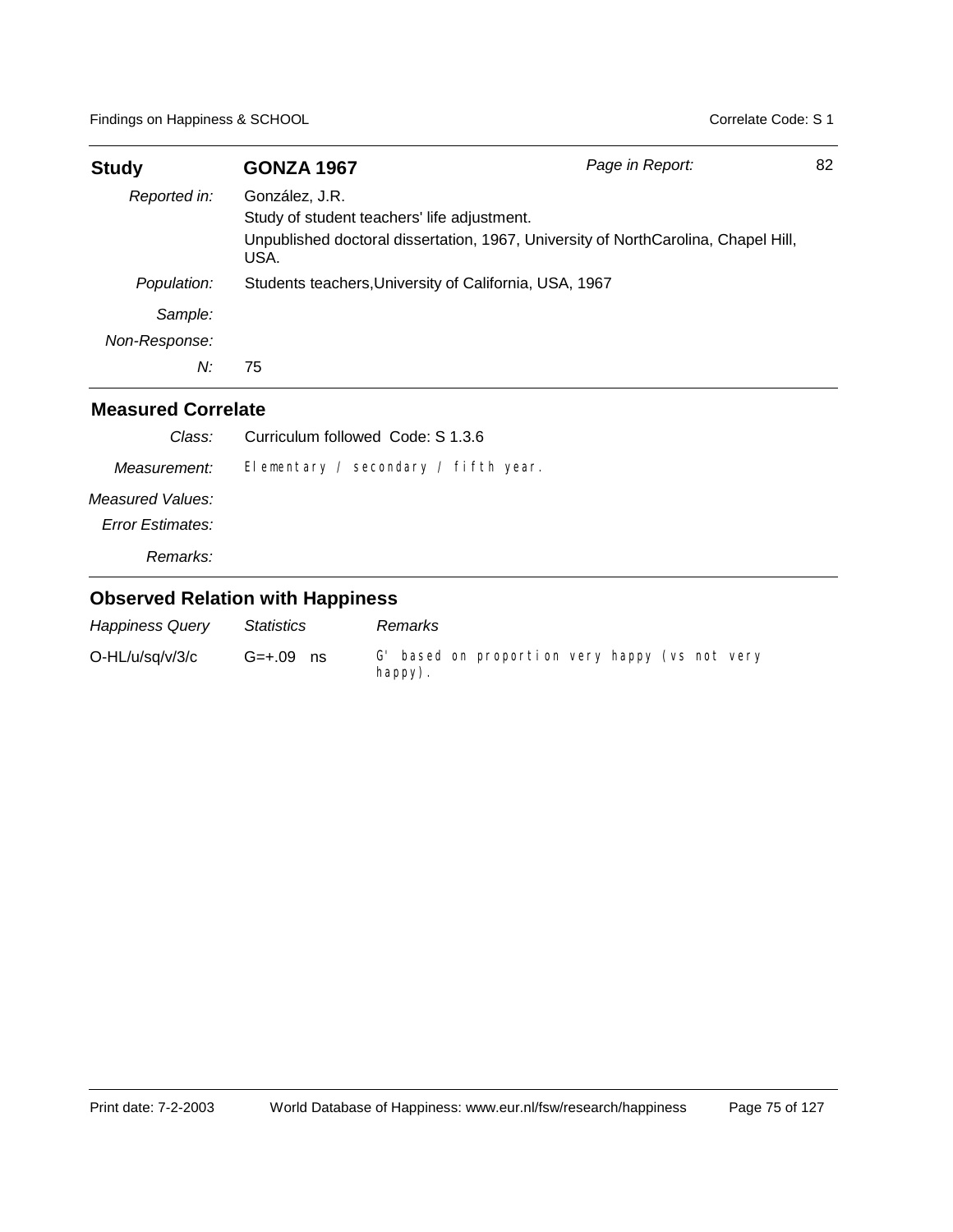| **Study** | **GONZA 1967** | *Page in Report:* | 82 |
|---|---|---|---|

| | |
|---|---|
| *Reported in:* | González, J.R.<br>Study of student teachers' life adjustment.<br>Unpublished doctoral dissertation, 1967, University of NorthCarolina, Chapel Hill, USA. |
| *Population:* | Students teachers,University of California, USA, 1967 |
| *Sample:* | |
| *Non-Response:* | |
| *N:* | 75 |

## Measured Correlate

| | |
|---|---|
| *Class:* | Curriculum followed Code: S 1.3.6 |
| *Measurement:* | Elementary / secondary / fifth year. |
| *Measured Values:* | |
| *Error Estimates:* | |
| *Remarks:* | |

## Observed Relation with Happiness

| *Happiness Query* | *Statistics* | *Remarks* |
|---|---|---|
| O-HL/u/sq/v/3/c | G=+.09 ns | G' based on proportion very happy (vs not very happy). |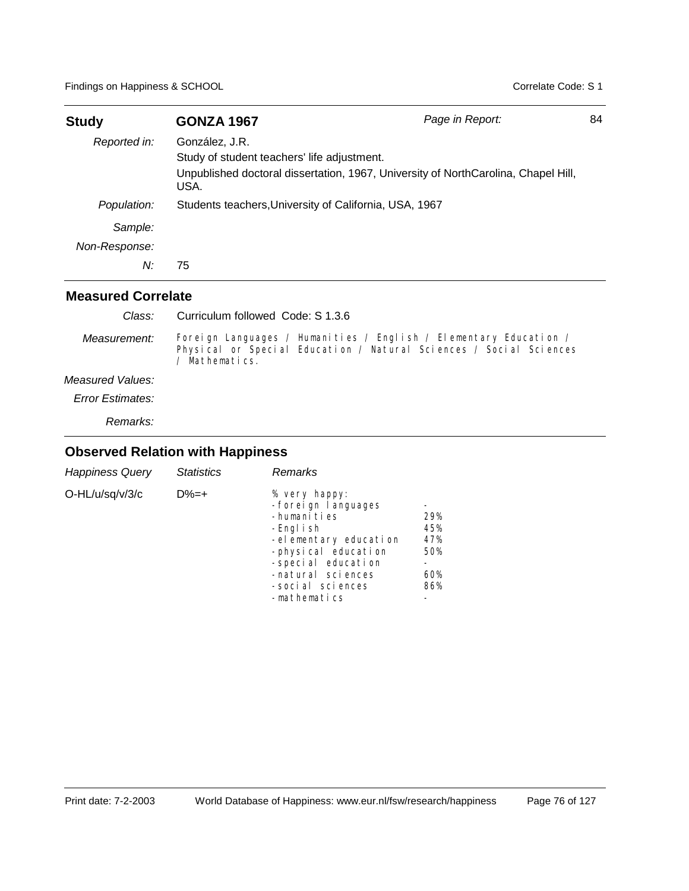| **Study** | **GONZA 1967** | *Page in Report:* | 84 |
|---|---|---|---|
| *Reported in:* | González, J.R.<br>Study of student teachers' life adjustment.<br>Unpublished doctoral dissertation, 1967, University of NorthCarolina, Chapel Hill, USA. | | |
| *Population:* | Students teachers,University of California, USA, 1967 | | |
| *Sample:* | | | |
| *Non-Response:* | | | |
| *N:* | 75 | | |

## Measured Correlate

| | |
|---|---|
| *Class:* | Curriculum followed Code: S 1.3.6 |
| *Measurement:* | Foreign Languages / Humanities / English / Elementary Education / Physical or Special Education / Natural Sciences / Social Sciences / Mathematics. |
| *Measured Values:* | |
| *Error Estimates:* | |
| *Remarks:* | |

## Observed Relation with Happiness

| *Happiness Query* | *Statistics* | *Remarks* | |
|---|---|---|---|
| O-HL/u/sq/v/3/c | D%=+ | % very happy: | |
| | | -foreign languages | - |
| | | -humanities | 29% |
| | | -English | 45% |
| | | -elementary education | 47% |
| | | -physical education | 50% |
| | | -special education | - |
| | | -natural sciences | 60% |
| | | -social sciences | 86% |
| | | -mathematics | - |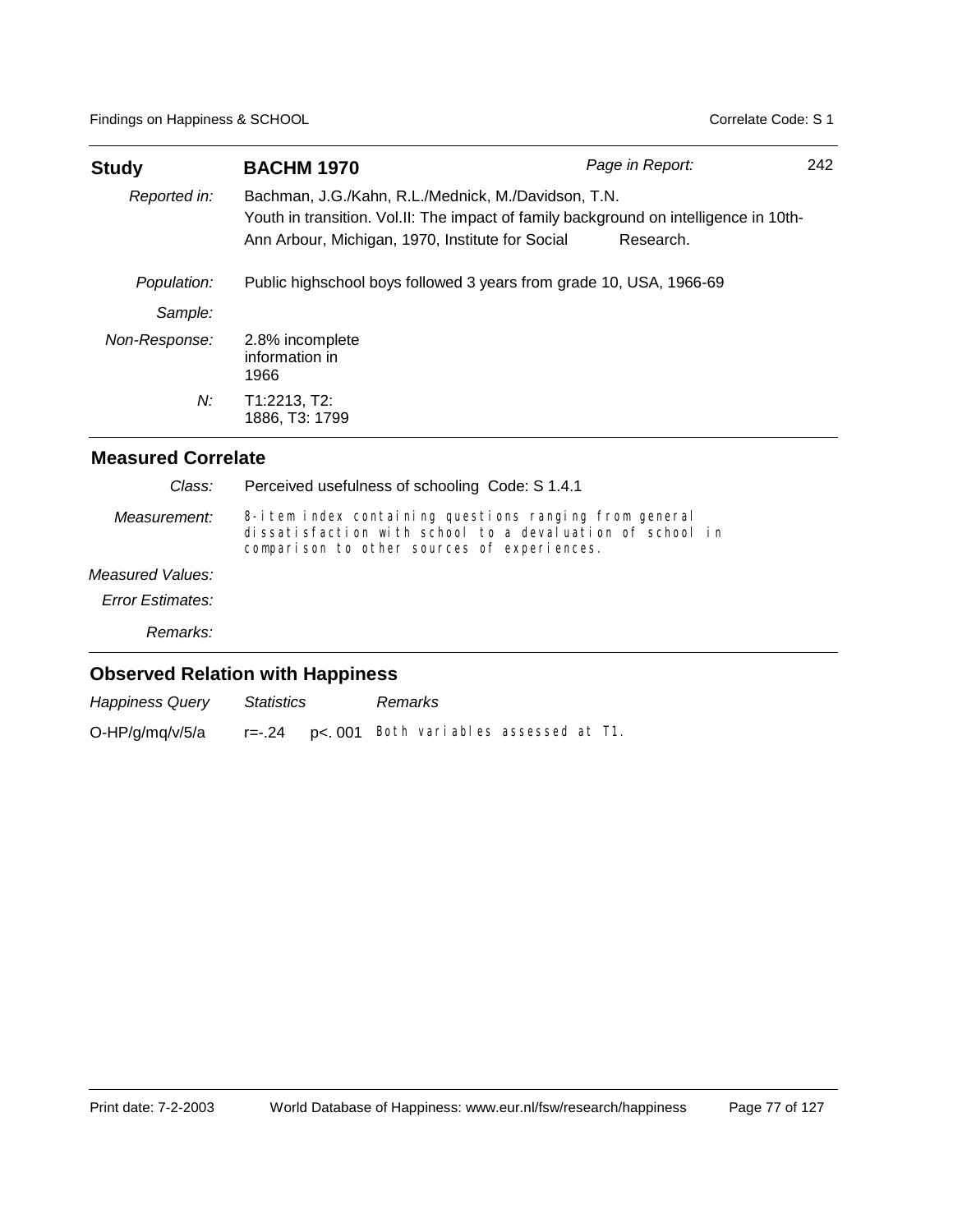| **Study** | **BACHM 1970** | *Page in Report:* 242 |
|---|---|---|
| *Reported in:* | Bachman, J.G./Kahn, R.L./Mednick, M./Davidson, T.N. Youth in transition. Vol.II: The impact of family background on intelligence in 10th-Ann Arbour, Michigan, 1970, Institute for Social Research. | |
| *Population:* | Public highschool boys followed 3 years from grade 10, USA, 1966-69 | |
| *Sample:* | | |
| *Non-Response:* | 2.8% incomplete information in 1966 | |
| *N:* | T1:2213, T2: 1886, T3: 1799 | |

## Measured Correlate

| | |
|---|---|
| *Class:* | Perceived usefulness of schooling Code: S 1.4.1 |
| *Measurement:* | 8-item index containing questions ranging from general dissatisfaction with school to a devaluation of school in comparison to other sources of experiences. |
| *Measured Values:* | |
| *Error Estimates:* | |
| *Remarks:* | |

## Observed Relation with Happiness

| *Happiness Query* | *Statistics* | | *Remarks* |
|---|---|---|---|
| O-HP/g/mq/v/5/a | r=-.24 | p<.001 | Both variables assessed at T1. |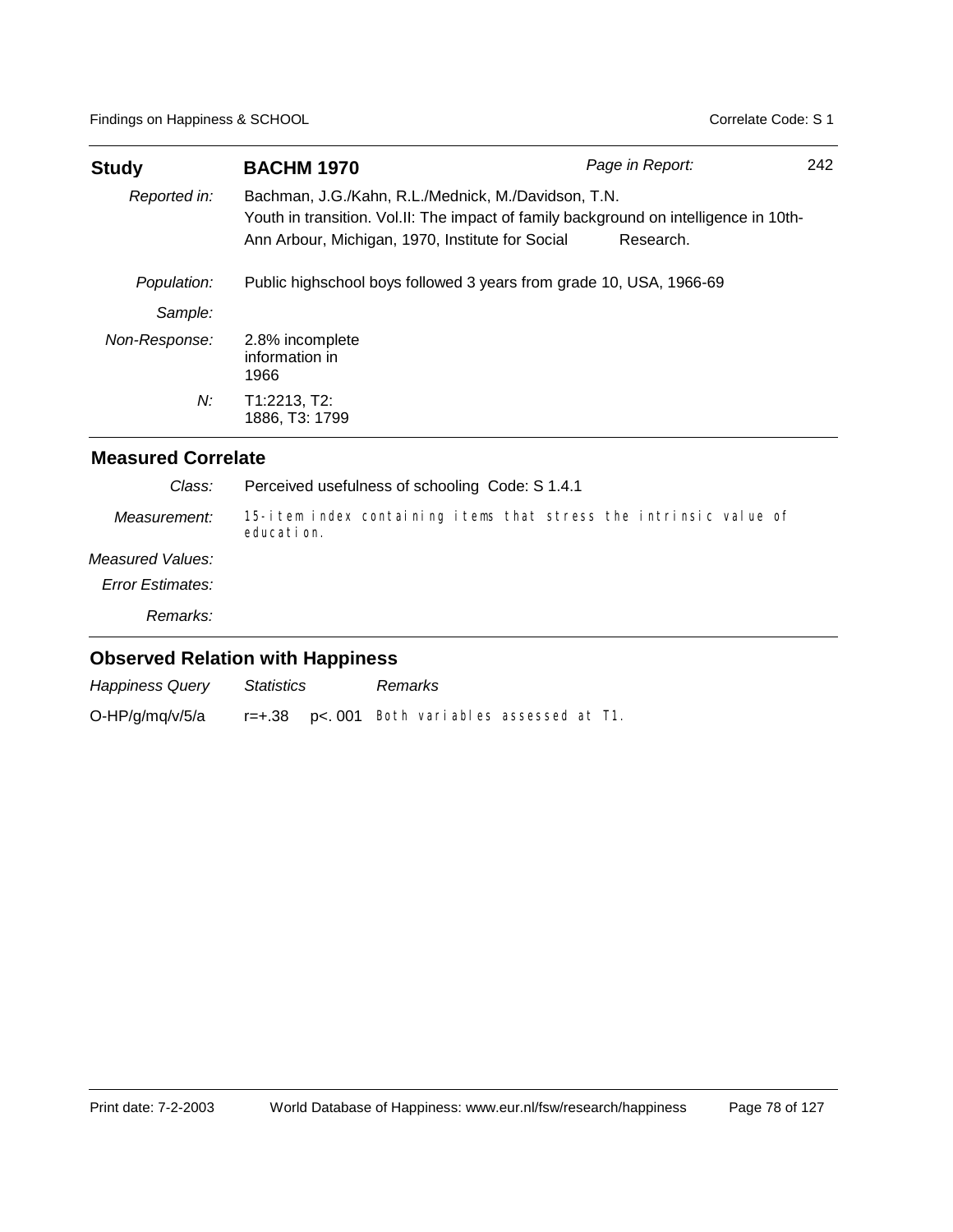| **Study** | **BACHM 1970** | *Page in Report:* | 242 |
|---|---|---|---|
| *Reported in:* | Bachman, J.G./Kahn, R.L./Mednick, M./Davidson, T.N. Youth in transition. Vol.II: The impact of family background on intelligence in 10th-Ann Arbour, Michigan, 1970, Institute for Social Research. | | |
| *Population:* | Public highschool boys followed 3 years from grade 10, USA, 1966-69 | | |
| *Sample:* | | | |
| *Non-Response:* | 2.8% incomplete information in 1966 | | |
| *N:* | T1:2213, T2: 1886, T3: 1799 | | |

## Measured Correlate

| | |
|---|---|
| *Class:* | Perceived usefulness of schooling Code: S 1.4.1 |
| *Measurement:* | 15-item index containing items that stress the intrinsic value of education. |
| *Measured Values:* | |
| *Error Estimates:* | |
| *Remarks:* | |

## Observed Relation with Happiness

| *Happiness Query* | *Statistics* | *Remarks* |
|---|---|---|
| O-HP/g/mq/v/5/a | r=+.38 p<.001 | Both variables assessed at T1. |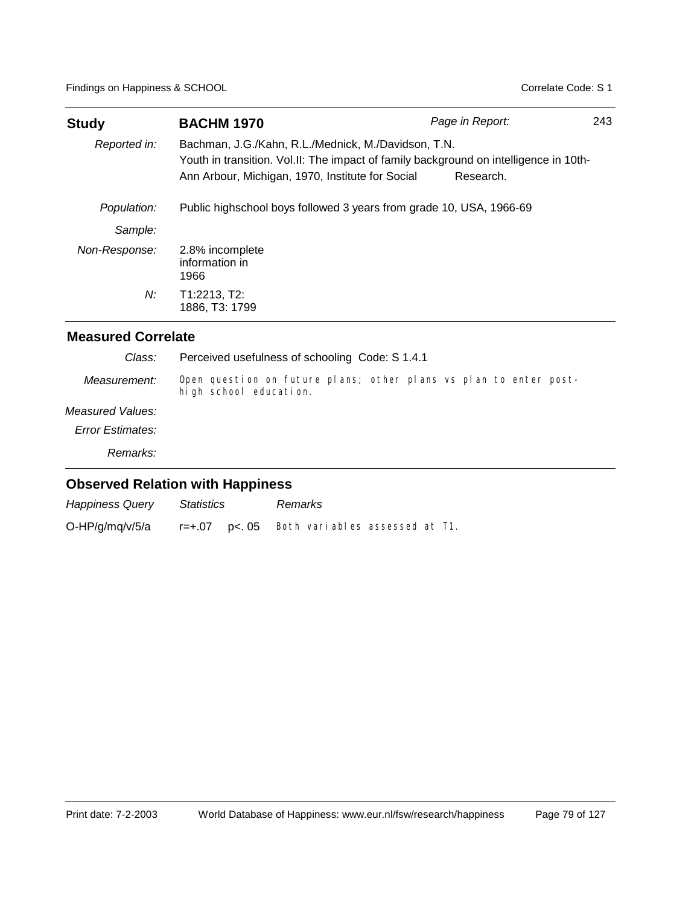| **Study** | **BACHM 1970** | *Page in Report:* 243 |
|---|---|---|
| *Reported in:* | Bachman, J.G./Kahn, R.L./Mednick, M./Davidson, T.N. Youth in transition. Vol.II: The impact of family background on intelligence in 10th-Ann Arbour, Michigan, 1970, Institute for Social Research. | |
| *Population:* | Public highschool boys followed 3 years from grade 10, USA, 1966-69 | |
| *Sample:* | | |
| *Non-Response:* | 2.8% incomplete information in 1966 | |
| *N:* | T1:2213, T2: 1886, T3: 1799 | |

## Measured Correlate

| | |
|---|---|
| *Class:* | Perceived usefulness of schooling Code: S 1.4.1 |
| *Measurement:* | Open question on future plans; other plans vs plan to enter post-high school education. |
| *Measured Values:* | |
| *Error Estimates:* | |
| *Remarks:* | |

## Observed Relation with Happiness

| *Happiness Query* | *Statistics* | *Remarks* |
|---|---|---|
| O-HP/g/mq/v/5/a | r=+.07 p<. 05 | Both variables assessed at T1. |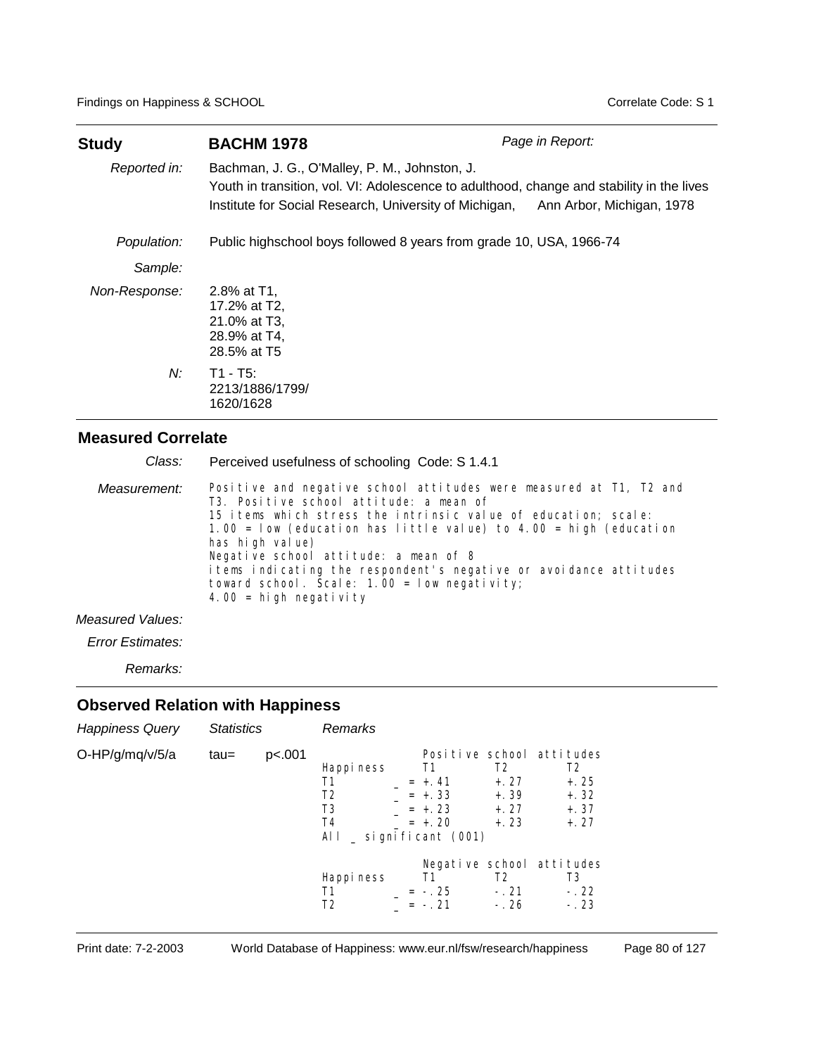| **Study** | **BACHM 1978** | *Page in Report:* |
|---|---|---|
| *Reported in:* | Bachman, J. G., O'Malley, P. M., Johnston, J.<br>Youth in transition, vol. VI: Adolescence to adulthood, change and stability in the lives<br>Institute for Social Research, University of Michigan, Ann Arbor, Michigan, 1978 | |
| *Population:* | Public highschool boys followed 8 years from grade 10, USA, 1966-74 | |
| *Sample:* | | |
| *Non-Response:* | 2.8% at T1,<br>17.2% at T2,<br>21.0% at T3,<br>28.9% at T4,<br>28.5% at T5 | |
| *N:* | T1 - T5:<br>2213/1886/1799/<br>1620/1628 | |

## Measured Correlate

*Class:* Perceived usefulness of schooling Code: S 1.4.1

*Measurement:* Positive and negative school attitudes were measured at T1, T2 and T3. Positive school attitude: a mean of 15 items which stress the intrinsic value of education; scale: 1.00 = low (education has little value) to 4.00 = high (education has high value)
Negative school attitude: a mean of 8 items indicating the respondent's negative or avoidance attitudes toward school. Scale: 1.00 = low negativity; 4.00 = high negativity

*Measured Values:*

*Error Estimates:*

*Remarks:*

## Observed Relation with Happiness

| *Happiness Query* | *Statistics* | | *Remarks* |
|---|---|---|---|
| O-HP/g/mq/v/5/a | tau= | p<.001 | |

Positive school attitudes

| Happiness | T1 | T2 | T2 |
|---|---|---|---|
| T1 | _ = +.41 | +.27 | +.25 |
| T2 | _ = +.33 | +.39 | +.32 |
| T3 | _ = +.23 | +.27 | +.37 |
| T4 | _ = +.20 | +.23 | +.27 |

All _ significant (001)

Negative school attitudes

| Happiness | T1 | T2 | T3 |
|---|---|---|---|
| T1 | _ = -.25 | -.21 | -.22 |
| T2 | _ = -.21 | -.26 | -.23 |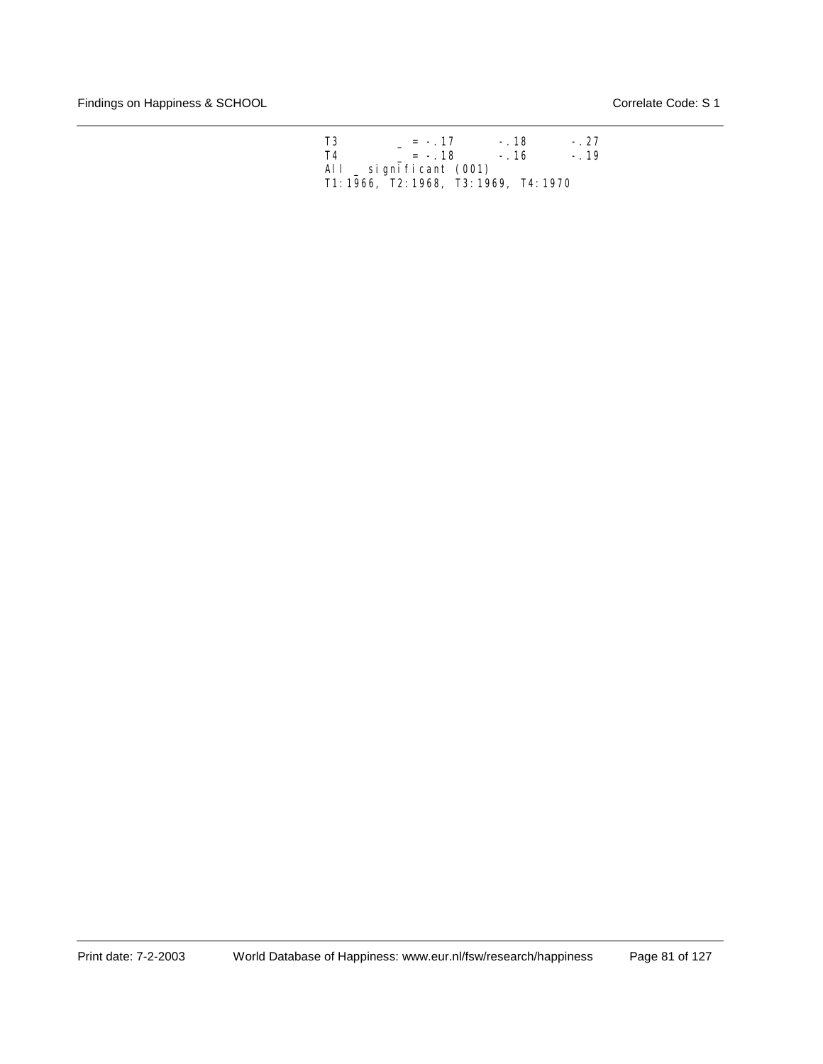```
T3          _ = -.17       -.18       -.27
T4          _ = -.18       -.16       -.19
All _ significant (001)
T1:1966, T2:1968, T3:1969, T4:1970
```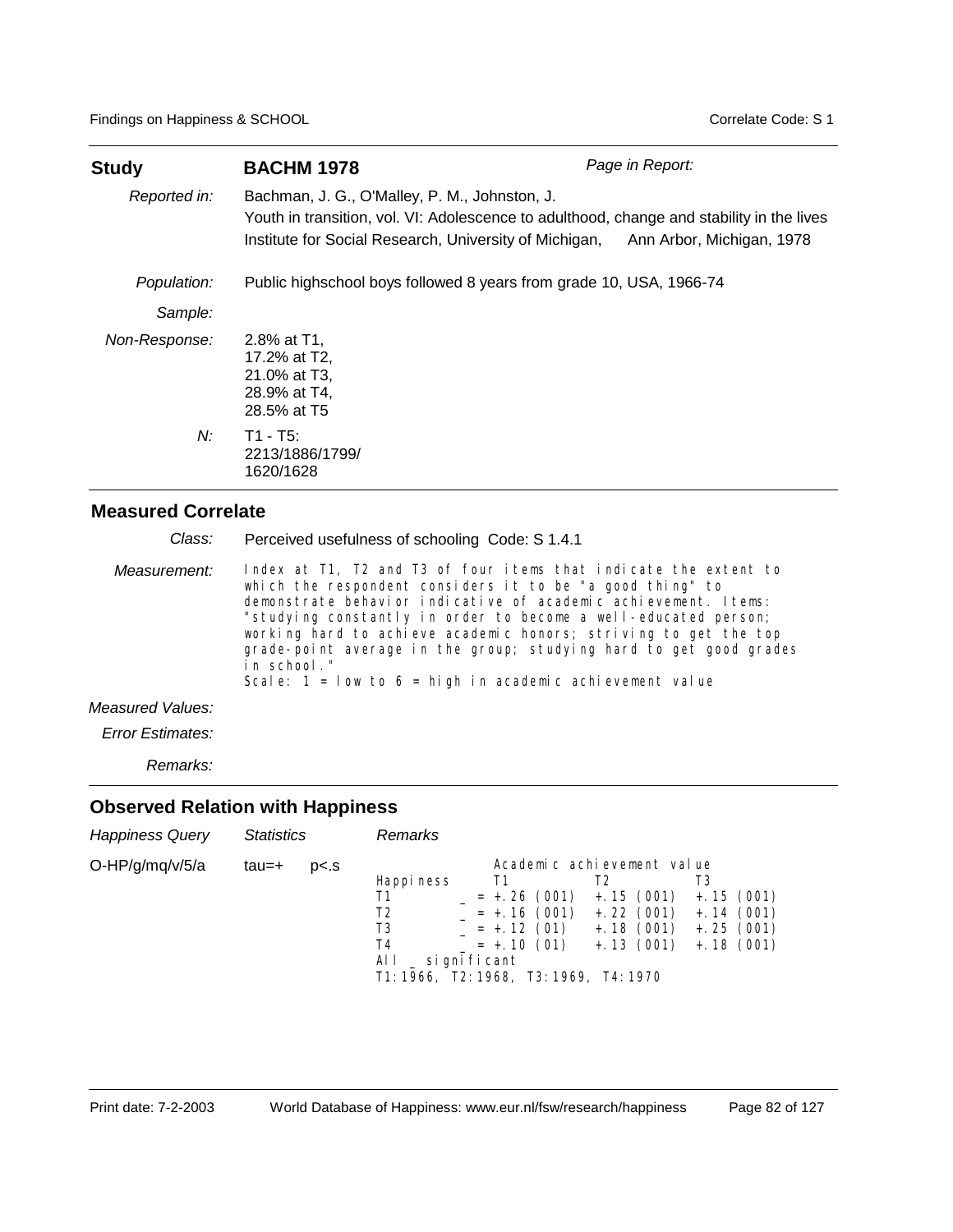| **Study** | **BACHM 1978** | *Page in Report:* |
|---|---|---|
| *Reported in:* | Bachman, J. G., O'Malley, P. M., Johnston, J.<br>Youth in transition, vol. VI: Adolescence to adulthood, change and stability in the lives<br>Institute for Social Research, University of Michigan, Ann Arbor, Michigan, 1978 | |
| *Population:* | Public highschool boys followed 8 years from grade 10, USA, 1966-74 | |
| *Sample:* | | |
| *Non-Response:* | 2.8% at T1,<br>17.2% at T2,<br>21.0% at T3,<br>28.9% at T4,<br>28.5% at T5 | |
| *N:* | T1 - T5:<br>2213/1886/1799/<br>1620/1628 | |

## Measured Correlate

*Class:* Perceived usefulness of schooling Code: S 1.4.1

*Measurement:* Index at T1, T2 and T3 of four items that indicate the extent to which the respondent considers it to be "a good thing" to demonstrate behavior indicative of academic achievement. Items: "studying constantly in order to become a well-educated person; working hard to achieve academic honors; striving to get the top grade-point average in the group; studying hard to get good grades in school."
Scale: 1 = low to 6 = high in academic achievement value

*Measured Values:*

*Error Estimates:*

*Remarks:*

## Observed Relation with Happiness

| *Happiness Query* | *Statistics* | *Remarks* |
|---|---|---|
| O-HP/g/mq/v/5/a | tau=+ p<.s | see table below |

| Happiness | Academic achievement value T1 | T2 | T3 |
|---|---|---|---|
| T1 | _ = +.26 (001) | +.15 (001) | +.15 (001) |
| T2 | _ = +.16 (001) | +.22 (001) | +.14 (001) |
| T3 | _ = +.12 (01) | +.18 (001) | +.25 (001) |
| T4 | _ = +.10 (01) | +.13 (001) | +.18 (001) |

All _ significant
T1:1966, T2:1968, T3:1969, T4:1970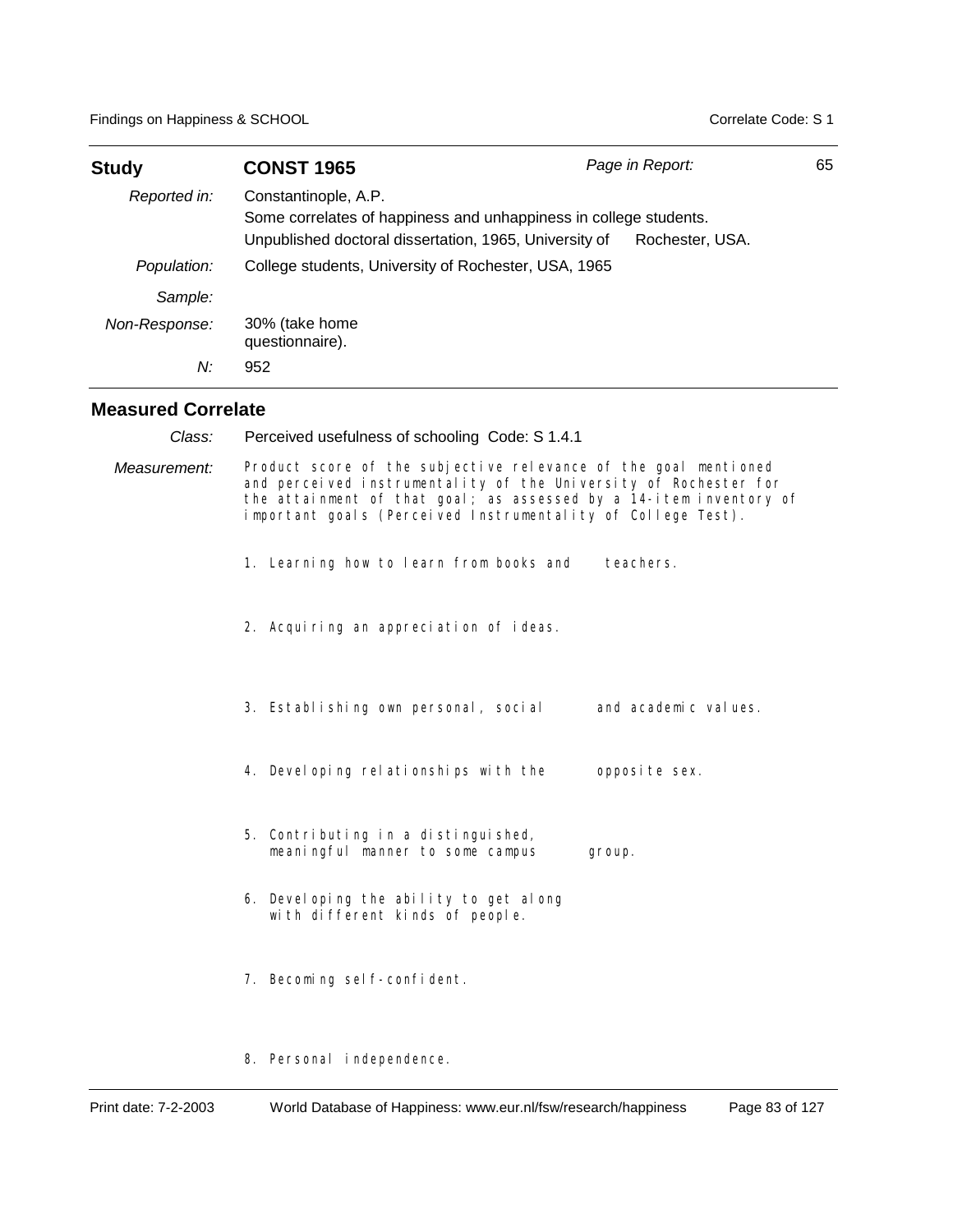| **Study** | **CONST 1965** | *Page in Report:* | 65 |
|---|---|---|---|
| *Reported in:* | Constantinople, A.P.<br>Some correlates of happiness and unhappiness in college students.<br>Unpublished doctoral dissertation, 1965, University of Rochester, USA. | | |
| *Population:* | College students, University of Rochester, USA, 1965 | | |
| *Sample:* | | | |
| *Non-Response:* | 30% (take home questionnaire). | | |
| *N:* | 952 | | |

## Measured Correlate

*Class:* Perceived usefulness of schooling Code: S 1.4.1

*Measurement:* Product score of the subjective relevance of the goal mentioned and perceived instrumentality of the University of Rochester for the attainment of that goal; as assessed by a 14-item inventory of important goals (Perceived Instrumentality of College Test).

1. Learning how to learn from books and teachers.
2. Acquiring an appreciation of ideas.
3. Establishing own personal, social and academic values.
4. Developing relationships with the opposite sex.
5. Contributing in a distinguished, meaningful manner to some campus group.
6. Developing the ability to get along with different kinds of people.
7. Becoming self-confident.
8. Personal independence.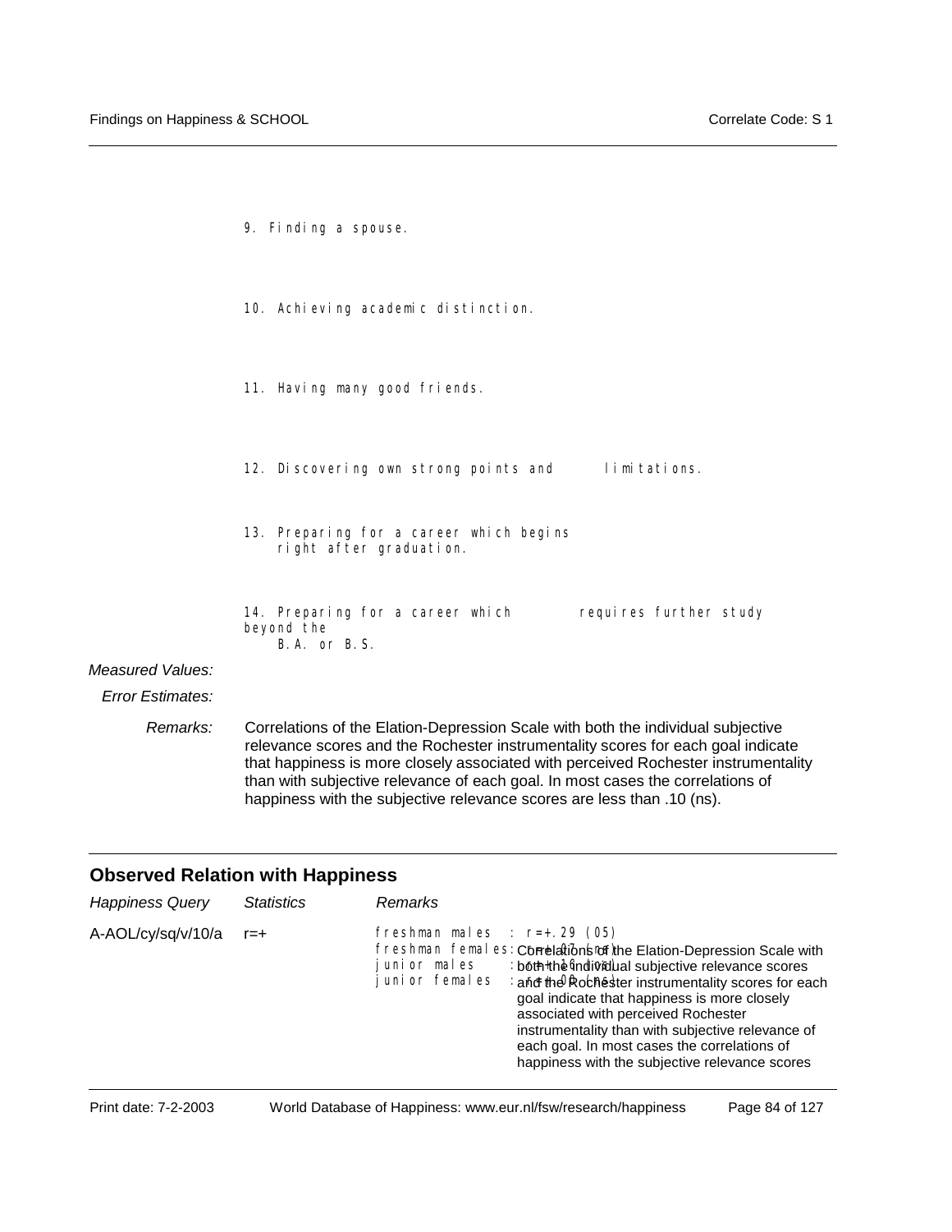9. Finding a spouse.

10. Achieving academic distinction.

11. Having many good friends.

12. Discovering own strong points and limitations.

13. Preparing for a career which begins right after graduation.

14. Preparing for a career which requires further study beyond the B.A. or B.S.

*Measured Values:*

*Error Estimates:*

*Remarks:* Correlations of the Elation-Depression Scale with both the individual subjective relevance scores and the Rochester instrumentality scores for each goal indicate that happiness is more closely associated with perceived Rochester instrumentality than with subjective relevance of each goal. In most cases the correlations of happiness with the subjective relevance scores are less than .10 (ns).

## Observed Relation with Happiness

| *Happiness Query* | *Statistics* | *Remarks* |
|---|---|---|
| A-AOL/cy/sq/v/10/a | r=+ | freshman males : r=+.29 (05)<br>freshman females: r=+.07 (ns)<br>junior males : r=+.16 (.07)<br>junior females : r=+.00 (ns)<br>Correlations of the Elation-Depression Scale with both the individual subjective relevance scores and the Rochester instrumentality scores for each goal indicate that happiness is more closely associated with perceived Rochester instrumentality than with subjective relevance of each goal. In most cases the correlations of happiness with the subjective relevance scores |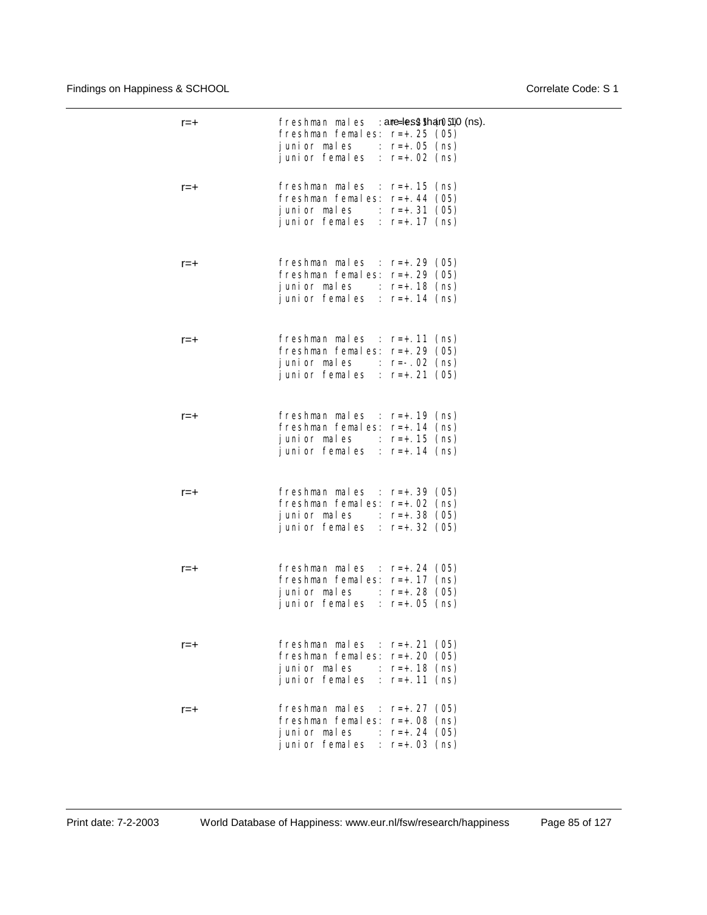r=+ freshman males : are less than 0.10 (ns). r=+.05 (ns)
freshman females: r=+.25 (05)
junior males : r=+.05 (ns)
junior females : r=+.02 (ns)

r=+ freshman males : r=+.15 (ns)
freshman females: r=+.44 (05)
junior males : r=+.31 (05)
junior females : r=+.17 (ns)

r=+ freshman males : r=+.29 (05)
freshman females: r=+.29 (05)
junior males : r=+.18 (ns)
junior females : r=+.14 (ns)

r=+ freshman males : r=+.11 (ns)
freshman females: r=+.29 (05)
junior males : r=-.02 (ns)
junior females : r=+.21 (05)

r=+ freshman males : r=+.19 (ns)
freshman females: r=+.14 (ns)
junior males : r=+.15 (ns)
junior females : r=+.14 (ns)

r=+ freshman males : r=+.39 (05)
freshman females: r=+.02 (ns)
junior males : r=+.38 (05)
junior females : r=+.32 (05)

r=+ freshman males : r=+.24 (05)
freshman females: r=+.17 (ns)
junior males : r=+.28 (05)
junior females : r=+.05 (ns)

r=+ freshman males : r=+.21 (05)
freshman females: r=+.20 (05)
junior males : r=+.18 (ns)
junior females : r=+.11 (ns)

r=+ freshman males : r=+.27 (05)
freshman females: r=+.08 (ns)
junior males : r=+.24 (05)
junior females : r=+.03 (ns)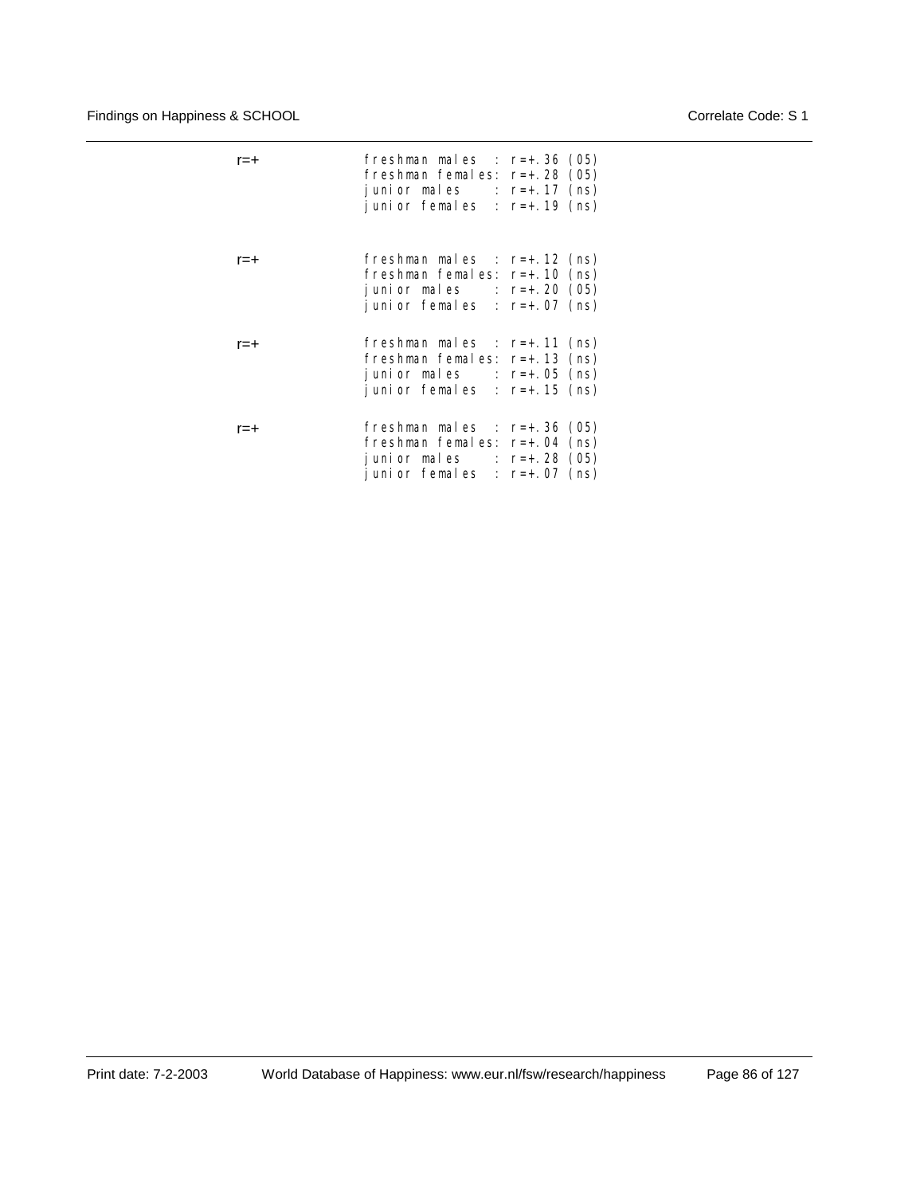r=+

```
freshman males  : r=+.36 (05)
freshman females: r=+.28 (05)
junior males    : r=+.17 (ns)
junior females  : r=+.19 (ns)
```

r=+

```
freshman males  : r=+.12 (ns)
freshman females: r=+.10 (ns)
junior males    : r=+.20 (05)
junior females  : r=+.07 (ns)
```

r=+

```
freshman males  : r=+.11 (ns)
freshman females: r=+.13 (ns)
junior males    : r=+.05 (ns)
junior females  : r=+.15 (ns)
```

r=+

```
freshman males  : r=+.36 (05)
freshman females: r=+.04 (ns)
junior males    : r=+.28 (05)
junior females  : r=+.07 (ns)
```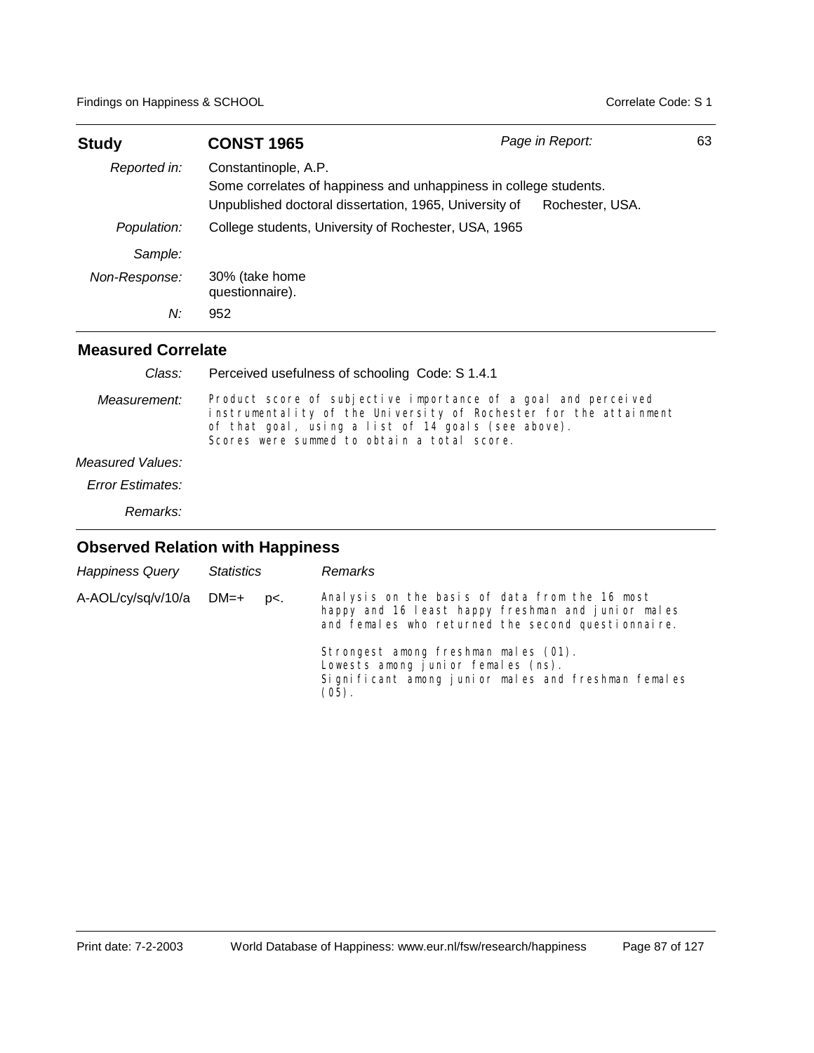| **Study** | **CONST 1965** | *Page in Report:* | 63 |
|---|---|---|---|
| *Reported in:* | Constantinople, A.P.<br>Some correlates of happiness and unhappiness in college students.<br>Unpublished doctoral dissertation, 1965, University of Rochester, USA. | | |
| *Population:* | College students, University of Rochester, USA, 1965 | | |
| *Sample:* | | | |
| *Non-Response:* | 30% (take home questionnaire). | | |
| *N:* | 952 | | |

## Measured Correlate

| | |
|---|---|
| *Class:* | Perceived usefulness of schooling Code: S 1.4.1 |
| *Measurement:* | Product score of subjective importance of a goal and perceived instrumentality of the University of Rochester for the attainment of that goal, using a list of 14 goals (see above).<br>Scores were summed to obtain a total score. |
| *Measured Values:* | |
| *Error Estimates:* | |
| *Remarks:* | |

## Observed Relation with Happiness

| *Happiness Query* | *Statistics* | | *Remarks* |
|---|---|---|---|
| A-AOL/cy/sq/v/10/a | DM=+ | p<. | Analysis on the basis of data from the 16 most happy and 16 least happy freshman and junior males and females who returned the second questionnaire.<br><br>Strongest among freshman males (01).<br>Lowests among junior females (ns).<br>Significant among junior males and freshman females (05). |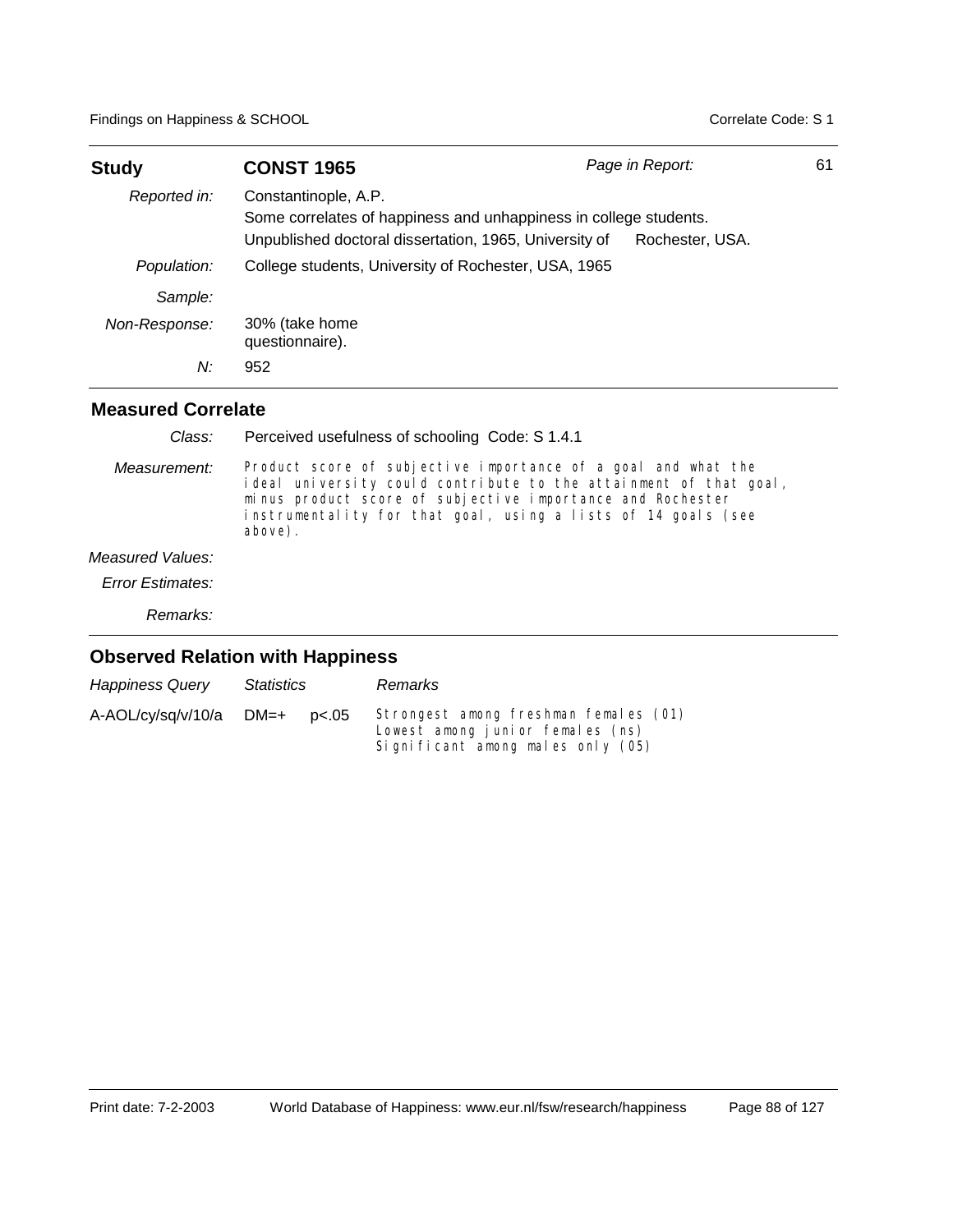| **Study** | **CONST 1965** | *Page in Report:* | 61 |
|---|---|---|---|
| *Reported in:* | Constantinople, A.P. Some correlates of happiness and unhappiness in college students. Unpublished doctoral dissertation, 1965, University of Rochester, USA. | | |
| *Population:* | College students, University of Rochester, USA, 1965 | | |
| *Sample:* | | | |
| *Non-Response:* | 30% (take home questionnaire). | | |
| *N:* | 952 | | |

## Measured Correlate

| | |
|---|---|
| *Class:* | Perceived usefulness of schooling Code: S 1.4.1 |
| *Measurement:* | Product score of subjective importance of a goal and what the ideal university could contribute to the attainment of that goal, minus product score of subjective importance and Rochester instrumentality for that goal, using a lists of 14 goals (see above). |
| *Measured Values:* | |
| *Error Estimates:* | |
| *Remarks:* | |

## Observed Relation with Happiness

| *Happiness Query* | *Statistics* | | *Remarks* |
|---|---|---|---|
| A-AOL/cy/sq/v/10/a | DM=+ | $p<.05$ | Strongest among freshman females (01)<br>Lowest among junior females (ns)<br>Significant among males only (05) |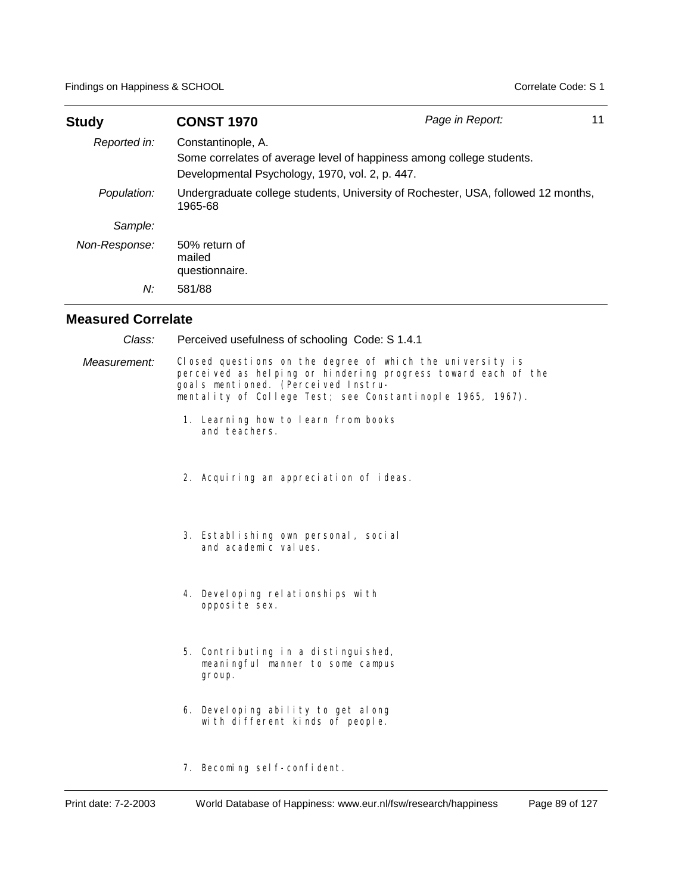| **Study** | **CONST 1970** | *Page in Report:* | 11 |
|---|---|---|---|
| *Reported in:* | Constantinople, A. Some correlates of average level of happiness among college students. Developmental Psychology, 1970, vol. 2, p. 447. | | |
| *Population:* | Undergraduate college students, University of Rochester, USA, followed 12 months, 1965-68 | | |
| *Sample:* | | | |
| *Non-Response:* | 50% return of mailed questionnaire. | | |
| *N:* | 581/88 | | |

## Measured Correlate

*Class:* Perceived usefulness of schooling Code: S 1.4.1

*Measurement:* Closed questions on the degree of which the university is perceived as helping or hindering progress toward each of the goals mentioned. (Perceived Instrumentality of College Test; see Constantinople 1965, 1967).

1. Learning how to learn from books and teachers.
2. Acquiring an appreciation of ideas.
3. Establishing own personal, social and academic values.
4. Developing relationships with opposite sex.
5. Contributing in a distinguished, meaningful manner to some campus group.
6. Developing ability to get along with different kinds of people.
7. Becoming self-confident.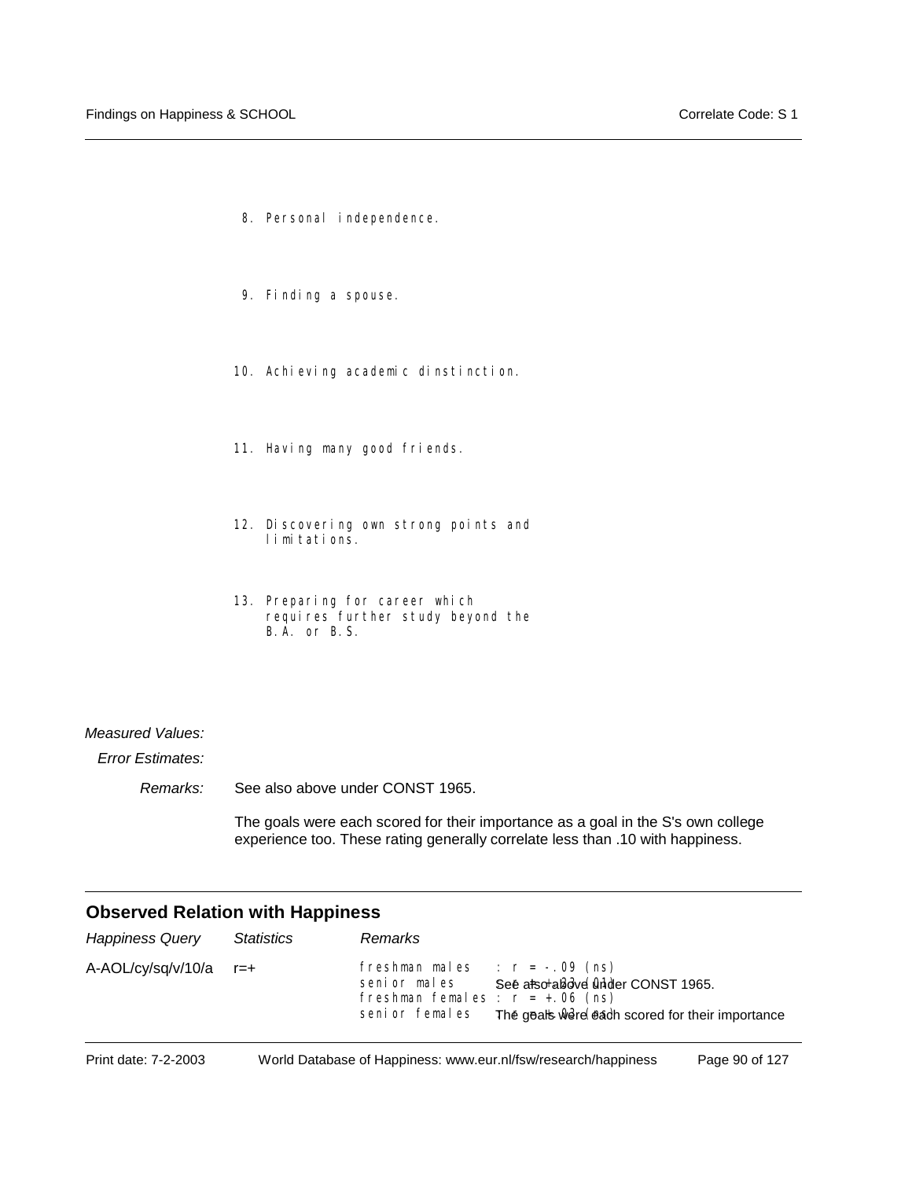8. Personal independence.

9. Finding a spouse.

10. Achieving academic dinstinction.

11. Having many good friends.

12. Discovering own strong points and limitations.

13. Preparing for career which requires further study beyond the B.A. or B.S.

*Measured Values:*

*Error Estimates:*

*Remarks:* See also above under CONST 1965.

The goals were each scored for their importance as a goal in the S's own college experience too. These rating generally correlate less than .10 with happiness.

## Observed Relation with Happiness

| *Happiness Query* | *Statistics* | *Remarks* |
|---|---|---|
| A-AOL/cy/sq/v/10/a | r=+ | freshman males : r = -.09 (ns)<br>senior males : r = +.23 (01)<br>freshman females : r = +.06 (ns)<br>senior females : r = +.03 (ns)<br>See also above under CONST 1965.<br>The goals were each scored for their importance |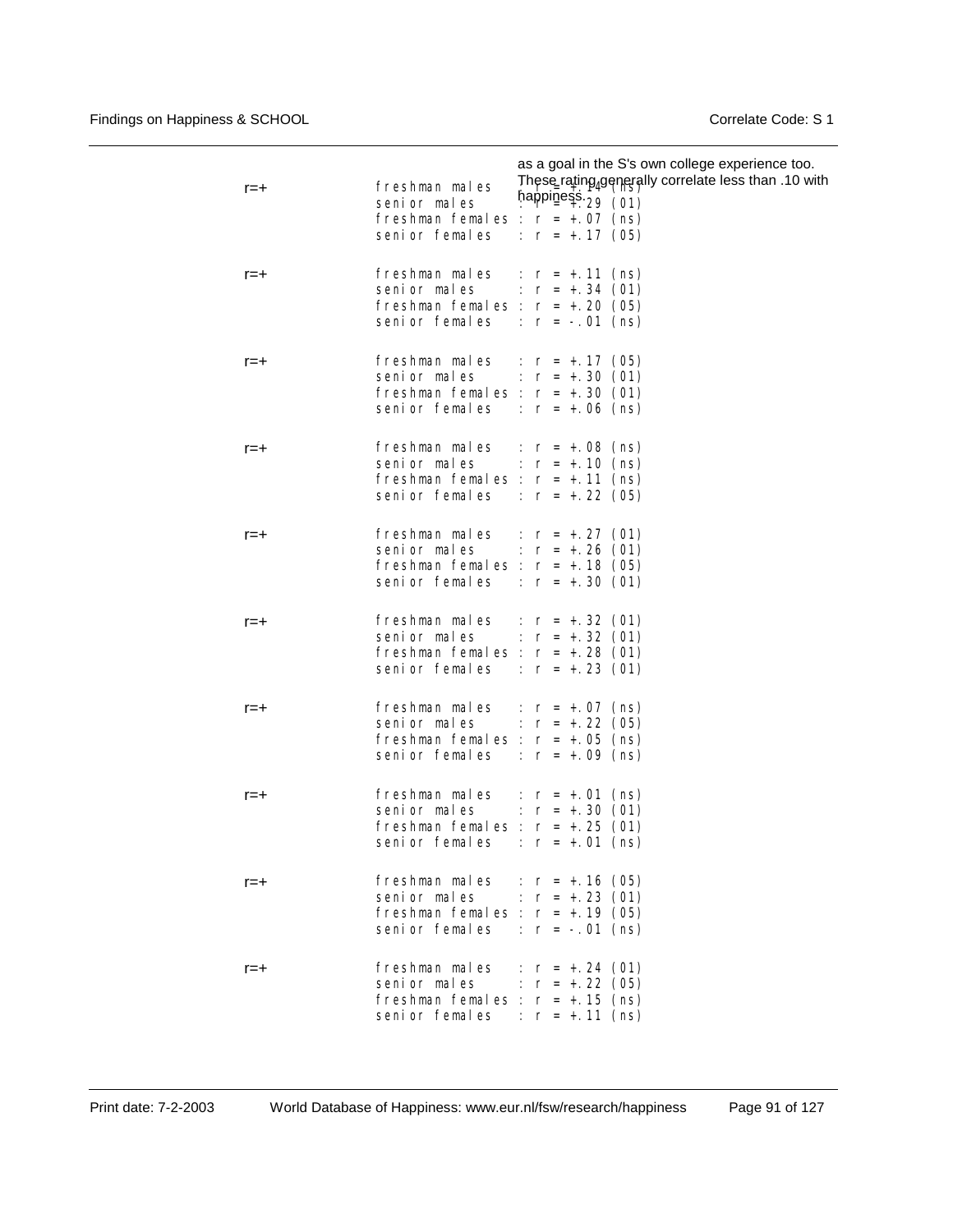as a goal in the S's own college experience too. These rating generally correlate less than .10 with happiness.

| | | |
|---|---|---|
| r=+ | freshman males | : r = +.14 (ns) |
| | senior males | : r = +.29 (01) |
| | freshman females | : r = +.07 (ns) |
| | senior females | : r = +.17 (05) |
| r=+ | freshman males | : r = +.11 (ns) |
| | senior males | : r = +.34 (01) |
| | freshman females | : r = +.20 (05) |
| | senior females | : r = -.01 (ns) |
| r=+ | freshman males | : r = +.17 (05) |
| | senior males | : r = +.30 (01) |
| | freshman females | : r = +.30 (01) |
| | senior females | : r = +.06 (ns) |
| r=+ | freshman males | : r = +.08 (ns) |
| | senior males | : r = +.10 (ns) |
| | freshman females | : r = +.11 (ns) |
| | senior females | : r = +.22 (05) |
| r=+ | freshman males | : r = +.27 (01) |
| | senior males | : r = +.26 (01) |
| | freshman females | : r = +.18 (05) |
| | senior females | : r = +.30 (01) |
| r=+ | freshman males | : r = +.32 (01) |
| | senior males | : r = +.32 (01) |
| | freshman females | : r = +.28 (01) |
| | senior females | : r = +.23 (01) |
| r=+ | freshman males | : r = +.07 (ns) |
| | senior males | : r = +.22 (05) |
| | freshman females | : r = +.05 (ns) |
| | senior females | : r = +.09 (ns) |
| r=+ | freshman males | : r = +.01 (ns) |
| | senior males | : r = +.30 (01) |
| | freshman females | : r = +.25 (01) |
| | senior females | : r = +.01 (ns) |
| r=+ | freshman males | : r = +.16 (05) |
| | senior males | : r = +.23 (01) |
| | freshman females | : r = +.19 (05) |
| | senior females | : r = -.01 (ns) |
| r=+ | freshman males | : r = +.24 (01) |
| | senior males | : r = +.22 (05) |
| | freshman females | : r = +.15 (ns) |
| | senior females | : r = +.11 (ns) |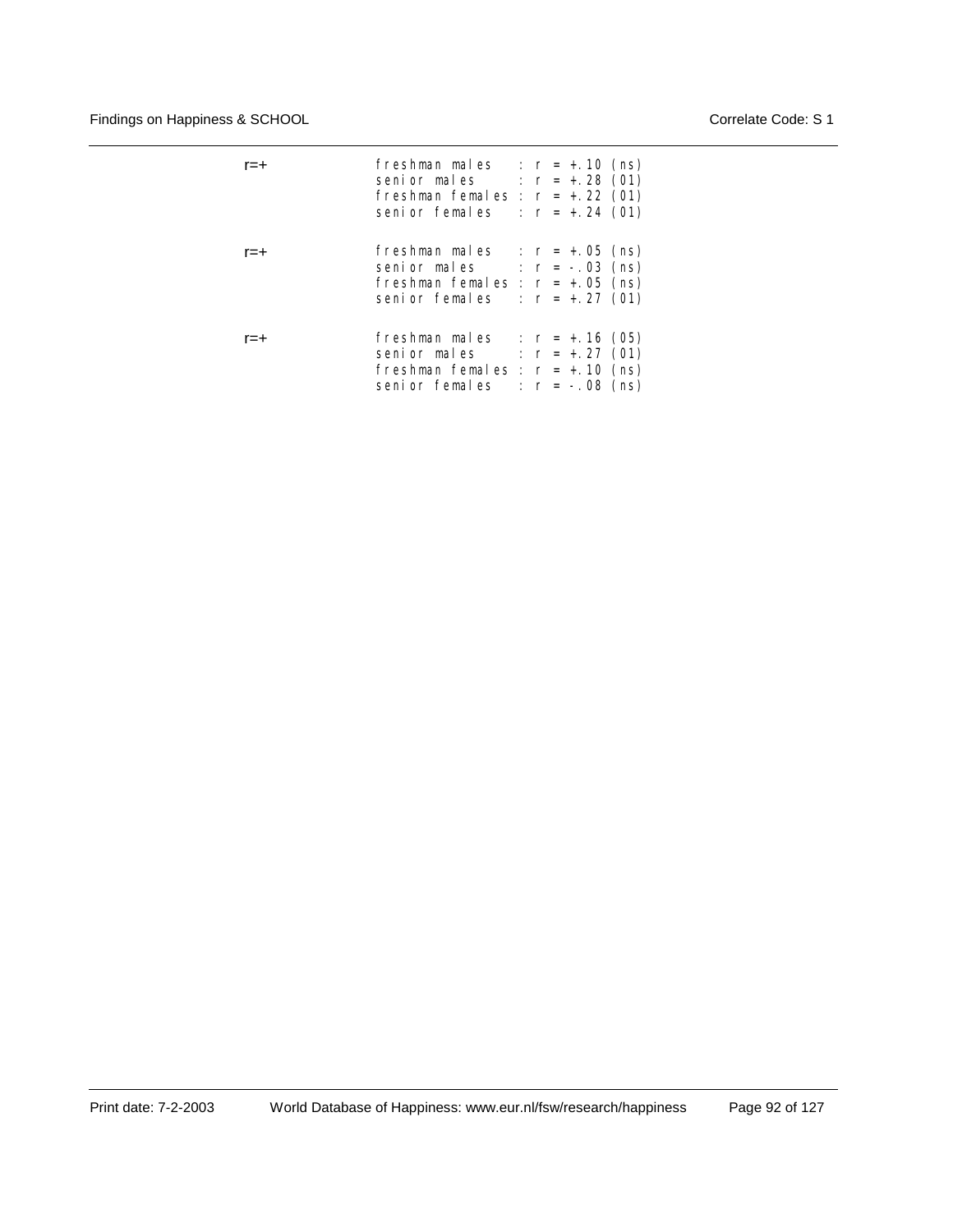r=+

```
freshman males   : r = +.10 (ns)
senior males     : r = +.28 (01)
freshman females : r = +.22 (01)
senior females   : r = +.24 (01)
```

r=+

```
freshman males   : r = +.05 (ns)
senior males     : r = -.03 (ns)
freshman females : r = +.05 (ns)
senior females   : r = +.27 (01)
```

r=+

```
freshman males   : r = +.16 (05)
senior males     : r = +.27 (01)
freshman females : r = +.10 (ns)
senior females   : r = -.08 (ns)
```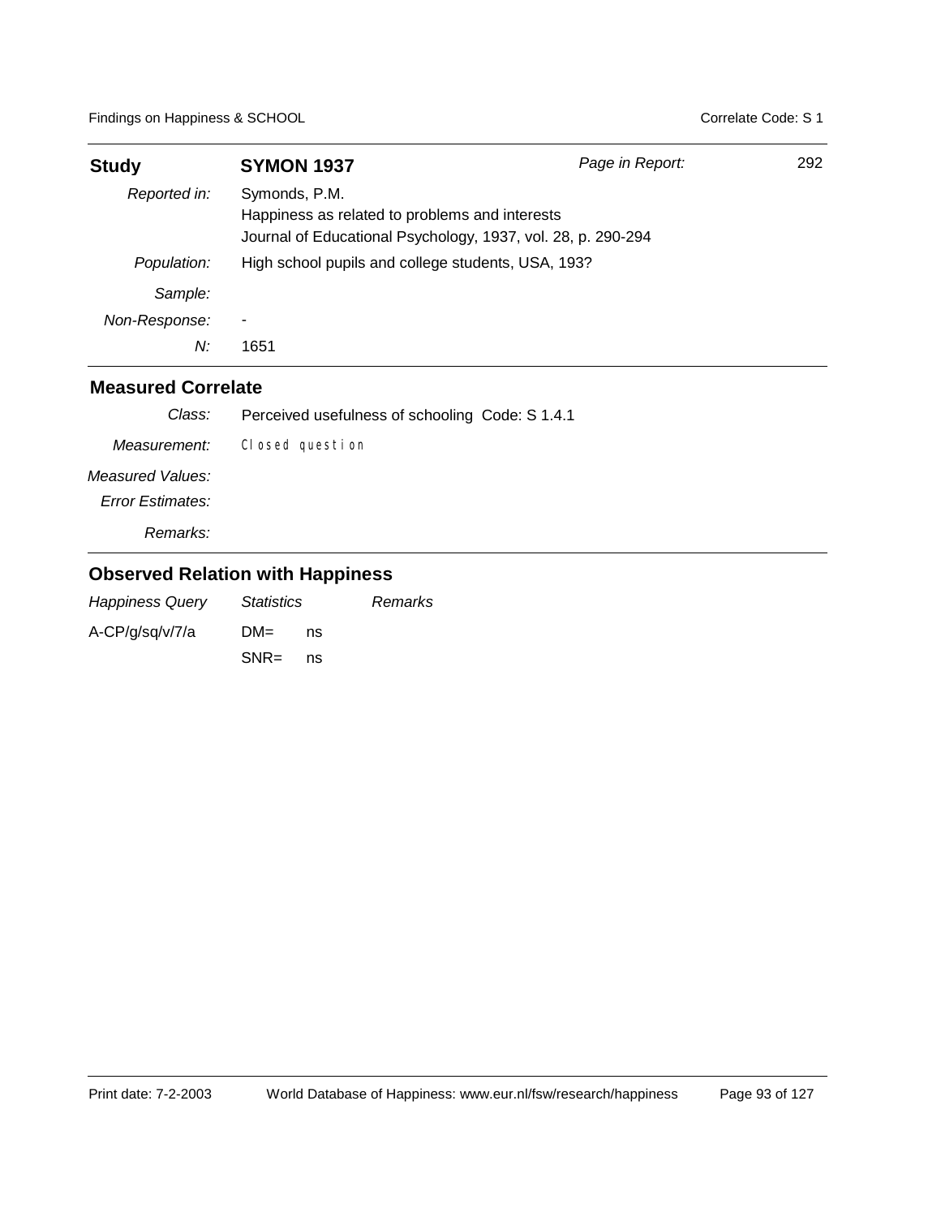| **Study** | **SYMON 1937** | *Page in Report:* | 292 |
|---|---|---|---|
| *Reported in:* | Symonds, P.M.<br>Happiness as related to problems and interests<br>Journal of Educational Psychology, 1937, vol. 28, p. 290-294 | | |
| *Population:* | High school pupils and college students, USA, 193? | | |
| *Sample:* | | | |
| *Non-Response:* | - | | |
| *N:* | 1651 | | |

## Measured Correlate

| | |
|---|---|
| *Class:* | Perceived usefulness of schooling Code: S 1.4.1 |
| *Measurement:* | Closed question |
| *Measured Values:* | |
| *Error Estimates:* | |
| *Remarks:* | |

## Observed Relation with Happiness

| *Happiness Query* | *Statistics* | | *Remarks* |
|---|---|---|---|
| A-CP/g/sq/v/7/a | DM= | ns | |
| | SNR= | ns | |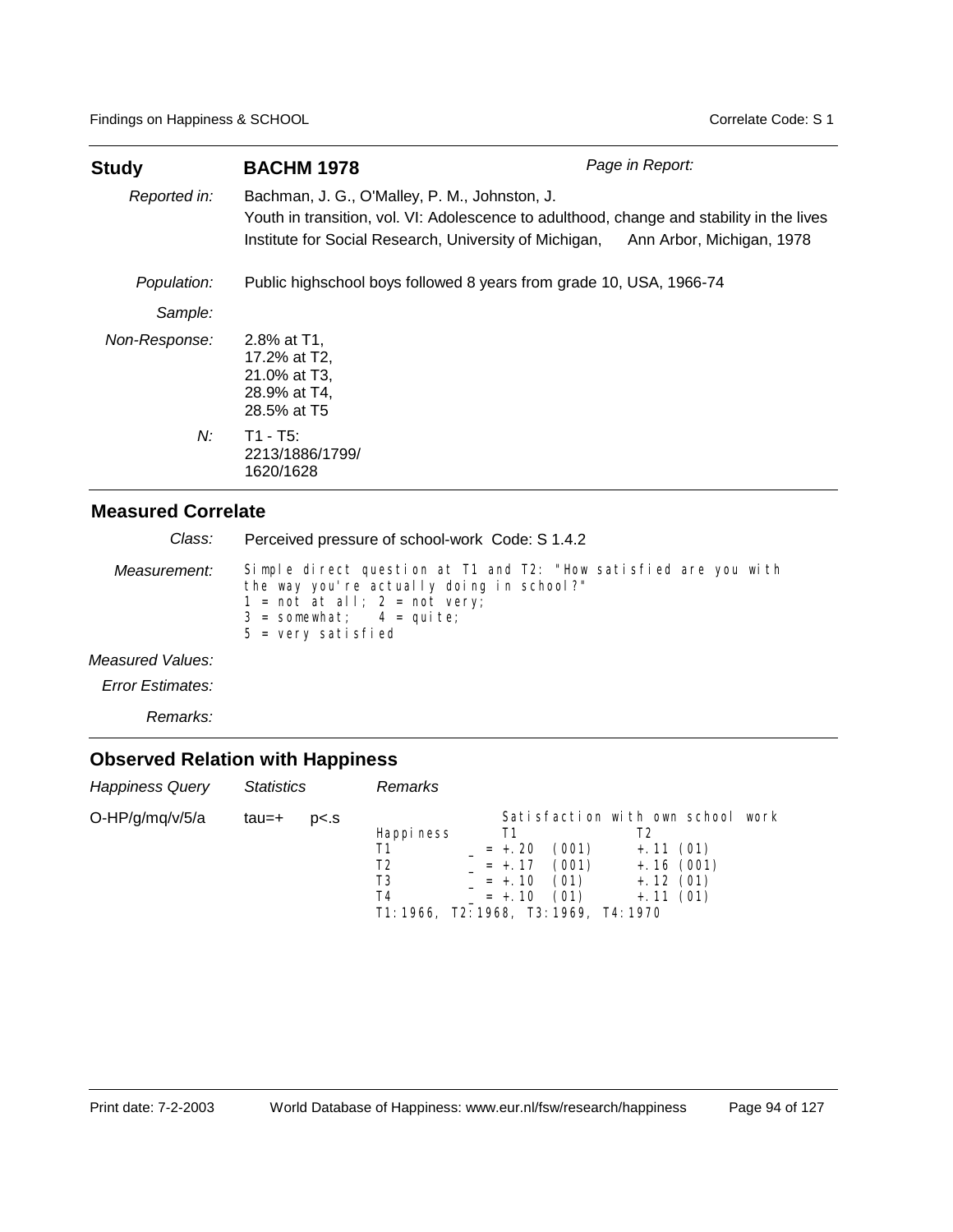| **Study** | **BACHM 1978** | *Page in Report:* |
|---|---|---|
| *Reported in:* | Bachman, J. G., O'Malley, P. M., Johnston, J.<br>Youth in transition, vol. VI: Adolescence to adulthood, change and stability in the lives<br>Institute for Social Research, University of Michigan, Ann Arbor, Michigan, 1978 | |
| *Population:* | Public highschool boys followed 8 years from grade 10, USA, 1966-74 | |
| *Sample:* | | |
| *Non-Response:* | 2.8% at T1,<br>17.2% at T2,<br>21.0% at T3,<br>28.9% at T4,<br>28.5% at T5 | |
| *N:* | T1 - T5:<br>2213/1886/1799/<br>1620/1628 | |

## Measured Correlate

| | |
|---|---|
| *Class:* | Perceived pressure of school-work Code: S 1.4.2 |
| *Measurement:* | Simple direct question at T1 and T2: "How satisfied are you with the way you're actually doing in school?"<br>1 = not at all; 2 = not very;<br>3 = somewhat; 4 = quite;<br>5 = very satisfied |
| *Measured Values:* | |
| *Error Estimates:* | |
| *Remarks:* | |

## Observed Relation with Happiness

| *Happiness Query* | *Statistics* | | *Remarks* |
|---|---|---|---|
| O-HP/g/mq/v/5/a | tau=+ | p<.s | see below |

Satisfaction with own school work

| Happiness | T1 | T2 |
|---|---|---|
| T1 | _ = +.20 (001) | +.11 (01) |
| T2 | _ = +.17 (001) | +.16 (001) |
| T3 | _ = +.10 (01) | +.12 (01) |
| T4 | _ = +.10 (01) | +.11 (01) |

T1:1966, T2:1968, T3:1969, T4:1970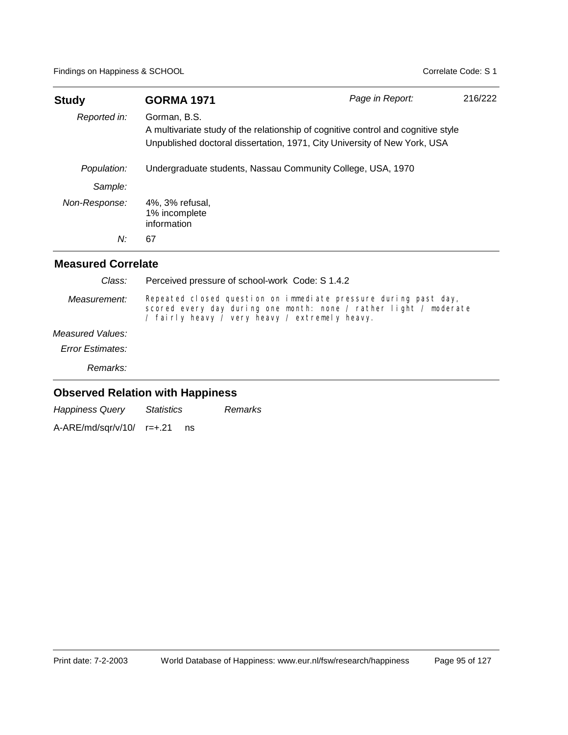| **Study** | **GORMA 1971** | *Page in Report:* | 216/222 |
|---|---|---|---|
| *Reported in:* | Gorman, B.S.<br>A multivariate study of the relationship of cognitive control and cognitive style<br>Unpublished doctoral dissertation, 1971, City University of New York, USA | | |
| *Population:* | Undergraduate students, Nassau Community College, USA, 1970 | | |
| *Sample:* | | | |
| *Non-Response:* | 4%, 3% refusal,<br>1% incomplete<br>information | | |
| *N:* | 67 | | |

## Measured Correlate

| | |
|---|---|
| *Class:* | Perceived pressure of school-work Code: S 1.4.2 |
| *Measurement:* | Repeated closed question on immediate pressure during past day, scored every day during one month: none / rather light / moderate / fairly heavy / very heavy / extremely heavy. |
| *Measured Values:* | |
| *Error Estimates:* | |
| *Remarks:* | |

## Observed Relation with Happiness

| *Happiness Query* | *Statistics* | | *Remarks* |
|---|---|---|---|
| A-ARE/md/sqr/v/10/ | r=+.21 | ns | |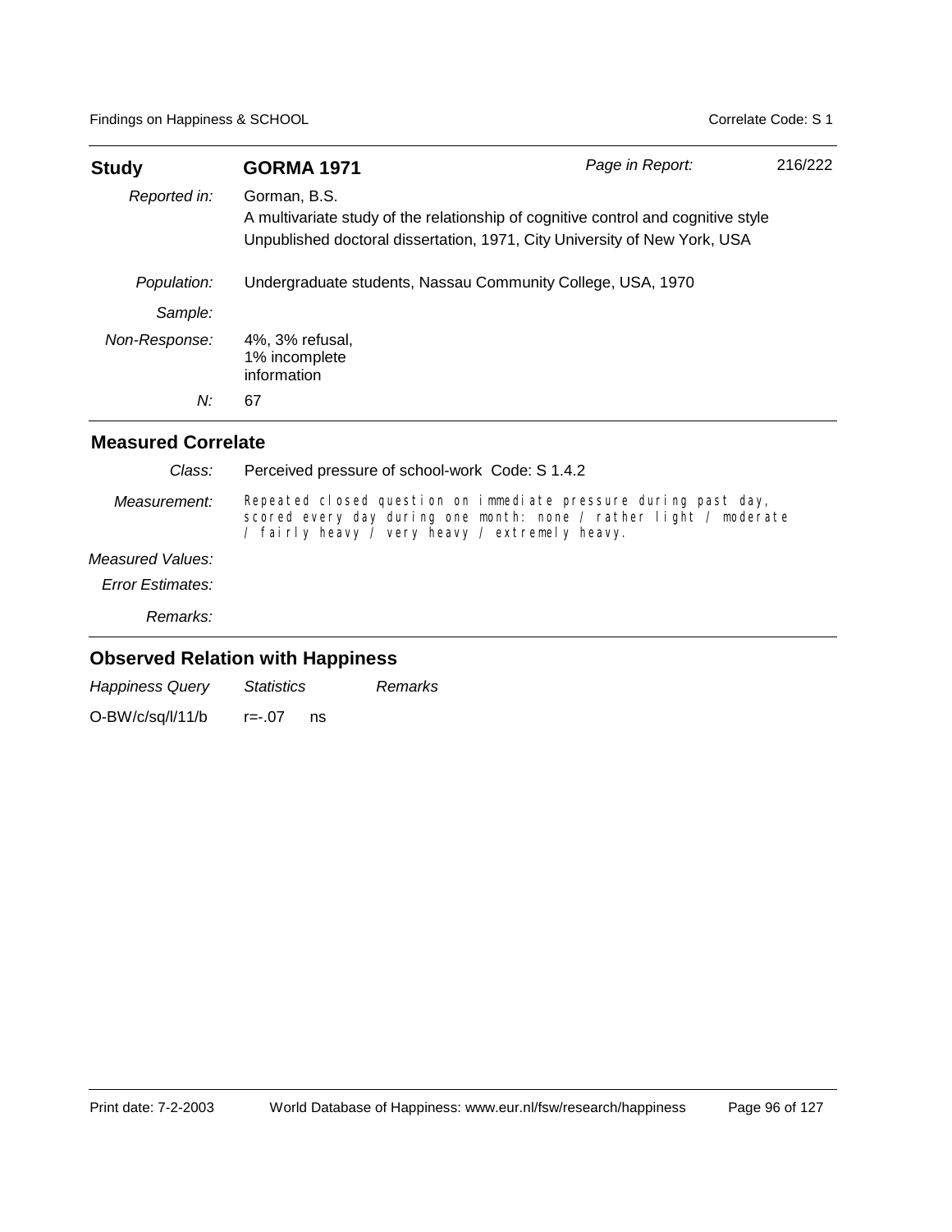| **Study** | **GORMA 1971** | *Page in Report:* | 216/222 |
|---|---|---|---|
| *Reported in:* | Gorman, B.S.<br>A multivariate study of the relationship of cognitive control and cognitive style<br>Unpublished doctoral dissertation, 1971, City University of New York, USA | | |
| *Population:* | Undergraduate students, Nassau Community College, USA, 1970 | | |
| *Sample:* | | | |
| *Non-Response:* | 4%, 3% refusal,<br>1% incomplete<br>information | | |
| *N:* | 67 | | |

## Measured Correlate

*Class:* Perceived pressure of school-work Code: S 1.4.2

*Measurement:* Repeated closed question on immediate pressure during past day, scored every day during one month: none / rather light / moderate / fairly heavy / very heavy / extremely heavy.

*Measured Values:*

*Error Estimates:*

*Remarks:*

## Observed Relation with Happiness

| *Happiness Query* | *Statistics* | | *Remarks* |
|---|---|---|---|
| O-BW/c/sq/l/11/b | r=-.07 | ns | |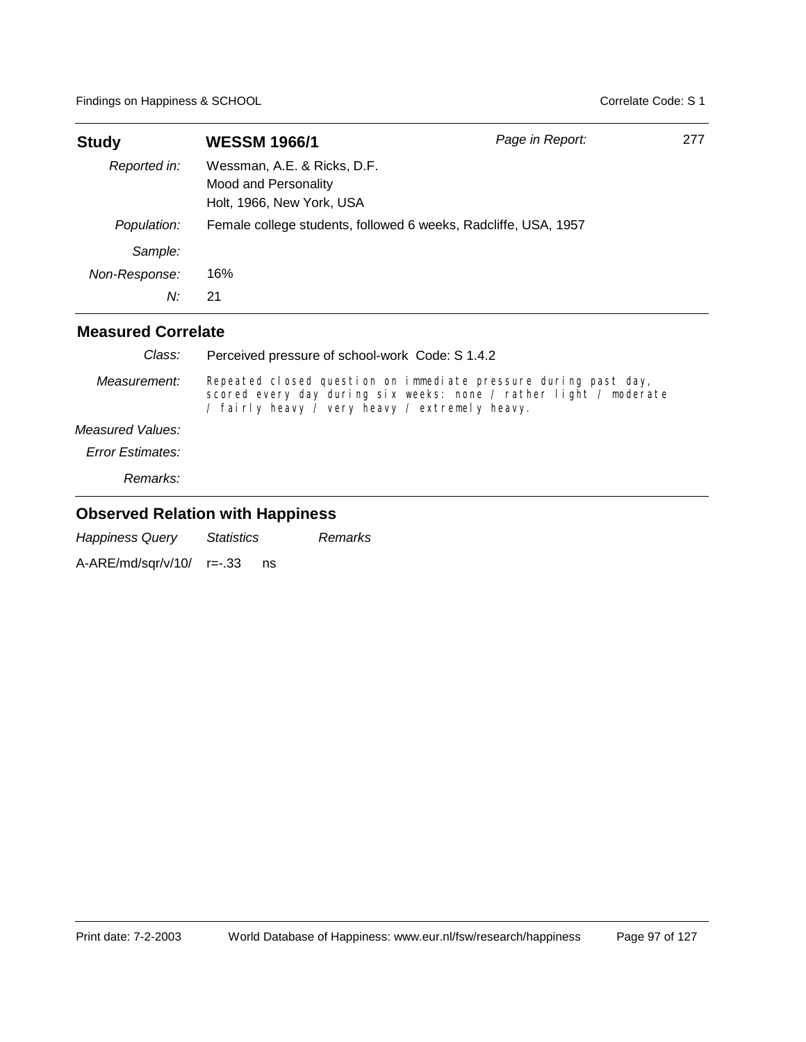## Study: WESSM 1966/1

*Page in Report:* 277

| | |
|---|---|
| *Reported in:* | Wessman, A.E. & Ricks, D.F. Mood and Personality Holt, 1966, New York, USA |
| *Population:* | Female college students, followed 6 weeks, Radcliffe, USA, 1957 |
| *Sample:* | |
| *Non-Response:* | 16% |
| *N:* | 21 |

### Measured Correlate

| | |
|---|---|
| *Class:* | Perceived pressure of school-work Code: S 1.4.2 |
| *Measurement:* | Repeated closed question on immediate pressure during past day, scored every day during six weeks: none / rather light / moderate / fairly heavy / very heavy / extremely heavy. |
| *Measured Values:* | |
| *Error Estimates:* | |
| *Remarks:* | |

### Observed Relation with Happiness

| *Happiness Query* | *Statistics* | *Remarks* |
|---|---|---|
| A-ARE/md/sqr/v/10/ | r=-.33 ns | |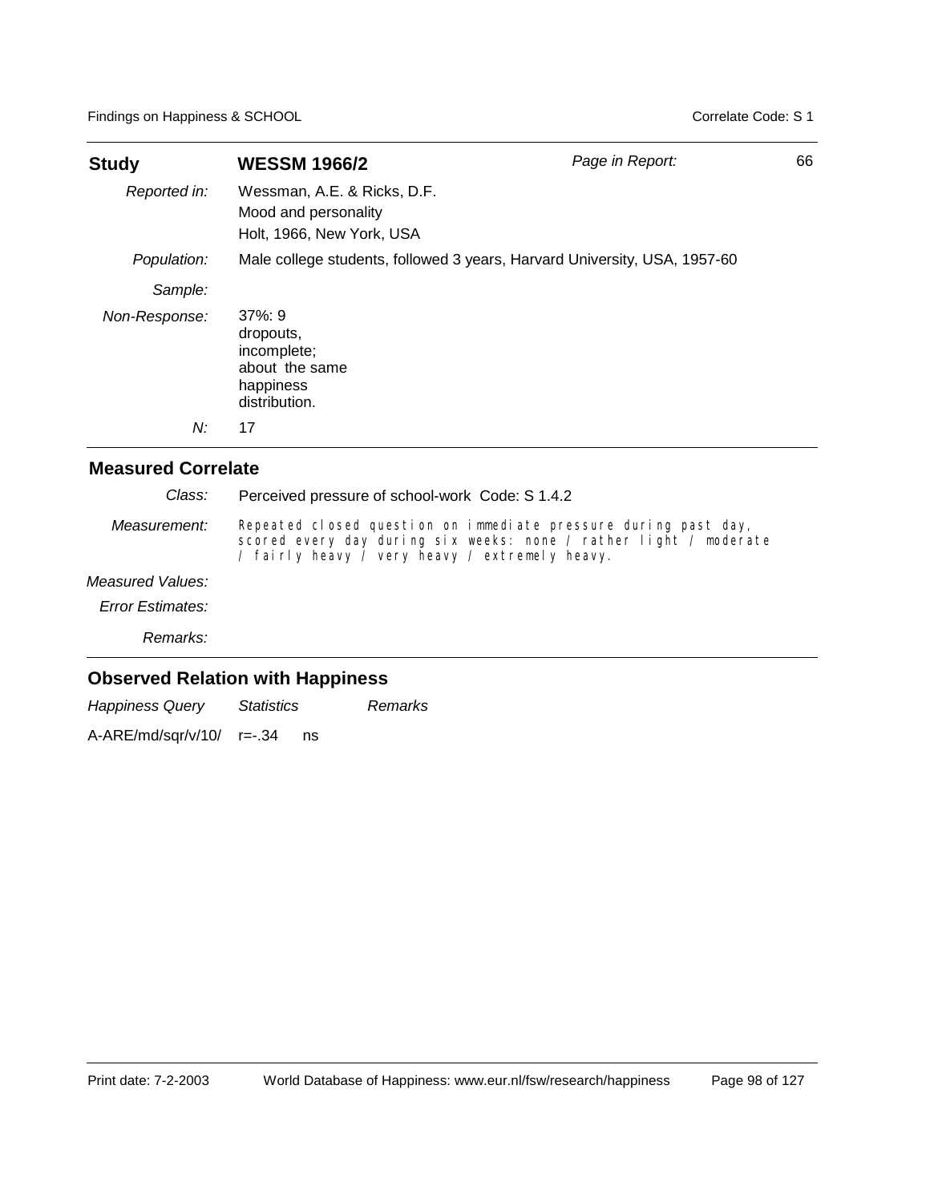| **Study** | **WESSM 1966/2** | *Page in Report:* | 66 |
|---|---|---|---|
| *Reported in:* | Wessman, A.E. & Ricks, D.F.<br>Mood and personality<br>Holt, 1966, New York, USA | | |
| *Population:* | Male college students, followed 3 years, Harvard University, USA, 1957-60 | | |
| *Sample:* | | | |
| *Non-Response:* | 37%: 9 dropouts, incomplete; about the same happiness distribution. | | |
| *N:* | 17 | | |

## Measured Correlate

| | |
|---|---|
| *Class:* | Perceived pressure of school-work Code: S 1.4.2 |
| *Measurement:* | Repeated closed question on immediate pressure during past day, scored every day during six weeks: none / rather light / moderate / fairly heavy / very heavy / extremely heavy. |
| *Measured Values:* | |
| *Error Estimates:* | |
| *Remarks:* | |

## Observed Relation with Happiness

| *Happiness Query* | *Statistics* | *Remarks* |
|---|---|---|
| A-ARE/md/sqr/v/10/ | r=-.34 ns | |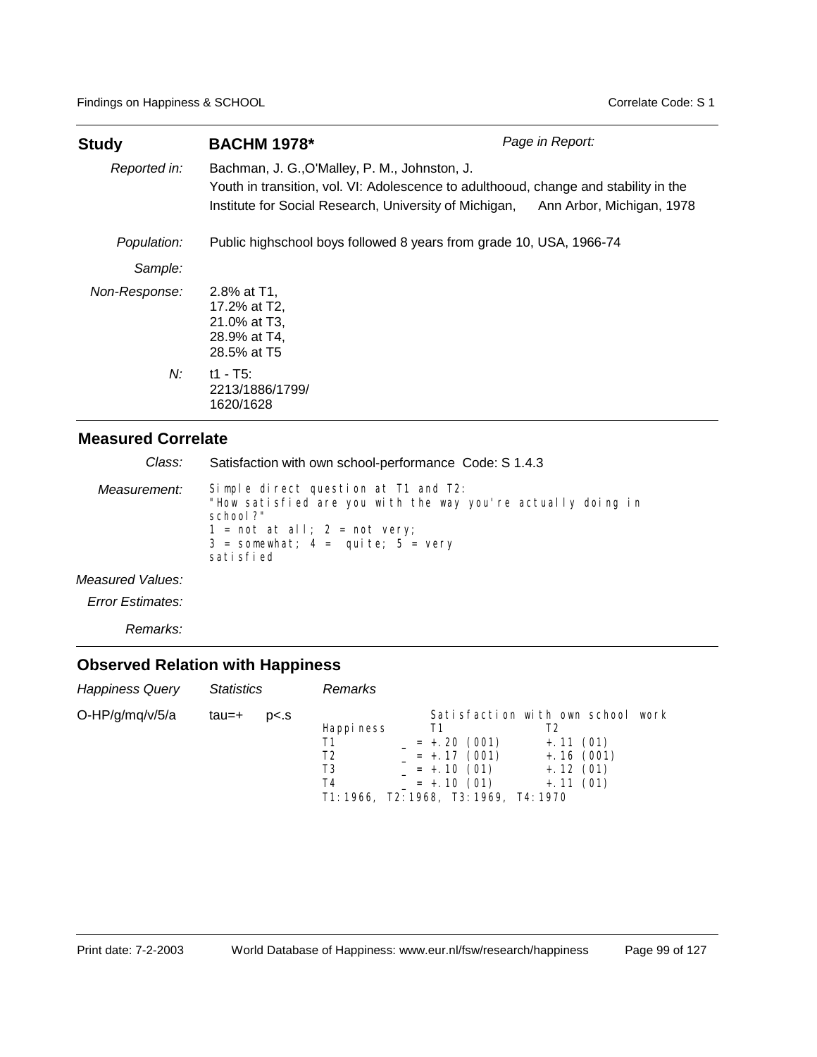| **Study** | **BACHM 1978*** | *Page in Report:* |
|---|---|---|
| *Reported in:* | Bachman, J. G.,O'Malley, P. M., Johnston, J.<br>Youth in transition, vol. VI: Adolescence to adulthooud, change and stability in the Institute for Social Research, University of Michigan, Ann Arbor, Michigan, 1978 | |
| *Population:* | Public highschool boys followed 8 years from grade 10, USA, 1966-74 | |
| *Sample:* | | |
| *Non-Response:* | 2.8% at T1,<br>17.2% at T2,<br>21.0% at T3,<br>28.9% at T4,<br>28.5% at T5 | |
| *N:* | t1 - T5:<br>2213/1886/1799/<br>1620/1628 | |

## Measured Correlate

*Class:* Satisfaction with own school-performance Code: S 1.4.3

*Measurement:*

```
Simple direct question at T1 and T2:
"How satisfied are you with the way you're actually doing in
school?"
1 = not at all; 2 = not very;
3 = somewhat; 4 =  quite; 5 = very
satisfied
```

*Measured Values:*

*Error Estimates:*

*Remarks:*

## Observed Relation with Happiness

| *Happiness Query* | *Statistics* | | *Remarks* |
|---|---|---|---|
| O-HP/g/mq/v/5/a | tau=+ | p<.s | |

```
                Satisfaction with own school work
Happiness       T1                  T2
T1          _ = +.20 (001)      +.11 (01)
T2          _ = +.17 (001)      +.16 (001)
T3          _ = +.10 (01)       +.12 (01)
T4          _ = +.10 (01)       +.11 (01)
T1:1966, T2:1968, T3:1969, T4:1970
```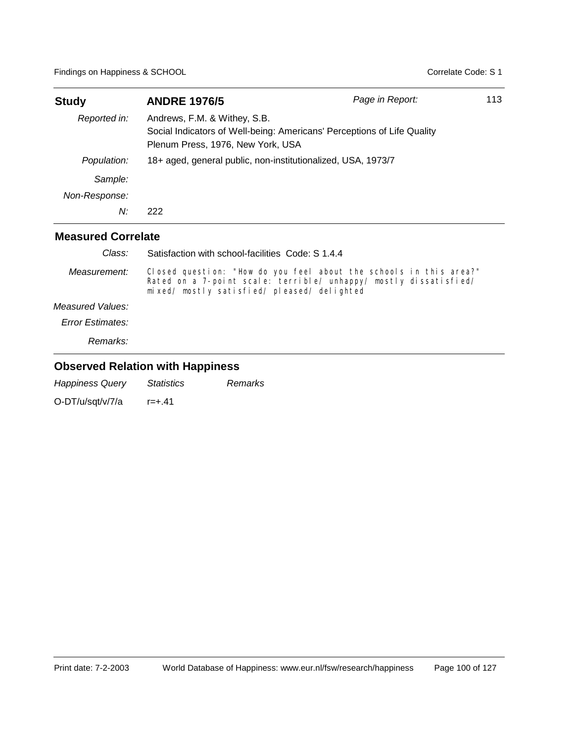| **Study** | **ANDRE 1976/5** | *Page in Report:* | 113 |
|---|---|---|---|
| *Reported in:* | Andrews, F.M. & Withey, S.B.<br>Social Indicators of Well-being: Americans' Perceptions of Life Quality<br>Plenum Press, 1976, New York, USA | | |
| *Population:* | 18+ aged, general public, non-institutionalized, USA, 1973/7 | | |
| *Sample:* | | | |
| *Non-Response:* | | | |
| *N:* | 222 | | |

## Measured Correlate

| | |
|---|---|
| *Class:* | Satisfaction with school-facilities Code: S 1.4.4 |
| *Measurement:* | Closed question: "How do you feel about the schools in this area?" Rated on a 7-point scale: terrible/ unhappy/ mostly dissatisfied/ mixed/ mostly satisfied/ pleased/ delighted |
| *Measured Values:* | |
| *Error Estimates:* | |
| *Remarks:* | |

## Observed Relation with Happiness

| *Happiness Query* | *Statistics* | *Remarks* |
|---|---|---|
| O-DT/u/sqt/v/7/a | r=+.41 | |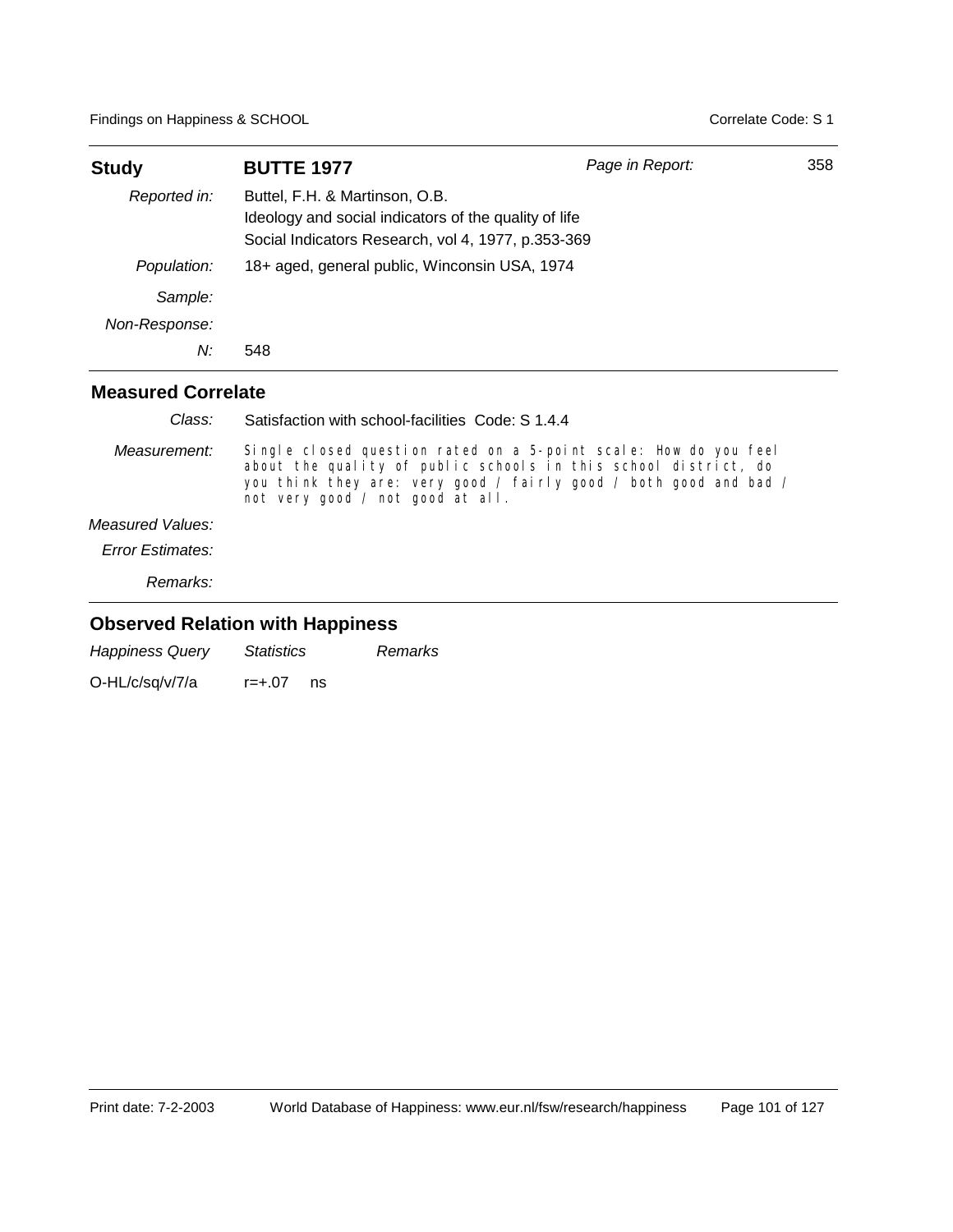## Study: BUTTE 1977

*Page in Report:* 358

| | |
|---|---|
| *Reported in:* | Buttel, F.H. & Martinson, O.B.<br>Ideology and social indicators of the quality of life<br>Social Indicators Research, vol 4, 1977, p.353-369 |
| *Population:* | 18+ aged, general public, Winconsin USA, 1974 |
| *Sample:* | |
| *Non-Response:* | |
| *N:* | 548 |

## Measured Correlate

| | |
|---|---|
| *Class:* | Satisfaction with school-facilities Code: S 1.4.4 |
| *Measurement:* | Single closed question rated on a 5-point scale: How do you feel about the quality of public schools in this school district, do you think they are: very good / fairly good / both good and bad / not very good / not good at all. |
| *Measured Values:* | |
| *Error Estimates:* | |
| *Remarks:* | |

## Observed Relation with Happiness

| *Happiness Query* | *Statistics* | *Remarks* |
|---|---|---|
| O-HL/c/sq/v/7/a | r=+.07 ns | |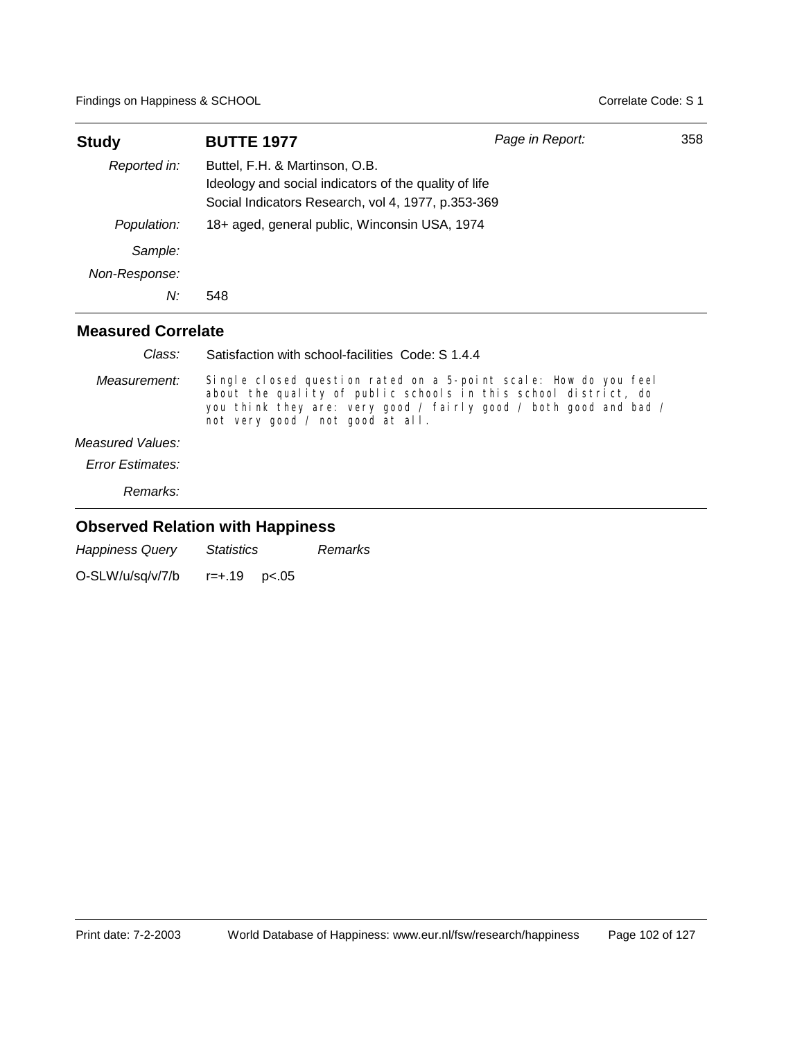| **Study** | **BUTTE 1977** | *Page in Report:* | 358 |
|---|---|---|---|
| *Reported in:* | Buttel, F.H. & Martinson, O.B.<br>Ideology and social indicators of the quality of life<br>Social Indicators Research, vol 4, 1977, p.353-369 | | |
| *Population:* | 18+ aged, general public, Winconsin USA, 1974 | | |
| *Sample:* | | | |
| *Non-Response:* | | | |
| *N:* | 548 | | |

## Measured Correlate

| | |
|---|---|
| *Class:* | Satisfaction with school-facilities Code: S 1.4.4 |
| *Measurement:* | Single closed question rated on a 5-point scale: How do you feel about the quality of public schools in this school district, do you think they are: very good / fairly good / both good and bad / not very good / not good at all. |
| *Measured Values:* | |
| *Error Estimates:* | |
| *Remarks:* | |

## Observed Relation with Happiness

| *Happiness Query* | *Statistics* | *Remarks* |
|---|---|---|
| O-SLW/u/sq/v/7/b | r=+.19 p<.05 | |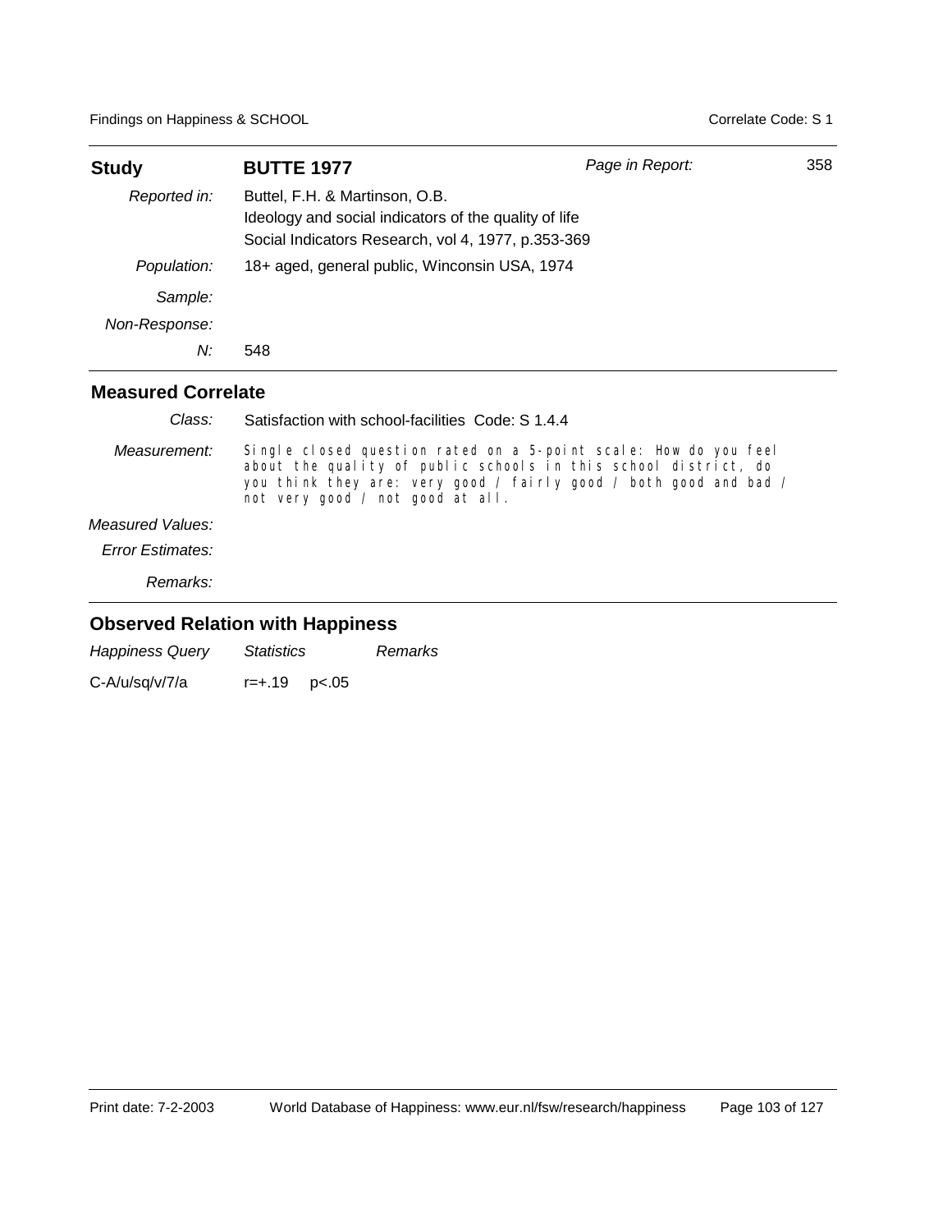| **Study** | **BUTTE 1977** | *Page in Report:* 358 |
|---|---|---|
| *Reported in:* | Buttel, F.H. & Martinson, O.B. Ideology and social indicators of the quality of life Social Indicators Research, vol 4, 1977, p.353-369 | |
| *Population:* | 18+ aged, general public, Winconsin USA, 1974 | |
| *Sample:* | | |
| *Non-Response:* | | |
| *N:* | 548 | |

## Measured Correlate

| | |
|---|---|
| *Class:* | Satisfaction with school-facilities Code: S 1.4.4 |
| *Measurement:* | Single closed question rated on a 5-point scale: How do you feel about the quality of public schools in this school district, do you think they are: very good / fairly good / both good and bad / not very good / not good at all. |
| *Measured Values:* | |
| *Error Estimates:* | |
| *Remarks:* | |

## Observed Relation with Happiness

| *Happiness Query* | *Statistics* | *Remarks* |
|---|---|---|
| C-A/u/sq/v/7/a | r=+.19 p<.05 | |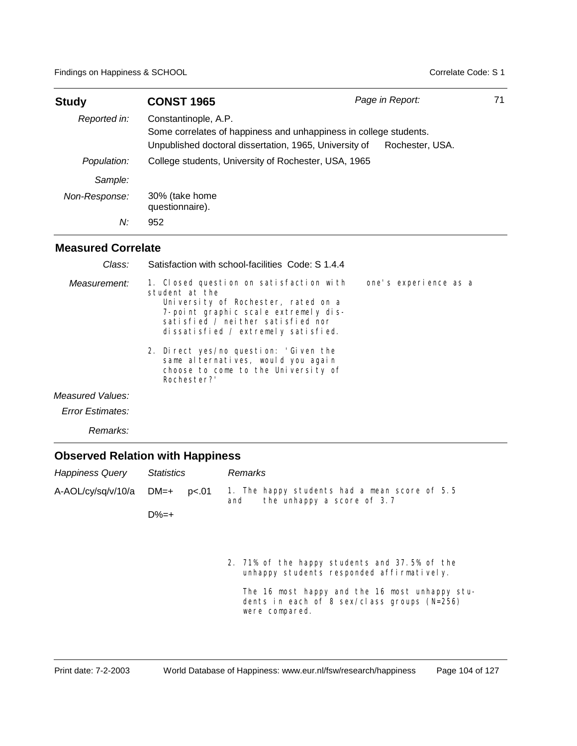| **Study** | **CONST 1965** | *Page in Report:* | 71 |
|---|---|---|---|
| *Reported in:* | Constantinople, A.P. Some correlates of happiness and unhappiness in college students. Unpublished doctoral dissertation, 1965, University of Rochester, USA. | | |
| *Population:* | College students, University of Rochester, USA, 1965 | | |
| *Sample:* | | | |
| *Non-Response:* | 30% (take home questionnaire). | | |
| *N:* | 952 | | |

## Measured Correlate

*Class:* Satisfaction with school-facilities Code: S 1.4.4

*Measurement:*

1. Closed question on satisfaction with one's experience as a student at the University of Rochester, rated on a 7-point graphic scale extremely dis-satisfied / neither satisfied nor dissatisfied / extremely satisfied.
2. Direct yes/no question: 'Given the same alternatives, would you again choose to come to the University of Rochester?'

*Measured Values:*

*Error Estimates:*

*Remarks:*

## Observed Relation with Happiness

| *Happiness Query* | *Statistics* | | *Remarks* |
|---|---|---|---|
| A-AOL/cy/sq/v/10/a | DM=+ | p<.01 | 1. The happy students had a mean score of 5.5 and the unhappy a score of 3.7 |
| | D%=+ | | 2. 71% of the happy students and 37.5% of the unhappy students responded affirmatively.<br><br>The 16 most happy and the 16 most unhappy students in each of 8 sex/class groups (N=256) were compared. |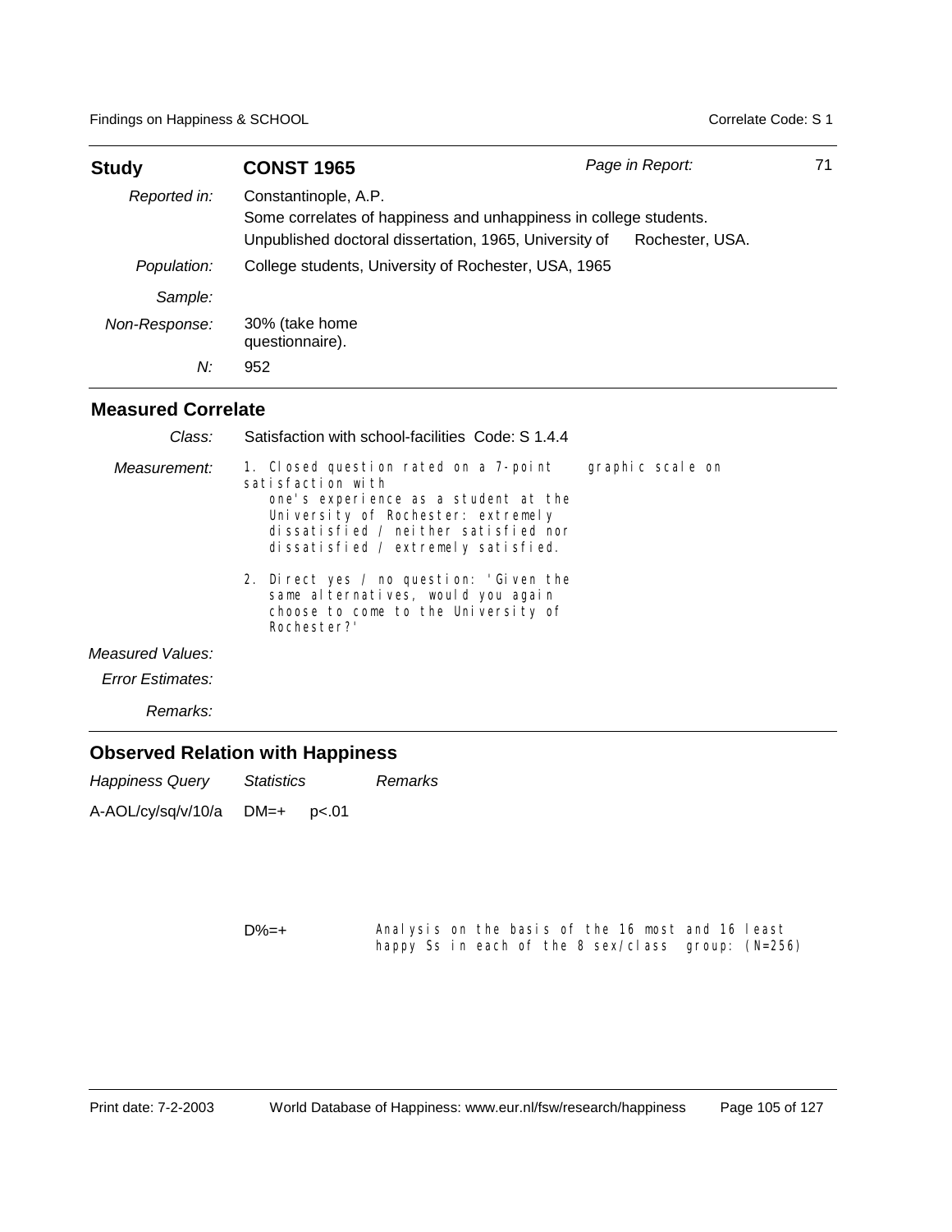| **Study** | **CONST 1965** | *Page in Report:* | 71 |
|---|---|---|---|
| *Reported in:* | Constantinople, A.P.<br>Some correlates of happiness and unhappiness in college students.<br>Unpublished doctoral dissertation, 1965, University of Rochester, USA. | | |
| *Population:* | College students, University of Rochester, USA, 1965 | | |
| *Sample:* | | | |
| *Non-Response:* | 30% (take home questionnaire). | | |
| *N:* | 952 | | |

## Measured Correlate

*Class:* Satisfaction with school-facilities Code: S 1.4.4

*Measurement:*

1. Closed question rated on a 7-point graphic scale on satisfaction with one's experience as a student at the University of Rochester: extremely dissatisfied / neither satisfied nor dissatisfied / extremely satisfied.
2. Direct yes / no question: 'Given the same alternatives, would you again choose to come to the University of Rochester?'

*Measured Values:*

*Error Estimates:*

*Remarks:*

## Observed Relation with Happiness

| *Happiness Query* | *Statistics* | | *Remarks* |
|---|---|---|---|
| A-AOL/cy/sq/v/10/a | DM=+ | p<.01 | |
| | D%=+ | | Analysis on the basis of the 16 most and 16 least happy Ss in each of the 8 sex/class group: (N=256) |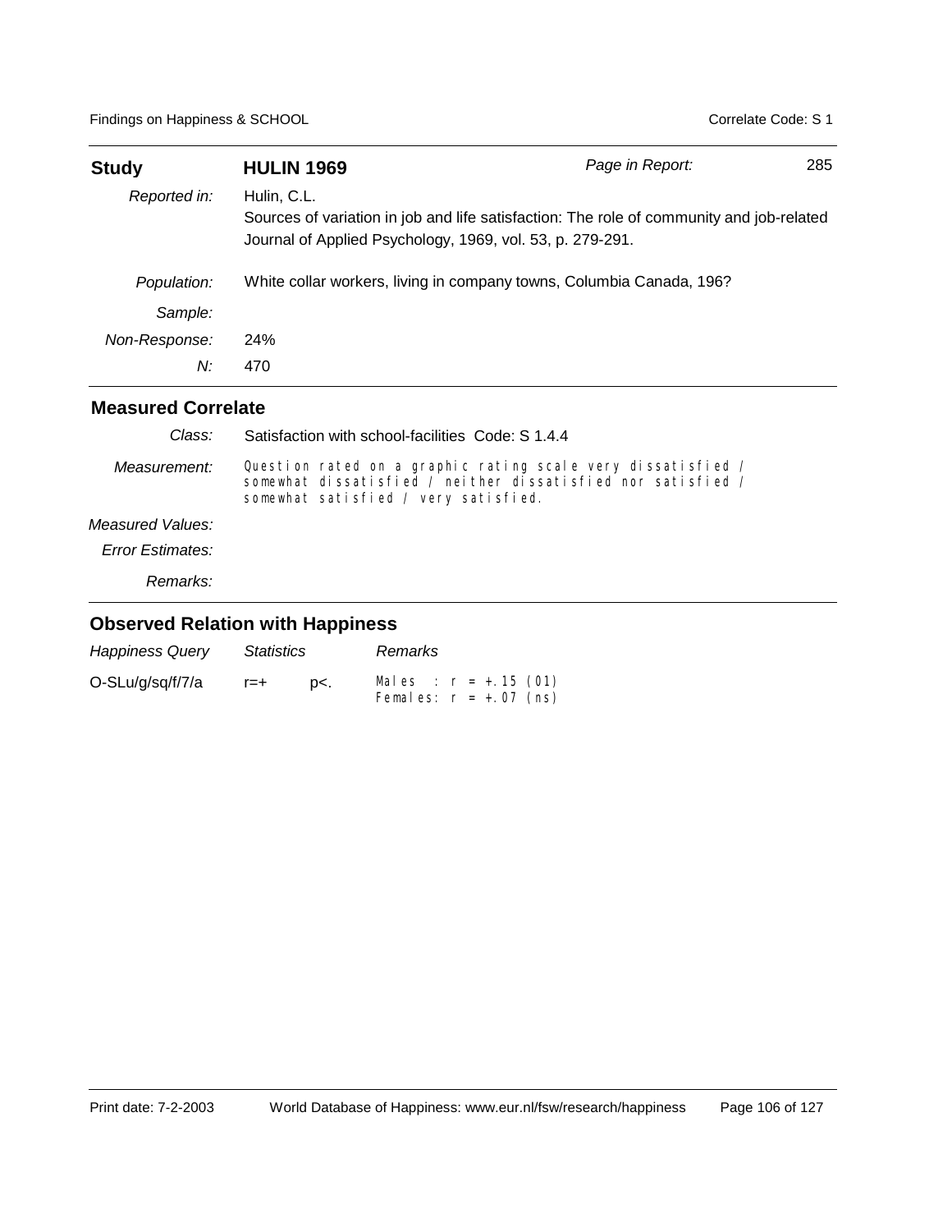| **Study** | **HULIN 1969** | *Page in Report:* | 285 |
|---|---|---|---|
| *Reported in:* | Hulin, C.L.<br>Sources of variation in job and life satisfaction: The role of community and job-related<br>Journal of Applied Psychology, 1969, vol. 53, p. 279-291. | | |
| *Population:* | White collar workers, living in company towns, Columbia Canada, 196? | | |
| *Sample:* | | | |
| *Non-Response:* | 24% | | |
| *N:* | 470 | | |

## Measured Correlate

| | |
|---|---|
| *Class:* | Satisfaction with school-facilities Code: S 1.4.4 |
| *Measurement:* | Question rated on a graphic rating scale very dissatisfied / somewhat dissatisfied / neither dissatisfied nor satisfied / somewhat satisfied / very satisfied. |
| *Measured Values:* | |
| *Error Estimates:* | |
| *Remarks:* | |

## Observed Relation with Happiness

| *Happiness Query* | *Statistics* | | *Remarks* |
|---|---|---|---|
| O-SLu/g/sq/f/7/a | r=+ | p<. | Males : r = +.15 (01)<br>Females: r = +.07 (ns) |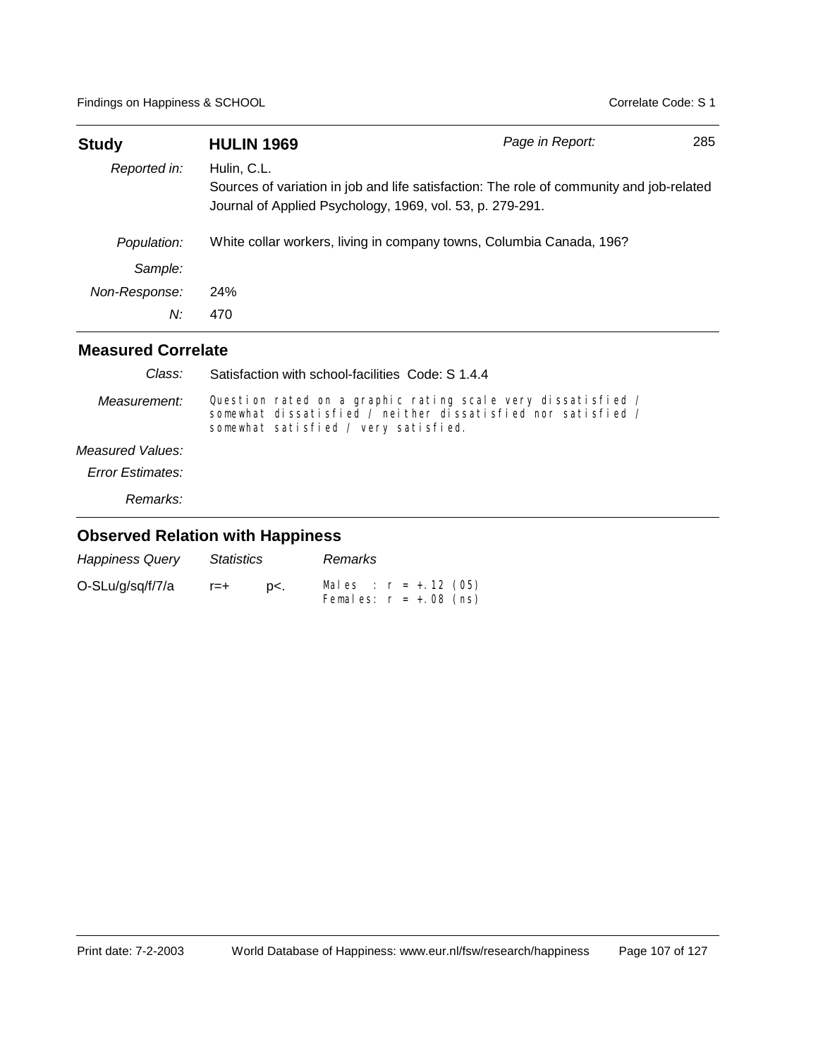| **Study** | **HULIN 1969** | *Page in Report:* | 285 |
|---|---|---|---|
| *Reported in:* | Hulin, C.L.<br>Sources of variation in job and life satisfaction: The role of community and job-related<br>Journal of Applied Psychology, 1969, vol. 53, p. 279-291. | | |
| *Population:* | White collar workers, living in company towns, Columbia Canada, 196? | | |
| *Sample:* | | | |
| *Non-Response:* | 24% | | |
| *N:* | 470 | | |

## Measured Correlate

| | |
|---|---|
| *Class:* | Satisfaction with school-facilities Code: S 1.4.4 |
| *Measurement:* | Question rated on a graphic rating scale very dissatisfied / somewhat dissatisfied / neither dissatisfied nor satisfied / somewhat satisfied / very satisfied. |
| *Measured Values:* | |
| *Error Estimates:* | |
| *Remarks:* | |

## Observed Relation with Happiness

| *Happiness Query* | *Statistics* | | *Remarks* |
|---|---|---|---|
| O-SLu/g/sq/f/7/a | r=+ | p<. | Males : r = +.12 (05)<br>Females: r = +.08 (ns) |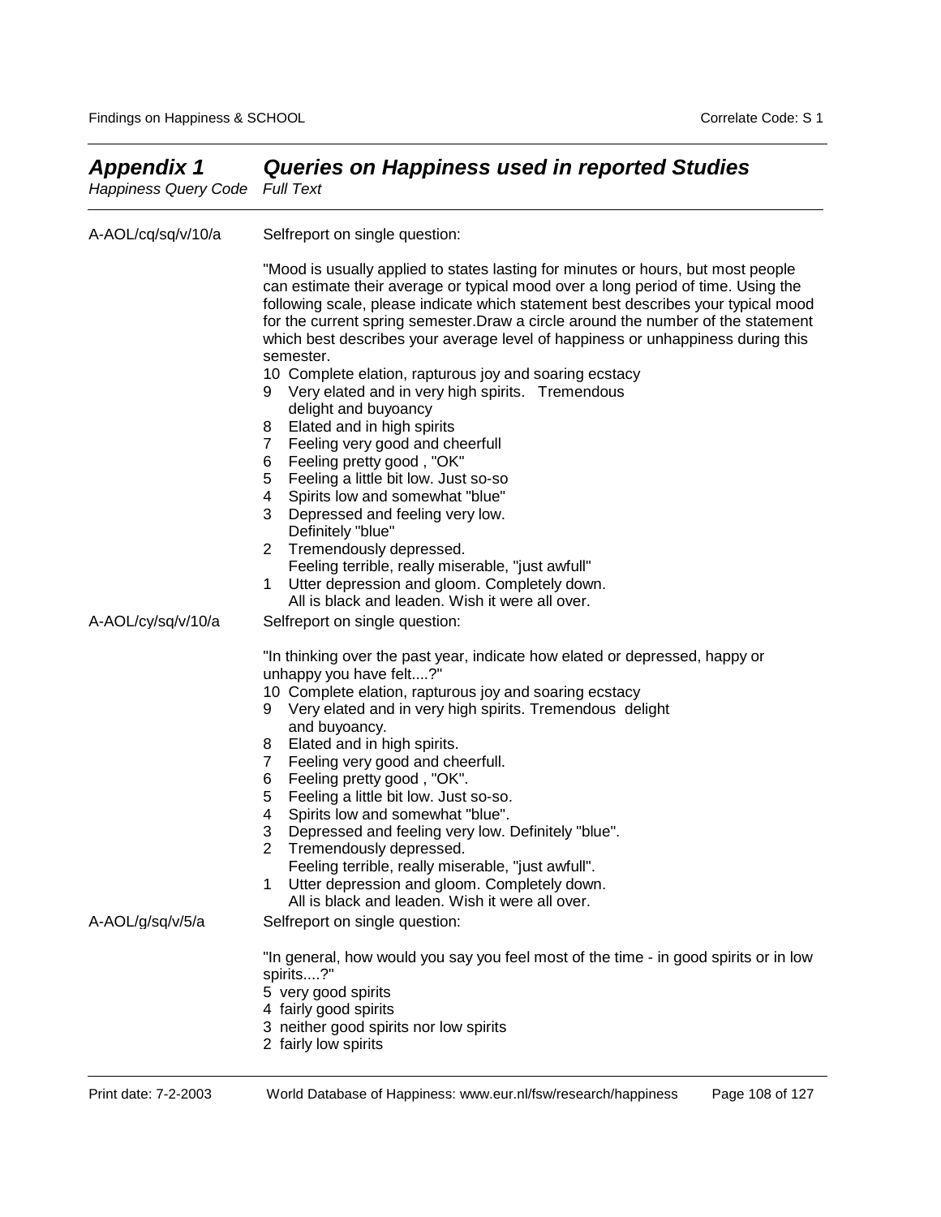## *Appendix 1 Queries on Happiness used in reported Studies*

*Happiness Query Code* — *Full Text*

---

**A-AOL/cq/sq/v/10/a**

Selfreport on single question:

"Mood is usually applied to states lasting for minutes or hours, but most people can estimate their average or typical mood over a long period of time. Using the following scale, please indicate which statement best describes your typical mood for the current spring semester.Draw a circle around the number of the statement which best describes your average level of happiness or unhappiness during this semester.

10 Complete elation, rapturous joy and soaring ecstacy
9 Very elated and in very high spirits. Tremendous delight and buyoancy
8 Elated and in high spirits
7 Feeling very good and cheerfull
6 Feeling pretty good , "OK"
5 Feeling a little bit low. Just so-so
4 Spirits low and somewhat "blue"
3 Depressed and feeling very low. Definitely "blue"
2 Tremendously depressed. Feeling terrible, really miserable, "just awfull"
1 Utter depression and gloom. Completely down. All is black and leaden. Wish it were all over.

**A-AOL/cy/sq/v/10/a**

Selfreport on single question:

"In thinking over the past year, indicate how elated or depressed, happy or unhappy you have felt....?"

10 Complete elation, rapturous joy and soaring ecstacy
9 Very elated and in very high spirits. Tremendous delight and buyoancy.
8 Elated and in high spirits.
7 Feeling very good and cheerfull.
6 Feeling pretty good , "OK".
5 Feeling a little bit low. Just so-so.
4 Spirits low and somewhat "blue".
3 Depressed and feeling very low. Definitely "blue".
2 Tremendously depressed. Feeling terrible, really miserable, "just awfull".
1 Utter depression and gloom. Completely down. All is black and leaden. Wish it were all over.

**A-AOL/g/sq/v/5/a**

Selfreport on single question:

"In general, how would you say you feel most of the time - in good spirits or in low spirits....?"

5 very good spirits
4 fairly good spirits
3 neither good spirits nor low spirits
2 fairly low spirits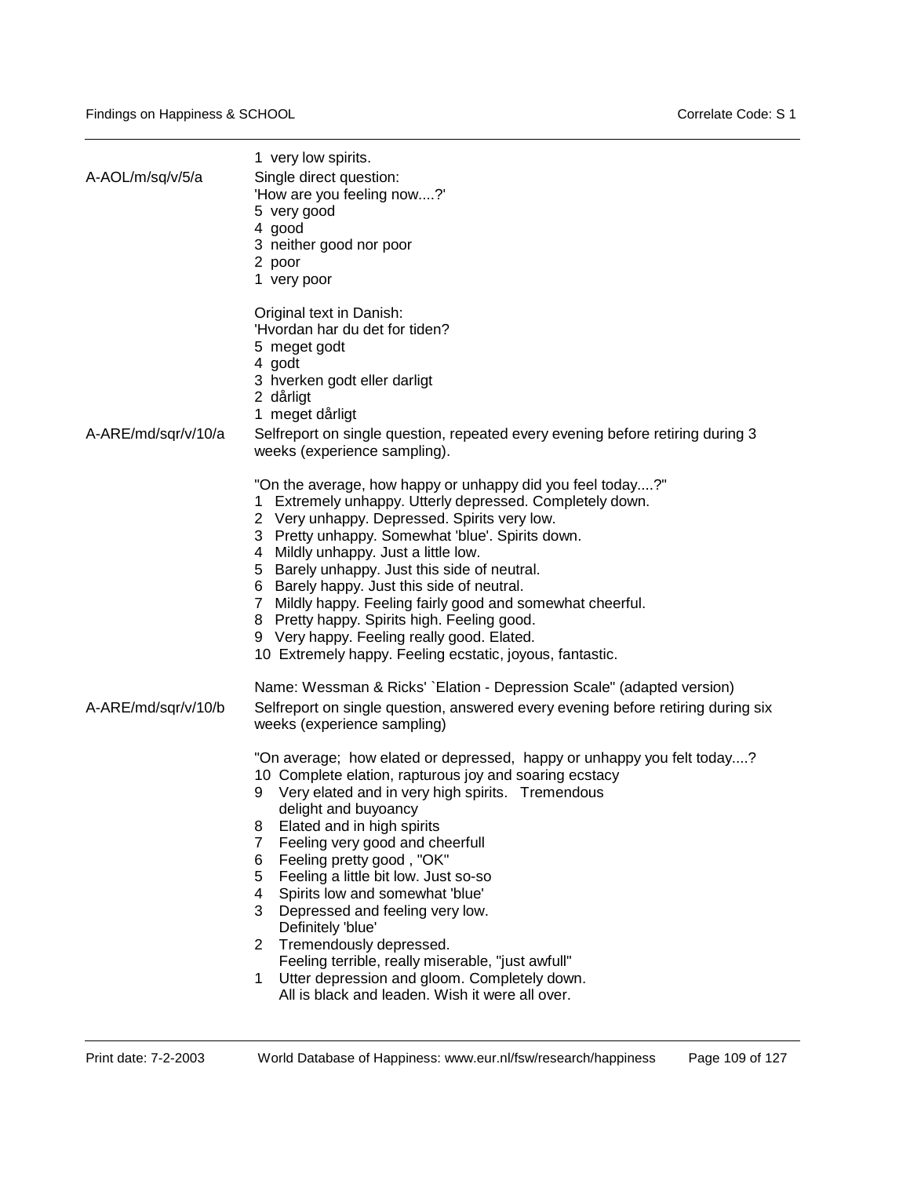1 very low spirits.

A-AOL/m/sq/v/5/a

Single direct question:
'How are you feeling now....?'
5 very good
4 good
3 neither good nor poor
2 poor
1 very poor

Original text in Danish:
'Hvordan har du det for tiden?
5 meget godt
4 godt
3 hverken godt eller darligt
2 dårligt
1 meget dårligt

A-ARE/md/sqr/v/10/a

Selfreport on single question, repeated every evening before retiring during 3 weeks (experience sampling).

"On the average, how happy or unhappy did you feel today....?"
1 Extremely unhappy. Utterly depressed. Completely down.
2 Very unhappy. Depressed. Spirits very low.
3 Pretty unhappy. Somewhat 'blue'. Spirits down.
4 Mildly unhappy. Just a little low.
5 Barely unhappy. Just this side of neutral.
6 Barely happy. Just this side of neutral.
7 Mildly happy. Feeling fairly good and somewhat cheerful.
8 Pretty happy. Spirits high. Feeling good.
9 Very happy. Feeling really good. Elated.
10 Extremely happy. Feeling ecstatic, joyous, fantastic.

Name: Wessman & Ricks' `Elation - Depression Scale" (adapted version)

A-ARE/md/sqr/v/10/b

Selfreport on single question, answered every evening before retiring during six weeks (experience sampling)

"On average; how elated or depressed, happy or unhappy you felt today....?
10 Complete elation, rapturous joy and soaring ecstacy
9 Very elated and in very high spirits. Tremendous delight and buyoancy
8 Elated and in high spirits
7 Feeling very good and cheerfull
6 Feeling pretty good , "OK"
5 Feeling a little bit low. Just so-so
4 Spirits low and somewhat 'blue'
3 Depressed and feeling very low. Definitely 'blue'
2 Tremendously depressed. Feeling terrible, really miserable, "just awfull"
1 Utter depression and gloom. Completely down. All is black and leaden. Wish it were all over.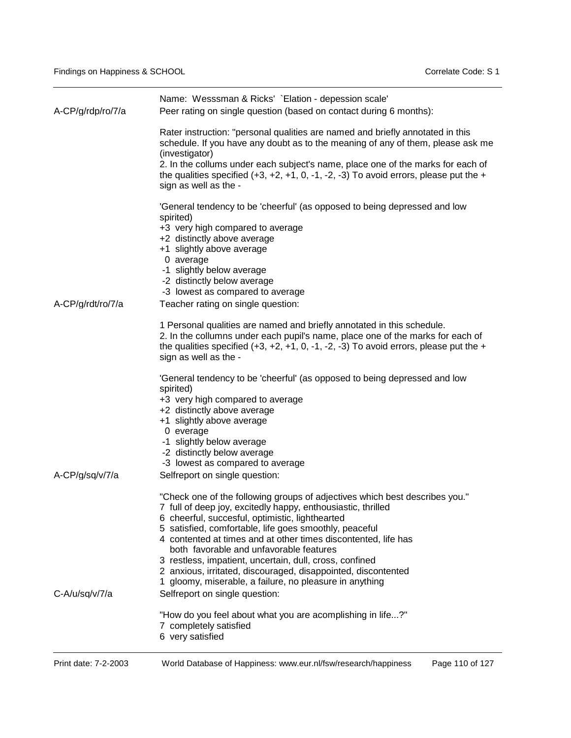Name: Wesssman & Ricks' `Elation - depession scale'

A-CP/g/rdp/ro/7/a

Peer rating on single question (based on contact during 6 months):

Rater instruction: "personal qualities are named and briefly annotated in this schedule. If you have any doubt as to the meaning of any of them, please ask me (investigator)
2. In the collums under each subject's name, place one of the marks for each of the qualities specified (+3, +2, +1, 0, -1, -2, -3) To avoid errors, please put the + sign as well as the -

'General tendency to be 'cheerful' (as opposed to being depressed and low spirited)
+3 very high compared to average
+2 distinctly above average
+1 slightly above average
0 average
-1 slightly below average
-2 distinctly below average
-3 lowest as compared to average

A-CP/g/rdt/ro/7/a

Teacher rating on single question:

1 Personal qualities are named and briefly annotated in this schedule.
2. In the collumns under each pupil's name, place one of the marks for each of the qualities specified (+3, +2, +1, 0, -1, -2, -3) To avoid errors, please put the + sign as well as the -

'General tendency to be 'cheerful' (as opposed to being depressed and low spirited)
+3 very high compared to average
+2 distinctly above average
+1 slightly above average
0 everage
-1 slightly below average
-2 distinctly below average
-3 lowest as compared to average

A-CP/g/sq/v/7/a

Selfreport on single question:

"Check one of the following groups of adjectives which best describes you."
7 full of deep joy, excitedly happy, enthousiastic, thrilled
6 cheerful, succesful, optimistic, lighthearted
5 satisfied, comfortable, life goes smoothly, peaceful
4 contented at times and at other times discontented, life has both favorable and unfavorable features
3 restless, impatient, uncertain, dull, cross, confined
2 anxious, irritated, discouraged, disappointed, discontented
1 gloomy, miserable, a failure, no pleasure in anything

C-A/u/sq/v/7/a

Selfreport on single question:

"How do you feel about what you are acomplishing in life...?"
7 completely satisfied
6 very satisfied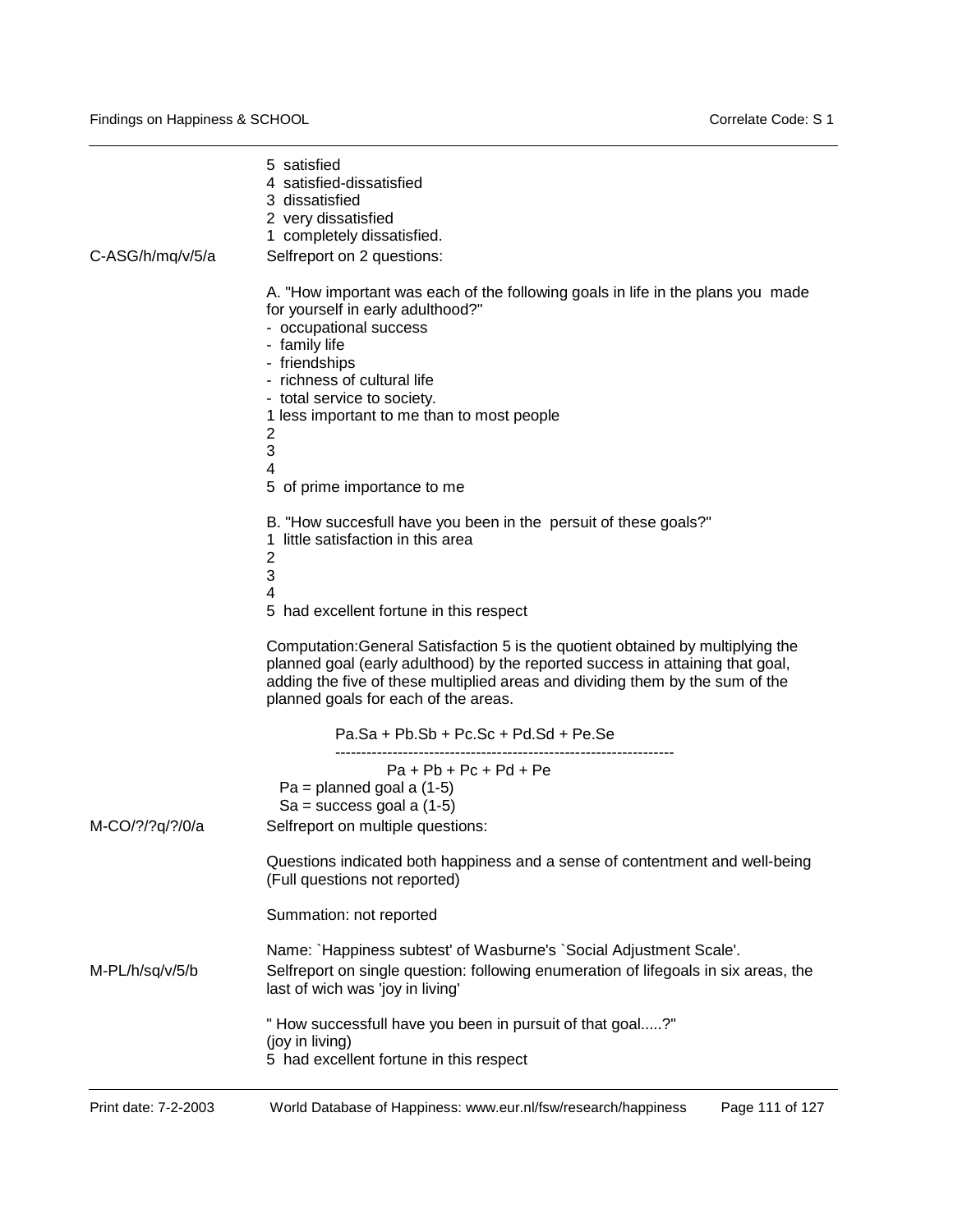5 satisfied
4 satisfied-dissatisfied
3 dissatisfied
2 very dissatisfied
1 completely dissatisfied.

C-ASG/h/mq/v/5/a

Selfreport on 2 questions:

A. "How important was each of the following goals in life in the plans you made for yourself in early adulthood?"
- occupational success
- family life
- friendships
- richness of cultural life
- total service to society.

1 less important to me than to most people
2
3
4
5 of prime importance to me

B. "How succesfull have you been in the persuit of these goals?"
1 little satisfaction in this area
2
3
4
5 had excellent fortune in this respect

Computation:General Satisfaction 5 is the quotient obtained by multiplying the planned goal (early adulthood) by the reported success in attaining that goal, adding the five of these multiplied areas and dividing them by the sum of the planned goals for each of the areas.

$$\frac{Pa.Sa + Pb.Sb + Pc.Sc + Pd.Sd + Pe.Se}{Pa + Pb + Pc + Pd + Pe}$$

Pa = planned goal a (1-5)
Sa = success goal a (1-5)

M-CO/?/?q/?/0/a

Selfreport on multiple questions:

Questions indicated both happiness and a sense of contentment and well-being (Full questions not reported)

Summation: not reported

Name: `Happiness subtest' of Wasburne's `Social Adjustment Scale'.

M-PL/h/sq/v/5/b

Selfreport on single question: following enumeration of lifegoals in six areas, the last of wich was 'joy in living'

" How successfull have you been in pursuit of that goal.....?"
(joy in living)
5 had excellent fortune in this respect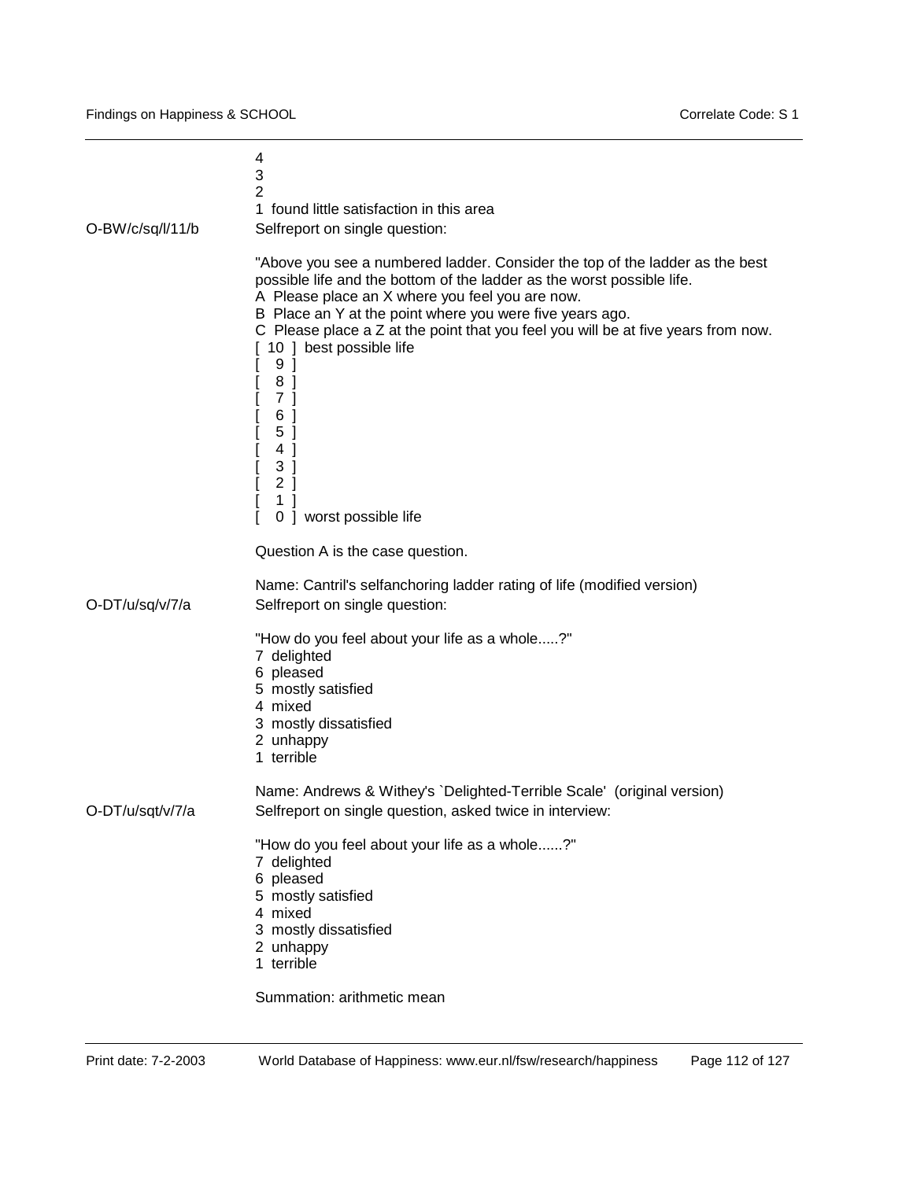4
3
2
1 found little satisfaction in this area

**O-BW/c/sq/l/11/b** Selfreport on single question:

"Above you see a numbered ladder. Consider the top of the ladder as the best possible life and the bottom of the ladder as the worst possible life.
A Please place an X where you feel you are now.
B Place an Y at the point where you were five years ago.
C Please place a Z at the point that you feel you will be at five years from now.
[ 10 ] best possible life
[ 9 ]
[ 8 ]
[ 7 ]
[ 6 ]
[ 5 ]
[ 4 ]
[ 3 ]
[ 2 ]
[ 1 ]
[ 0 ] worst possible life

Question A is the case question.

Name: Cantril's selfanchoring ladder rating of life (modified version)

**O-DT/u/sq/v/7/a** Selfreport on single question:

"How do you feel about your life as a whole.....?"
7 delighted
6 pleased
5 mostly satisfied
4 mixed
3 mostly dissatisfied
2 unhappy
1 terrible

Name: Andrews & Withey's `Delighted-Terrible Scale' (original version)

**O-DT/u/sqt/v/7/a** Selfreport on single question, asked twice in interview:

"How do you feel about your life as a whole......?"
7 delighted
6 pleased
5 mostly satisfied
4 mixed
3 mostly dissatisfied
2 unhappy
1 terrible

Summation: arithmetic mean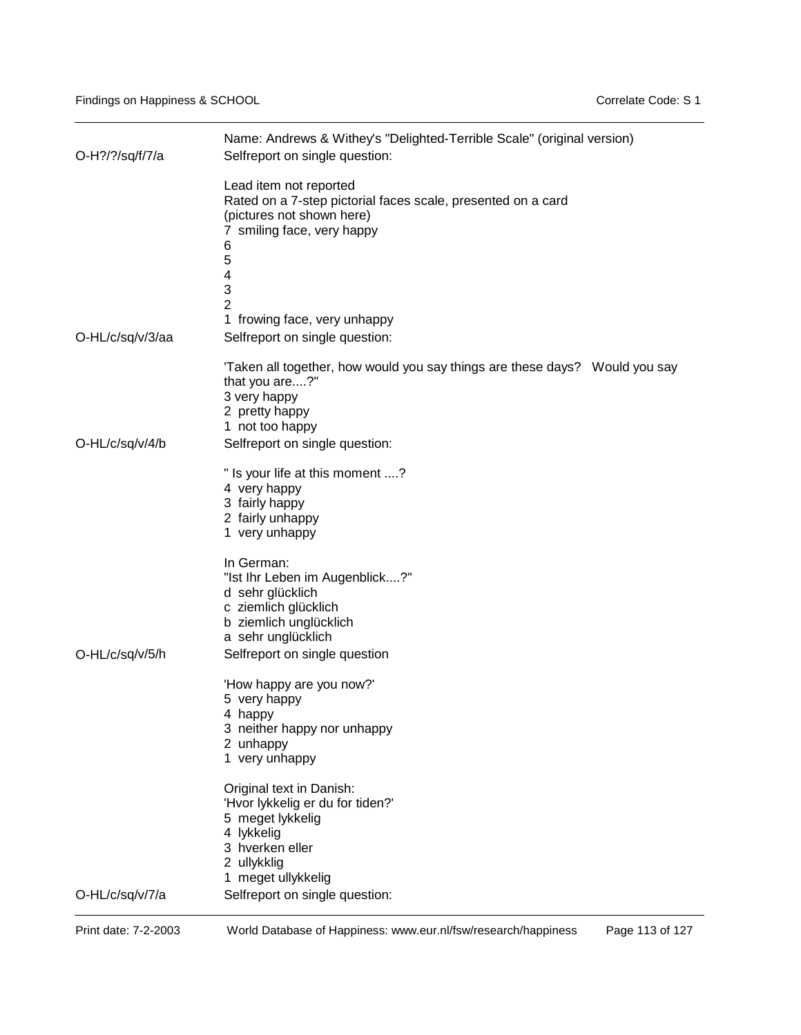| | |
|---|---|
| | Name: Andrews & Withey's "Delighted-Terrible Scale" (original version) |
| O-H?/?/sq/f/7/a | Selfreport on single question: |
| | Lead item not reported<br>Rated on a 7-step pictorial faces scale, presented on a card<br>(pictures not shown here)<br>7 smiling face, very happy<br>6<br>5<br>4<br>3<br>2<br>1 frowing face, very unhappy |
| O-HL/c/sq/v/3/aa | Selfreport on single question: |
| | 'Taken all together, how would you say things are these days? Would you say that you are....?"<br>3 very happy<br>2 pretty happy<br>1 not too happy |
| O-HL/c/sq/v/4/b | Selfreport on single question: |
| | " Is your life at this moment ....?<br>4 very happy<br>3 fairly happy<br>2 fairly unhappy<br>1 very unhappy<br><br>In German:<br>"Ist Ihr Leben im Augenblick....?"<br>d sehr glücklich<br>c ziemlich glücklich<br>b ziemlich unglücklich<br>a sehr unglücklich |
| O-HL/c/sq/v/5/h | Selfreport on single question |
| | 'How happy are you now?'<br>5 very happy<br>4 happy<br>3 neither happy nor unhappy<br>2 unhappy<br>1 very unhappy<br><br>Original text in Danish:<br>'Hvor lykkelig er du for tiden?'<br>5 meget lykkelig<br>4 lykkelig<br>3 hverken eller<br>2 ullykklig<br>1 meget ullykkelig |
| O-HL/c/sq/v/7/a | Selfreport on single question: |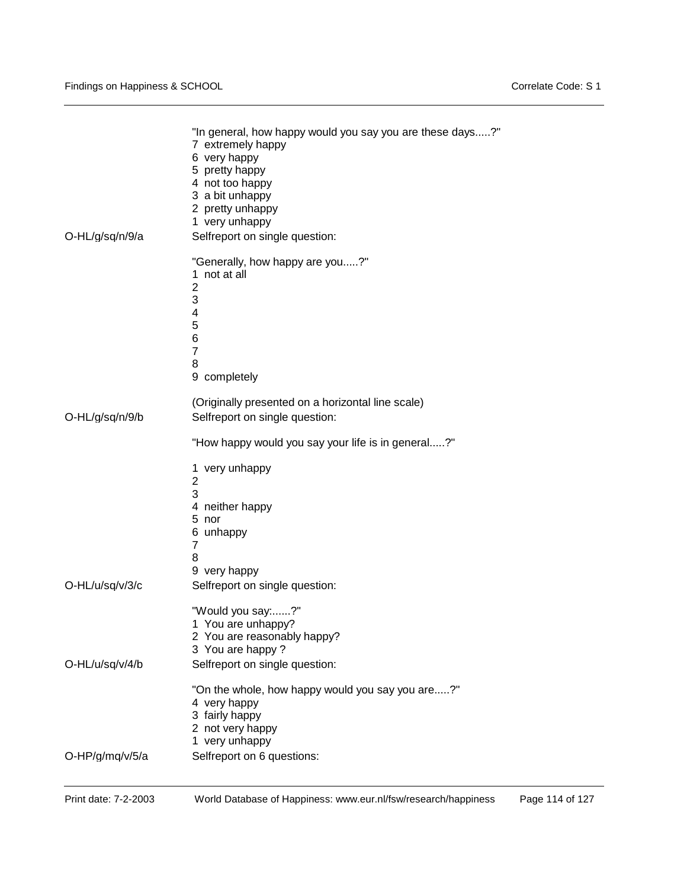"In general, how happy would you say you are these days.....?"
7 extremely happy
6 very happy
5 pretty happy
4 not too happy
3 a bit unhappy
2 pretty unhappy
1 very unhappy

O-HL/g/sq/n/9/a	Selfreport on single question:

"Generally, how happy are you.....?"
1 not at all
2
3
4
5
6
7
8
9 completely

(Originally presented on a horizontal line scale)

O-HL/g/sq/n/9/b	Selfreport on single question:

"How happy would you say your life is in general.....?"

1 very unhappy
2
3
4 neither happy
5 nor
6 unhappy
7
8
9 very happy

O-HL/u/sq/v/3/c	Selfreport on single question:

"Would you say:......?"
1 You are unhappy?
2 You are reasonably happy?
3 You are happy ?

O-HL/u/sq/v/4/b	Selfreport on single question:

"On the whole, how happy would you say you are.....?"
4 very happy
3 fairly happy
2 not very happy
1 very unhappy

O-HP/g/mq/v/5/a	Selfreport on 6 questions: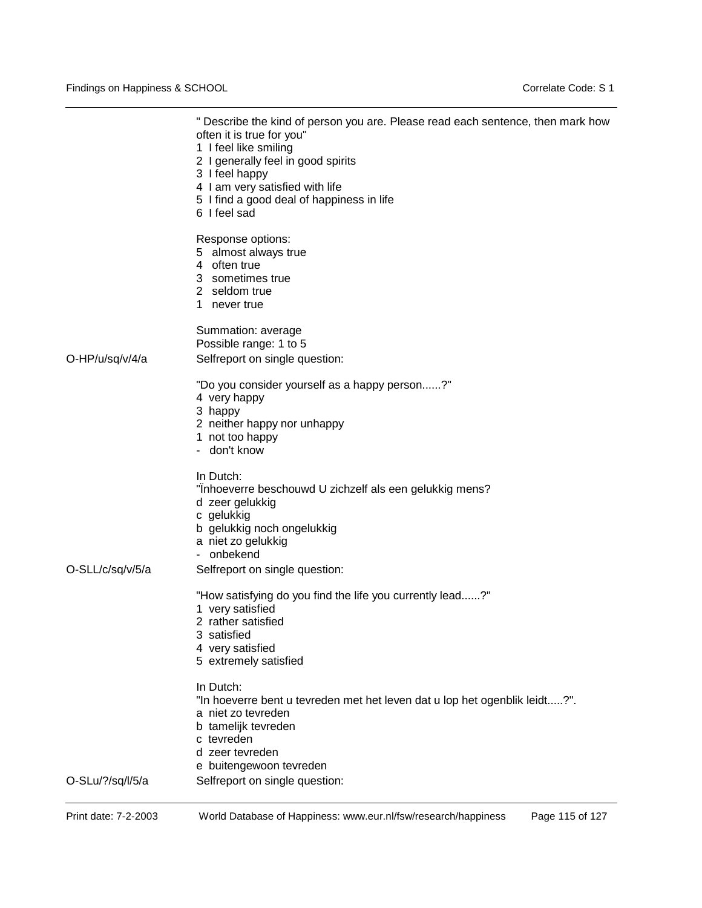" Describe the kind of person you are. Please read each sentence, then mark how often it is true for you"
1 I feel like smiling
2 I generally feel in good spirits
3 I feel happy
4 I am very satisfied with life
5 I find a good deal of happiness in life
6 I feel sad

Response options:
5 almost always true
4 often true
3 sometimes true
2 seldom true
1 never true

Summation: average
Possible range: 1 to 5

O-HP/u/sq/v/4/a — Selfreport on single question:

"Do you consider yourself as a happy person......?"
4 very happy
3 happy
2 neither happy nor unhappy
1 not too happy
- don't know

In Dutch:
"Ïnhoeverre beschouwd U zichzelf als een gelukkig mens?
d zeer gelukkig
c gelukkig
b gelukkig noch ongelukkig
a niet zo gelukkig
- onbekend

O-SLL/c/sq/v/5/a — Selfreport on single question:

"How satisfying do you find the life you currently lead......?"
1 very satisfied
2 rather satisfied
3 satisfied
4 very satisfied
5 extremely satisfied

In Dutch:
"In hoeverre bent u tevreden met het leven dat u lop het ogenblik leidt.....?".
a niet zo tevreden
b tamelijk tevreden
c tevreden
d zeer tevreden
e buitengewoon tevreden

O-SLu/?/sq/l/5/a — Selfreport on single question: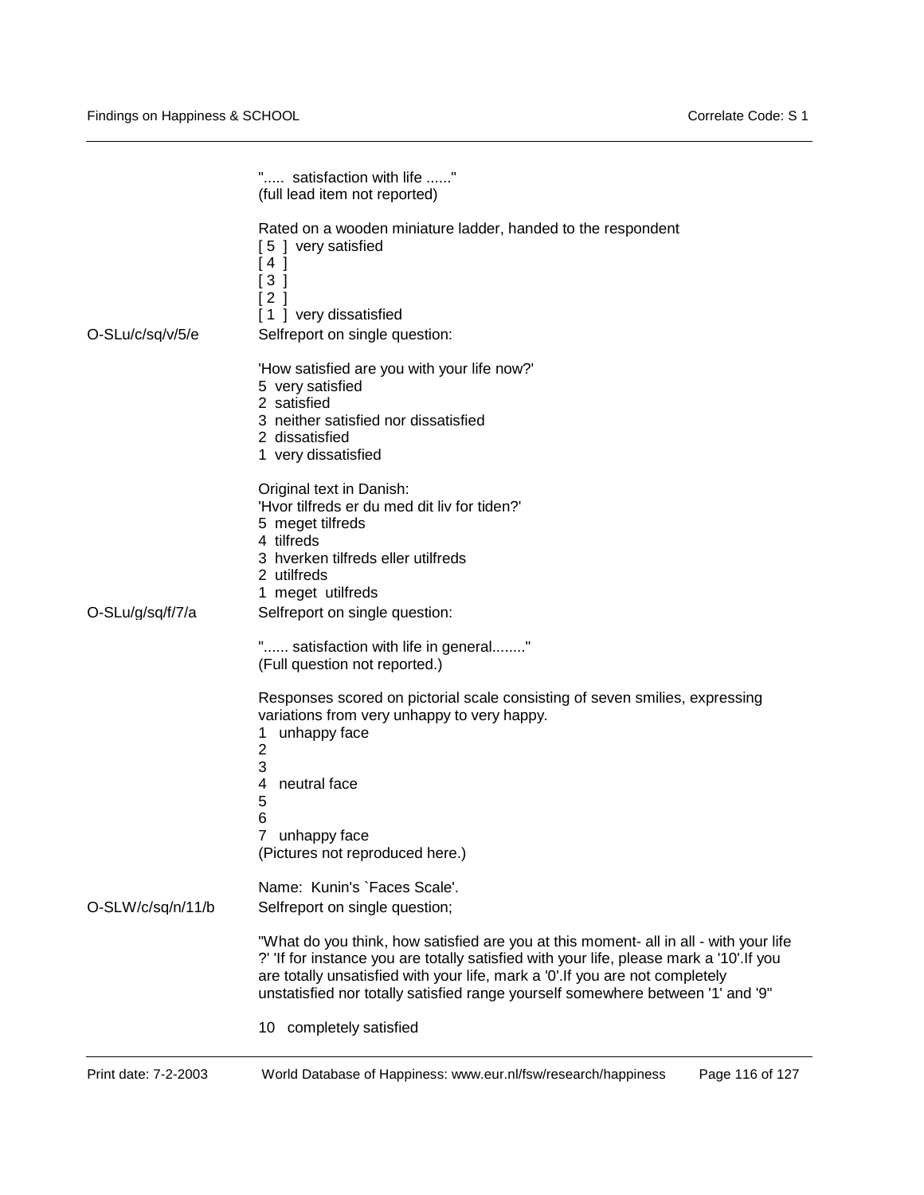"..... satisfaction with life ......"
(full lead item not reported)

Rated on a wooden miniature ladder, handed to the respondent
[ 5 ] very satisfied
[ 4 ]
[ 3 ]
[ 2 ]
[ 1 ] very dissatisfied

O-SLu/c/sq/v/5/e

Selfreport on single question:

'How satisfied are you with your life now?'
5 very satisfied
2 satisfied
3 neither satisfied nor dissatisfied
2 dissatisfied
1 very dissatisfied

Original text in Danish:
'Hvor tilfreds er du med dit liv for tiden?'
5 meget tilfreds
4 tilfreds
3 hverken tilfreds eller utilfreds
2 utilfreds
1 meget utilfreds

O-SLu/g/sq/f/7/a

Selfreport on single question:

"...... satisfaction with life in general........"
(Full question not reported.)

Responses scored on pictorial scale consisting of seven smilies, expressing variations from very unhappy to very happy.
1 unhappy face
2
3
4 neutral face
5
6
7 unhappy face
(Pictures not reproduced here.)

Name: Kunin's `Faces Scale'.

O-SLW/c/sq/n/11/b

Selfreport on single question;

"What do you think, how satisfied are you at this moment- all in all - with your life ?' 'If for instance you are totally satisfied with your life, please mark a '10'.If you are totally unsatisfied with your life, mark a '0'.If you are not completely unstatisfied nor totally satisfied range yourself somewhere between '1' and '9"

10 completely satisfied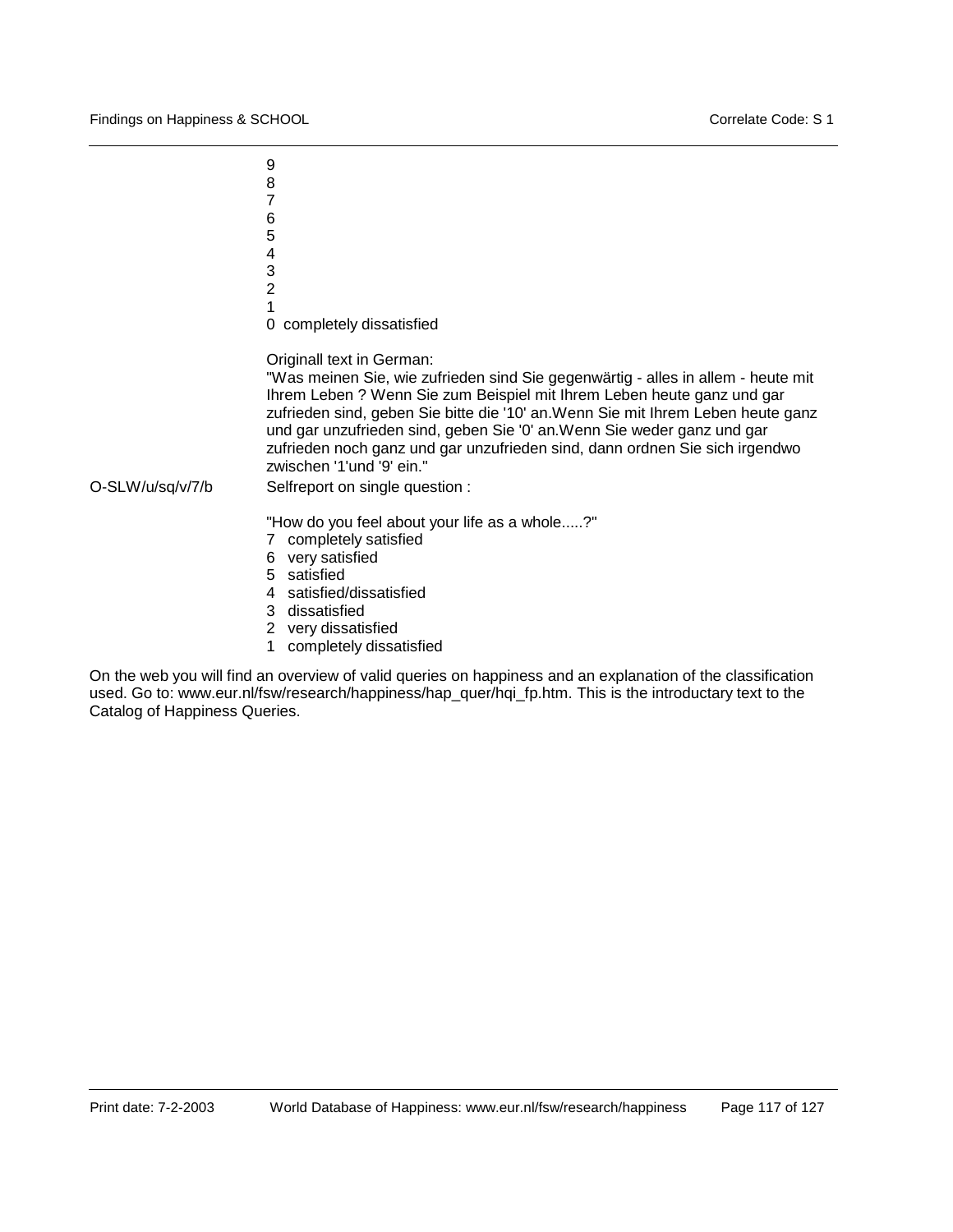9
8
7
6
5
4
3
2
1
0 completely dissatisfied

Originall text in German:
"Was meinen Sie, wie zufrieden sind Sie gegenwärtig - alles in allem - heute mit Ihrem Leben ? Wenn Sie zum Beispiel mit Ihrem Leben heute ganz und gar zufrieden sind, geben Sie bitte die '10' an.Wenn Sie mit Ihrem Leben heute ganz und gar unzufrieden sind, geben Sie '0' an.Wenn Sie weder ganz und gar zufrieden noch ganz und gar unzufrieden sind, dann ordnen Sie sich irgendwo zwischen '1'und '9' ein."

O-SLW/u/sq/v/7/b    Selfreport on single question :

"How do you feel about your life as a whole.....?"

7 completely satisfied
6 very satisfied
5 satisfied
4 satisfied/dissatisfied
3 dissatisfied
2 very dissatisfied
1 completely dissatisfied

On the web you will find an overview of valid queries on happiness and an explanation of the classification used. Go to: www.eur.nl/fsw/research/happiness/hap_quer/hqi_fp.htm. This is the introductary text to the Catalog of Happiness Queries.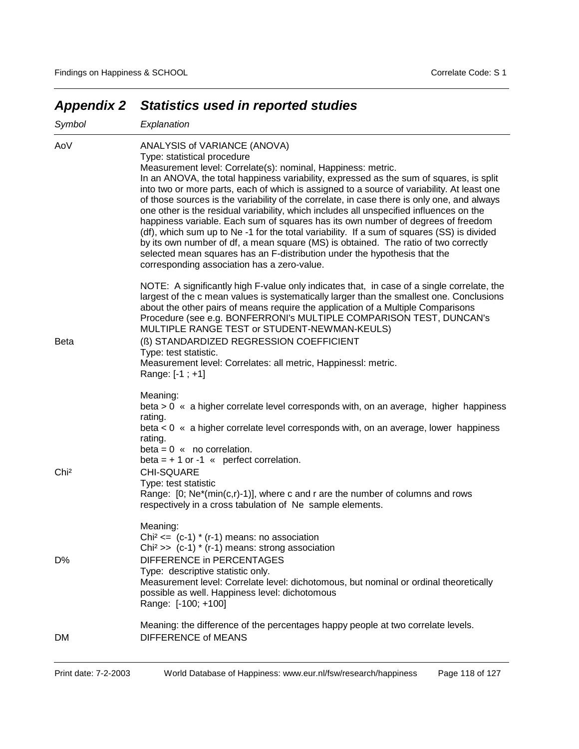## *Appendix 2 Statistics used in reported studies*

| *Symbol* | *Explanation* |
|---|---|
| AoV | ANALYSIS of VARIANCE (ANOVA)<br>Type: statistical procedure<br>Measurement level: Correlate(s): nominal, Happiness: metric.<br>In an ANOVA, the total happiness variability, expressed as the sum of squares, is split into two or more parts, each of which is assigned to a source of variability. At least one of those sources is the variability of the correlate, in case there is only one, and always one other is the residual variability, which includes all unspecified influences on the happiness variable. Each sum of squares has its own number of degrees of freedom (df), which sum up to Ne -1 for the total variability. If a sum of squares (SS) is divided by its own number of df, a mean square (MS) is obtained. The ratio of two correctly selected mean squares has an F-distribution under the hypothesis that the corresponding association has a zero-value.<br><br>NOTE: A significantly high F-value only indicates that, in case of a single correlate, the largest of the c mean values is systematically larger than the smallest one. Conclusions about the other pairs of means require the application of a Multiple Comparisons Procedure (see e.g. BONFERRONI's MULTIPLE COMPARISON TEST, DUNCAN's MULTIPLE RANGE TEST or STUDENT-NEWMAN-KEULS) |
| Beta | (ß) STANDARDIZED REGRESSION COEFFICIENT<br>Type: test statistic.<br>Measurement level: Correlates: all metric, Happinessl: metric.<br>Range: [-1 ; +1]<br><br>Meaning:<br>beta > 0 « a higher correlate level corresponds with, on an average, higher happiness rating.<br>beta < 0 « a higher correlate level corresponds with, on an average, lower happiness rating.<br>beta = 0 « no correlation.<br>beta = + 1 or -1 « perfect correlation. |
| Chi² | CHI-SQUARE<br>Type: test statistic<br>Range: [0; Ne*(min(c,r)-1)], where c and r are the number of columns and rows respectively in a cross tabulation of Ne sample elements.<br><br>Meaning:<br>Chi² <= (c-1) * (r-1) means: no association<br>Chi² >> (c-1) * (r-1) means: strong association |
| D% | DIFFERENCE in PERCENTAGES<br>Type: descriptive statistic only.<br>Measurement level: Correlate level: dichotomous, but nominal or ordinal theoretically possible as well. Happiness level: dichotomous<br>Range: [-100; +100]<br><br>Meaning: the difference of the percentages happy people at two correlate levels. |
| DM | DIFFERENCE of MEANS |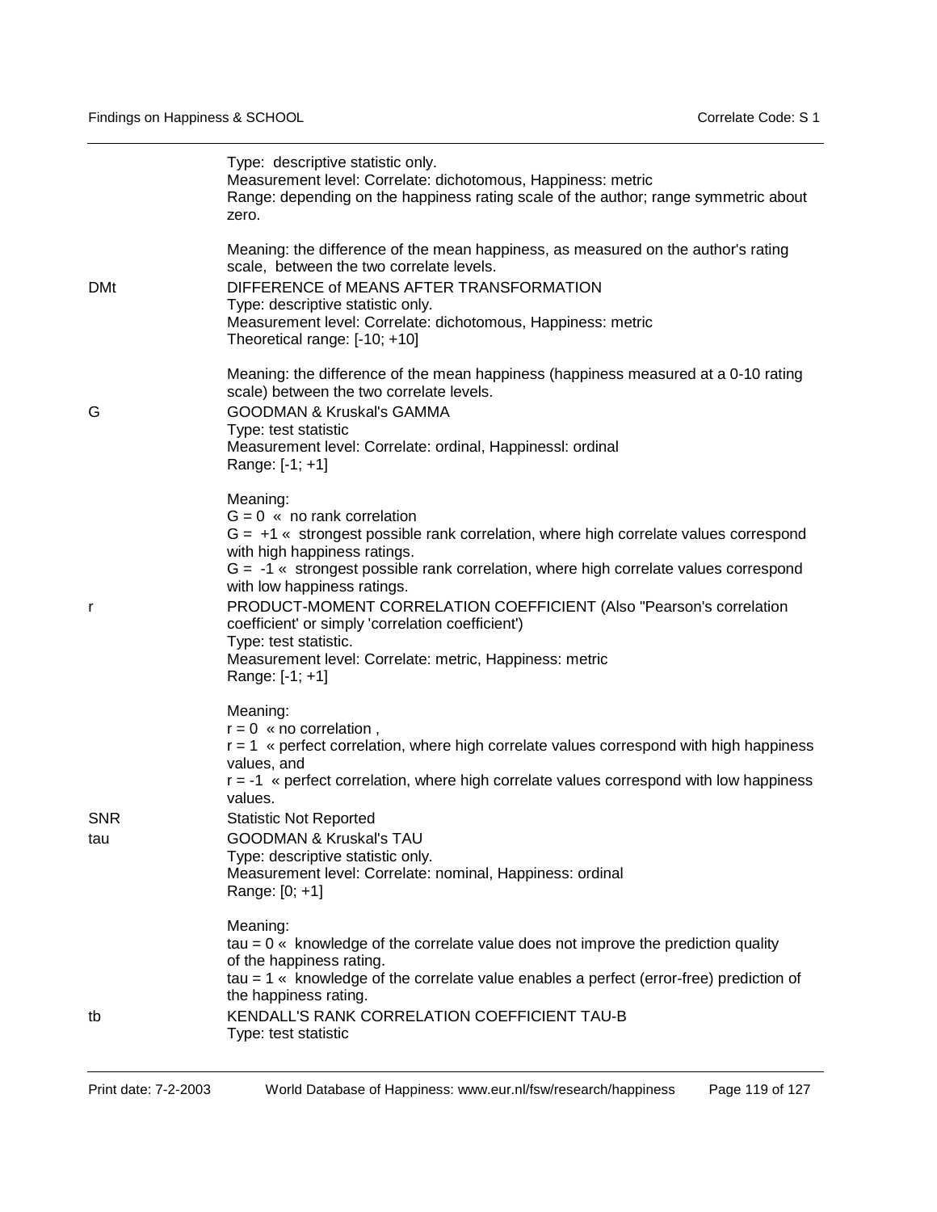Type: descriptive statistic only.
Measurement level: Correlate: dichotomous, Happiness: metric
Range: depending on the happiness rating scale of the author; range symmetric about zero.

Meaning: the difference of the mean happiness, as measured on the author's rating scale, between the two correlate levels.

**DMt** DIFFERENCE of MEANS AFTER TRANSFORMATION
Type: descriptive statistic only.
Measurement level: Correlate: dichotomous, Happiness: metric
Theoretical range: [-10; +10]

Meaning: the difference of the mean happiness (happiness measured at a 0-10 rating scale) between the two correlate levels.

**G** GOODMAN & Kruskal's GAMMA
Type: test statistic
Measurement level: Correlate: ordinal, Happinessl: ordinal
Range: [-1; +1]

Meaning:
G = 0 « no rank correlation
G = +1 « strongest possible rank correlation, where high correlate values correspond with high happiness ratings.
G = -1 « strongest possible rank correlation, where high correlate values correspond with low happiness ratings.

**r** PRODUCT-MOMENT CORRELATION COEFFICIENT (Also "Pearson's correlation coefficient' or simply 'correlation coefficient')
Type: test statistic.
Measurement level: Correlate: metric, Happiness: metric
Range: [-1; +1]

Meaning:
r = 0 « no correlation ,
r = 1 « perfect correlation, where high correlate values correspond with high happiness values, and
r = -1 « perfect correlation, where high correlate values correspond with low happiness values.

**SNR** Statistic Not Reported

**tau** GOODMAN & Kruskal's TAU
Type: descriptive statistic only.
Measurement level: Correlate: nominal, Happiness: ordinal
Range: [0; +1]

Meaning:
tau = 0 « knowledge of the correlate value does not improve the prediction quality of the happiness rating.
tau = 1 « knowledge of the correlate value enables a perfect (error-free) prediction of the happiness rating.

**tb** KENDALL'S RANK CORRELATION COEFFICIENT TAU-B
Type: test statistic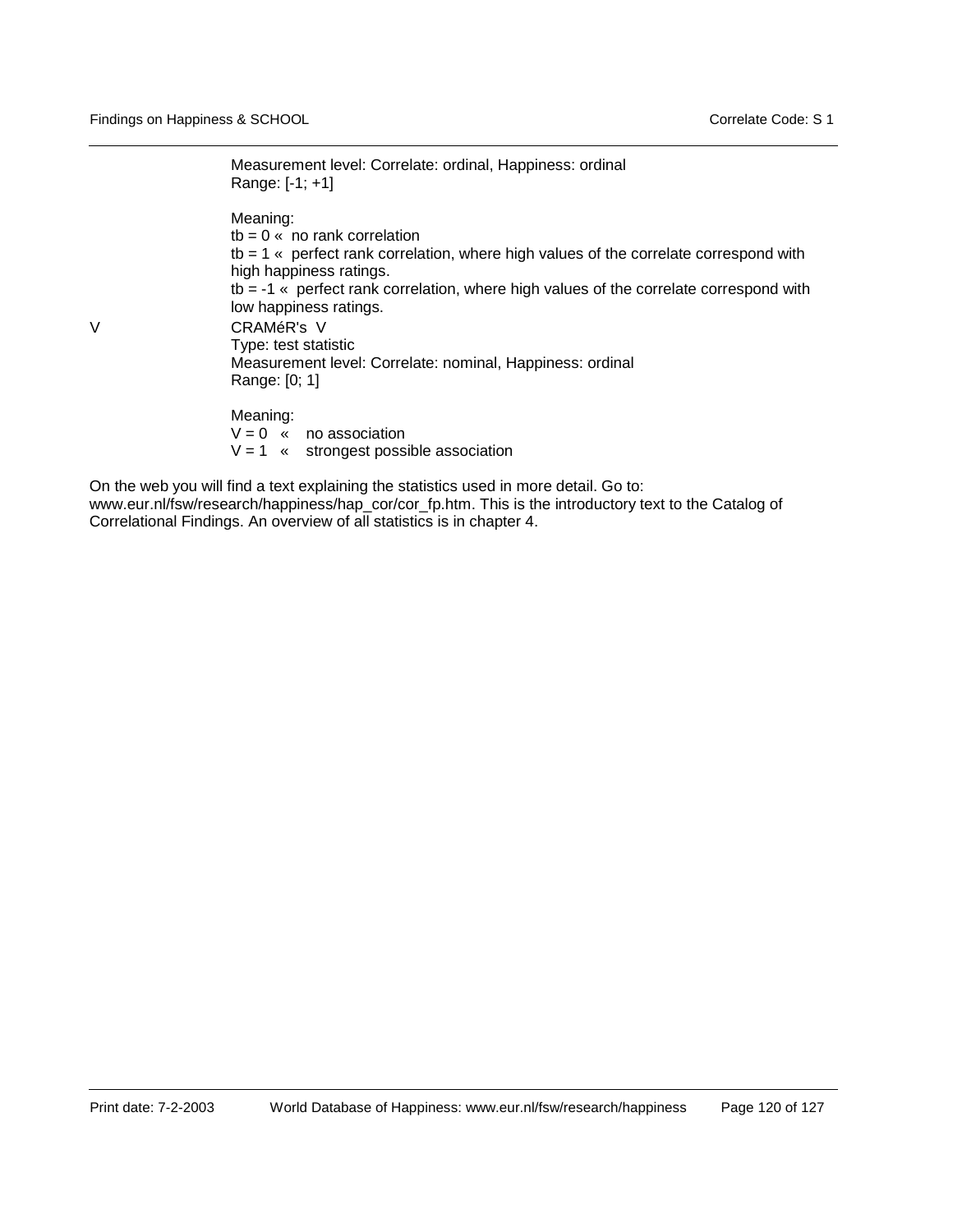Measurement level: Correlate: ordinal, Happiness: ordinal
Range: [-1; +1]

Meaning:
tb = 0 « no rank correlation
tb = 1 « perfect rank correlation, where high values of the correlate correspond with high happiness ratings.
tb = -1 « perfect rank correlation, where high values of the correlate correspond with low happiness ratings.

V CRAMéR's V
Type: test statistic
Measurement level: Correlate: nominal, Happiness: ordinal
Range: [0; 1]

Meaning:
V = 0 « no association
V = 1 « strongest possible association

On the web you will find a text explaining the statistics used in more detail. Go to: www.eur.nl/fsw/research/happiness/hap_cor/cor_fp.htm. This is the introductory text to the Catalog of Correlational Findings. An overview of all statistics is in chapter 4.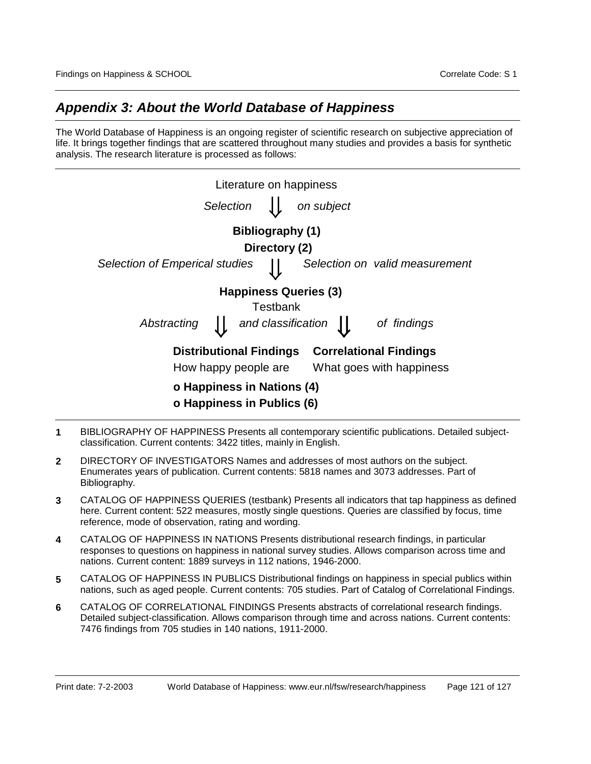## *Appendix 3: About the World Database of Happiness*

The World Database of Happiness is an ongoing register of scientific research on subjective appreciation of life. It brings together findings that are scattered throughout many studies and provides a basis for synthetic analysis. The research literature is processed as follows:

Literature on happiness

*Selection* ⇓ *on subject*

**Bibliography (1)**

**Directory (2)**

*Selection of Emperical studies* ⇓ *Selection on valid measurement*

**Happiness Queries (3)**

Testbank

*Abstracting* ⇓ *and classification* ⇓ *of findings*

**Distributional Findings** — How happy people are

**Correlational Findings** — What goes with happiness

- **o Happiness in Nations (4)**
- **o Happiness in Publics (6)**

**1** BIBLIOGRAPHY OF HAPPINESS Presents all contemporary scientific publications. Detailed subject-classification. Current contents: 3422 titles, mainly in English.

**2** DIRECTORY OF INVESTIGATORS Names and addresses of most authors on the subject. Enumerates years of publication. Current contents: 5818 names and 3073 addresses. Part of Bibliography.

**3** CATALOG OF HAPPINESS QUERIES (testbank) Presents all indicators that tap happiness as defined here. Current content: 522 measures, mostly single questions. Queries are classified by focus, time reference, mode of observation, rating and wording.

**4** CATALOG OF HAPPINESS IN NATIONS Presents distributional research findings, in particular responses to questions on happiness in national survey studies. Allows comparison across time and nations. Current content: 1889 surveys in 112 nations, 1946-2000.

**5** CATALOG OF HAPPINESS IN PUBLICS Distributional findings on happiness in special publics within nations, such as aged people. Current contents: 705 studies. Part of Catalog of Correlational Findings.

**6** CATALOG OF CORRELATIONAL FINDINGS Presents abstracts of correlational research findings. Detailed subject-classification. Allows comparison through time and across nations. Current contents: 7476 findings from 705 studies in 140 nations, 1911-2000.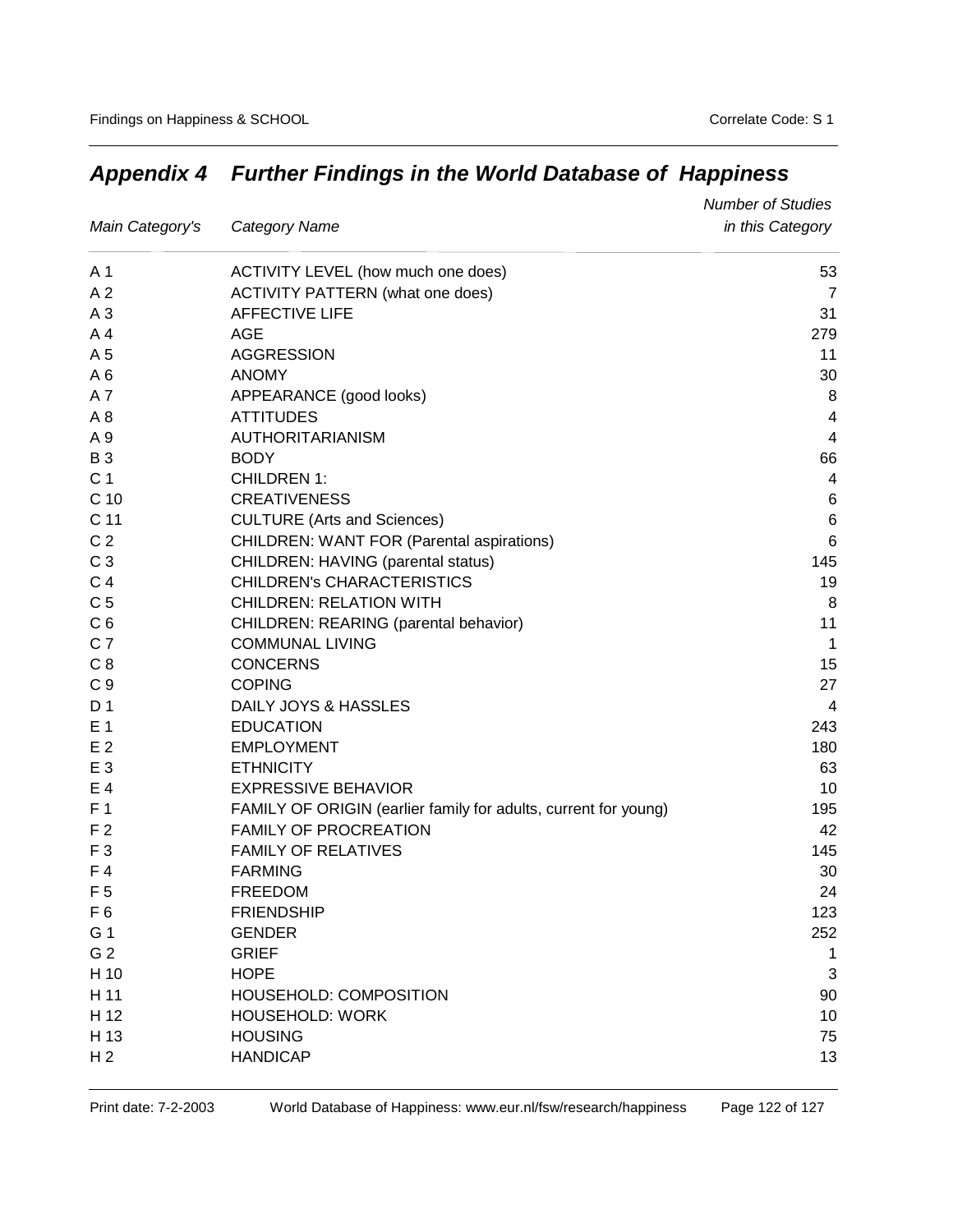## *Appendix 4 Further Findings in the World Database of Happiness*

| *Main Category's* | *Category Name* | *Number of Studies in this Category* |
|---|---|---|
| A 1 | ACTIVITY LEVEL (how much one does) | 53 |
| A 2 | ACTIVITY PATTERN (what one does) | 7 |
| A 3 | AFFECTIVE LIFE | 31 |
| A 4 | AGE | 279 |
| A 5 | AGGRESSION | 11 |
| A 6 | ANOMY | 30 |
| A 7 | APPEARANCE (good looks) | 8 |
| A 8 | ATTITUDES | 4 |
| A 9 | AUTHORITARIANISM | 4 |
| B 3 | BODY | 66 |
| C 1 | CHILDREN 1: | 4 |
| C 10 | CREATIVENESS | 6 |
| C 11 | CULTURE (Arts and Sciences) | 6 |
| C 2 | CHILDREN: WANT FOR (Parental aspirations) | 6 |
| C 3 | CHILDREN: HAVING (parental status) | 145 |
| C 4 | CHILDREN's CHARACTERISTICS | 19 |
| C 5 | CHILDREN: RELATION WITH | 8 |
| C 6 | CHILDREN: REARING (parental behavior) | 11 |
| C 7 | COMMUNAL LIVING | 1 |
| C 8 | CONCERNS | 15 |
| C 9 | COPING | 27 |
| D 1 | DAILY JOYS & HASSLES | 4 |
| E 1 | EDUCATION | 243 |
| E 2 | EMPLOYMENT | 180 |
| E 3 | ETHNICITY | 63 |
| E 4 | EXPRESSIVE BEHAVIOR | 10 |
| F 1 | FAMILY OF ORIGIN (earlier family for adults, current for young) | 195 |
| F 2 | FAMILY OF PROCREATION | 42 |
| F 3 | FAMILY OF RELATIVES | 145 |
| F 4 | FARMING | 30 |
| F 5 | FREEDOM | 24 |
| F 6 | FRIENDSHIP | 123 |
| G 1 | GENDER | 252 |
| G 2 | GRIEF | 1 |
| H 10 | HOPE | 3 |
| H 11 | HOUSEHOLD: COMPOSITION | 90 |
| H 12 | HOUSEHOLD: WORK | 10 |
| H 13 | HOUSING | 75 |
| H 2 | HANDICAP | 13 |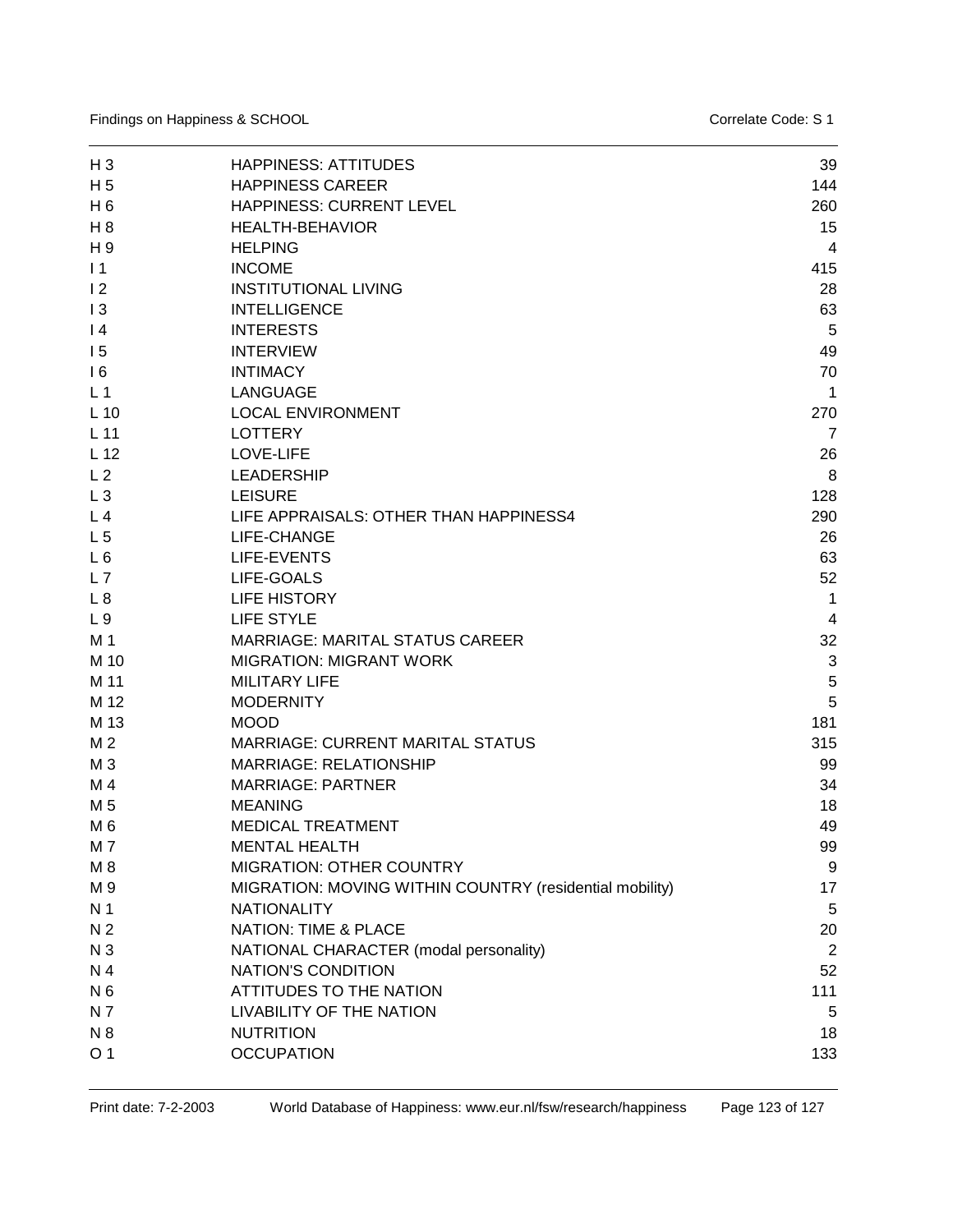| | | |
|---|---|---|
| H 3 | HAPPINESS: ATTITUDES | 39 |
| H 5 | HAPPINESS CAREER | 144 |
| H 6 | HAPPINESS: CURRENT LEVEL | 260 |
| H 8 | HEALTH-BEHAVIOR | 15 |
| H 9 | HELPING | 4 |
| I 1 | INCOME | 415 |
| I 2 | INSTITUTIONAL LIVING | 28 |
| I 3 | INTELLIGENCE | 63 |
| I 4 | INTERESTS | 5 |
| I 5 | INTERVIEW | 49 |
| I 6 | INTIMACY | 70 |
| L 1 | LANGUAGE | 1 |
| L 10 | LOCAL ENVIRONMENT | 270 |
| L 11 | LOTTERY | 7 |
| L 12 | LOVE-LIFE | 26 |
| L 2 | LEADERSHIP | 8 |
| L 3 | LEISURE | 128 |
| L 4 | LIFE APPRAISALS: OTHER THAN HAPPINESS4 | 290 |
| L 5 | LIFE-CHANGE | 26 |
| L 6 | LIFE-EVENTS | 63 |
| L 7 | LIFE-GOALS | 52 |
| L 8 | LIFE HISTORY | 1 |
| L 9 | LIFE STYLE | 4 |
| M 1 | MARRIAGE: MARITAL STATUS CAREER | 32 |
| M 10 | MIGRATION: MIGRANT WORK | 3 |
| M 11 | MILITARY LIFE | 5 |
| M 12 | MODERNITY | 5 |
| M 13 | MOOD | 181 |
| M 2 | MARRIAGE: CURRENT MARITAL STATUS | 315 |
| M 3 | MARRIAGE: RELATIONSHIP | 99 |
| M 4 | MARRIAGE: PARTNER | 34 |
| M 5 | MEANING | 18 |
| M 6 | MEDICAL TREATMENT | 49 |
| M 7 | MENTAL HEALTH | 99 |
| M 8 | MIGRATION: OTHER COUNTRY | 9 |
| M 9 | MIGRATION: MOVING WITHIN COUNTRY (residential mobility) | 17 |
| N 1 | NATIONALITY | 5 |
| N 2 | NATION: TIME & PLACE | 20 |
| N 3 | NATIONAL CHARACTER (modal personality) | 2 |
| N 4 | NATION'S CONDITION | 52 |
| N 6 | ATTITUDES TO THE NATION | 111 |
| N 7 | LIVABILITY OF THE NATION | 5 |
| N 8 | NUTRITION | 18 |
| O 1 | OCCUPATION | 133 |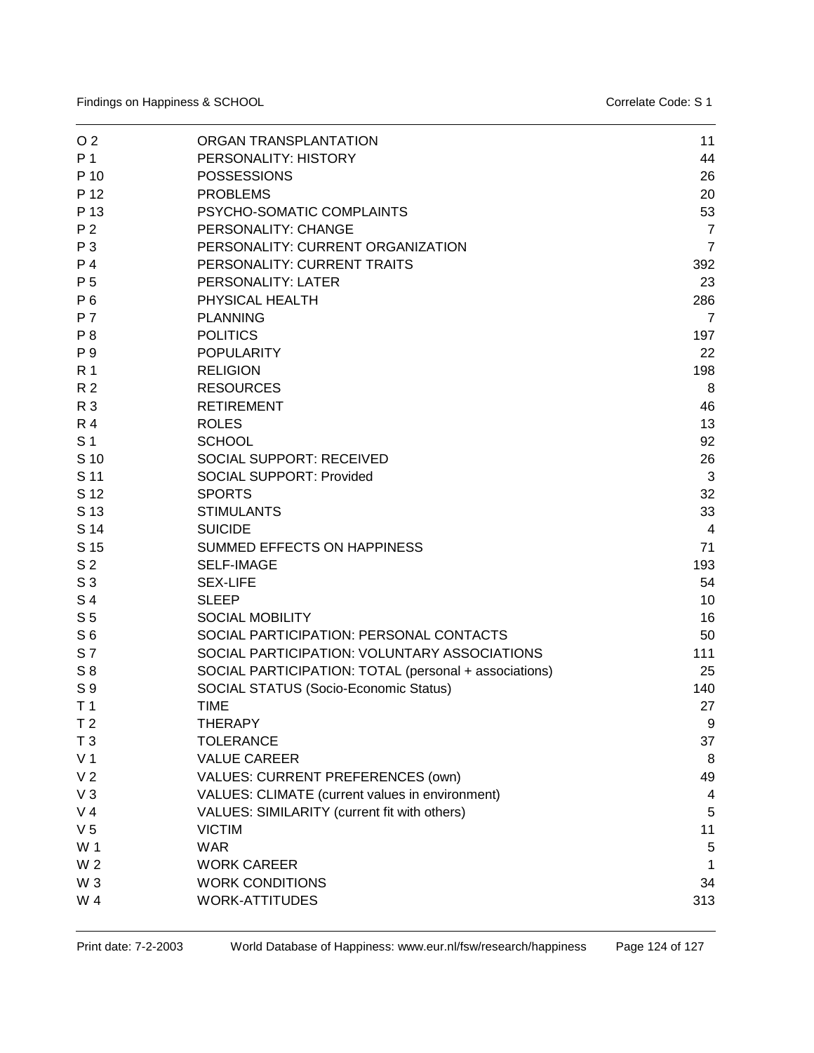| | | |
|---|---|---|
| O 2 | ORGAN TRANSPLANTATION | 11 |
| P 1 | PERSONALITY: HISTORY | 44 |
| P 10 | POSSESSIONS | 26 |
| P 12 | PROBLEMS | 20 |
| P 13 | PSYCHO-SOMATIC COMPLAINTS | 53 |
| P 2 | PERSONALITY: CHANGE | 7 |
| P 3 | PERSONALITY: CURRENT ORGANIZATION | 7 |
| P 4 | PERSONALITY: CURRENT TRAITS | 392 |
| P 5 | PERSONALITY: LATER | 23 |
| P 6 | PHYSICAL HEALTH | 286 |
| P 7 | PLANNING | 7 |
| P 8 | POLITICS | 197 |
| P 9 | POPULARITY | 22 |
| R 1 | RELIGION | 198 |
| R 2 | RESOURCES | 8 |
| R 3 | RETIREMENT | 46 |
| R 4 | ROLES | 13 |
| S 1 | SCHOOL | 92 |
| S 10 | SOCIAL SUPPORT: RECEIVED | 26 |
| S 11 | SOCIAL SUPPORT: Provided | 3 |
| S 12 | SPORTS | 32 |
| S 13 | STIMULANTS | 33 |
| S 14 | SUICIDE | 4 |
| S 15 | SUMMED EFFECTS ON HAPPINESS | 71 |
| S 2 | SELF-IMAGE | 193 |
| S 3 | SEX-LIFE | 54 |
| S 4 | SLEEP | 10 |
| S 5 | SOCIAL MOBILITY | 16 |
| S 6 | SOCIAL PARTICIPATION: PERSONAL CONTACTS | 50 |
| S 7 | SOCIAL PARTICIPATION: VOLUNTARY ASSOCIATIONS | 111 |
| S 8 | SOCIAL PARTICIPATION: TOTAL (personal + associations) | 25 |
| S 9 | SOCIAL STATUS (Socio-Economic Status) | 140 |
| T 1 | TIME | 27 |
| T 2 | THERAPY | 9 |
| T 3 | TOLERANCE | 37 |
| V 1 | VALUE CAREER | 8 |
| V 2 | VALUES: CURRENT PREFERENCES (own) | 49 |
| V 3 | VALUES: CLIMATE (current values in environment) | 4 |
| V 4 | VALUES: SIMILARITY (current fit with others) | 5 |
| V 5 | VICTIM | 11 |
| W 1 | WAR | 5 |
| W 2 | WORK CAREER | 1 |
| W 3 | WORK CONDITIONS | 34 |
| W 4 | WORK-ATTITUDES | 313 |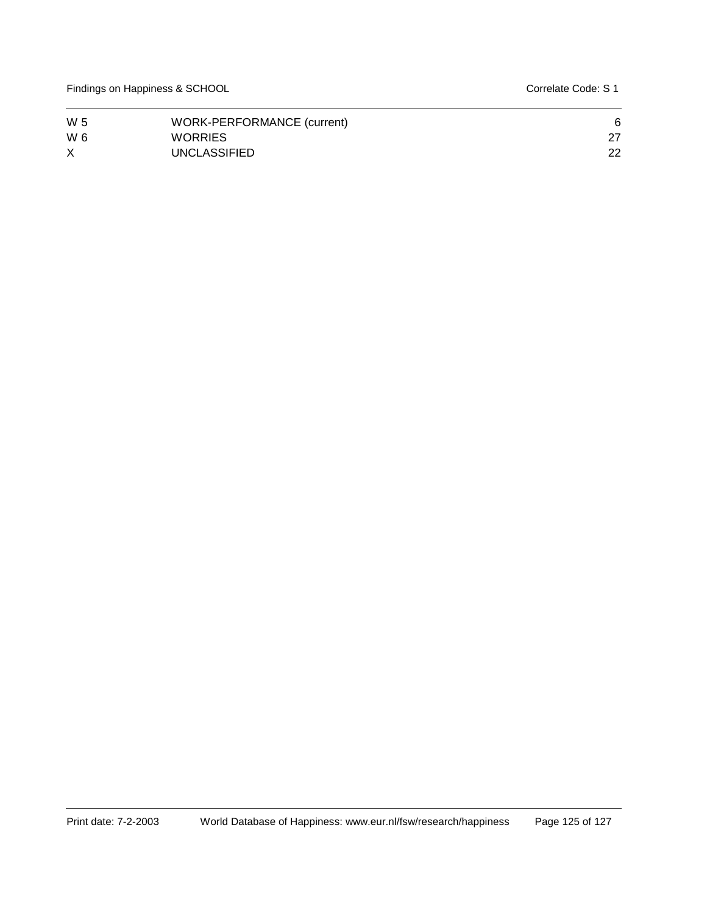| | | |
|---|---|---|
| W 5 | WORK-PERFORMANCE (current) | 6 |
| W 6 | WORRIES | 27 |
| X | UNCLASSIFIED | 22 |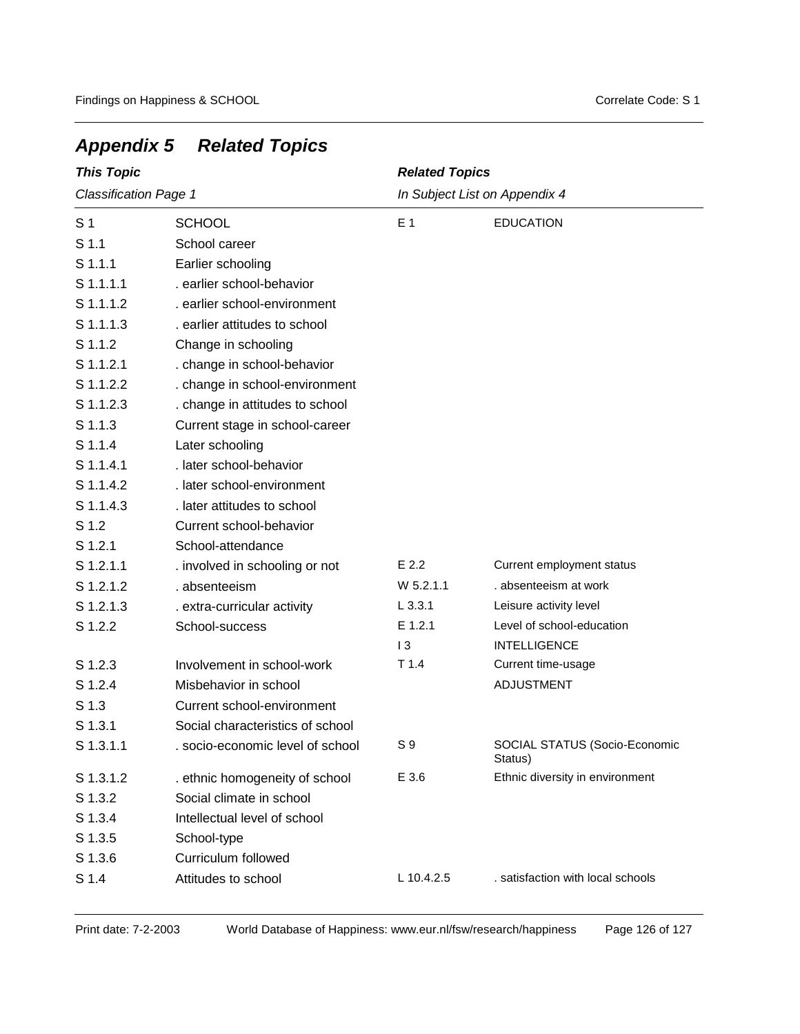# *Appendix 5 Related Topics*

| ***This Topic*** | | ***Related Topics*** | |
|---|---|---|---|
| *Classification Page 1* | | *In Subject List on Appendix 4* | |
| S 1 | SCHOOL | E 1 | EDUCATION |
| S 1.1 | School career | | |
| S 1.1.1 | Earlier schooling | | |
| S 1.1.1.1 | . earlier school-behavior | | |
| S 1.1.1.2 | . earlier school-environment | | |
| S 1.1.1.3 | . earlier attitudes to school | | |
| S 1.1.2 | Change in schooling | | |
| S 1.1.2.1 | . change in school-behavior | | |
| S 1.1.2.2 | . change in school-environment | | |
| S 1.1.2.3 | . change in attitudes to school | | |
| S 1.1.3 | Current stage in school-career | | |
| S 1.1.4 | Later schooling | | |
| S 1.1.4.1 | . later school-behavior | | |
| S 1.1.4.2 | . later school-environment | | |
| S 1.1.4.3 | . later attitudes to school | | |
| S 1.2 | Current school-behavior | | |
| S 1.2.1 | School-attendance | | |
| S 1.2.1.1 | . involved in schooling or not | E 2.2 | Current employment status |
| S 1.2.1.2 | . absenteeism | W 5.2.1.1 | . absenteeism at work |
| S 1.2.1.3 | . extra-curricular activity | L 3.3.1 | Leisure activity level |
| S 1.2.2 | School-success | E 1.2.1 | Level of school-education |
| | | I 3 | INTELLIGENCE |
| S 1.2.3 | Involvement in school-work | T 1.4 | Current time-usage |
| S 1.2.4 | Misbehavior in school | | ADJUSTMENT |
| S 1.3 | Current school-environment | | |
| S 1.3.1 | Social characteristics of school | | |
| S 1.3.1.1 | . socio-economic level of school | S 9 | SOCIAL STATUS (Socio-Economic Status) |
| S 1.3.1.2 | . ethnic homogeneity of school | E 3.6 | Ethnic diversity in environment |
| S 1.3.2 | Social climate in school | | |
| S 1.3.4 | Intellectual level of school | | |
| S 1.3.5 | School-type | | |
| S 1.3.6 | Curriculum followed | | |
| S 1.4 | Attitudes to school | L 10.4.2.5 | . satisfaction with local schools |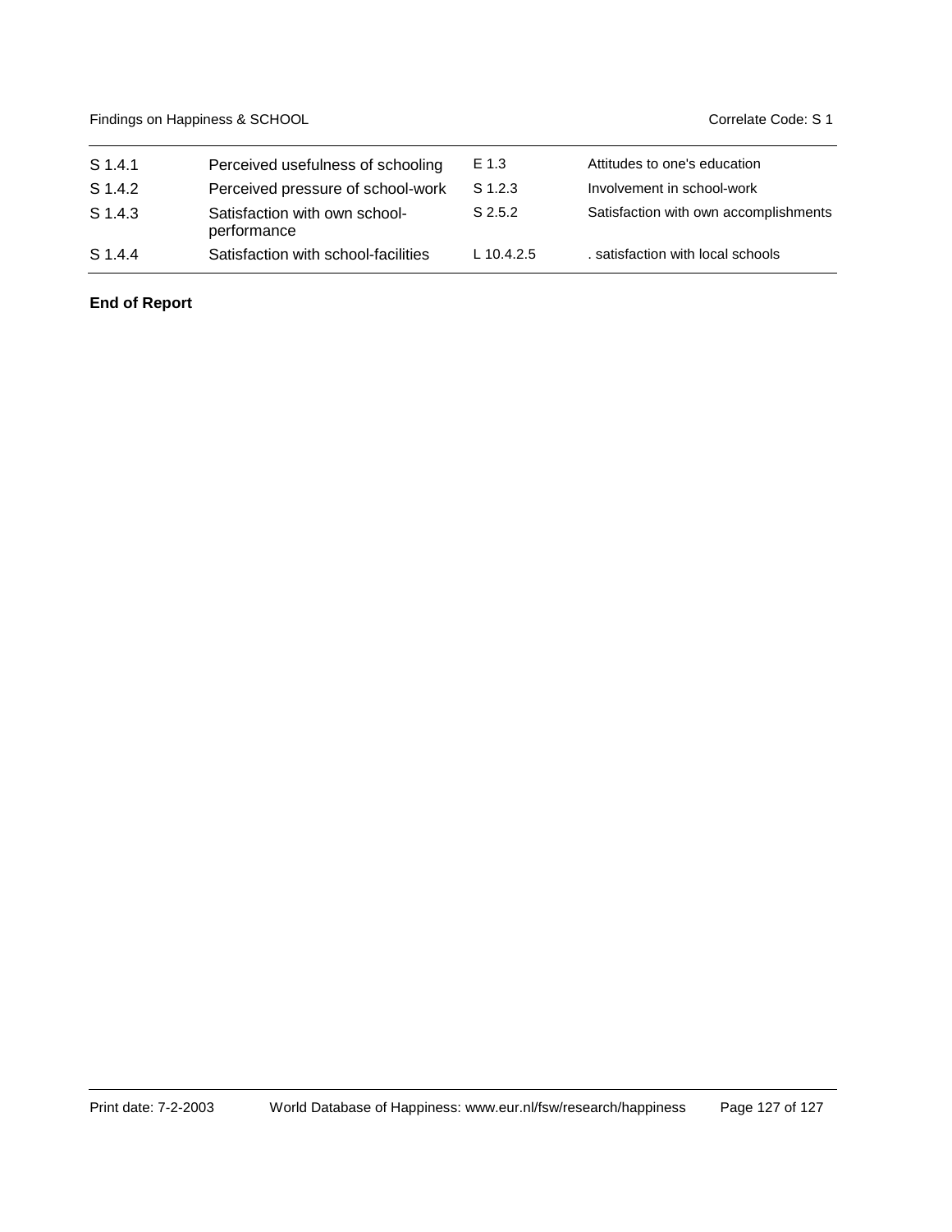| | | | |
|---|---|---|---|
| S 1.4.1 | Perceived usefulness of schooling | E 1.3 | Attitudes to one's education |
| S 1.4.2 | Perceived pressure of school-work | S 1.2.3 | Involvement in school-work |
| S 1.4.3 | Satisfaction with own school-performance | S 2.5.2 | Satisfaction with own accomplishments |
| S 1.4.4 | Satisfaction with school-facilities | L 10.4.2.5 | . satisfaction with local schools |

**End of Report**